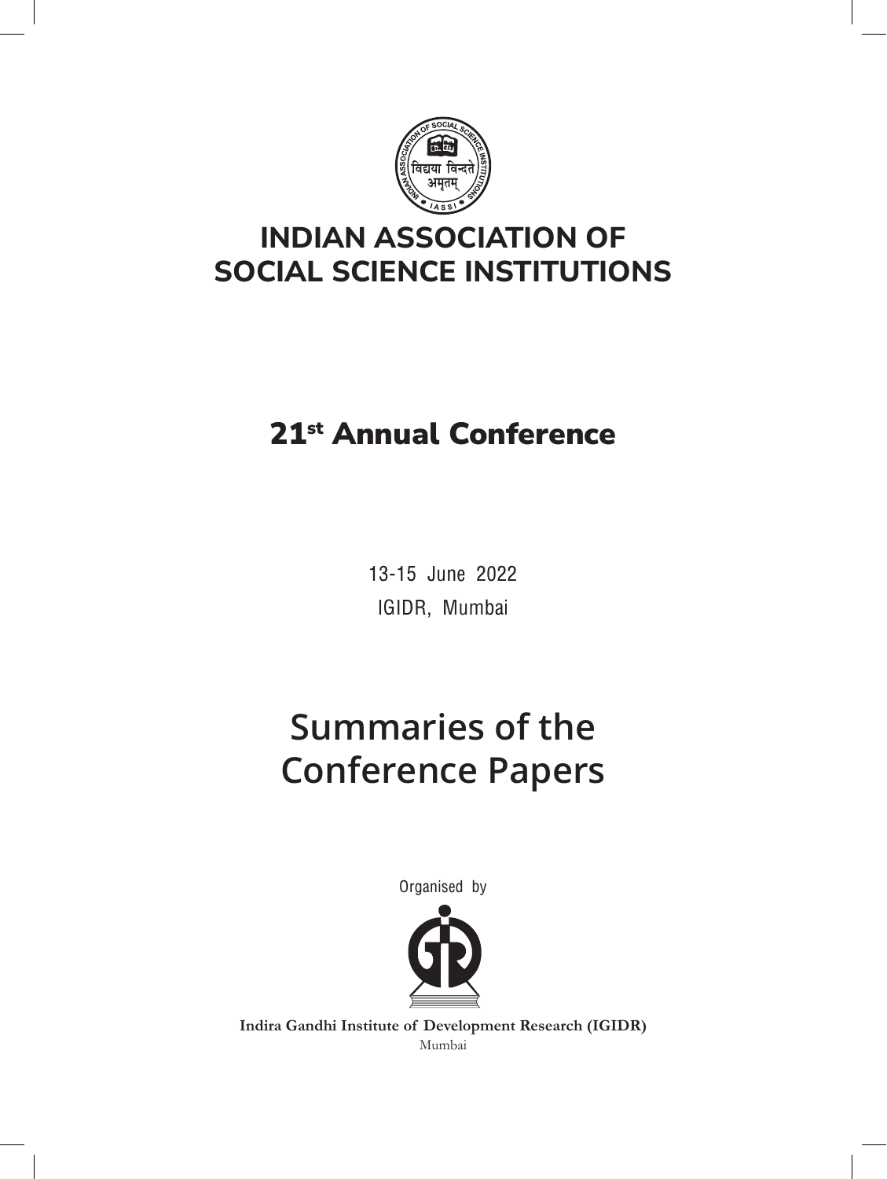# INDIAN ASSOCIATION OF SOCIAL SCIENCE INSTITUTIONS

## 21st Annual Conference

13-15 June 2022

IGIDR, Mumbai

# Summaries of the Conference Papers

Organised by

**Indira Gandhi Institute of Development Research (IGIDR)**

Mumbai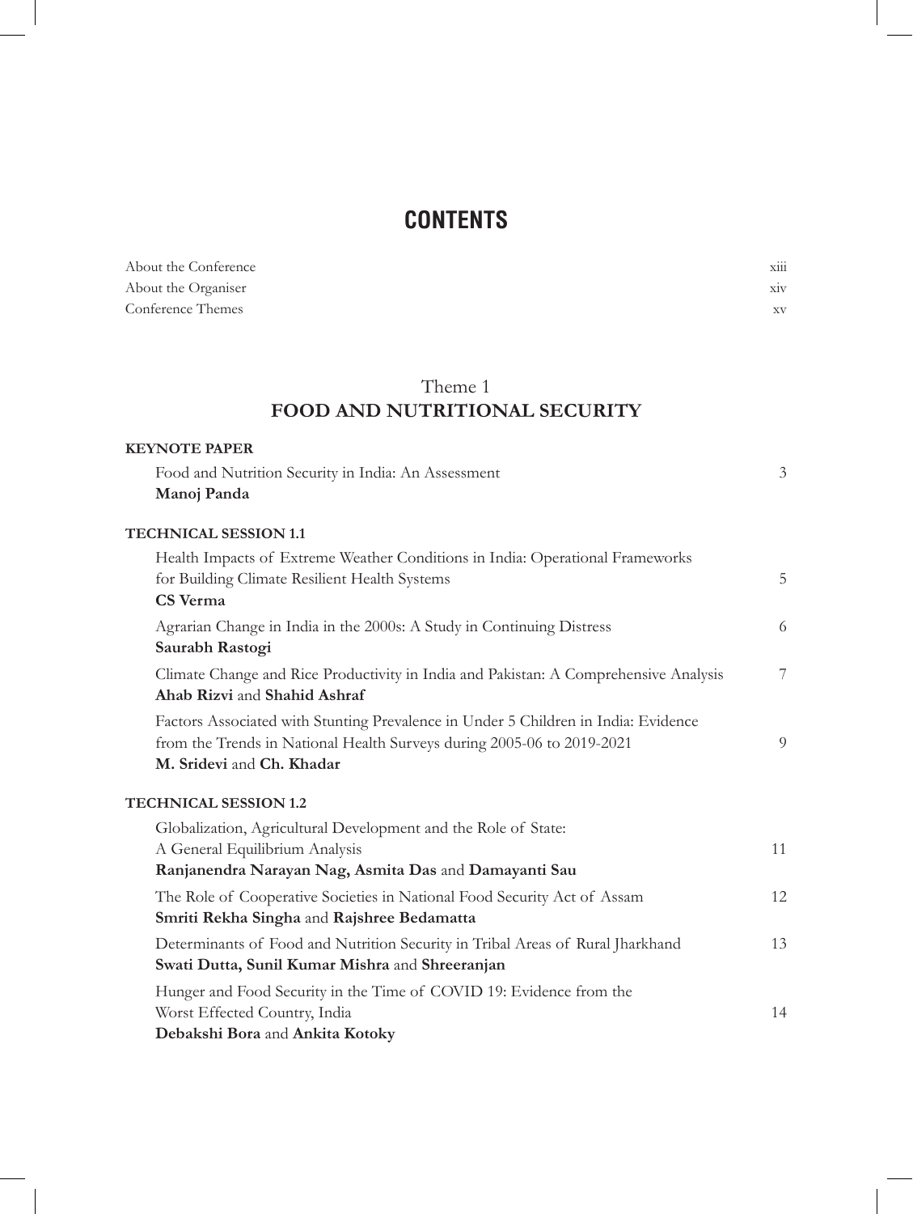# CONTENTS

About the Conference xiii
About the Organiser xiv
Conference Themes xv

## Theme 1
## FOOD AND NUTRITIONAL SECURITY

**KEYNOTE PAPER**

Food and Nutrition Security in India: An Assessment 3
**Manoj Panda**

**TECHNICAL SESSION 1.1**

Health Impacts of Extreme Weather Conditions in India: Operational Frameworks for Building Climate Resilient Health Systems 5
**CS Verma**

Agrarian Change in India in the 2000s: A Study in Continuing Distress 6
**Saurabh Rastogi**

Climate Change and Rice Productivity in India and Pakistan: A Comprehensive Analysis 7
**Ahab Rizvi** and **Shahid Ashraf**

Factors Associated with Stunting Prevalence in Under 5 Children in India: Evidence from the Trends in National Health Surveys during 2005-06 to 2019-2021 9
**M. Sridevi** and **Ch. Khadar**

**TECHNICAL SESSION 1.2**

Globalization, Agricultural Development and the Role of State: A General Equilibrium Analysis 11
**Ranjanendra Narayan Nag, Asmita Das** and **Damayanti Sau**

The Role of Cooperative Societies in National Food Security Act of Assam 12
**Smriti Rekha Singha** and **Rajshree Bedamatta**

Determinants of Food and Nutrition Security in Tribal Areas of Rural Jharkhand 13
**Swati Dutta, Sunil Kumar Mishra** and **Shreeranjan**

Hunger and Food Security in the Time of COVID 19: Evidence from the Worst Effected Country, India 14
**Debakshi Bora** and **Ankita Kotoky**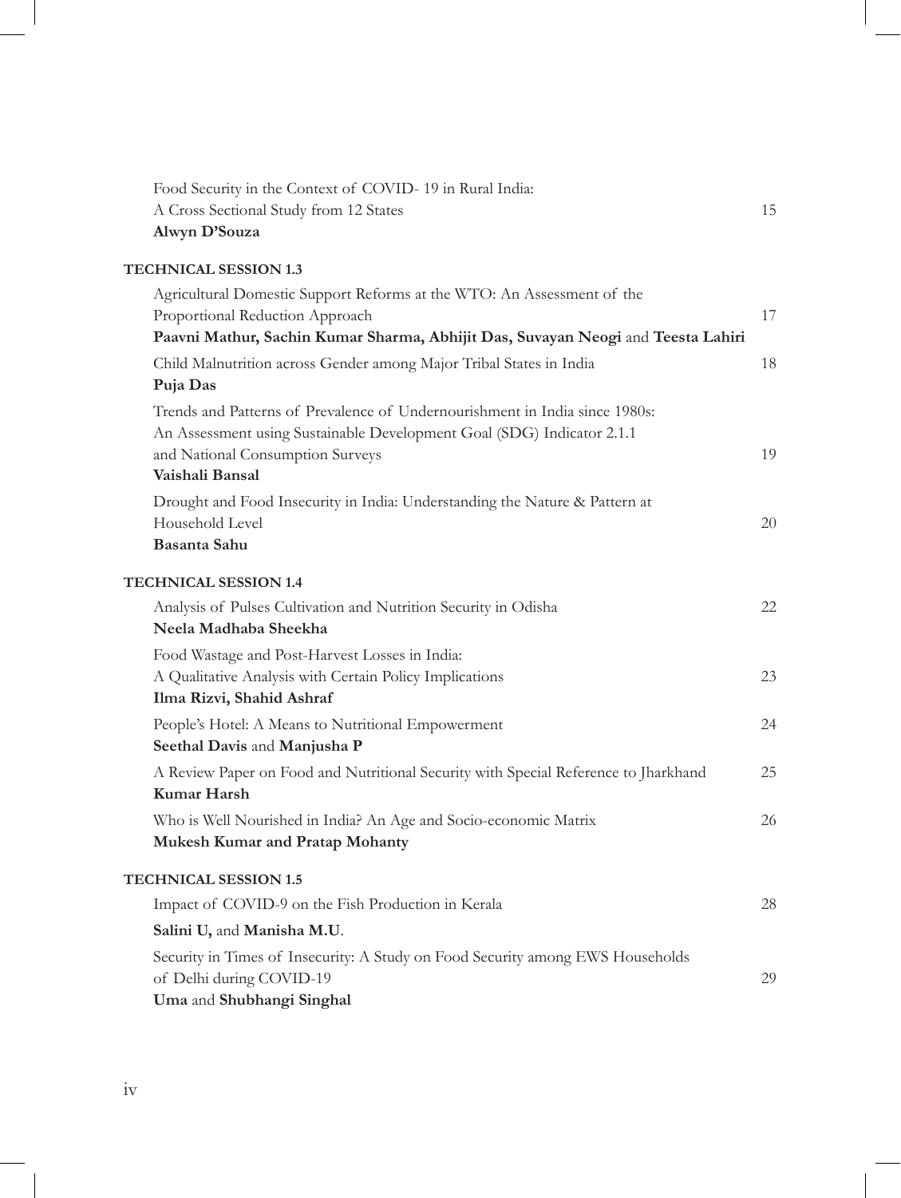Food Security in the Context of COVID- 19 in Rural India: A Cross Sectional Study from 12 States 15
**Alwyn D'Souza**

**TECHNICAL SESSION 1.3**

Agricultural Domestic Support Reforms at the WTO: An Assessment of the Proportional Reduction Approach 17
**Paavni Mathur, Sachin Kumar Sharma, Abhijit Das, Suvayan Neogi** and **Teesta Lahiri**

Child Malnutrition across Gender among Major Tribal States in India 18
**Puja Das**

Trends and Patterns of Prevalence of Undernourishment in India since 1980s: An Assessment using Sustainable Development Goal (SDG) Indicator 2.1.1 and National Consumption Surveys 19
**Vaishali Bansal**

Drought and Food Insecurity in India: Understanding the Nature & Pattern at Household Level 20
**Basanta Sahu**

**TECHNICAL SESSION 1.4**

Analysis of Pulses Cultivation and Nutrition Security in Odisha 22
**Neela Madhaba Sheekha**

Food Wastage and Post-Harvest Losses in India: A Qualitative Analysis with Certain Policy Implications 23
**Ilma Rizvi, Shahid Ashraf**

People's Hotel: A Means to Nutritional Empowerment 24
**Seethal Davis** and **Manjusha P**

A Review Paper on Food and Nutritional Security with Special Reference to Jharkhand 25
**Kumar Harsh**

Who is Well Nourished in India? An Age and Socio-economic Matrix 26
**Mukesh Kumar and Pratap Mohanty**

**TECHNICAL SESSION 1.5**

Impact of COVID-9 on the Fish Production in Kerala 28
**Salini U,** and **Manisha M.U**.

Security in Times of Insecurity: A Study on Food Security among EWS Households of Delhi during COVID-19 29
**Uma** and **Shubhangi Singhal**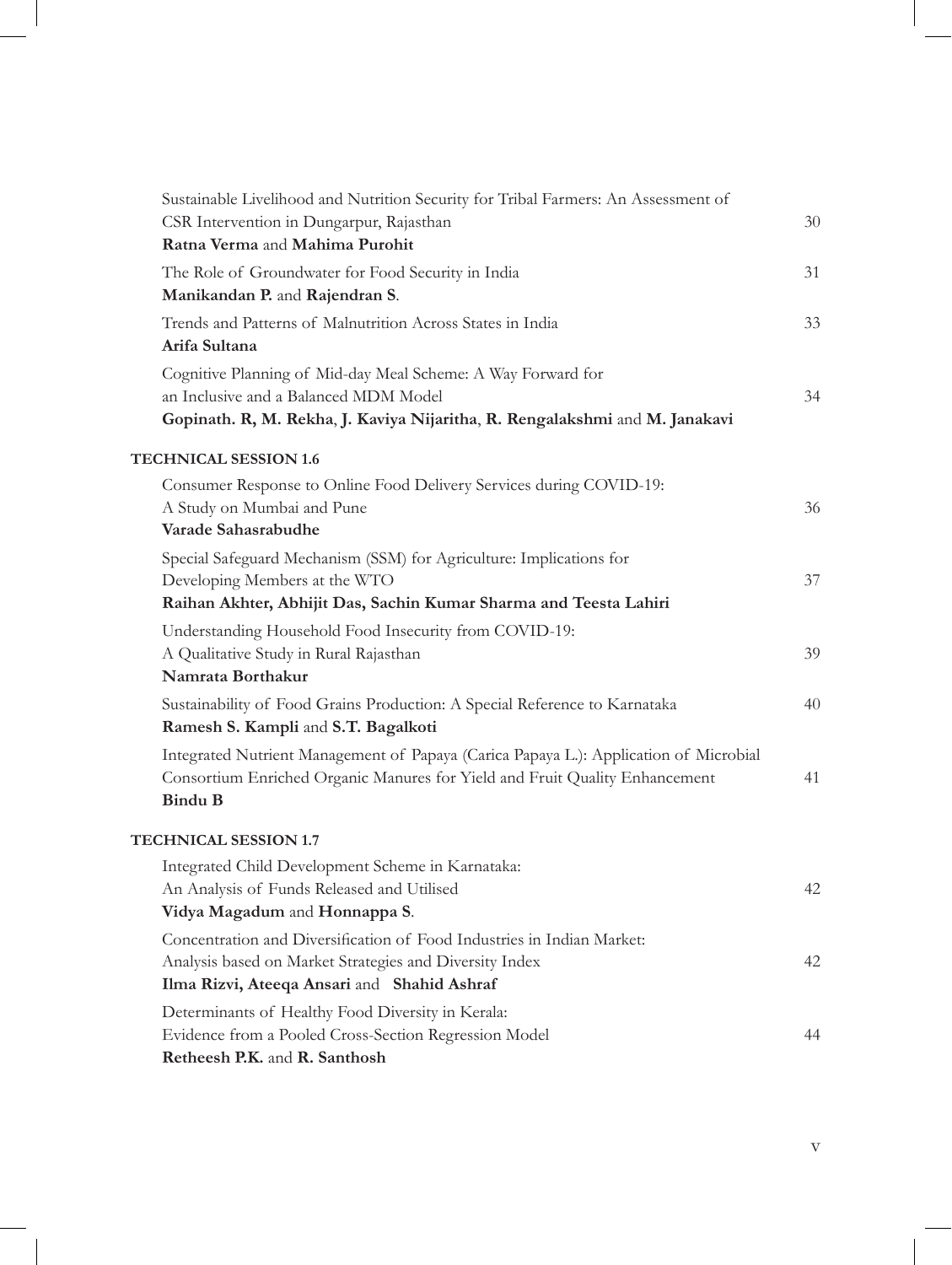Sustainable Livelihood and Nutrition Security for Tribal Farmers: An Assessment of CSR Intervention in Dungarpur, Rajasthan — 30
**Ratna Verma** and **Mahima Purohit**

The Role of Groundwater for Food Security in India — 31
**Manikandan P.** and **Rajendran S**.

Trends and Patterns of Malnutrition Across States in India — 33
**Arifa Sultana**

Cognitive Planning of Mid-day Meal Scheme: A Way Forward for an Inclusive and a Balanced MDM Model — 34
**Gopinath. R, M. Rekha**, **J. Kaviya Nijaritha**, **R. Rengalakshmi** and **M. Janakavi**

**TECHNICAL SESSION 1.6**

Consumer Response to Online Food Delivery Services during COVID-19: A Study on Mumbai and Pune — 36
**Varade Sahasrabudhe**

Special Safeguard Mechanism (SSM) for Agriculture: Implications for Developing Members at the WTO — 37
**Raihan Akhter, Abhijit Das, Sachin Kumar Sharma and Teesta Lahiri**

Understanding Household Food Insecurity from COVID-19: A Qualitative Study in Rural Rajasthan — 39
**Namrata Borthakur**

Sustainability of Food Grains Production: A Special Reference to Karnataka — 40
**Ramesh S. Kampli** and **S.T. Bagalkoti**

Integrated Nutrient Management of Papaya (Carica Papaya L.): Application of Microbial Consortium Enriched Organic Manures for Yield and Fruit Quality Enhancement — 41
**Bindu B**

**TECHNICAL SESSION 1.7**

Integrated Child Development Scheme in Karnataka: An Analysis of Funds Released and Utilised — 42
**Vidya Magadum** and **Honnappa S**.

Concentration and Diversification of Food Industries in Indian Market: Analysis based on Market Strategies and Diversity Index — 42
**Ilma Rizvi, Ateeqa Ansari** and **Shahid Ashraf**

Determinants of Healthy Food Diversity in Kerala: Evidence from a Pooled Cross-Section Regression Model — 44
**Retheesh P.K.** and **R. Santhosh**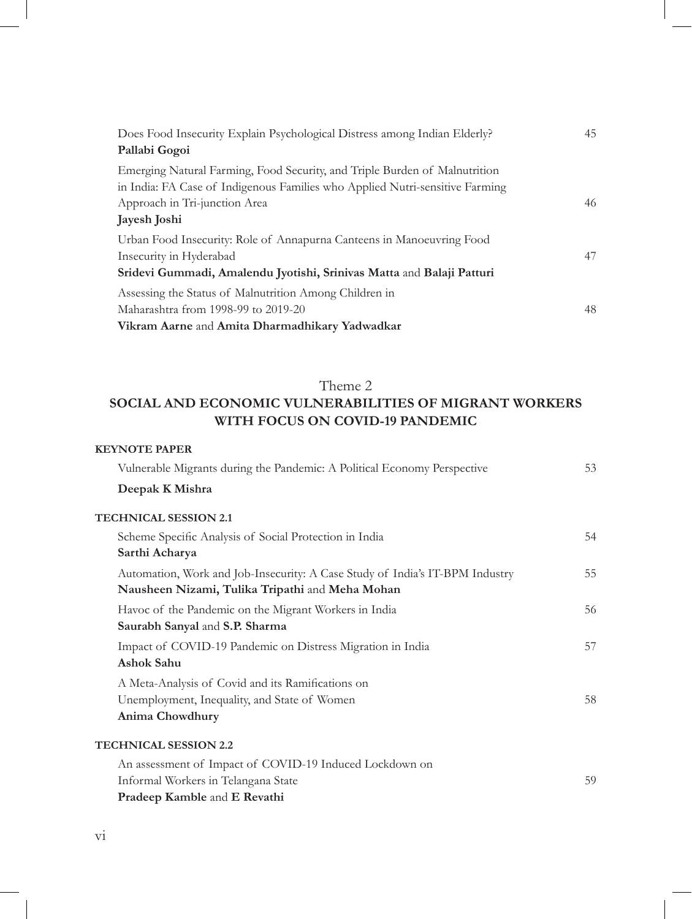Does Food Insecurity Explain Psychological Distress among Indian Elderly? 45
**Pallabi Gogoi**

Emerging Natural Farming, Food Security, and Triple Burden of Malnutrition in India: FA Case of Indigenous Families who Applied Nutri-sensitive Farming Approach in Tri-junction Area 46
**Jayesh Joshi**

Urban Food Insecurity: Role of Annapurna Canteens in Manoeuvring Food Insecurity in Hyderabad 47
**Sridevi Gummadi, Amalendu Jyotishi, Srinivas Matta** and **Balaji Patturi**

Assessing the Status of Malnutrition Among Children in Maharashtra from 1998-99 to 2019-20 48
**Vikram Aarne** and **Amita Dharmadhikary Yadwadkar**

## Theme 2
## SOCIAL AND ECONOMIC VULNERABILITIES OF MIGRANT WORKERS WITH FOCUS ON COVID-19 PANDEMIC

**KEYNOTE PAPER**

Vulnerable Migrants during the Pandemic: A Political Economy Perspective 53
**Deepak K Mishra**

**TECHNICAL SESSION 2.1**

Scheme Specific Analysis of Social Protection in India 54
**Sarthi Acharya**

Automation, Work and Job-Insecurity: A Case Study of India's IT-BPM Industry 55
**Nausheen Nizami, Tulika Tripathi** and **Meha Mohan**

Havoc of the Pandemic on the Migrant Workers in India 56
**Saurabh Sanyal** and **S.P. Sharma**

Impact of COVID-19 Pandemic on Distress Migration in India 57
**Ashok Sahu**

A Meta-Analysis of Covid and its Ramifications on Unemployment, Inequality, and State of Women 58
**Anima Chowdhury**

**TECHNICAL SESSION 2.2**

An assessment of Impact of COVID-19 Induced Lockdown on Informal Workers in Telangana State 59
**Pradeep Kamble** and **E Revathi**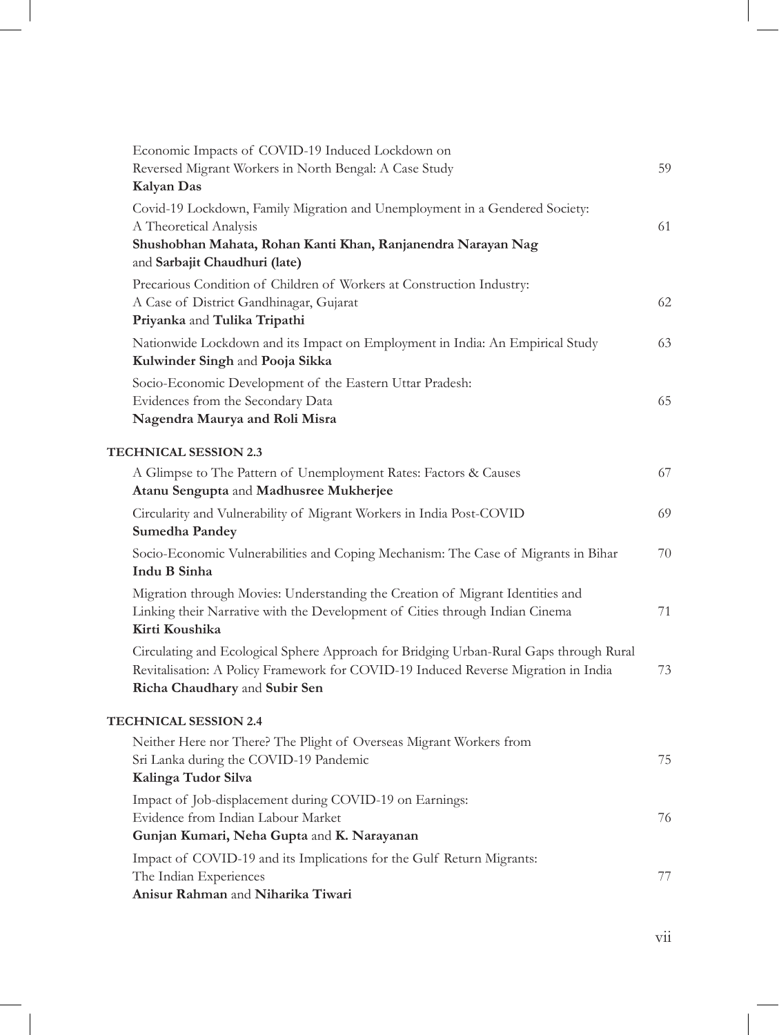Economic Impacts of COVID-19 Induced Lockdown on
Reversed Migrant Workers in North Bengal: A Case Study — 59
**Kalyan Das**

Covid-19 Lockdown, Family Migration and Unemployment in a Gendered Society:
A Theoretical Analysis — 61
**Shushobhan Mahata, Rohan Kanti Khan, Ranjanendra Narayan Nag** and **Sarbajit Chaudhuri (late)**

Precarious Condition of Children of Workers at Construction Industry:
A Case of District Gandhinagar, Gujarat — 62
**Priyanka** and **Tulika Tripathi**

Nationwide Lockdown and its Impact on Employment in India: An Empirical Study — 63
**Kulwinder Singh** and **Pooja Sikka**

Socio-Economic Development of the Eastern Uttar Pradesh:
Evidences from the Secondary Data — 65
**Nagendra Maurya and Roli Misra**

## TECHNICAL SESSION 2.3

A Glimpse to The Pattern of Unemployment Rates: Factors & Causes — 67
**Atanu Sengupta** and **Madhusree Mukherjee**

Circularity and Vulnerability of Migrant Workers in India Post-COVID — 69
**Sumedha Pandey**

Socio-Economic Vulnerabilities and Coping Mechanism: The Case of Migrants in Bihar — 70
**Indu B Sinha**

Migration through Movies: Understanding the Creation of Migrant Identities and
Linking their Narrative with the Development of Cities through Indian Cinema — 71
**Kirti Koushika**

Circulating and Ecological Sphere Approach for Bridging Urban-Rural Gaps through Rural
Revitalisation: A Policy Framework for COVID-19 Induced Reverse Migration in India — 73
**Richa Chaudhary** and **Subir Sen**

## TECHNICAL SESSION 2.4

Neither Here nor There? The Plight of Overseas Migrant Workers from
Sri Lanka during the COVID-19 Pandemic — 75
**Kalinga Tudor Silva**

Impact of Job-displacement during COVID-19 on Earnings:
Evidence from Indian Labour Market — 76
**Gunjan Kumari, Neha Gupta** and **K. Narayanan**

Impact of COVID-19 and its Implications for the Gulf Return Migrants:
The Indian Experiences — 77
**Anisur Rahman** and **Niharika Tiwari**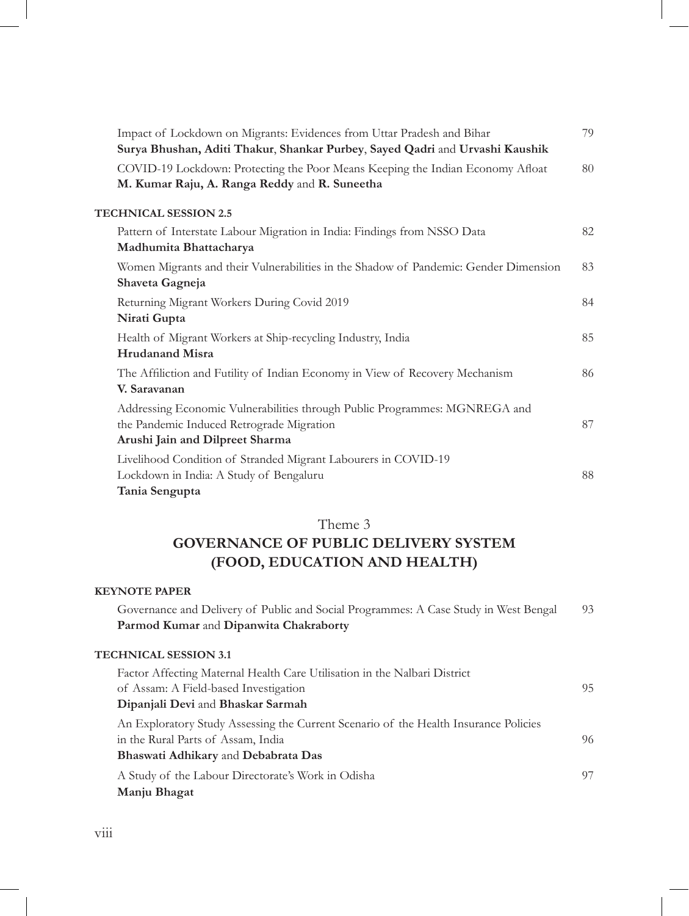Impact of Lockdown on Migrants: Evidences from Uttar Pradesh and Bihar — 79
**Surya Bhushan, Aditi Thakur**, **Shankar Purbey**, **Sayed Qadri** and **Urvashi Kaushik**

COVID-19 Lockdown: Protecting the Poor Means Keeping the Indian Economy Afloat — 80
**M. Kumar Raju, A. Ranga Reddy** and **R. Suneetha**

**TECHNICAL SESSION 2.5**

Pattern of Interstate Labour Migration in India: Findings from NSSO Data — 82
**Madhumita Bhattacharya**

Women Migrants and their Vulnerabilities in the Shadow of Pandemic: Gender Dimension — 83
**Shaveta Gagneja**

Returning Migrant Workers During Covid 2019 — 84
**Nirati Gupta**

Health of Migrant Workers at Ship-recycling Industry, India — 85
**Hrudanand Misra**

The Affiliction and Futility of Indian Economy in View of Recovery Mechanism — 86
**V. Saravanan**

Addressing Economic Vulnerabilities through Public Programmes: MGNREGA and the Pandemic Induced Retrograde Migration — 87
**Arushi Jain and Dilpreet Sharma**

Livelihood Condition of Stranded Migrant Labourers in COVID-19 Lockdown in India: A Study of Bengaluru — 88
**Tania Sengupta**

## Theme 3
## GOVERNANCE OF PUBLIC DELIVERY SYSTEM (FOOD, EDUCATION AND HEALTH)

**KEYNOTE PAPER**

Governance and Delivery of Public and Social Programmes: A Case Study in West Bengal — 93
**Parmod Kumar** and **Dipanwita Chakraborty**

**TECHNICAL SESSION 3.1**

Factor Affecting Maternal Health Care Utilisation in the Nalbari District of Assam: A Field-based Investigation — 95
**Dipanjali Devi** and **Bhaskar Sarmah**

An Exploratory Study Assessing the Current Scenario of the Health Insurance Policies in the Rural Parts of Assam, India — 96
**Bhaswati Adhikary** and **Debabrata Das**

A Study of the Labour Directorate's Work in Odisha — 97
**Manju Bhagat**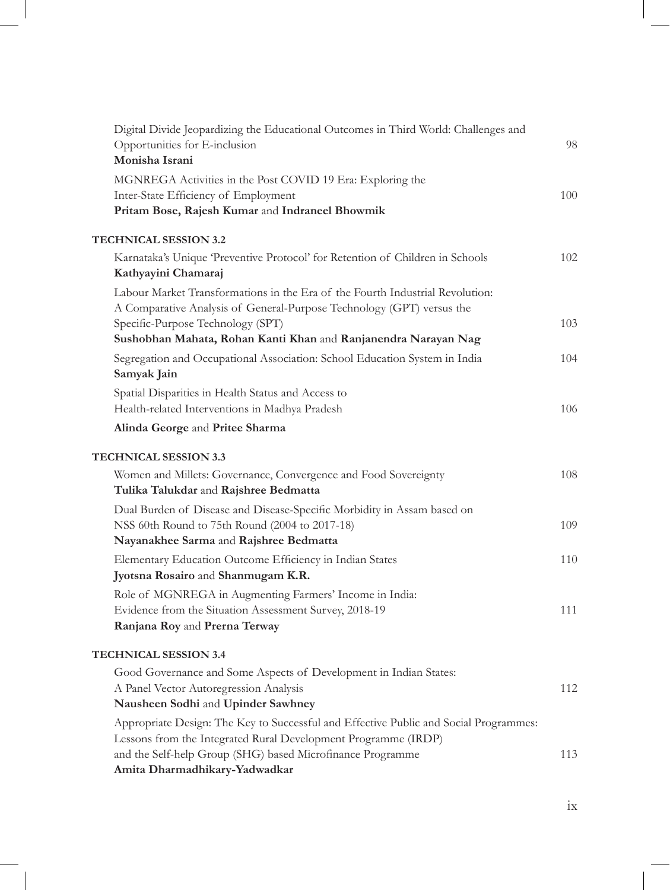Digital Divide Jeopardizing the Educational Outcomes in Third World: Challenges and Opportunities for E-inclusion 98
**Monisha Israni**

MGNREGA Activities in the Post COVID 19 Era: Exploring the Inter-State Efficiency of Employment 100
**Pritam Bose, Rajesh Kumar** and **Indraneel Bhowmik**

**TECHNICAL SESSION 3.2**

Karnataka's Unique 'Preventive Protocol' for Retention of Children in Schools 102
**Kathyayini Chamaraj**

Labour Market Transformations in the Era of the Fourth Industrial Revolution: A Comparative Analysis of General-Purpose Technology (GPT) versus the Specific-Purpose Technology (SPT) 103
**Sushobhan Mahata, Rohan Kanti Khan** and **Ranjanendra Narayan Nag**

Segregation and Occupational Association: School Education System in India 104
**Samyak Jain**

Spatial Disparities in Health Status and Access to Health-related Interventions in Madhya Pradesh 106
**Alinda George** and **Pritee Sharma**

**TECHNICAL SESSION 3.3**

Women and Millets: Governance, Convergence and Food Sovereignty 108
**Tulika Talukdar** and **Rajshree Bedmatta**

Dual Burden of Disease and Disease-Specific Morbidity in Assam based on NSS 60th Round to 75th Round (2004 to 2017-18) 109
**Nayanakhee Sarma** and **Rajshree Bedmatta**

Elementary Education Outcome Efficiency in Indian States 110
**Jyotsna Rosairo** and **Shanmugam K.R.**

Role of MGNREGA in Augmenting Farmers' Income in India: Evidence from the Situation Assessment Survey, 2018-19 111
**Ranjana Roy** and **Prerna Terway**

**TECHNICAL SESSION 3.4**

Good Governance and Some Aspects of Development in Indian States: A Panel Vector Autoregression Analysis 112
**Nausheen Sodhi** and **Upinder Sawhney**

Appropriate Design: The Key to Successful and Effective Public and Social Programmes: Lessons from the Integrated Rural Development Programme (IRDP) and the Self-help Group (SHG) based Microfinance Programme 113
**Amita Dharmadhikary-Yadwadkar**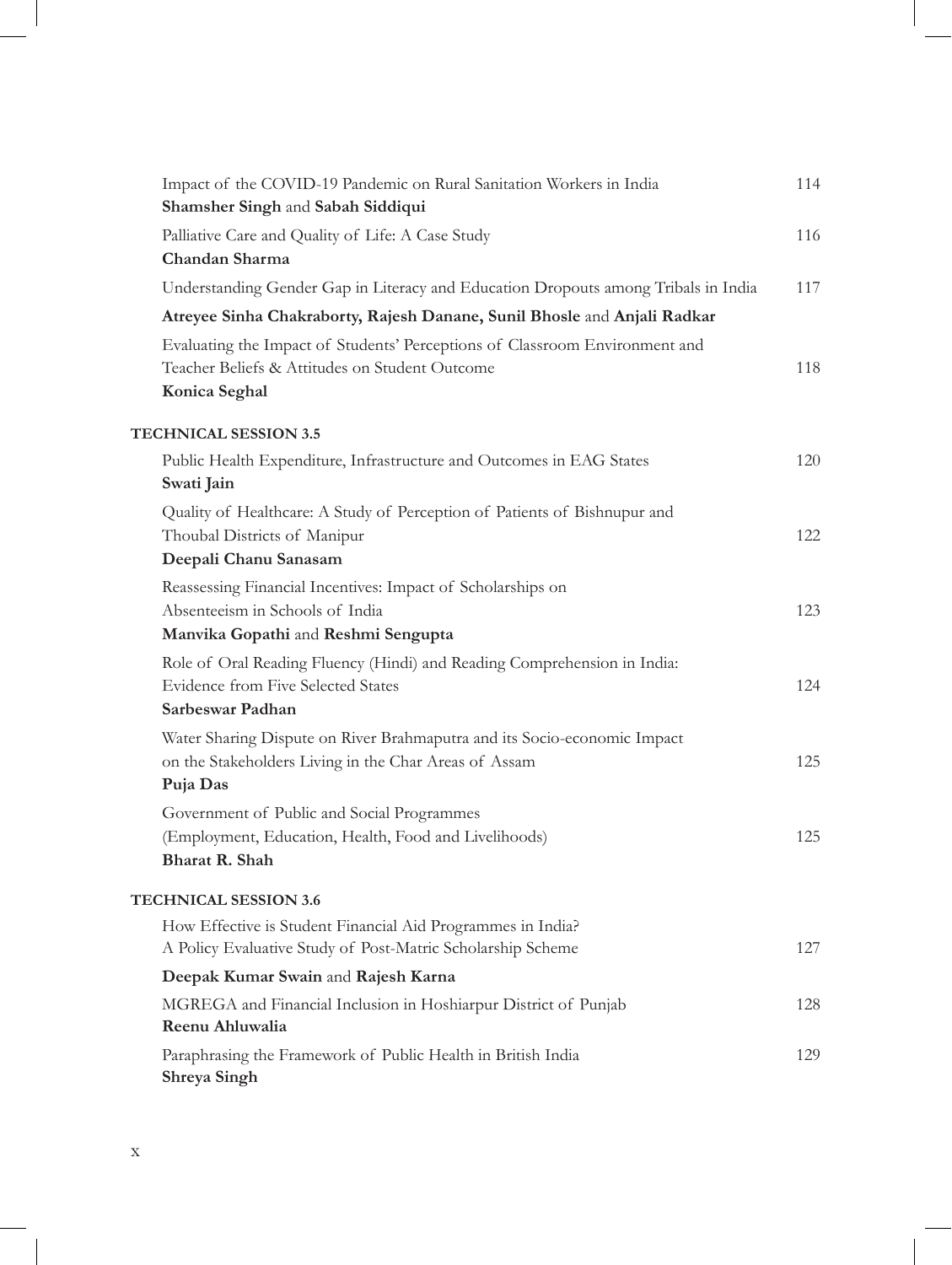Impact of the COVID-19 Pandemic on Rural Sanitation Workers in India — 114
**Shamsher Singh** and **Sabah Siddiqui**

Palliative Care and Quality of Life: A Case Study — 116
**Chandan Sharma**

Understanding Gender Gap in Literacy and Education Dropouts among Tribals in India — 117
**Atreyee Sinha Chakraborty, Rajesh Danane, Sunil Bhosle** and **Anjali Radkar**

Evaluating the Impact of Students' Perceptions of Classroom Environment and Teacher Beliefs & Attitudes on Student Outcome — 118
**Konica Seghal**

**TECHNICAL SESSION 3.5**

Public Health Expenditure, Infrastructure and Outcomes in EAG States — 120
**Swati Jain**

Quality of Healthcare: A Study of Perception of Patients of Bishnupur and Thoubal Districts of Manipur — 122
**Deepali Chanu Sanasam**

Reassessing Financial Incentives: Impact of Scholarships on Absenteeism in Schools of India — 123
**Manvika Gopathi** and **Reshmi Sengupta**

Role of Oral Reading Fluency (Hindi) and Reading Comprehension in India: Evidence from Five Selected States — 124
**Sarbeswar Padhan**

Water Sharing Dispute on River Brahmaputra and its Socio-economic Impact on the Stakeholders Living in the Char Areas of Assam — 125
**Puja Das**

Government of Public and Social Programmes (Employment, Education, Health, Food and Livelihoods) — 125
**Bharat R. Shah**

**TECHNICAL SESSION 3.6**

How Effective is Student Financial Aid Programmes in India? A Policy Evaluative Study of Post-Matric Scholarship Scheme — 127
**Deepak Kumar Swain** and **Rajesh Karna**

MGREGA and Financial Inclusion in Hoshiarpur District of Punjab — 128
**Reenu Ahluwalia**

Paraphrasing the Framework of Public Health in British India — 129
**Shreya Singh**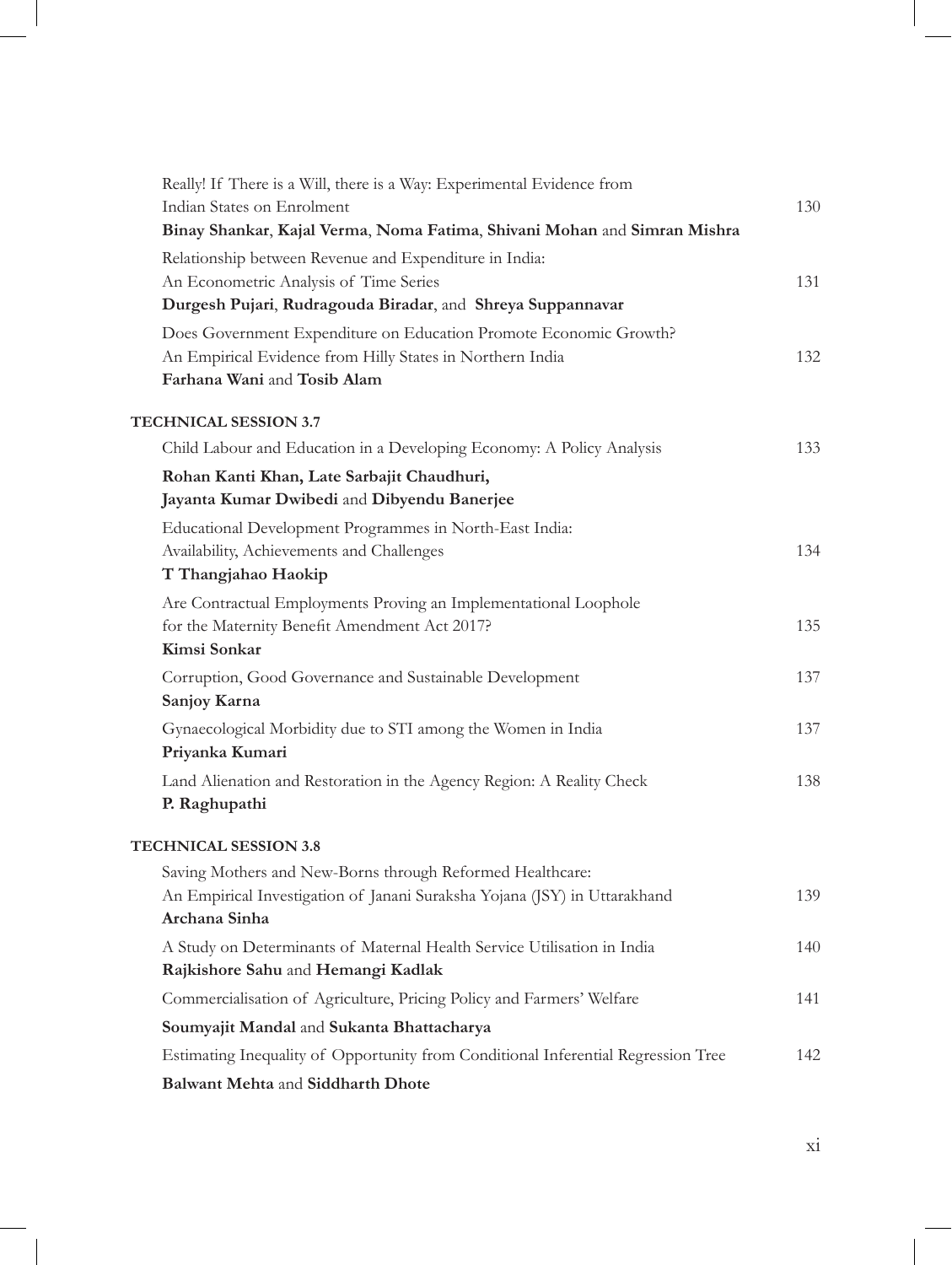Really! If There is a Will, there is a Way: Experimental Evidence from Indian States on Enrolment 130
**Binay Shankar**, **Kajal Verma**, **Noma Fatima**, **Shivani Mohan** and **Simran Mishra**

Relationship between Revenue and Expenditure in India: An Econometric Analysis of Time Series 131
**Durgesh Pujari**, **Rudragouda Biradar**, and **Shreya Suppannavar**

Does Government Expenditure on Education Promote Economic Growth? An Empirical Evidence from Hilly States in Northern India 132
**Farhana Wani** and **Tosib Alam**

**TECHNICAL SESSION 3.7**

Child Labour and Education in a Developing Economy: A Policy Analysis 133
**Rohan Kanti Khan**, **Late Sarbajit Chaudhuri**, **Jayanta Kumar Dwibedi** and **Dibyendu Banerjee**

Educational Development Programmes in North-East India: Availability, Achievements and Challenges 134
**T Thangjahao Haokip**

Are Contractual Employments Proving an Implementational Loophole for the Maternity Benefit Amendment Act 2017? 135
**Kimsi Sonkar**

Corruption, Good Governance and Sustainable Development 137
**Sanjoy Karna**

Gynaecological Morbidity due to STI among the Women in India 137
**Priyanka Kumari**

Land Alienation and Restoration in the Agency Region: A Reality Check 138
**P. Raghupathi**

**TECHNICAL SESSION 3.8**

Saving Mothers and New-Borns through Reformed Healthcare: An Empirical Investigation of Janani Suraksha Yojana (JSY) in Uttarakhand 139
**Archana Sinha**

A Study on Determinants of Maternal Health Service Utilisation in India 140
**Rajkishore Sahu** and **Hemangi Kadlak**

Commercialisation of Agriculture, Pricing Policy and Farmers' Welfare 141
**Soumyajit Mandal** and **Sukanta Bhattacharya**

Estimating Inequality of Opportunity from Conditional Inferential Regression Tree 142
**Balwant Mehta** and **Siddharth Dhote**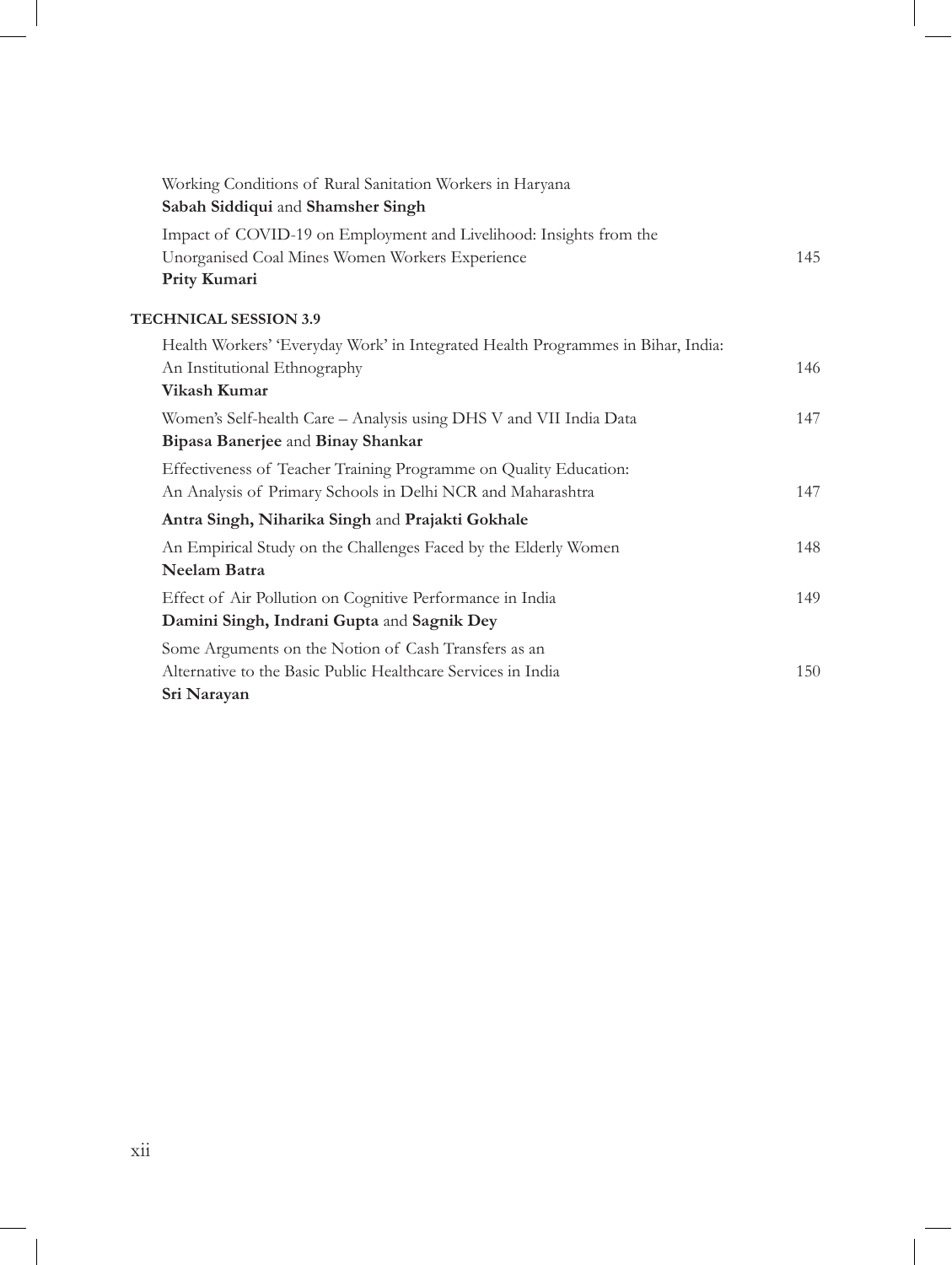Working Conditions of Rural Sanitation Workers in Haryana
**Sabah Siddiqui** and **Shamsher Singh**

Impact of COVID-19 on Employment and Livelihood: Insights from the Unorganised Coal Mines Women Workers Experience 145
**Prity Kumari**

**TECHNICAL SESSION 3.9**

Health Workers' 'Everyday Work' in Integrated Health Programmes in Bihar, India: An Institutional Ethnography 146
**Vikash Kumar**

Women's Self-health Care – Analysis using DHS V and VII India Data 147
**Bipasa Banerjee** and **Binay Shankar**

Effectiveness of Teacher Training Programme on Quality Education: An Analysis of Primary Schools in Delhi NCR and Maharashtra 147
**Antra Singh, Niharika Singh** and **Prajakti Gokhale**

An Empirical Study on the Challenges Faced by the Elderly Women 148
**Neelam Batra**

Effect of Air Pollution on Cognitive Performance in India 149
**Damini Singh, Indrani Gupta** and **Sagnik Dey**

Some Arguments on the Notion of Cash Transfers as an Alternative to the Basic Public Healthcare Services in India 150
**Sri Narayan**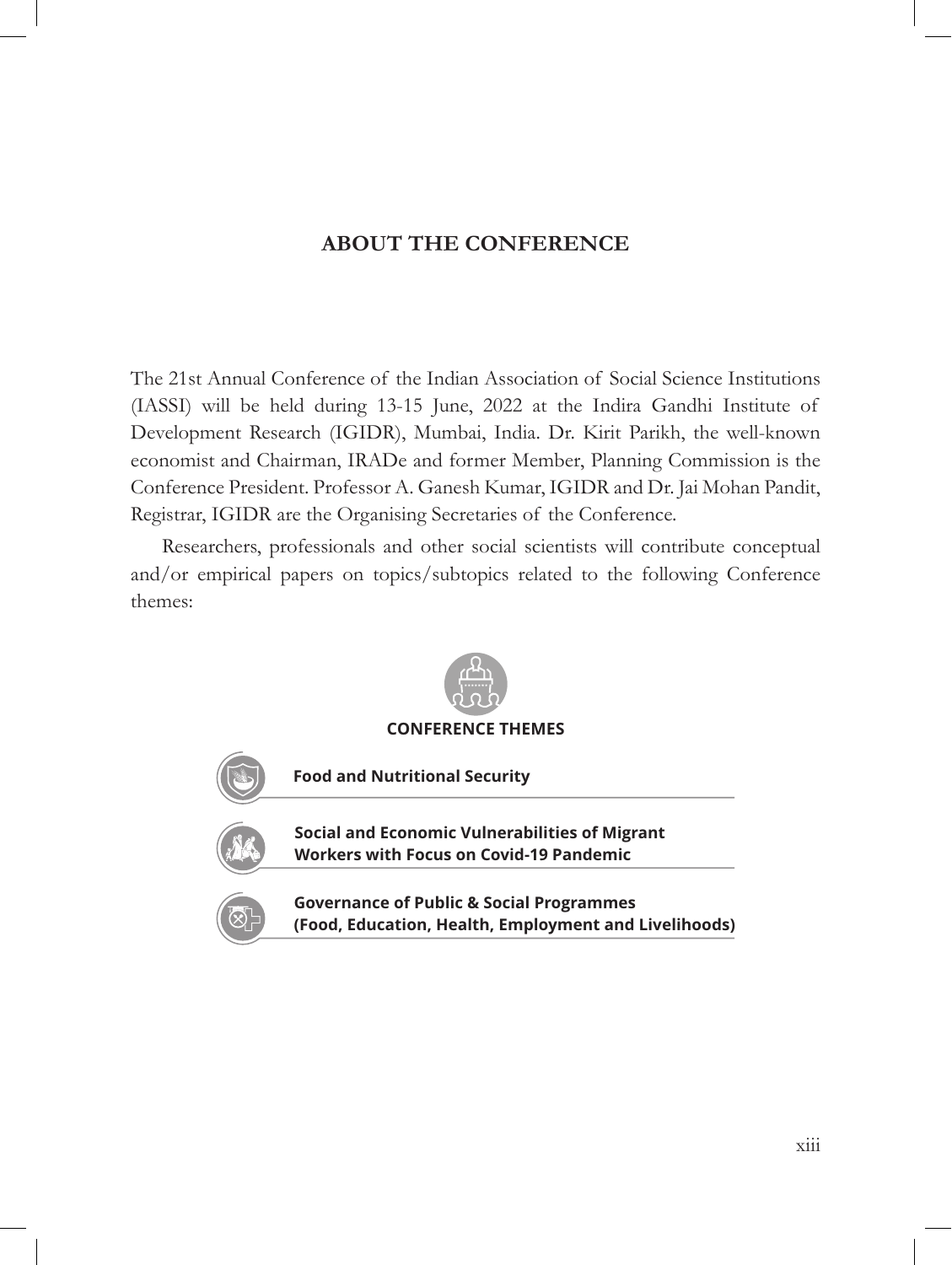# ABOUT THE CONFERENCE

The 21st Annual Conference of the Indian Association of Social Science Institutions (IASSI) will be held during 13-15 June, 2022 at the Indira Gandhi Institute of Development Research (IGIDR), Mumbai, India. Dr. Kirit Parikh, the well-known economist and Chairman, IRADe and former Member, Planning Commission is the Conference President. Professor A. Ganesh Kumar, IGIDR and Dr. Jai Mohan Pandit, Registrar, IGIDR are the Organising Secretaries of the Conference.

Researchers, professionals and other social scientists will contribute conceptual and/or empirical papers on topics/subtopics related to the following Conference themes:

**CONFERENCE THEMES**

- **Food and Nutritional Security**
- **Social and Economic Vulnerabilities of Migrant Workers with Focus on Covid-19 Pandemic**
- **Governance of Public & Social Programmes (Food, Education, Health, Employment and Livelihoods)**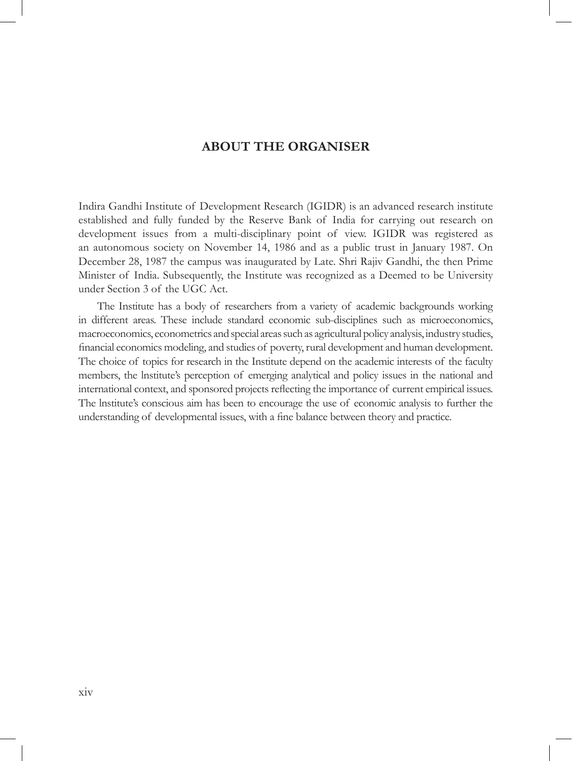# ABOUT THE ORGANISER

Indira Gandhi Institute of Development Research (IGIDR) is an advanced research institute established and fully funded by the Reserve Bank of India for carrying out research on development issues from a multi-disciplinary point of view. IGIDR was registered as an autonomous society on November 14, 1986 and as a public trust in January 1987. On December 28, 1987 the campus was inaugurated by Late. Shri Rajiv Gandhi, the then Prime Minister of India. Subsequently, the Institute was recognized as a Deemed to be University under Section 3 of the UGC Act.

The Institute has a body of researchers from a variety of academic backgrounds working in different areas. These include standard economic sub-disciplines such as microeconomics, macroeconomics, econometrics and special areas such as agricultural policy analysis, industry studies, financial economics modeling, and studies of poverty, rural development and human development. The choice of topics for research in the Institute depend on the academic interests of the faculty members, the lnstitute's perception of emerging analytical and policy issues in the national and international context, and sponsored projects reflecting the importance of current empirical issues. The lnstitute's conscious aim has been to encourage the use of economic analysis to further the understanding of developmental issues, with a fine balance between theory and practice.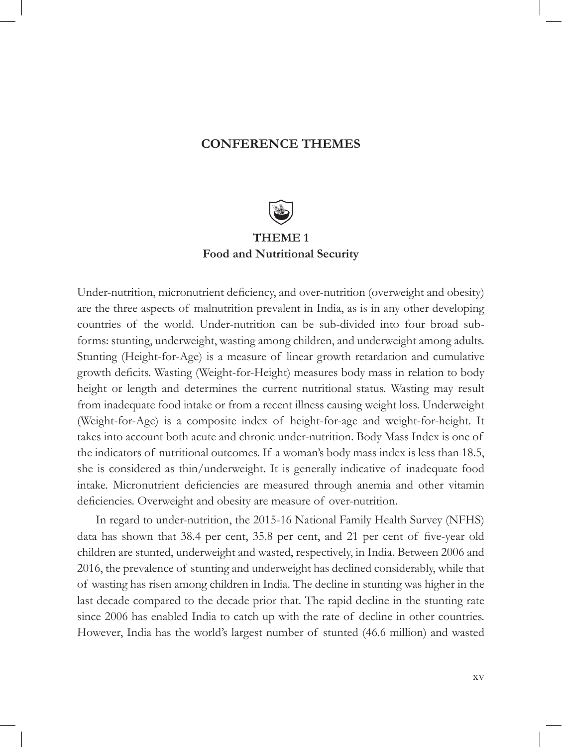# CONFERENCE THEMES

## THEME 1
### Food and Nutritional Security

Under-nutrition, micronutrient deficiency, and over-nutrition (overweight and obesity) are the three aspects of malnutrition prevalent in India, as is in any other developing countries of the world. Under-nutrition can be sub-divided into four broad sub-forms: stunting, underweight, wasting among children, and underweight among adults. Stunting (Height-for-Age) is a measure of linear growth retardation and cumulative growth deficits. Wasting (Weight-for-Height) measures body mass in relation to body height or length and determines the current nutritional status. Wasting may result from inadequate food intake or from a recent illness causing weight loss. Underweight (Weight-for-Age) is a composite index of height-for-age and weight-for-height. It takes into account both acute and chronic under-nutrition. Body Mass Index is one of the indicators of nutritional outcomes. If a woman's body mass index is less than 18.5, she is considered as thin/underweight. It is generally indicative of inadequate food intake. Micronutrient deficiencies are measured through anemia and other vitamin deficiencies. Overweight and obesity are measure of over-nutrition.

In regard to under-nutrition, the 2015-16 National Family Health Survey (NFHS) data has shown that 38.4 per cent, 35.8 per cent, and 21 per cent of five-year old children are stunted, underweight and wasted, respectively, in India. Between 2006 and 2016, the prevalence of stunting and underweight has declined considerably, while that of wasting has risen among children in India. The decline in stunting was higher in the last decade compared to the decade prior that. The rapid decline in the stunting rate since 2006 has enabled India to catch up with the rate of decline in other countries. However, India has the world's largest number of stunted (46.6 million) and wasted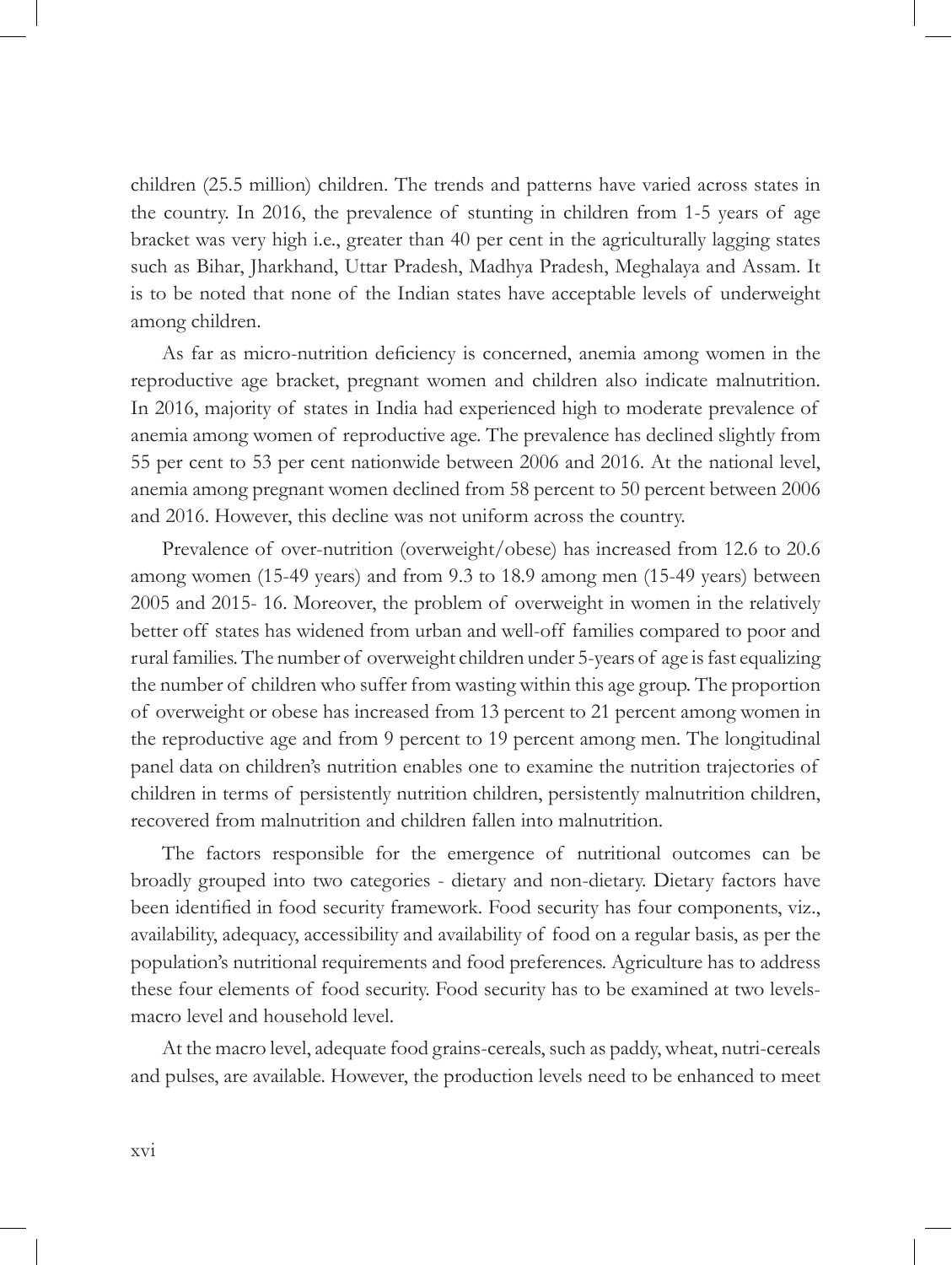children (25.5 million) children. The trends and patterns have varied across states in the country. In 2016, the prevalence of stunting in children from 1-5 years of age bracket was very high i.e., greater than 40 per cent in the agriculturally lagging states such as Bihar, Jharkhand, Uttar Pradesh, Madhya Pradesh, Meghalaya and Assam. It is to be noted that none of the Indian states have acceptable levels of underweight among children.

As far as micro-nutrition deficiency is concerned, anemia among women in the reproductive age bracket, pregnant women and children also indicate malnutrition. In 2016, majority of states in India had experienced high to moderate prevalence of anemia among women of reproductive age. The prevalence has declined slightly from 55 per cent to 53 per cent nationwide between 2006 and 2016. At the national level, anemia among pregnant women declined from 58 percent to 50 percent between 2006 and 2016. However, this decline was not uniform across the country.

Prevalence of over-nutrition (overweight/obese) has increased from 12.6 to 20.6 among women (15-49 years) and from 9.3 to 18.9 among men (15-49 years) between 2005 and 2015- 16. Moreover, the problem of overweight in women in the relatively better off states has widened from urban and well-off families compared to poor and rural families. The number of overweight children under 5-years of age is fast equalizing the number of children who suffer from wasting within this age group. The proportion of overweight or obese has increased from 13 percent to 21 percent among women in the reproductive age and from 9 percent to 19 percent among men. The longitudinal panel data on children's nutrition enables one to examine the nutrition trajectories of children in terms of persistently nutrition children, persistently malnutrition children, recovered from malnutrition and children fallen into malnutrition.

The factors responsible for the emergence of nutritional outcomes can be broadly grouped into two categories - dietary and non-dietary. Dietary factors have been identified in food security framework. Food security has four components, viz., availability, adequacy, accessibility and availability of food on a regular basis, as per the population's nutritional requirements and food preferences. Agriculture has to address these four elements of food security. Food security has to be examined at two levels- macro level and household level.

At the macro level, adequate food grains-cereals, such as paddy, wheat, nutri-cereals and pulses, are available. However, the production levels need to be enhanced to meet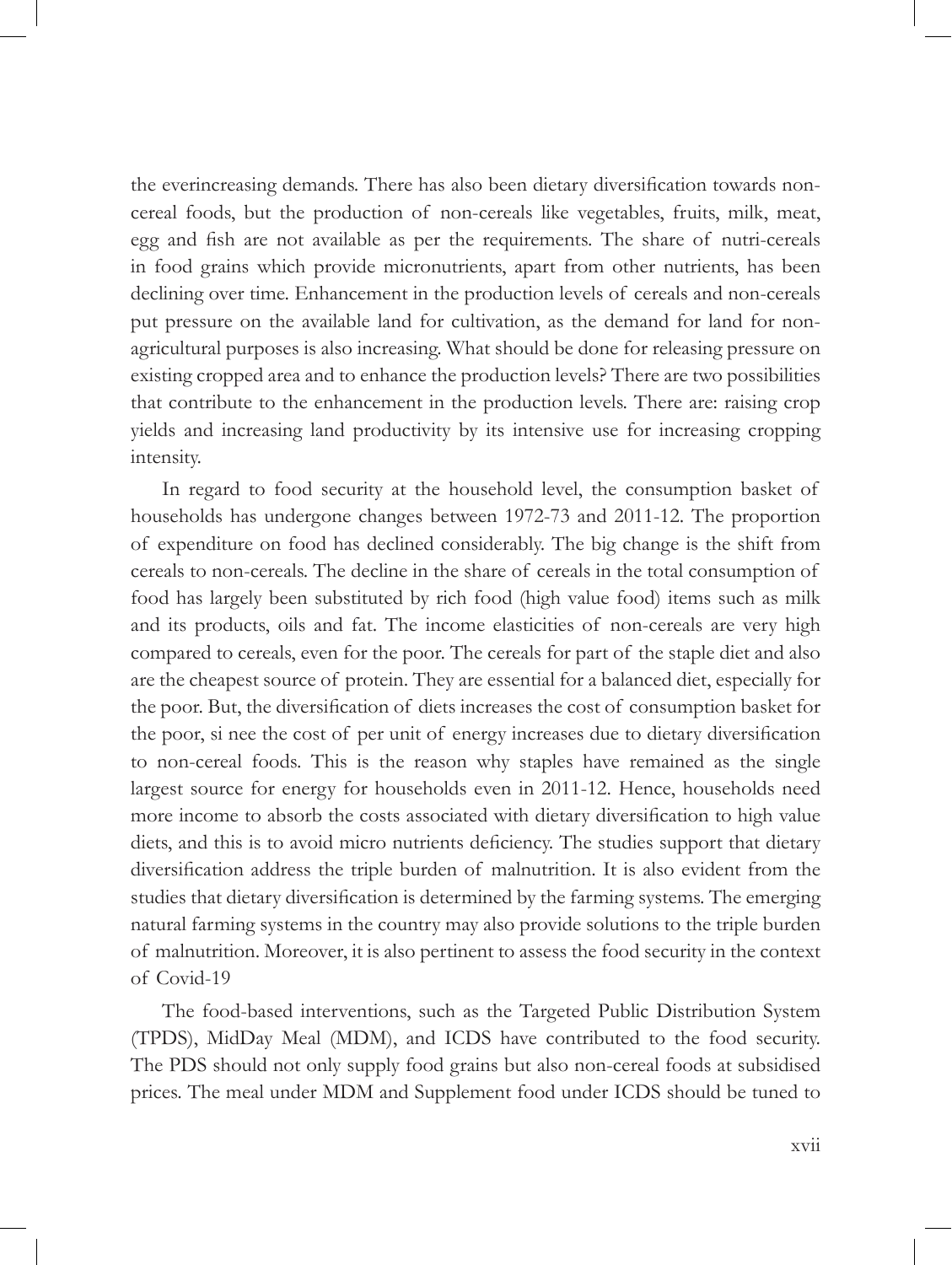the everincreasing demands. There has also been dietary diversification towards non-cereal foods, but the production of non-cereals like vegetables, fruits, milk, meat, egg and fish are not available as per the requirements. The share of nutri-cereals in food grains which provide micronutrients, apart from other nutrients, has been declining over time. Enhancement in the production levels of cereals and non-cereals put pressure on the available land for cultivation, as the demand for land for non-agricultural purposes is also increasing. What should be done for releasing pressure on existing cropped area and to enhance the production levels? There are two possibilities that contribute to the enhancement in the production levels. There are: raising crop yields and increasing land productivity by its intensive use for increasing cropping intensity.

In regard to food security at the household level, the consumption basket of households has undergone changes between 1972-73 and 2011-12. The proportion of expenditure on food has declined considerably. The big change is the shift from cereals to non-cereals. The decline in the share of cereals in the total consumption of food has largely been substituted by rich food (high value food) items such as milk and its products, oils and fat. The income elasticities of non-cereals are very high compared to cereals, even for the poor. The cereals for part of the staple diet and also are the cheapest source of protein. They are essential for a balanced diet, especially for the poor. But, the diversification of diets increases the cost of consumption basket for the poor, si nee the cost of per unit of energy increases due to dietary diversification to non-cereal foods. This is the reason why staples have remained as the single largest source for energy for households even in 2011-12. Hence, households need more income to absorb the costs associated with dietary diversification to high value diets, and this is to avoid micro nutrients deficiency. The studies support that dietary diversification address the triple burden of malnutrition. It is also evident from the studies that dietary diversification is determined by the farming systems. The emerging natural farming systems in the country may also provide solutions to the triple burden of malnutrition. Moreover, it is also pertinent to assess the food security in the context of Covid-19

The food-based interventions, such as the Targeted Public Distribution System (TPDS), MidDay Meal (MDM), and ICDS have contributed to the food security. The PDS should not only supply food grains but also non-cereal foods at subsidised prices. The meal under MDM and Supplement food under ICDS should be tuned to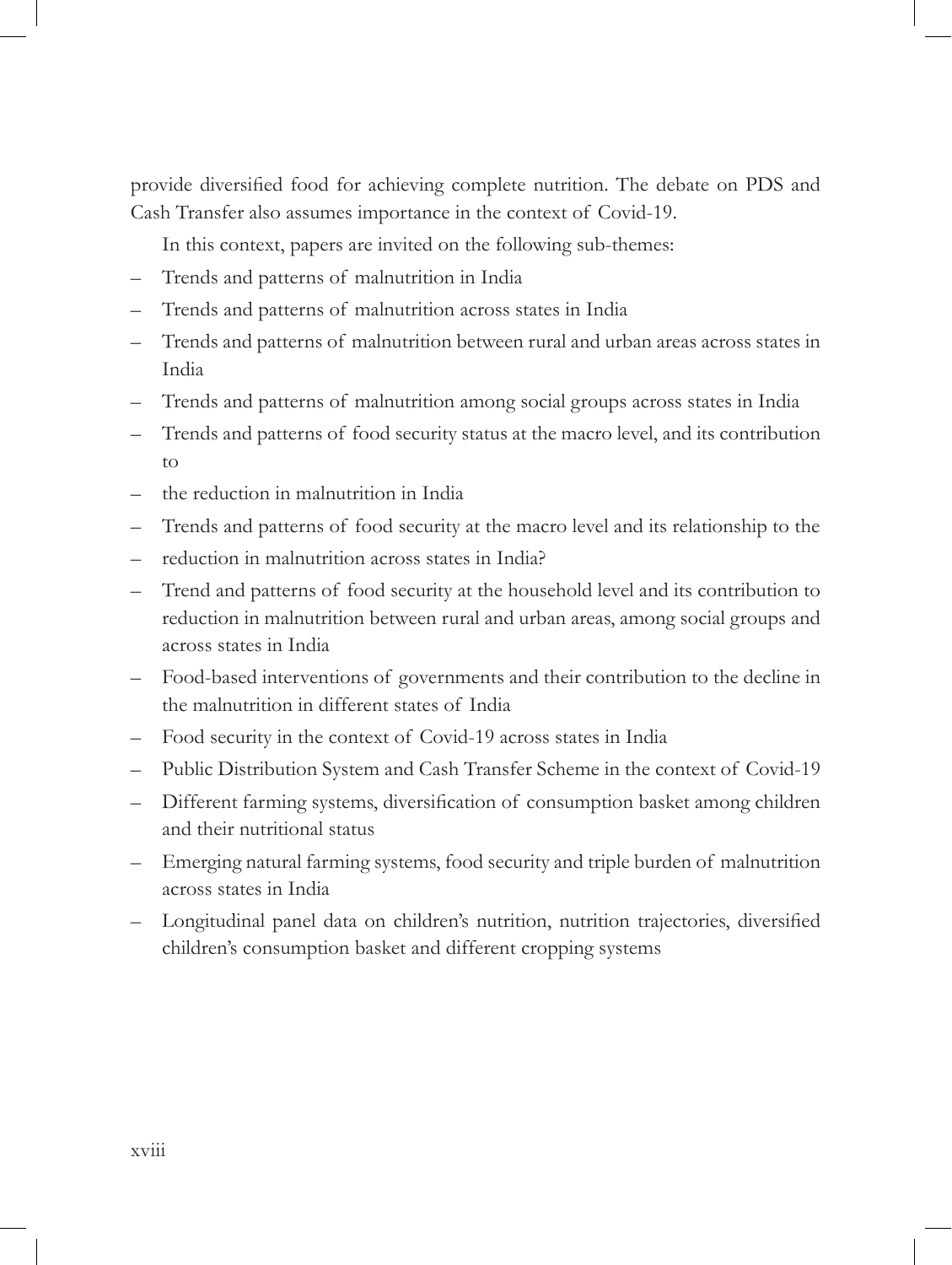provide diversified food for achieving complete nutrition. The debate on PDS and Cash Transfer also assumes importance in the context of Covid-19.

In this context, papers are invited on the following sub-themes:

- Trends and patterns of malnutrition in India
- Trends and patterns of malnutrition across states in India
- Trends and patterns of malnutrition between rural and urban areas across states in India
- Trends and patterns of malnutrition among social groups across states in India
- Trends and patterns of food security status at the macro level, and its contribution to
- the reduction in malnutrition in India
- Trends and patterns of food security at the macro level and its relationship to the
- reduction in malnutrition across states in India?
- Trend and patterns of food security at the household level and its contribution to reduction in malnutrition between rural and urban areas, among social groups and across states in India
- Food-based interventions of governments and their contribution to the decline in the malnutrition in different states of India
- Food security in the context of Covid-19 across states in India
- Public Distribution System and Cash Transfer Scheme in the context of Covid-19
- Different farming systems, diversification of consumption basket among children and their nutritional status
- Emerging natural farming systems, food security and triple burden of malnutrition across states in India
- Longitudinal panel data on children's nutrition, nutrition trajectories, diversified children's consumption basket and different cropping systems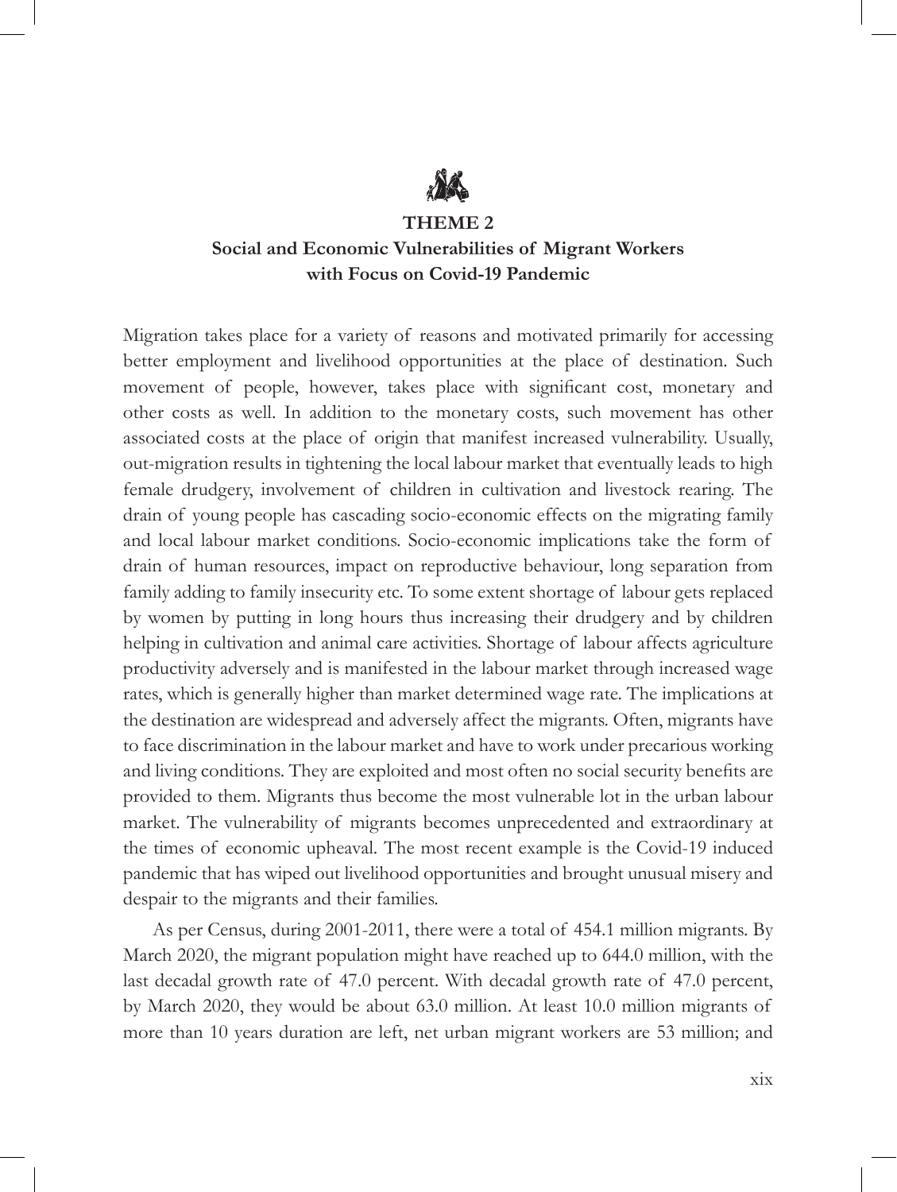# THEME 2

## Social and Economic Vulnerabilities of Migrant Workers with Focus on Covid-19 Pandemic

Migration takes place for a variety of reasons and motivated primarily for accessing better employment and livelihood opportunities at the place of destination. Such movement of people, however, takes place with significant cost, monetary and other costs as well. In addition to the monetary costs, such movement has other associated costs at the place of origin that manifest increased vulnerability. Usually, out-migration results in tightening the local labour market that eventually leads to high female drudgery, involvement of children in cultivation and livestock rearing. The drain of young people has cascading socio-economic effects on the migrating family and local labour market conditions. Socio-economic implications take the form of drain of human resources, impact on reproductive behaviour, long separation from family adding to family insecurity etc. To some extent shortage of labour gets replaced by women by putting in long hours thus increasing their drudgery and by children helping in cultivation and animal care activities. Shortage of labour affects agriculture productivity adversely and is manifested in the labour market through increased wage rates, which is generally higher than market determined wage rate. The implications at the destination are widespread and adversely affect the migrants. Often, migrants have to face discrimination in the labour market and have to work under precarious working and living conditions. They are exploited and most often no social security benefits are provided to them. Migrants thus become the most vulnerable lot in the urban labour market. The vulnerability of migrants becomes unprecedented and extraordinary at the times of economic upheaval. The most recent example is the Covid-19 induced pandemic that has wiped out livelihood opportunities and brought unusual misery and despair to the migrants and their families.

As per Census, during 2001-2011, there were a total of 454.1 million migrants. By March 2020, the migrant population might have reached up to 644.0 million, with the last decadal growth rate of 47.0 percent. With decadal growth rate of 47.0 percent, by March 2020, they would be about 63.0 million. At least 10.0 million migrants of more than 10 years duration are left, net urban migrant workers are 53 million; and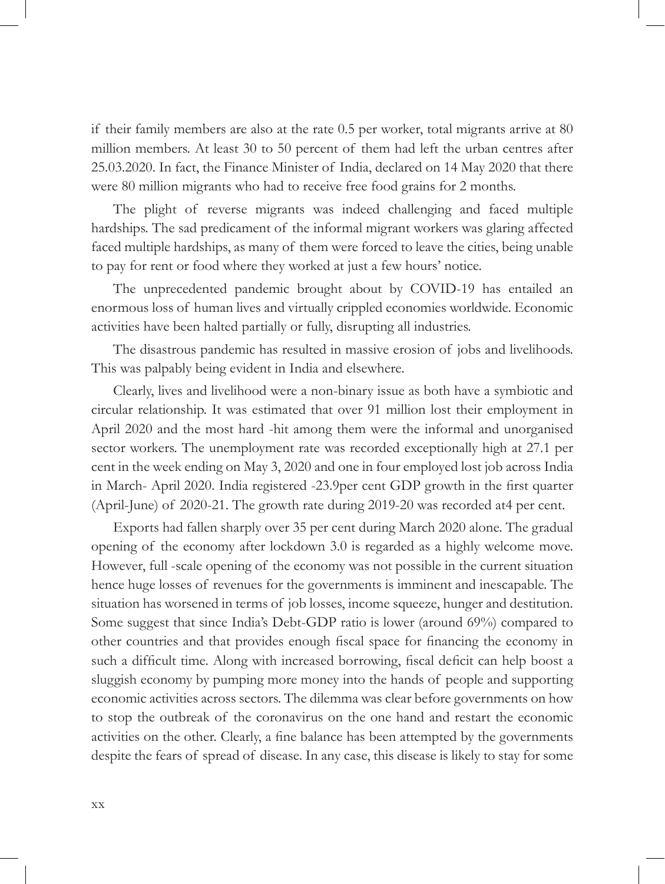if their family members are also at the rate 0.5 per worker, total migrants arrive at 80 million members. At least 30 to 50 percent of them had left the urban centres after 25.03.2020. In fact, the Finance Minister of India, declared on 14 May 2020 that there were 80 million migrants who had to receive free food grains for 2 months.

The plight of reverse migrants was indeed challenging and faced multiple hardships. The sad predicament of the informal migrant workers was glaring affected faced multiple hardships, as many of them were forced to leave the cities, being unable to pay for rent or food where they worked at just a few hours' notice.

The unprecedented pandemic brought about by COVID-19 has entailed an enormous loss of human lives and virtually crippled economies worldwide. Economic activities have been halted partially or fully, disrupting all industries.

The disastrous pandemic has resulted in massive erosion of jobs and livelihoods. This was palpably being evident in India and elsewhere.

Clearly, lives and livelihood were a non-binary issue as both have a symbiotic and circular relationship. It was estimated that over 91 million lost their employment in April 2020 and the most hard -hit among them were the informal and unorganised sector workers. The unemployment rate was recorded exceptionally high at 27.1 per cent in the week ending on May 3, 2020 and one in four employed lost job across India in March- April 2020. India registered -23.9per cent GDP growth in the first quarter (April-June) of 2020-21. The growth rate during 2019-20 was recorded at4 per cent.

Exports had fallen sharply over 35 per cent during March 2020 alone. The gradual opening of the economy after lockdown 3.0 is regarded as a highly welcome move. However, full -scale opening of the economy was not possible in the current situation hence huge losses of revenues for the governments is imminent and inescapable. The situation has worsened in terms of job losses, income squeeze, hunger and destitution. Some suggest that since India's Debt-GDP ratio is lower (around 69%) compared to other countries and that provides enough fiscal space for financing the economy in such a difficult time. Along with increased borrowing, fiscal deficit can help boost a sluggish economy by pumping more money into the hands of people and supporting economic activities across sectors. The dilemma was clear before governments on how to stop the outbreak of the coronavirus on the one hand and restart the economic activities on the other. Clearly, a fine balance has been attempted by the governments despite the fears of spread of disease. In any case, this disease is likely to stay for some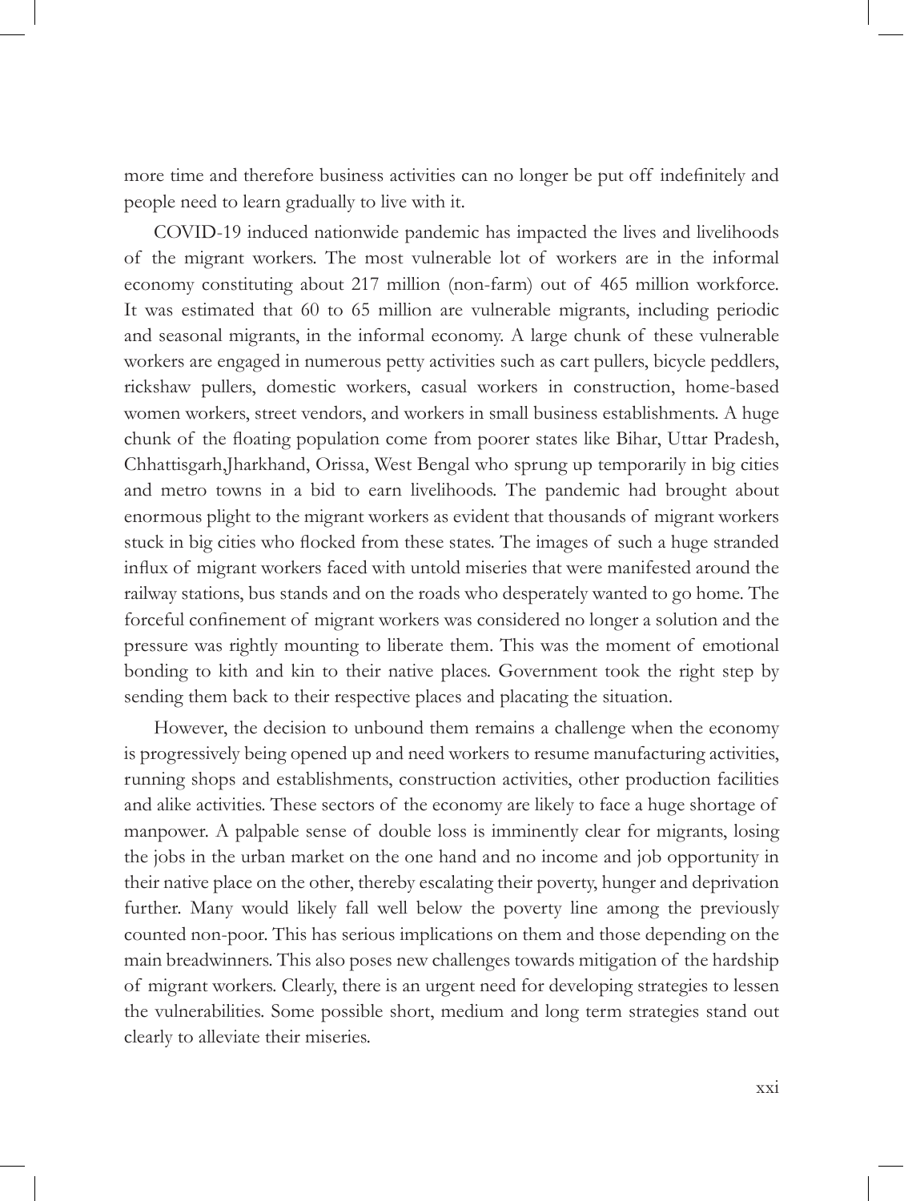more time and therefore business activities can no longer be put off indefinitely and people need to learn gradually to live with it.

COVID-19 induced nationwide pandemic has impacted the lives and livelihoods of the migrant workers. The most vulnerable lot of workers are in the informal economy constituting about 217 million (non-farm) out of 465 million workforce. It was estimated that 60 to 65 million are vulnerable migrants, including periodic and seasonal migrants, in the informal economy. A large chunk of these vulnerable workers are engaged in numerous petty activities such as cart pullers, bicycle peddlers, rickshaw pullers, domestic workers, casual workers in construction, home-based women workers, street vendors, and workers in small business establishments. A huge chunk of the floating population come from poorer states like Bihar, Uttar Pradesh, Chhattisgarh,Jharkhand, Orissa, West Bengal who sprung up temporarily in big cities and metro towns in a bid to earn livelihoods. The pandemic had brought about enormous plight to the migrant workers as evident that thousands of migrant workers stuck in big cities who flocked from these states. The images of such a huge stranded influx of migrant workers faced with untold miseries that were manifested around the railway stations, bus stands and on the roads who desperately wanted to go home. The forceful confinement of migrant workers was considered no longer a solution and the pressure was rightly mounting to liberate them. This was the moment of emotional bonding to kith and kin to their native places. Government took the right step by sending them back to their respective places and placating the situation.

However, the decision to unbound them remains a challenge when the economy is progressively being opened up and need workers to resume manufacturing activities, running shops and establishments, construction activities, other production facilities and alike activities. These sectors of the economy are likely to face a huge shortage of manpower. A palpable sense of double loss is imminently clear for migrants, losing the jobs in the urban market on the one hand and no income and job opportunity in their native place on the other, thereby escalating their poverty, hunger and deprivation further. Many would likely fall well below the poverty line among the previously counted non-poor. This has serious implications on them and those depending on the main breadwinners. This also poses new challenges towards mitigation of the hardship of migrant workers. Clearly, there is an urgent need for developing strategies to lessen the vulnerabilities. Some possible short, medium and long term strategies stand out clearly to alleviate their miseries.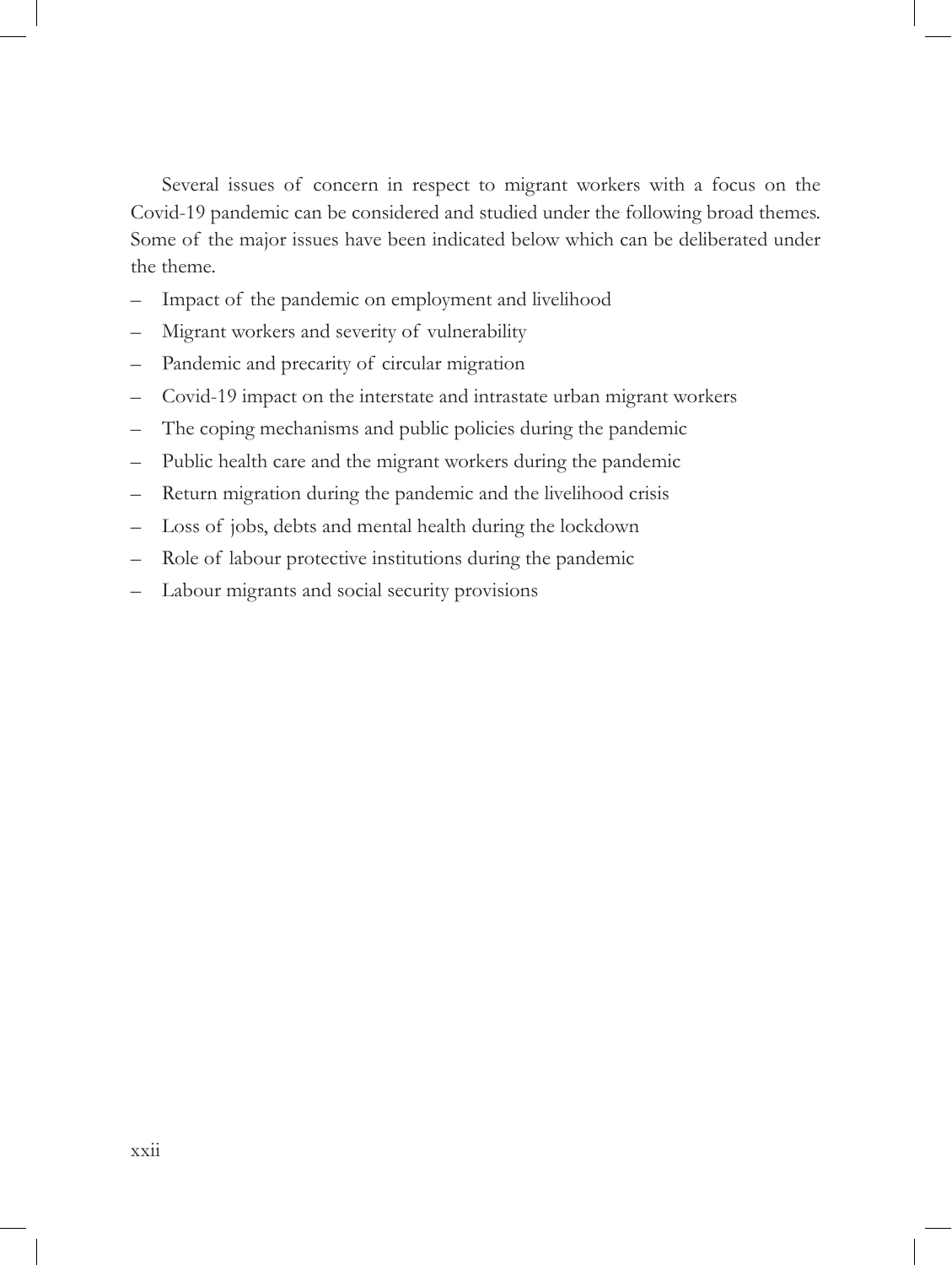Several issues of concern in respect to migrant workers with a focus on the Covid-19 pandemic can be considered and studied under the following broad themes. Some of the major issues have been indicated below which can be deliberated under the theme.

- Impact of the pandemic on employment and livelihood
- Migrant workers and severity of vulnerability
- Pandemic and precarity of circular migration
- Covid-19 impact on the interstate and intrastate urban migrant workers
- The coping mechanisms and public policies during the pandemic
- Public health care and the migrant workers during the pandemic
- Return migration during the pandemic and the livelihood crisis
- Loss of jobs, debts and mental health during the lockdown
- Role of labour protective institutions during the pandemic
- Labour migrants and social security provisions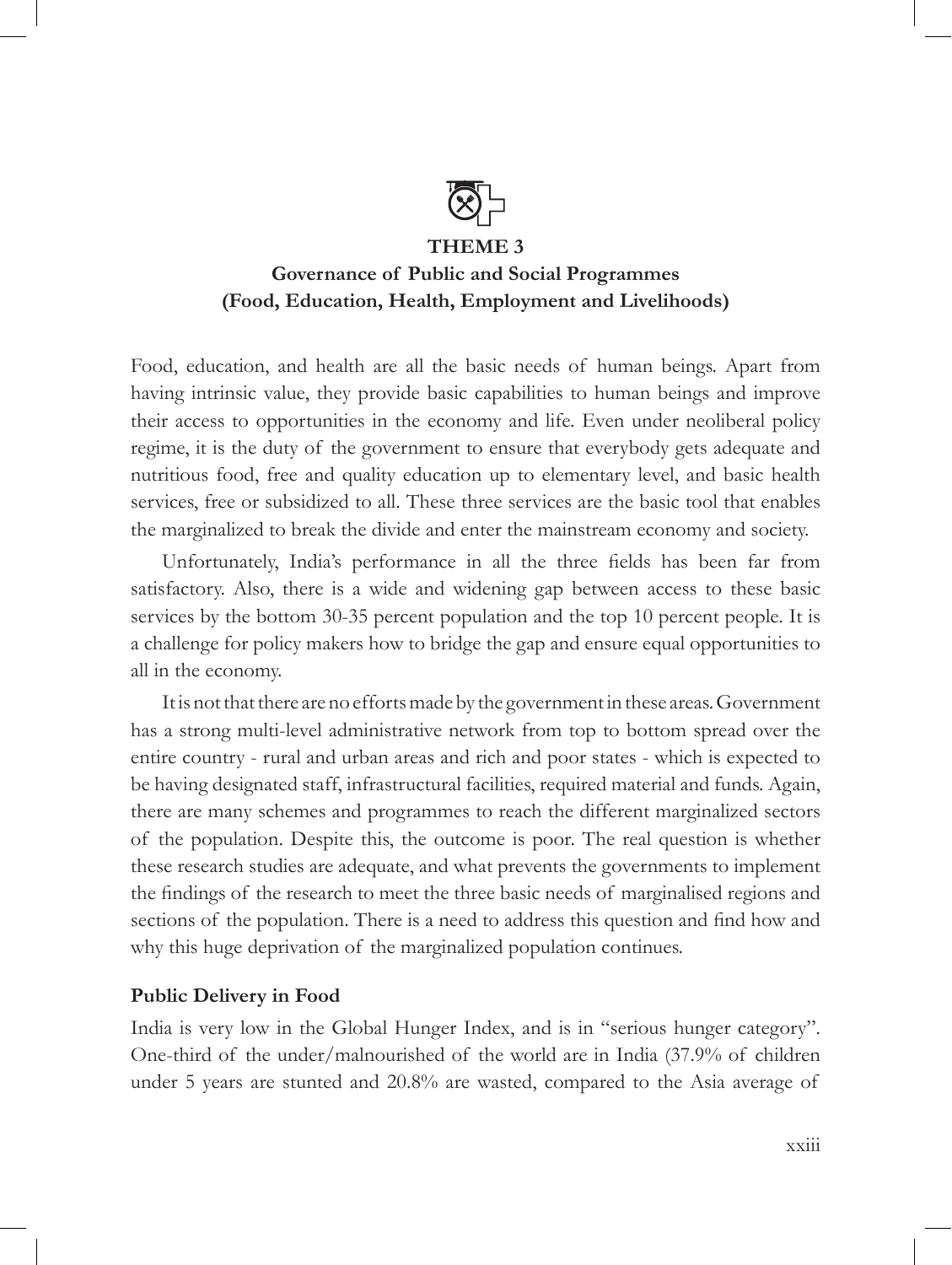## THEME 3

### Governance of Public and Social Programmes (Food, Education, Health, Employment and Livelihoods)

Food, education, and health are all the basic needs of human beings. Apart from having intrinsic value, they provide basic capabilities to human beings and improve their access to opportunities in the economy and life. Even under neoliberal policy regime, it is the duty of the government to ensure that everybody gets adequate and nutritious food, free and quality education up to elementary level, and basic health services, free or subsidized to all. These three services are the basic tool that enables the marginalized to break the divide and enter the mainstream economy and society.

Unfortunately, India's performance in all the three fields has been far from satisfactory. Also, there is a wide and widening gap between access to these basic services by the bottom 30-35 percent population and the top 10 percent people. It is a challenge for policy makers how to bridge the gap and ensure equal opportunities to all in the economy.

It is not that there are no efforts made by the government in these areas. Government has a strong multi-level administrative network from top to bottom spread over the entire country - rural and urban areas and rich and poor states - which is expected to be having designated staff, infrastructural facilities, required material and funds. Again, there are many schemes and programmes to reach the different marginalized sectors of the population. Despite this, the outcome is poor. The real question is whether these research studies are adequate, and what prevents the governments to implement the findings of the research to meet the three basic needs of marginalised regions and sections of the population. There is a need to address this question and find how and why this huge deprivation of the marginalized population continues.

**Public Delivery in Food**

India is very low in the Global Hunger Index, and is in "serious hunger category". One-third of the under/malnourished of the world are in India (37.9% of children under 5 years are stunted and 20.8% are wasted, compared to the Asia average of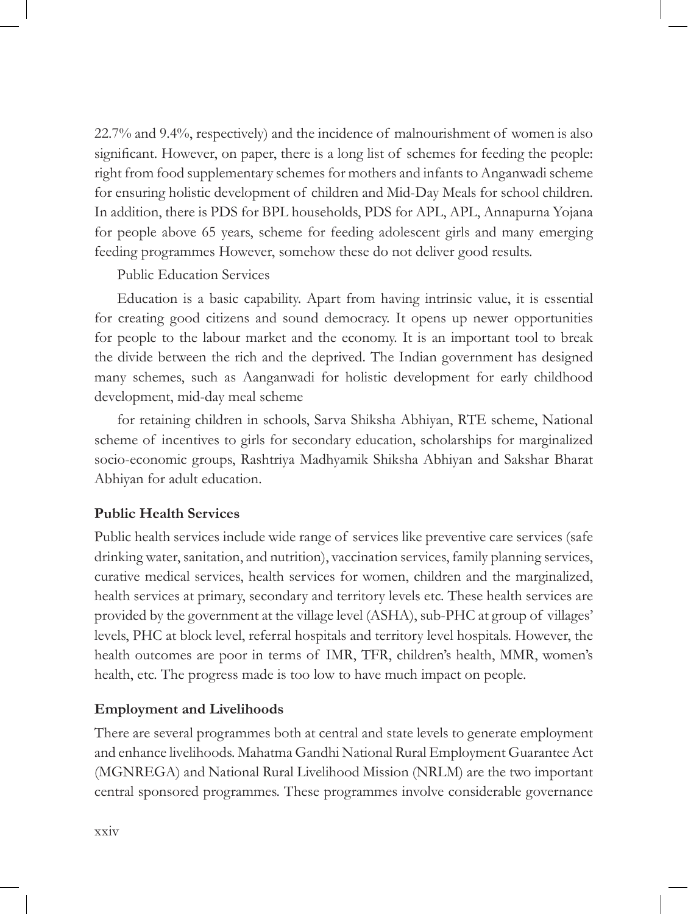22.7% and 9.4%, respectively) and the incidence of malnourishment of women is also significant. However, on paper, there is a long list of schemes for feeding the people: right from food supplementary schemes for mothers and infants to Anganwadi scheme for ensuring holistic development of children and Mid-Day Meals for school children. In addition, there is PDS for BPL households, PDS for APL, APL, Annapurna Yojana for people above 65 years, scheme for feeding adolescent girls and many emerging feeding programmes However, somehow these do not deliver good results.

Public Education Services

Education is a basic capability. Apart from having intrinsic value, it is essential for creating good citizens and sound democracy. It opens up newer opportunities for people to the labour market and the economy. It is an important tool to break the divide between the rich and the deprived. The Indian government has designed many schemes, such as Aanganwadi for holistic development for early childhood development, mid-day meal scheme

for retaining children in schools, Sarva Shiksha Abhiyan, RTE scheme, National scheme of incentives to girls for secondary education, scholarships for marginalized socio-economic groups, Rashtriya Madhyamik Shiksha Abhiyan and Sakshar Bharat Abhiyan for adult education.

**Public Health Services**

Public health services include wide range of services like preventive care services (safe drinking water, sanitation, and nutrition), vaccination services, family planning services, curative medical services, health services for women, children and the marginalized, health services at primary, secondary and territory levels etc. These health services are provided by the government at the village level (ASHA), sub-PHC at group of villages' levels, PHC at block level, referral hospitals and territory level hospitals. However, the health outcomes are poor in terms of IMR, TFR, children's health, MMR, women's health, etc. The progress made is too low to have much impact on people.

**Employment and Livelihoods**

There are several programmes both at central and state levels to generate employment and enhance livelihoods. Mahatma Gandhi National Rural Employment Guarantee Act (MGNREGA) and National Rural Livelihood Mission (NRLM) are the two important central sponsored programmes. These programmes involve considerable governance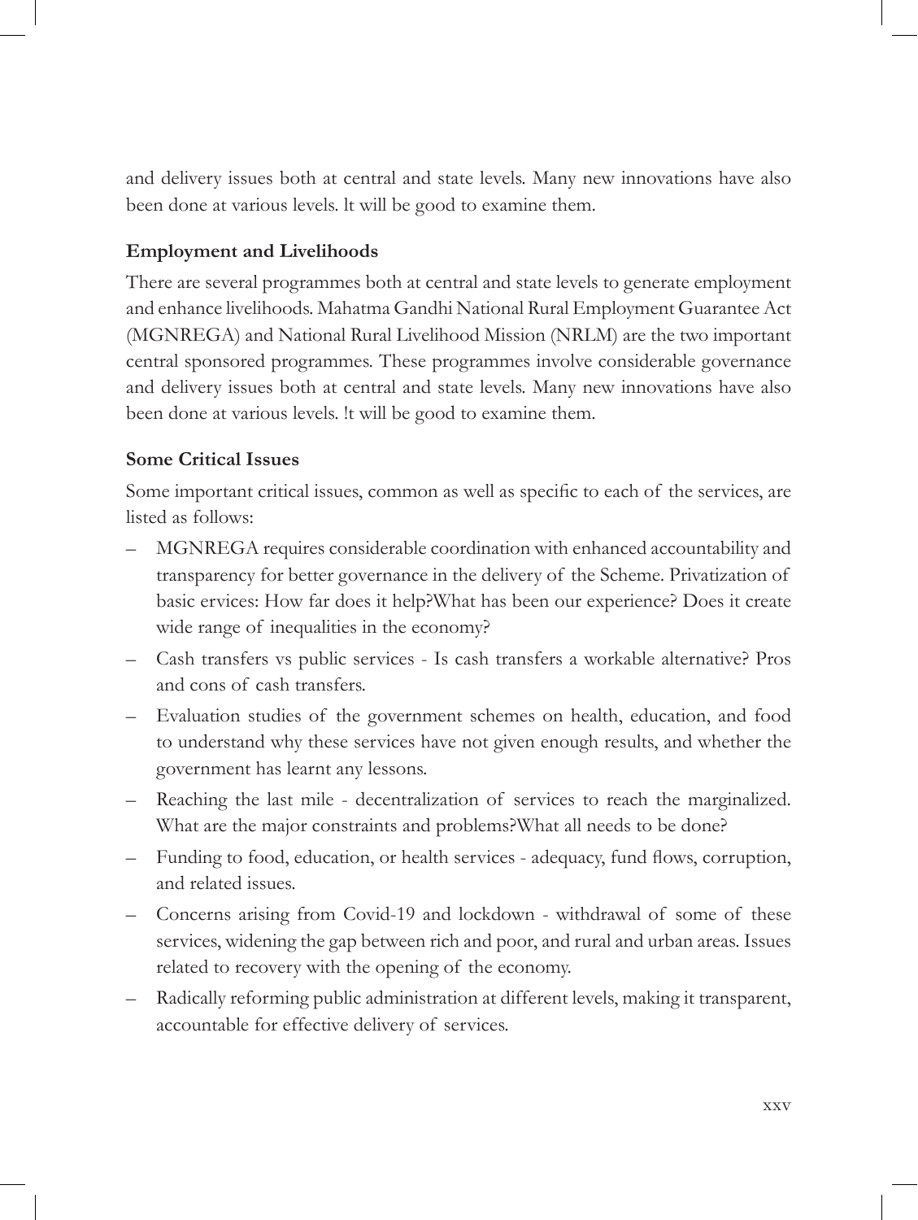and delivery issues both at central and state levels. Many new innovations have also been done at various levels. lt will be good to examine them.

### Employment and Livelihoods

There are several programmes both at central and state levels to generate employment and enhance livelihoods. Mahatma Gandhi National Rural Employment Guarantee Act (MGNREGA) and National Rural Livelihood Mission (NRLM) are the two important central sponsored programmes. These programmes involve considerable governance and delivery issues both at central and state levels. Many new innovations have also been done at various levels. !t will be good to examine them.

### Some Critical Issues

Some important critical issues, common as well as specific to each of the services, are listed as follows:

– MGNREGA requires considerable coordination with enhanced accountability and transparency for better governance in the delivery of the Scheme. Privatization of basic ervices: How far does it help?What has been our experience? Does it create wide range of inequalities in the economy?

– Cash transfers vs public services - Is cash transfers a workable alternative? Pros and cons of cash transfers.

– Evaluation studies of the government schemes on health, education, and food to understand why these services have not given enough results, and whether the government has learnt any lessons.

– Reaching the last mile - decentralization of services to reach the marginalized. What are the major constraints and problems?What all needs to be done?

– Funding to food, education, or health services - adequacy, fund flows, corruption, and related issues.

– Concerns arising from Covid-19 and lockdown - withdrawal of some of these services, widening the gap between rich and poor, and rural and urban areas. Issues related to recovery with the opening of the economy.

– Radically reforming public administration at different levels, making it transparent, accountable for effective delivery of services.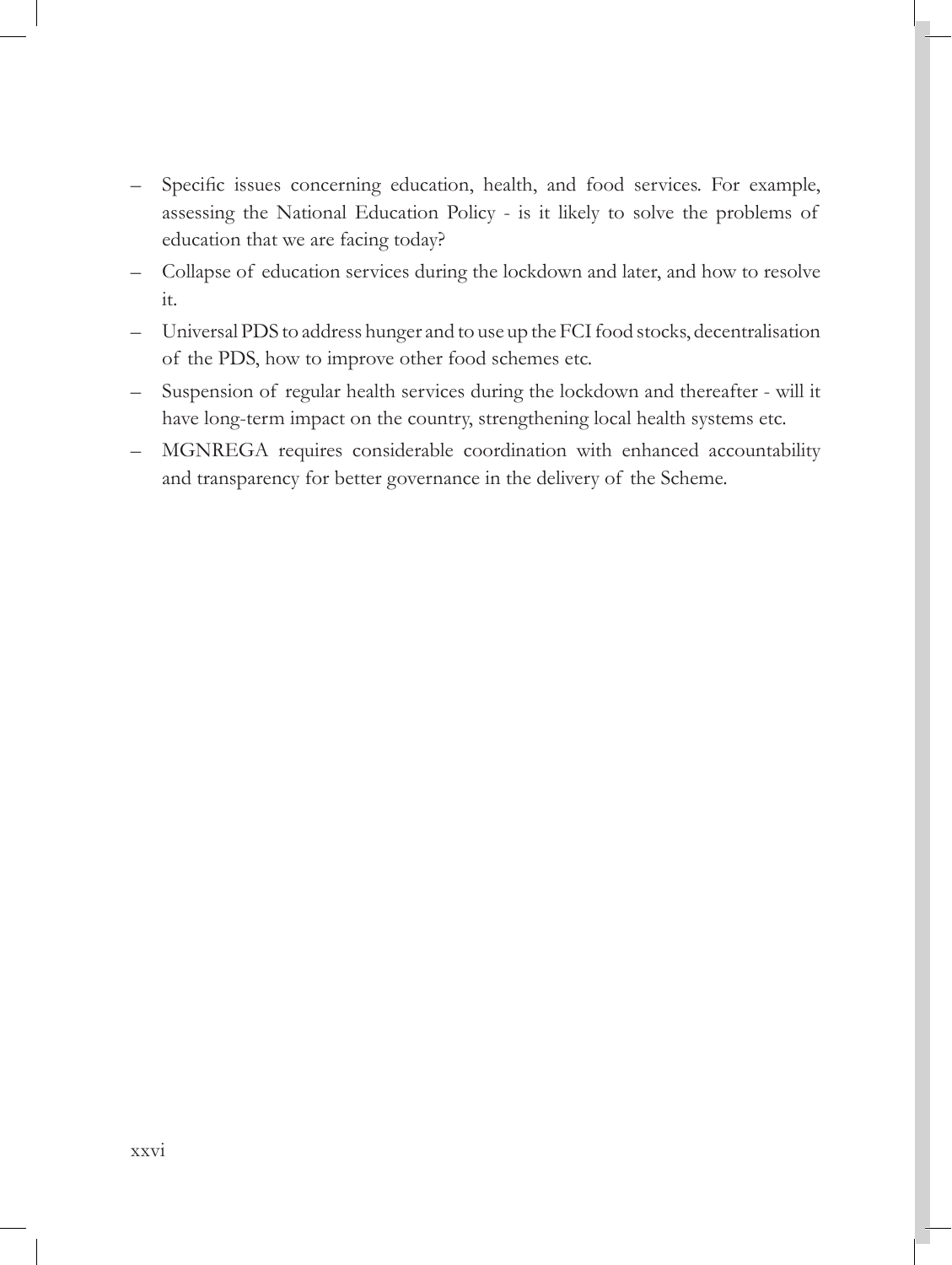- Specific issues concerning education, health, and food services. For example, assessing the National Education Policy - is it likely to solve the problems of education that we are facing today?
- Collapse of education services during the lockdown and later, and how to resolve it.
- Universal PDS to address hunger and to use up the FCI food stocks, decentralisation of the PDS, how to improve other food schemes etc.
- Suspension of regular health services during the lockdown and thereafter - will it have long-term impact on the country, strengthening local health systems etc.
- MGNREGA requires considerable coordination with enhanced accountability and transparency for better governance in the delivery of the Scheme.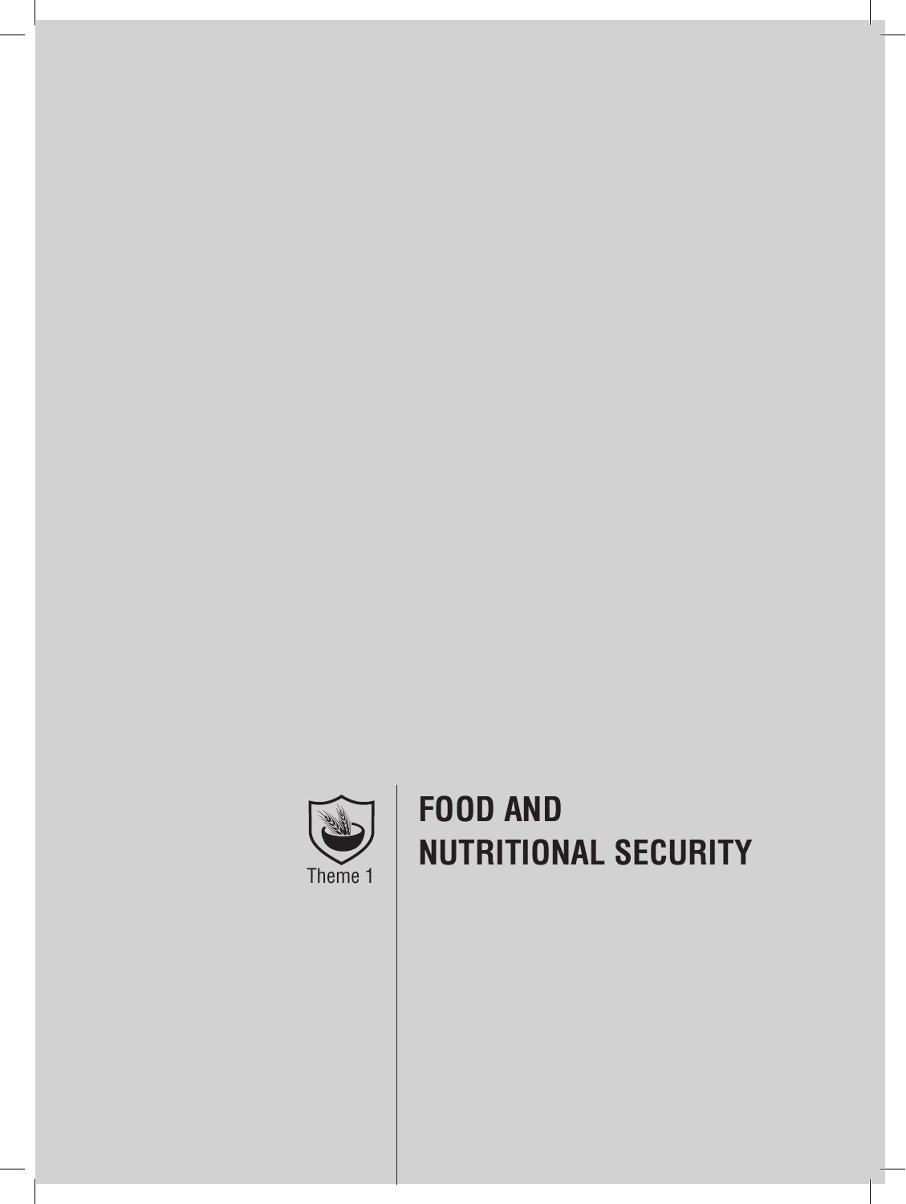Theme 1

# FOOD AND NUTRITIONAL SECURITY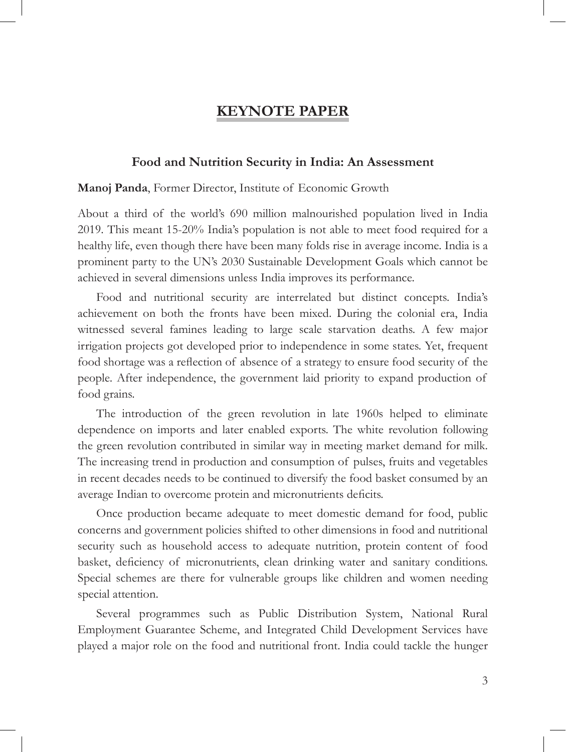# KEYNOTE PAPER

## Food and Nutrition Security in India: An Assessment

**Manoj Panda**, Former Director, Institute of Economic Growth

About a third of the world's 690 million malnourished population lived in India 2019. This meant 15-20% India's population is not able to meet food required for a healthy life, even though there have been many folds rise in average income. India is a prominent party to the UN's 2030 Sustainable Development Goals which cannot be achieved in several dimensions unless India improves its performance.

Food and nutritional security are interrelated but distinct concepts. India's achievement on both the fronts have been mixed. During the colonial era, India witnessed several famines leading to large scale starvation deaths. A few major irrigation projects got developed prior to independence in some states. Yet, frequent food shortage was a reflection of absence of a strategy to ensure food security of the people. After independence, the government laid priority to expand production of food grains.

The introduction of the green revolution in late 1960s helped to eliminate dependence on imports and later enabled exports. The white revolution following the green revolution contributed in similar way in meeting market demand for milk. The increasing trend in production and consumption of pulses, fruits and vegetables in recent decades needs to be continued to diversify the food basket consumed by an average Indian to overcome protein and micronutrients deficits.

Once production became adequate to meet domestic demand for food, public concerns and government policies shifted to other dimensions in food and nutritional security such as household access to adequate nutrition, protein content of food basket, deficiency of micronutrients, clean drinking water and sanitary conditions. Special schemes are there for vulnerable groups like children and women needing special attention.

Several programmes such as Public Distribution System, National Rural Employment Guarantee Scheme, and Integrated Child Development Services have played a major role on the food and nutritional front. India could tackle the hunger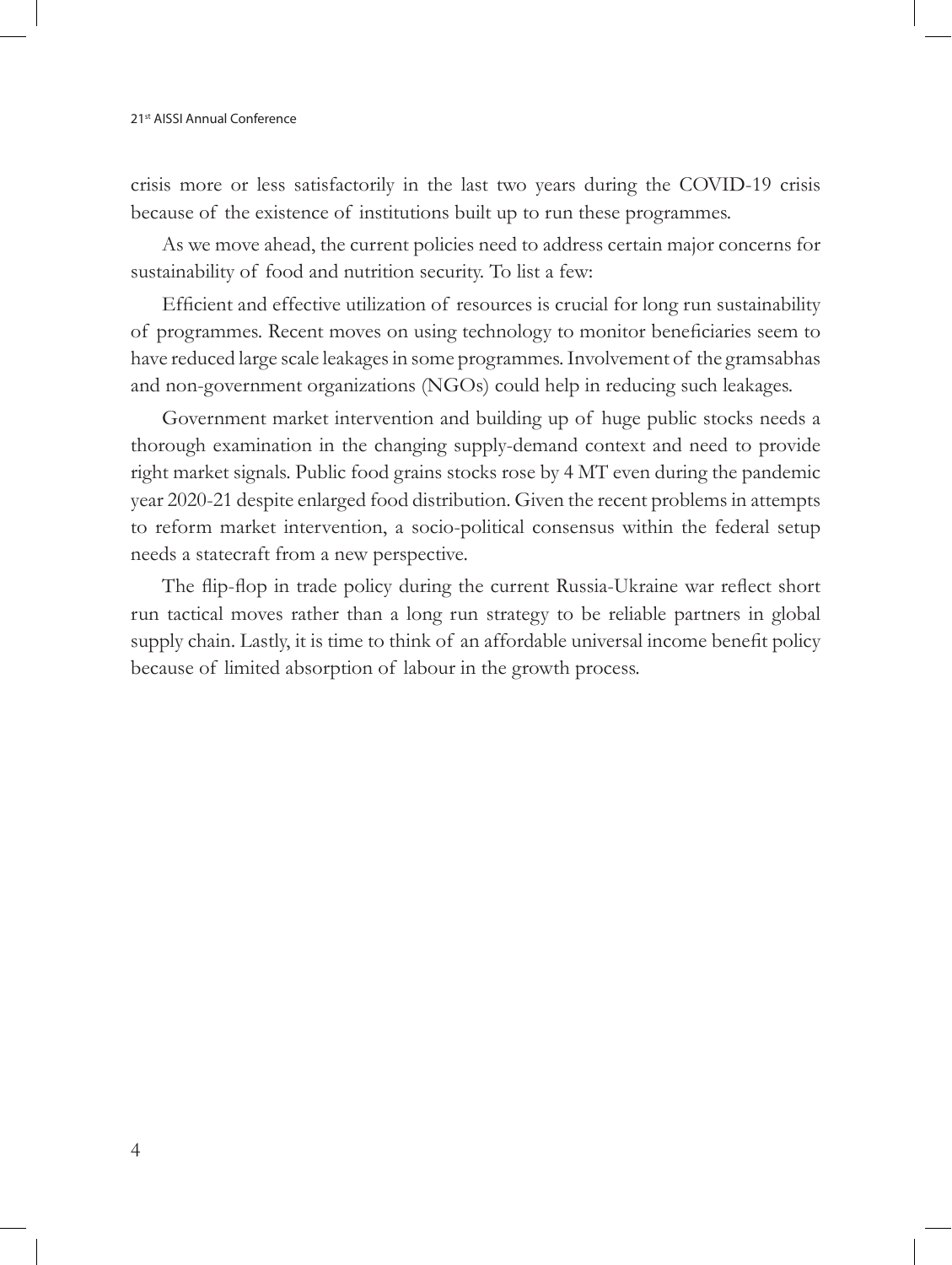crisis more or less satisfactorily in the last two years during the COVID-19 crisis because of the existence of institutions built up to run these programmes.

As we move ahead, the current policies need to address certain major concerns for sustainability of food and nutrition security. To list a few:

Efficient and effective utilization of resources is crucial for long run sustainability of programmes. Recent moves on using technology to monitor beneficiaries seem to have reduced large scale leakages in some programmes. Involvement of the gramsabhas and non-government organizations (NGOs) could help in reducing such leakages.

Government market intervention and building up of huge public stocks needs a thorough examination in the changing supply-demand context and need to provide right market signals. Public food grains stocks rose by 4 MT even during the pandemic year 2020-21 despite enlarged food distribution. Given the recent problems in attempts to reform market intervention, a socio-political consensus within the federal setup needs a statecraft from a new perspective.

The flip-flop in trade policy during the current Russia-Ukraine war reflect short run tactical moves rather than a long run strategy to be reliable partners in global supply chain. Lastly, it is time to think of an affordable universal income benefit policy because of limited absorption of labour in the growth process.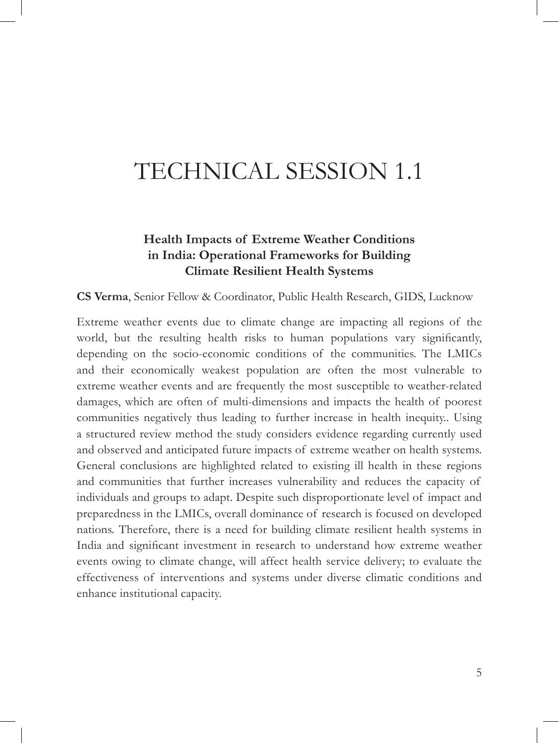# TECHNICAL SESSION 1.1

## Health Impacts of Extreme Weather Conditions in India: Operational Frameworks for Building Climate Resilient Health Systems

**CS Verma**, Senior Fellow & Coordinator, Public Health Research, GIDS, Lucknow

Extreme weather events due to climate change are impacting all regions of the world, but the resulting health risks to human populations vary significantly, depending on the socio-economic conditions of the communities. The LMICs and their economically weakest population are often the most vulnerable to extreme weather events and are frequently the most susceptible to weather-related damages, which are often of multi-dimensions and impacts the health of poorest communities negatively thus leading to further increase in health inequity.. Using a structured review method the study considers evidence regarding currently used and observed and anticipated future impacts of extreme weather on health systems. General conclusions are highlighted related to existing ill health in these regions and communities that further increases vulnerability and reduces the capacity of individuals and groups to adapt. Despite such disproportionate level of impact and preparedness in the LMICs, overall dominance of research is focused on developed nations. Therefore, there is a need for building climate resilient health systems in India and significant investment in research to understand how extreme weather events owing to climate change, will affect health service delivery; to evaluate the effectiveness of interventions and systems under diverse climatic conditions and enhance institutional capacity.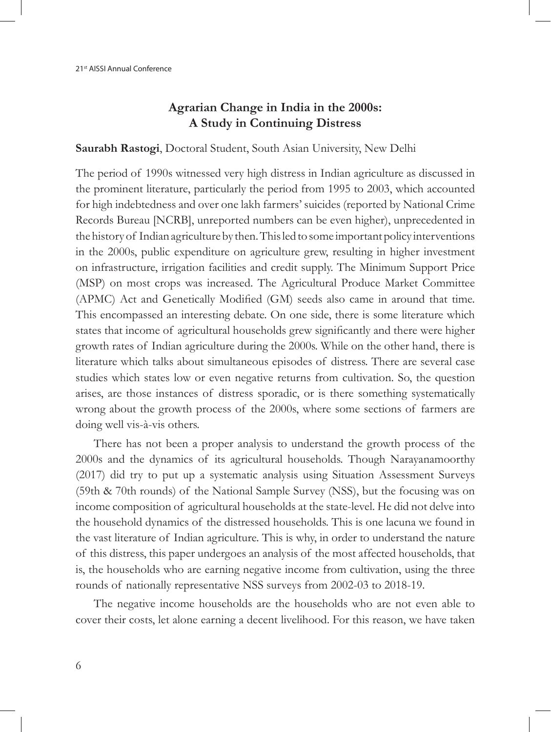## Agrarian Change in India in the 2000s: A Study in Continuing Distress

**Saurabh Rastogi**, Doctoral Student, South Asian University, New Delhi

The period of 1990s witnessed very high distress in Indian agriculture as discussed in the prominent literature, particularly the period from 1995 to 2003, which accounted for high indebtedness and over one lakh farmers' suicides (reported by National Crime Records Bureau [NCRB], unreported numbers can be even higher), unprecedented in the history of Indian agriculture by then. This led to some important policy interventions in the 2000s, public expenditure on agriculture grew, resulting in higher investment on infrastructure, irrigation facilities and credit supply. The Minimum Support Price (MSP) on most crops was increased. The Agricultural Produce Market Committee (APMC) Act and Genetically Modified (GM) seeds also came in around that time. This encompassed an interesting debate. On one side, there is some literature which states that income of agricultural households grew significantly and there were higher growth rates of Indian agriculture during the 2000s. While on the other hand, there is literature which talks about simultaneous episodes of distress. There are several case studies which states low or even negative returns from cultivation. So, the question arises, are those instances of distress sporadic, or is there something systematically wrong about the growth process of the 2000s, where some sections of farmers are doing well vis-à-vis others.

There has not been a proper analysis to understand the growth process of the 2000s and the dynamics of its agricultural households. Though Narayanamoorthy (2017) did try to put up a systematic analysis using Situation Assessment Surveys (59th & 70th rounds) of the National Sample Survey (NSS), but the focusing was on income composition of agricultural households at the state-level. He did not delve into the household dynamics of the distressed households. This is one lacuna we found in the vast literature of Indian agriculture. This is why, in order to understand the nature of this distress, this paper undergoes an analysis of the most affected households, that is, the households who are earning negative income from cultivation, using the three rounds of nationally representative NSS surveys from 2002-03 to 2018-19.

The negative income households are the households who are not even able to cover their costs, let alone earning a decent livelihood. For this reason, we have taken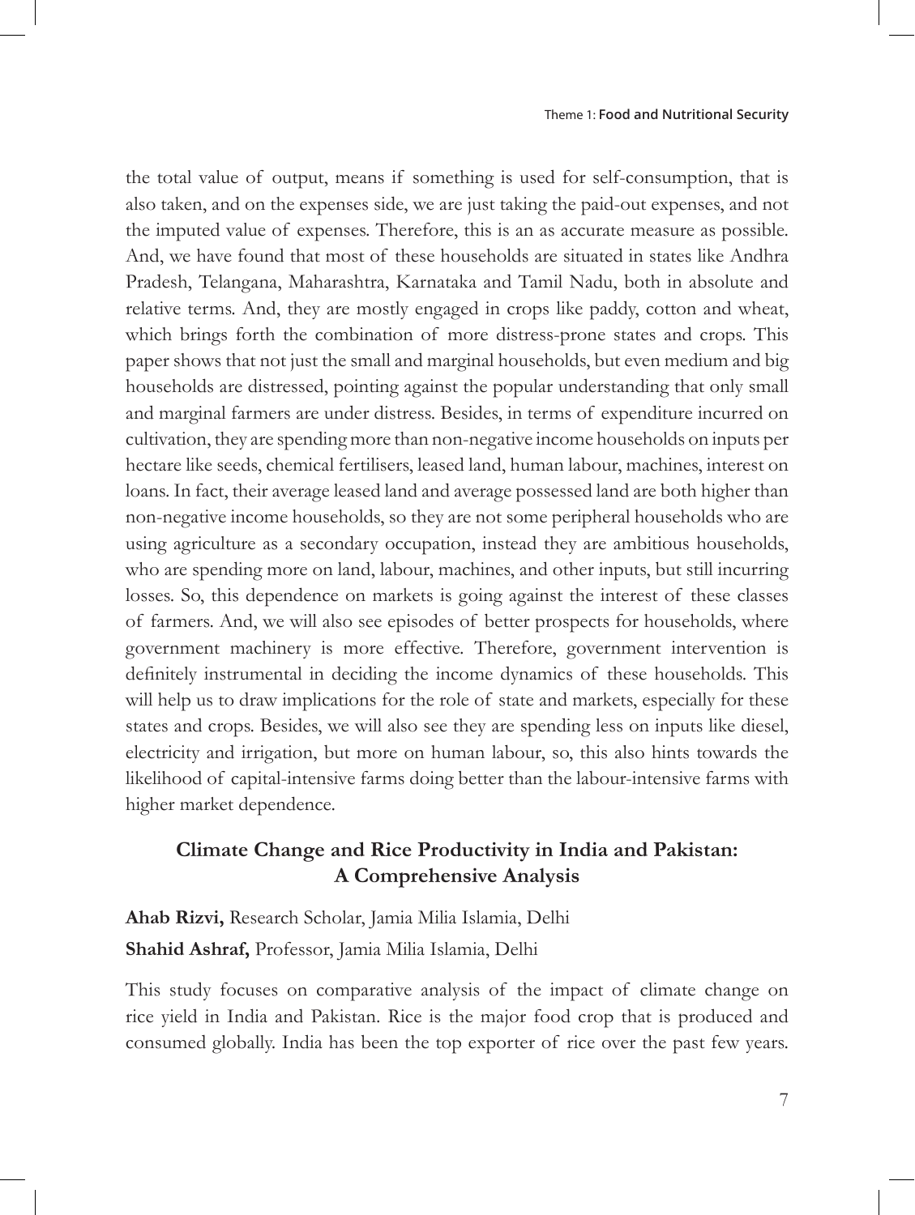the total value of output, means if something is used for self-consumption, that is also taken, and on the expenses side, we are just taking the paid-out expenses, and not the imputed value of expenses. Therefore, this is an as accurate measure as possible. And, we have found that most of these households are situated in states like Andhra Pradesh, Telangana, Maharashtra, Karnataka and Tamil Nadu, both in absolute and relative terms. And, they are mostly engaged in crops like paddy, cotton and wheat, which brings forth the combination of more distress-prone states and crops. This paper shows that not just the small and marginal households, but even medium and big households are distressed, pointing against the popular understanding that only small and marginal farmers are under distress. Besides, in terms of expenditure incurred on cultivation, they are spending more than non-negative income households on inputs per hectare like seeds, chemical fertilisers, leased land, human labour, machines, interest on loans. In fact, their average leased land and average possessed land are both higher than non-negative income households, so they are not some peripheral households who are using agriculture as a secondary occupation, instead they are ambitious households, who are spending more on land, labour, machines, and other inputs, but still incurring losses. So, this dependence on markets is going against the interest of these classes of farmers. And, we will also see episodes of better prospects for households, where government machinery is more effective. Therefore, government intervention is definitely instrumental in deciding the income dynamics of these households. This will help us to draw implications for the role of state and markets, especially for these states and crops. Besides, we will also see they are spending less on inputs like diesel, electricity and irrigation, but more on human labour, so, this also hints towards the likelihood of capital-intensive farms doing better than the labour-intensive farms with higher market dependence.

## Climate Change and Rice Productivity in India and Pakistan: A Comprehensive Analysis

**Ahab Rizvi,** Research Scholar, Jamia Milia Islamia, Delhi

**Shahid Ashraf,** Professor, Jamia Milia Islamia, Delhi

This study focuses on comparative analysis of the impact of climate change on rice yield in India and Pakistan. Rice is the major food crop that is produced and consumed globally. India has been the top exporter of rice over the past few years.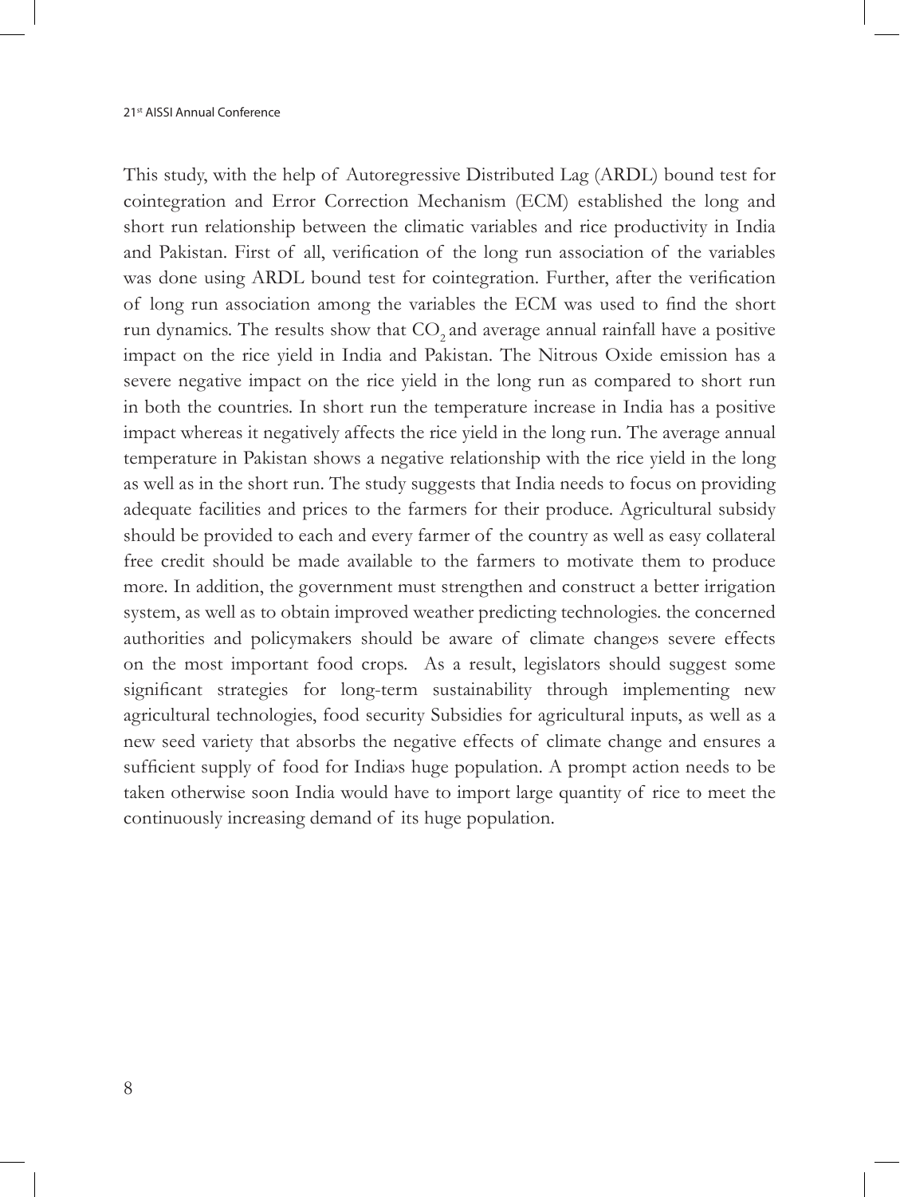This study, with the help of Autoregressive Distributed Lag (ARDL) bound test for cointegration and Error Correction Mechanism (ECM) established the long and short run relationship between the climatic variables and rice productivity in India and Pakistan. First of all, verification of the long run association of the variables was done using ARDL bound test for cointegration. Further, after the verification of long run association among the variables the ECM was used to find the short run dynamics. The results show that $CO_2$ and average annual rainfall have a positive impact on the rice yield in India and Pakistan. The Nitrous Oxide emission has a severe negative impact on the rice yield in the long run as compared to short run in both the countries. In short run the temperature increase in India has a positive impact whereas it negatively affects the rice yield in the long run. The average annual temperature in Pakistan shows a negative relationship with the rice yield in the long as well as in the short run. The study suggests that India needs to focus on providing adequate facilities and prices to the farmers for their produce. Agricultural subsidy should be provided to each and every farmer of the country as well as easy collateral free credit should be made available to the farmers to motivate them to produce more. In addition, the government must strengthen and construct a better irrigation system, as well as to obtain improved weather predicting technologies. the concerned authorities and policymakers should be aware of climate change›s severe effects on the most important food crops. As a result, legislators should suggest some significant strategies for long-term sustainability through implementing new agricultural technologies, food security Subsidies for agricultural inputs, as well as a new seed variety that absorbs the negative effects of climate change and ensures a sufficient supply of food for India›s huge population. A prompt action needs to be taken otherwise soon India would have to import large quantity of rice to meet the continuously increasing demand of its huge population.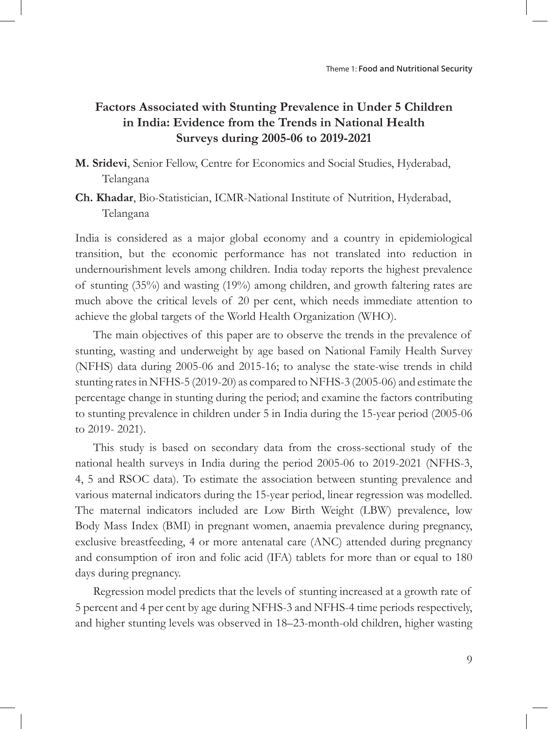## Factors Associated with Stunting Prevalence in Under 5 Children in India: Evidence from the Trends in National Health Surveys during 2005-06 to 2019-2021

**M. Sridevi**, Senior Fellow, Centre for Economics and Social Studies, Hyderabad, Telangana

**Ch. Khadar**, Bio-Statistician, ICMR-National Institute of Nutrition, Hyderabad, Telangana

India is considered as a major global economy and a country in epidemiological transition, but the economic performance has not translated into reduction in undernourishment levels among children. India today reports the highest prevalence of stunting (35%) and wasting (19%) among children, and growth faltering rates are much above the critical levels of 20 per cent, which needs immediate attention to achieve the global targets of the World Health Organization (WHO).

The main objectives of this paper are to observe the trends in the prevalence of stunting, wasting and underweight by age based on National Family Health Survey (NFHS) data during 2005-06 and 2015-16; to analyse the state-wise trends in child stunting rates in NFHS-5 (2019-20) as compared to NFHS-3 (2005-06) and estimate the percentage change in stunting during the period; and examine the factors contributing to stunting prevalence in children under 5 in India during the 15-year period (2005-06 to 2019- 2021).

This study is based on secondary data from the cross-sectional study of the national health surveys in India during the period 2005-06 to 2019-2021 (NFHS-3, 4, 5 and RSOC data). To estimate the association between stunting prevalence and various maternal indicators during the 15-year period, linear regression was modelled. The maternal indicators included are Low Birth Weight (LBW) prevalence, low Body Mass Index (BMI) in pregnant women, anaemia prevalence during pregnancy, exclusive breastfeeding, 4 or more antenatal care (ANC) attended during pregnancy and consumption of iron and folic acid (IFA) tablets for more than or equal to 180 days during pregnancy.

Regression model predicts that the levels of stunting increased at a growth rate of 5 percent and 4 per cent by age during NFHS-3 and NFHS-4 time periods respectively, and higher stunting levels was observed in 18–23-month-old children, higher wasting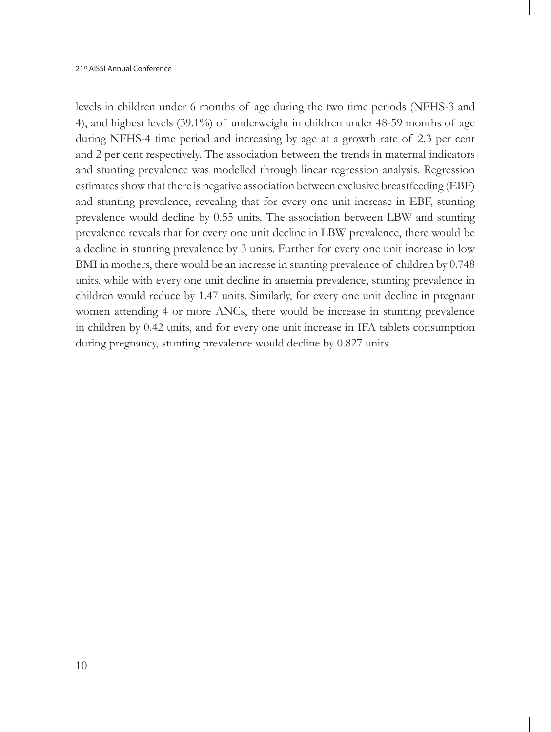levels in children under 6 months of age during the two time periods (NFHS-3 and 4), and highest levels (39.1%) of underweight in children under 48-59 months of age during NFHS-4 time period and increasing by age at a growth rate of 2.3 per cent and 2 per cent respectively. The association between the trends in maternal indicators and stunting prevalence was modelled through linear regression analysis. Regression estimates show that there is negative association between exclusive breastfeeding (EBF) and stunting prevalence, revealing that for every one unit increase in EBF, stunting prevalence would decline by 0.55 units. The association between LBW and stunting prevalence reveals that for every one unit decline in LBW prevalence, there would be a decline in stunting prevalence by 3 units. Further for every one unit increase in low BMI in mothers, there would be an increase in stunting prevalence of children by 0.748 units, while with every one unit decline in anaemia prevalence, stunting prevalence in children would reduce by 1.47 units. Similarly, for every one unit decline in pregnant women attending 4 or more ANCs, there would be increase in stunting prevalence in children by 0.42 units, and for every one unit increase in IFA tablets consumption during pregnancy, stunting prevalence would decline by 0.827 units.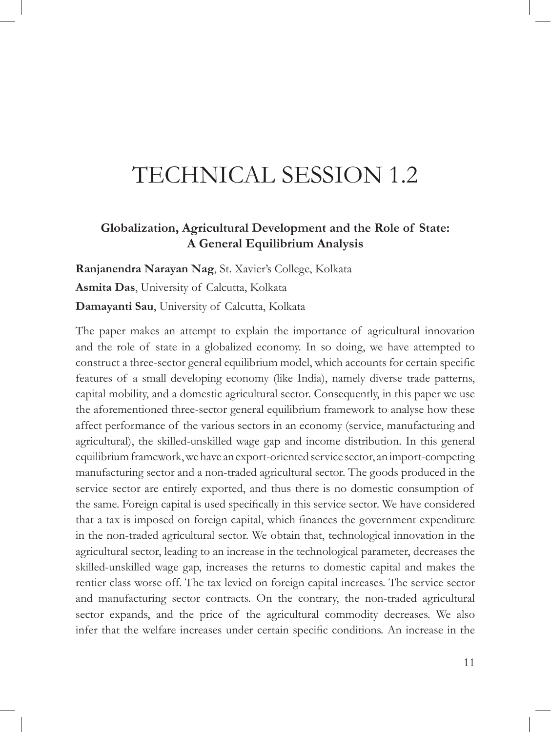# TECHNICAL SESSION 1.2

### Globalization, Agricultural Development and the Role of State: A General Equilibrium Analysis

**Ranjanendra Narayan Nag**, St. Xavier's College, Kolkata

**Asmita Das**, University of Calcutta, Kolkata

**Damayanti Sau**, University of Calcutta, Kolkata

The paper makes an attempt to explain the importance of agricultural innovation and the role of state in a globalized economy. In so doing, we have attempted to construct a three-sector general equilibrium model, which accounts for certain specific features of a small developing economy (like India), namely diverse trade patterns, capital mobility, and a domestic agricultural sector. Consequently, in this paper we use the aforementioned three-sector general equilibrium framework to analyse how these affect performance of the various sectors in an economy (service, manufacturing and agricultural), the skilled-unskilled wage gap and income distribution. In this general equilibrium framework, we have an export-oriented service sector, an import-competing manufacturing sector and a non-traded agricultural sector. The goods produced in the service sector are entirely exported, and thus there is no domestic consumption of the same. Foreign capital is used specifically in this service sector. We have considered that a tax is imposed on foreign capital, which finances the government expenditure in the non-traded agricultural sector. We obtain that, technological innovation in the agricultural sector, leading to an increase in the technological parameter, decreases the skilled-unskilled wage gap, increases the returns to domestic capital and makes the rentier class worse off. The tax levied on foreign capital increases. The service sector and manufacturing sector contracts. On the contrary, the non-traded agricultural sector expands, and the price of the agricultural commodity decreases. We also infer that the welfare increases under certain specific conditions. An increase in the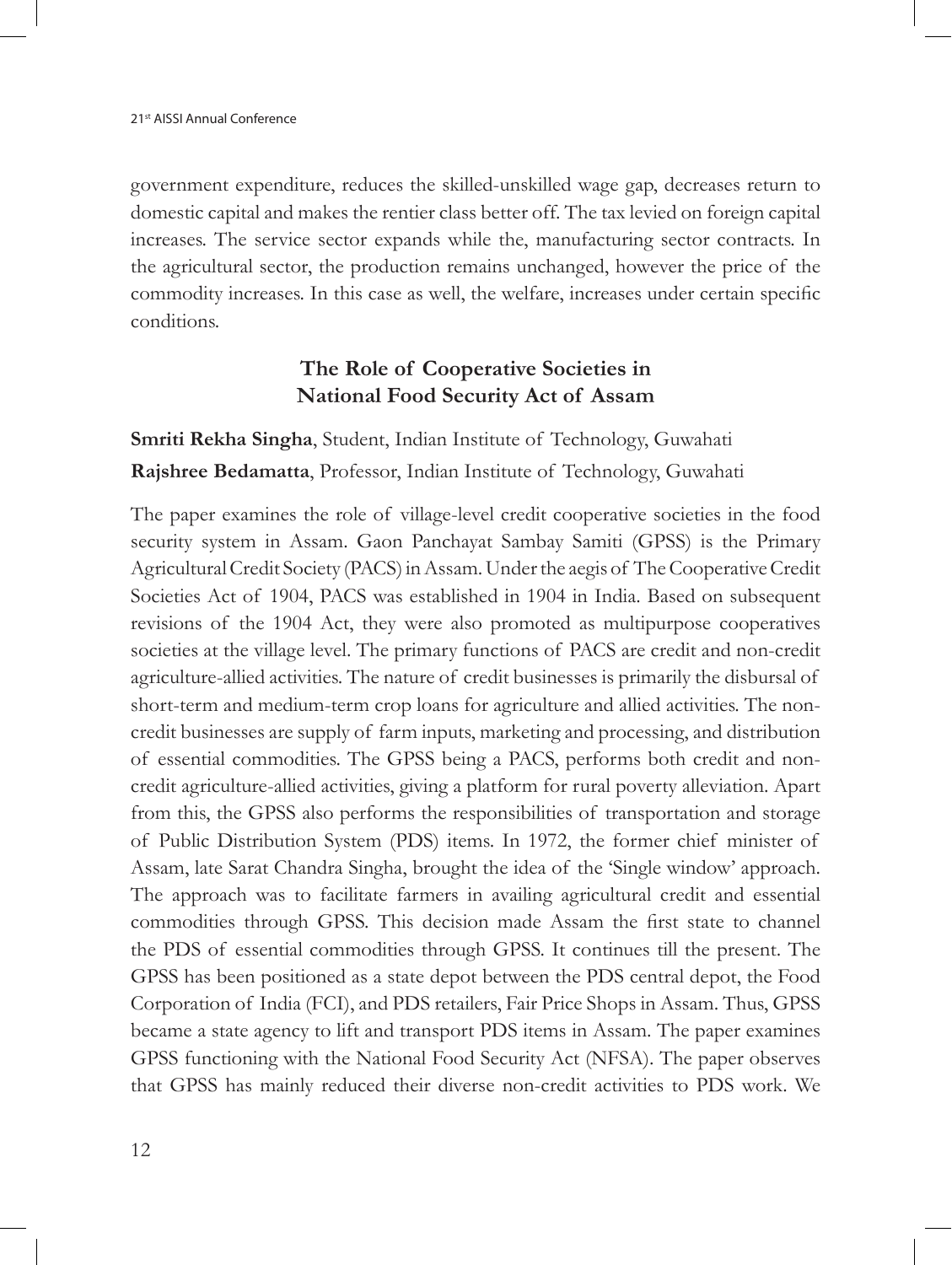government expenditure, reduces the skilled-unskilled wage gap, decreases return to domestic capital and makes the rentier class better off. The tax levied on foreign capital increases. The service sector expands while the, manufacturing sector contracts. In the agricultural sector, the production remains unchanged, however the price of the commodity increases. In this case as well, the welfare, increases under certain specific conditions.

## The Role of Cooperative Societies in National Food Security Act of Assam

**Smriti Rekha Singha**, Student, Indian Institute of Technology, Guwahati
**Rajshree Bedamatta**, Professor, Indian Institute of Technology, Guwahati

The paper examines the role of village-level credit cooperative societies in the food security system in Assam. Gaon Panchayat Sambay Samiti (GPSS) is the Primary Agricultural Credit Society (PACS) in Assam. Under the aegis of The Cooperative Credit Societies Act of 1904, PACS was established in 1904 in India. Based on subsequent revisions of the 1904 Act, they were also promoted as multipurpose cooperatives societies at the village level. The primary functions of PACS are credit and non-credit agriculture-allied activities. The nature of credit businesses is primarily the disbursal of short-term and medium-term crop loans for agriculture and allied activities. The non-credit businesses are supply of farm inputs, marketing and processing, and distribution of essential commodities. The GPSS being a PACS, performs both credit and non-credit agriculture-allied activities, giving a platform for rural poverty alleviation. Apart from this, the GPSS also performs the responsibilities of transportation and storage of Public Distribution System (PDS) items. In 1972, the former chief minister of Assam, late Sarat Chandra Singha, brought the idea of the 'Single window' approach. The approach was to facilitate farmers in availing agricultural credit and essential commodities through GPSS. This decision made Assam the first state to channel the PDS of essential commodities through GPSS. It continues till the present. The GPSS has been positioned as a state depot between the PDS central depot, the Food Corporation of India (FCI), and PDS retailers, Fair Price Shops in Assam. Thus, GPSS became a state agency to lift and transport PDS items in Assam. The paper examines GPSS functioning with the National Food Security Act (NFSA). The paper observes that GPSS has mainly reduced their diverse non-credit activities to PDS work. We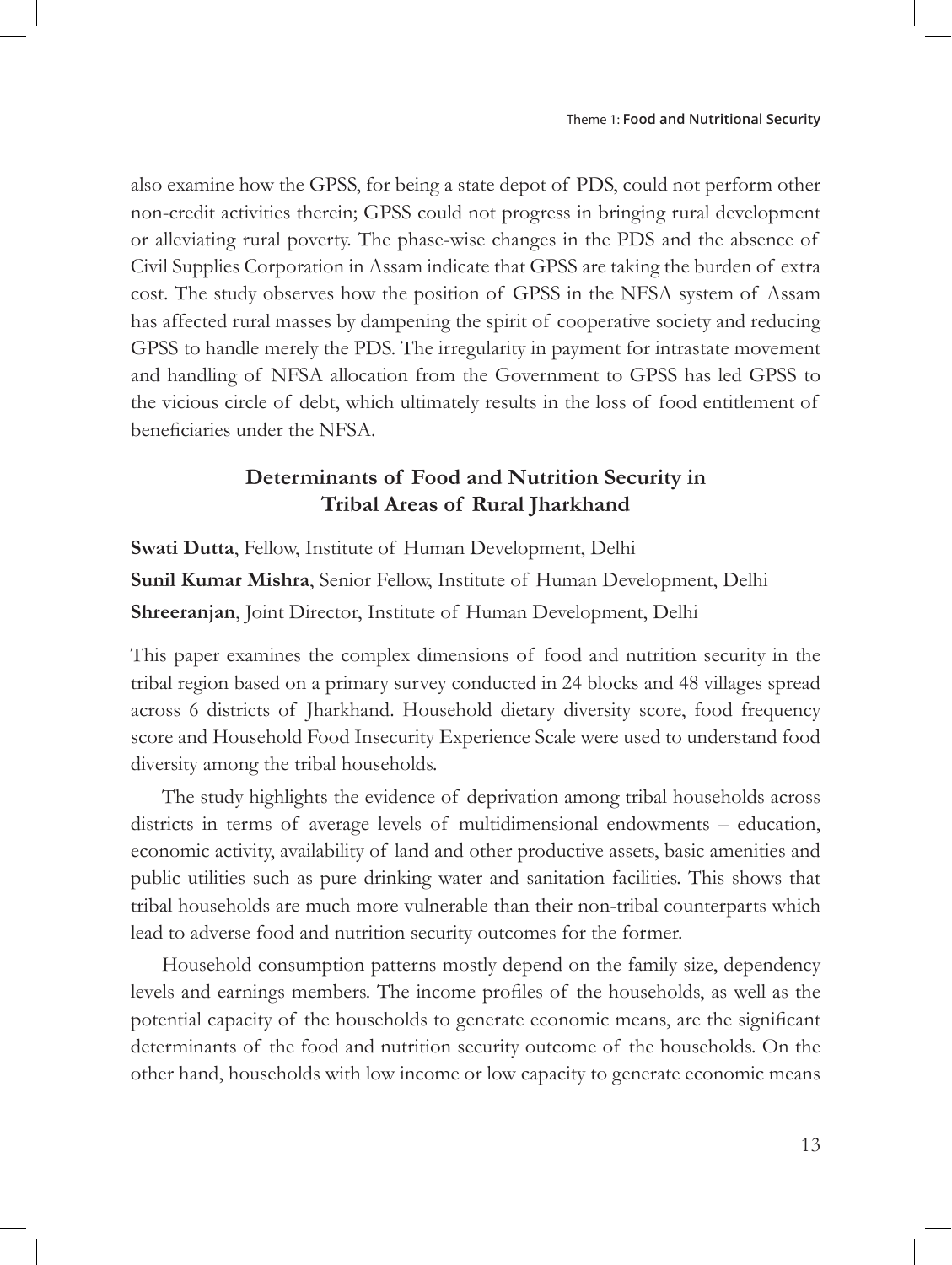also examine how the GPSS, for being a state depot of PDS, could not perform other non-credit activities therein; GPSS could not progress in bringing rural development or alleviating rural poverty. The phase-wise changes in the PDS and the absence of Civil Supplies Corporation in Assam indicate that GPSS are taking the burden of extra cost. The study observes how the position of GPSS in the NFSA system of Assam has affected rural masses by dampening the spirit of cooperative society and reducing GPSS to handle merely the PDS. The irregularity in payment for intrastate movement and handling of NFSA allocation from the Government to GPSS has led GPSS to the vicious circle of debt, which ultimately results in the loss of food entitlement of beneficiaries under the NFSA.

## Determinants of Food and Nutrition Security in Tribal Areas of Rural Jharkhand

**Swati Dutta**, Fellow, Institute of Human Development, Delhi

**Sunil Kumar Mishra**, Senior Fellow, Institute of Human Development, Delhi

**Shreeranjan**, Joint Director, Institute of Human Development, Delhi

This paper examines the complex dimensions of food and nutrition security in the tribal region based on a primary survey conducted in 24 blocks and 48 villages spread across 6 districts of Jharkhand. Household dietary diversity score, food frequency score and Household Food Insecurity Experience Scale were used to understand food diversity among the tribal households.

The study highlights the evidence of deprivation among tribal households across districts in terms of average levels of multidimensional endowments – education, economic activity, availability of land and other productive assets, basic amenities and public utilities such as pure drinking water and sanitation facilities. This shows that tribal households are much more vulnerable than their non-tribal counterparts which lead to adverse food and nutrition security outcomes for the former.

Household consumption patterns mostly depend on the family size, dependency levels and earnings members. The income profiles of the households, as well as the potential capacity of the households to generate economic means, are the significant determinants of the food and nutrition security outcome of the households. On the other hand, households with low income or low capacity to generate economic means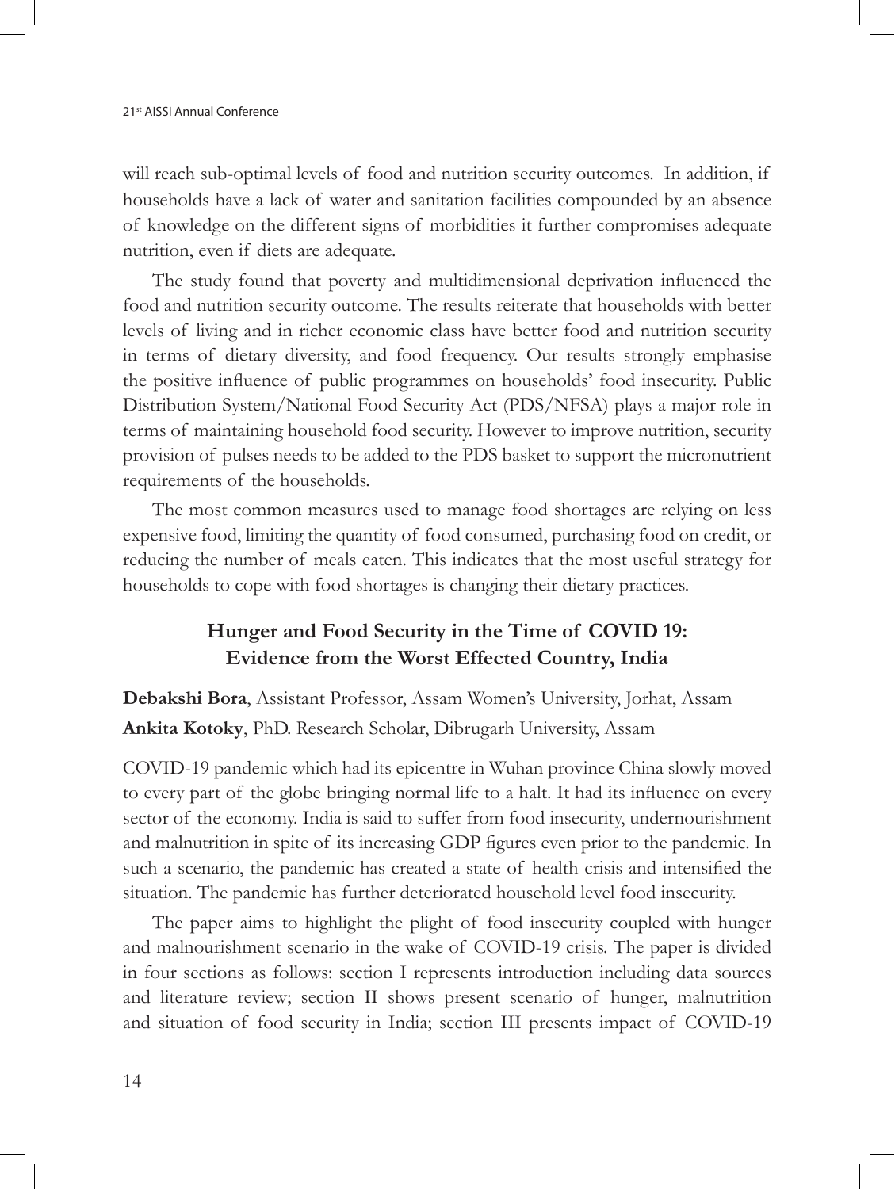will reach sub-optimal levels of food and nutrition security outcomes. In addition, if households have a lack of water and sanitation facilities compounded by an absence of knowledge on the different signs of morbidities it further compromises adequate nutrition, even if diets are adequate.

The study found that poverty and multidimensional deprivation influenced the food and nutrition security outcome. The results reiterate that households with better levels of living and in richer economic class have better food and nutrition security in terms of dietary diversity, and food frequency. Our results strongly emphasise the positive influence of public programmes on households' food insecurity. Public Distribution System/National Food Security Act (PDS/NFSA) plays a major role in terms of maintaining household food security. However to improve nutrition, security provision of pulses needs to be added to the PDS basket to support the micronutrient requirements of the households.

The most common measures used to manage food shortages are relying on less expensive food, limiting the quantity of food consumed, purchasing food on credit, or reducing the number of meals eaten. This indicates that the most useful strategy for households to cope with food shortages is changing their dietary practices.

## Hunger and Food Security in the Time of COVID 19: Evidence from the Worst Effected Country, India

**Debakshi Bora**, Assistant Professor, Assam Women's University, Jorhat, Assam

**Ankita Kotoky**, PhD. Research Scholar, Dibrugarh University, Assam

COVID-19 pandemic which had its epicentre in Wuhan province China slowly moved to every part of the globe bringing normal life to a halt. It had its influence on every sector of the economy. India is said to suffer from food insecurity, undernourishment and malnutrition in spite of its increasing GDP figures even prior to the pandemic. In such a scenario, the pandemic has created a state of health crisis and intensified the situation. The pandemic has further deteriorated household level food insecurity.

The paper aims to highlight the plight of food insecurity coupled with hunger and malnourishment scenario in the wake of COVID-19 crisis. The paper is divided in four sections as follows: section I represents introduction including data sources and literature review; section II shows present scenario of hunger, malnutrition and situation of food security in India; section III presents impact of COVID-19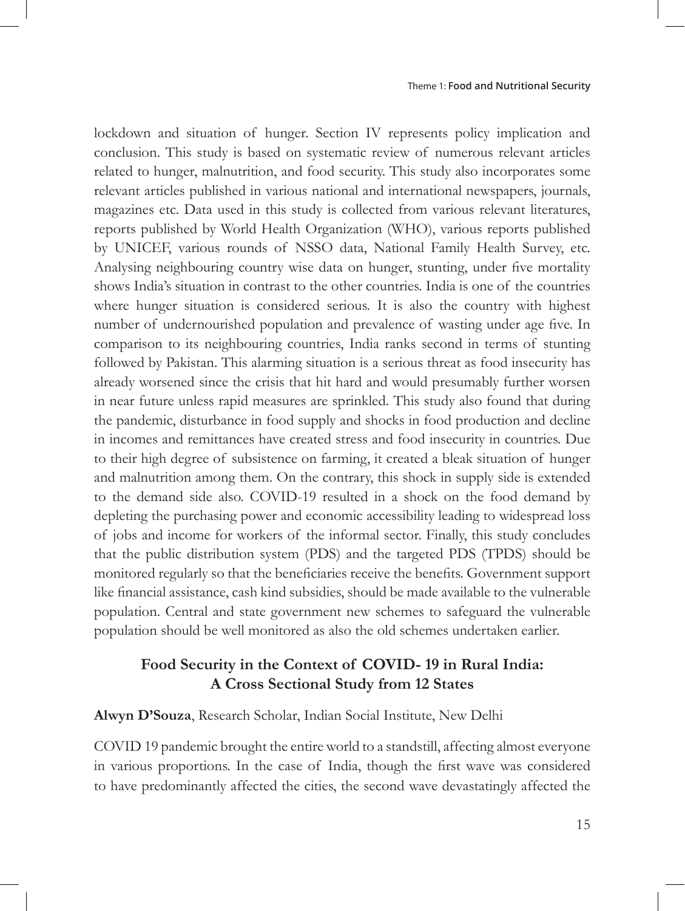lockdown and situation of hunger. Section IV represents policy implication and conclusion. This study is based on systematic review of numerous relevant articles related to hunger, malnutrition, and food security. This study also incorporates some relevant articles published in various national and international newspapers, journals, magazines etc. Data used in this study is collected from various relevant literatures, reports published by World Health Organization (WHO), various reports published by UNICEF, various rounds of NSSO data, National Family Health Survey, etc. Analysing neighbouring country wise data on hunger, stunting, under five mortality shows India's situation in contrast to the other countries. India is one of the countries where hunger situation is considered serious. It is also the country with highest number of undernourished population and prevalence of wasting under age five. In comparison to its neighbouring countries, India ranks second in terms of stunting followed by Pakistan. This alarming situation is a serious threat as food insecurity has already worsened since the crisis that hit hard and would presumably further worsen in near future unless rapid measures are sprinkled. This study also found that during the pandemic, disturbance in food supply and shocks in food production and decline in incomes and remittances have created stress and food insecurity in countries. Due to their high degree of subsistence on farming, it created a bleak situation of hunger and malnutrition among them. On the contrary, this shock in supply side is extended to the demand side also. COVID-19 resulted in a shock on the food demand by depleting the purchasing power and economic accessibility leading to widespread loss of jobs and income for workers of the informal sector. Finally, this study concludes that the public distribution system (PDS) and the targeted PDS (TPDS) should be monitored regularly so that the beneficiaries receive the benefits. Government support like financial assistance, cash kind subsidies, should be made available to the vulnerable population. Central and state government new schemes to safeguard the vulnerable population should be well monitored as also the old schemes undertaken earlier.

## Food Security in the Context of COVID- 19 in Rural India: A Cross Sectional Study from 12 States

**Alwyn D'Souza**, Research Scholar, Indian Social Institute, New Delhi

COVID 19 pandemic brought the entire world to a standstill, affecting almost everyone in various proportions. In the case of India, though the first wave was considered to have predominantly affected the cities, the second wave devastatingly affected the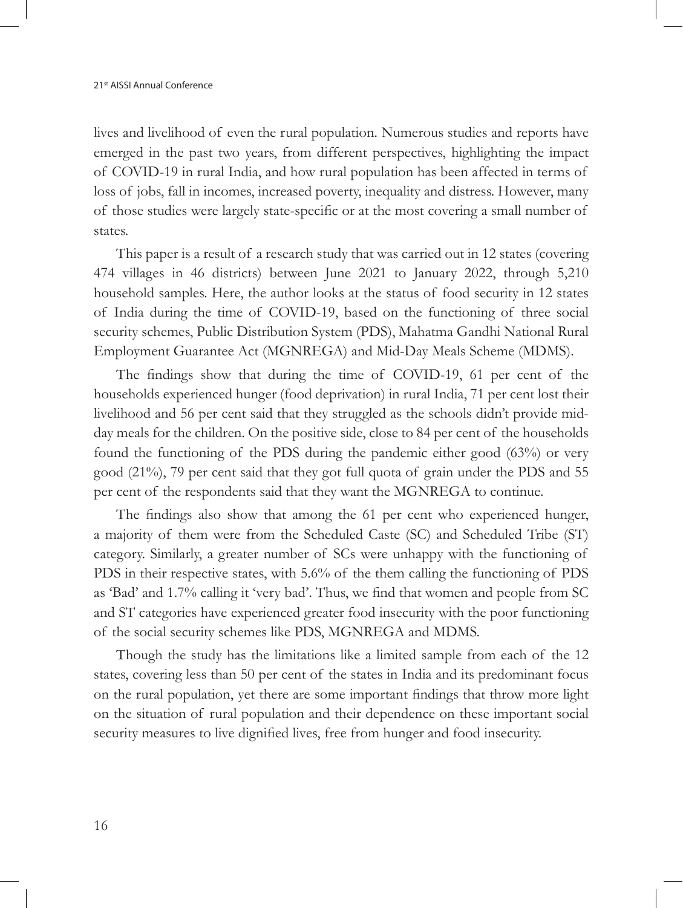lives and livelihood of even the rural population. Numerous studies and reports have emerged in the past two years, from different perspectives, highlighting the impact of COVID-19 in rural India, and how rural population has been affected in terms of loss of jobs, fall in incomes, increased poverty, inequality and distress. However, many of those studies were largely state-specific or at the most covering a small number of states.

This paper is a result of a research study that was carried out in 12 states (covering 474 villages in 46 districts) between June 2021 to January 2022, through 5,210 household samples. Here, the author looks at the status of food security in 12 states of India during the time of COVID-19, based on the functioning of three social security schemes, Public Distribution System (PDS), Mahatma Gandhi National Rural Employment Guarantee Act (MGNREGA) and Mid-Day Meals Scheme (MDMS).

The findings show that during the time of COVID-19, 61 per cent of the households experienced hunger (food deprivation) in rural India, 71 per cent lost their livelihood and 56 per cent said that they struggled as the schools didn't provide mid-day meals for the children. On the positive side, close to 84 per cent of the households found the functioning of the PDS during the pandemic either good (63%) or very good (21%), 79 per cent said that they got full quota of grain under the PDS and 55 per cent of the respondents said that they want the MGNREGA to continue.

The findings also show that among the 61 per cent who experienced hunger, a majority of them were from the Scheduled Caste (SC) and Scheduled Tribe (ST) category. Similarly, a greater number of SCs were unhappy with the functioning of PDS in their respective states, with 5.6% of the them calling the functioning of PDS as 'Bad' and 1.7% calling it 'very bad'. Thus, we find that women and people from SC and ST categories have experienced greater food insecurity with the poor functioning of the social security schemes like PDS, MGNREGA and MDMS.

Though the study has the limitations like a limited sample from each of the 12 states, covering less than 50 per cent of the states in India and its predominant focus on the rural population, yet there are some important findings that throw more light on the situation of rural population and their dependence on these important social security measures to live dignified lives, free from hunger and food insecurity.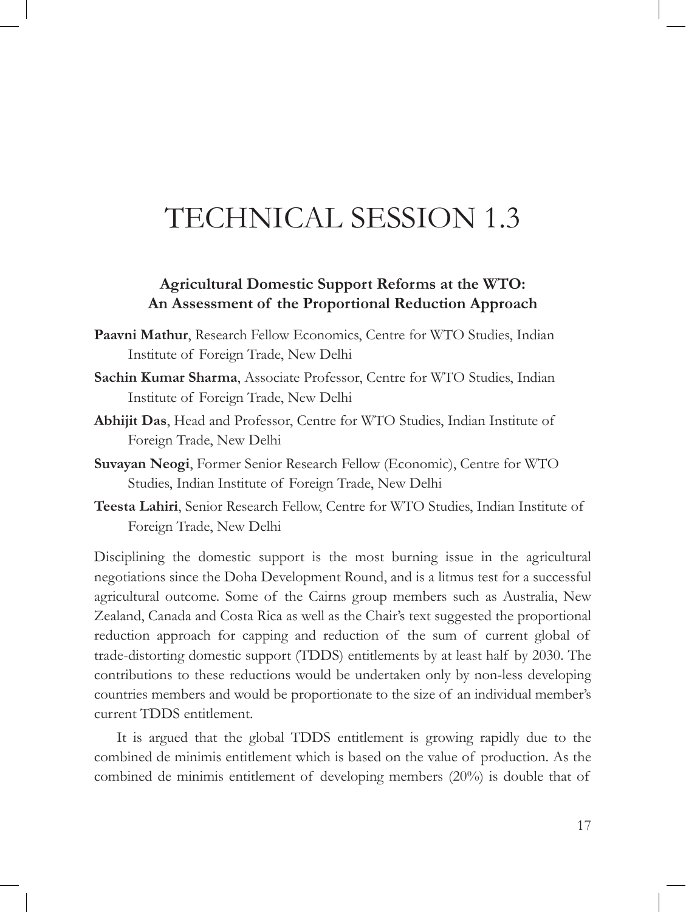# TECHNICAL SESSION 1.3

### Agricultural Domestic Support Reforms at the WTO: An Assessment of the Proportional Reduction Approach

**Paavni Mathur**, Research Fellow Economics, Centre for WTO Studies, Indian Institute of Foreign Trade, New Delhi

**Sachin Kumar Sharma**, Associate Professor, Centre for WTO Studies, Indian Institute of Foreign Trade, New Delhi

**Abhijit Das**, Head and Professor, Centre for WTO Studies, Indian Institute of Foreign Trade, New Delhi

**Suvayan Neogi**, Former Senior Research Fellow (Economic), Centre for WTO Studies, Indian Institute of Foreign Trade, New Delhi

**Teesta Lahiri**, Senior Research Fellow, Centre for WTO Studies, Indian Institute of Foreign Trade, New Delhi

Disciplining the domestic support is the most burning issue in the agricultural negotiations since the Doha Development Round, and is a litmus test for a successful agricultural outcome. Some of the Cairns group members such as Australia, New Zealand, Canada and Costa Rica as well as the Chair's text suggested the proportional reduction approach for capping and reduction of the sum of current global of trade-distorting domestic support (TDDS) entitlements by at least half by 2030. The contributions to these reductions would be undertaken only by non-less developing countries members and would be proportionate to the size of an individual member's current TDDS entitlement.

It is argued that the global TDDS entitlement is growing rapidly due to the combined de minimis entitlement which is based on the value of production. As the combined de minimis entitlement of developing members (20%) is double that of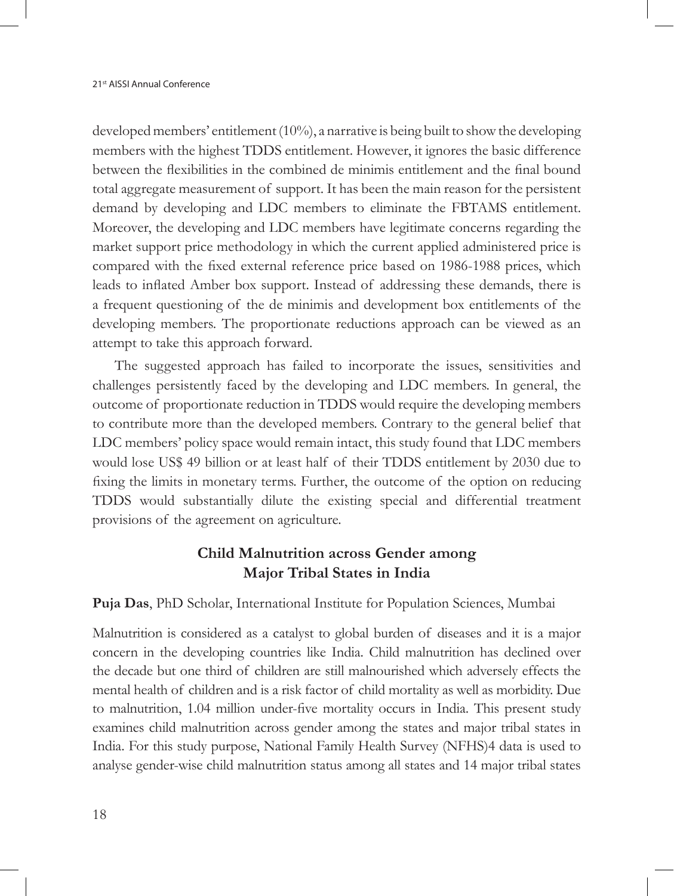developed members' entitlement (10%), a narrative is being built to show the developing members with the highest TDDS entitlement. However, it ignores the basic difference between the flexibilities in the combined de minimis entitlement and the final bound total aggregate measurement of support. It has been the main reason for the persistent demand by developing and LDC members to eliminate the FBTAMS entitlement. Moreover, the developing and LDC members have legitimate concerns regarding the market support price methodology in which the current applied administered price is compared with the fixed external reference price based on 1986-1988 prices, which leads to inflated Amber box support. Instead of addressing these demands, there is a frequent questioning of the de minimis and development box entitlements of the developing members. The proportionate reductions approach can be viewed as an attempt to take this approach forward.

The suggested approach has failed to incorporate the issues, sensitivities and challenges persistently faced by the developing and LDC members. In general, the outcome of proportionate reduction in TDDS would require the developing members to contribute more than the developed members. Contrary to the general belief that LDC members' policy space would remain intact, this study found that LDC members would lose US$ 49 billion or at least half of their TDDS entitlement by 2030 due to fixing the limits in monetary terms. Further, the outcome of the option on reducing TDDS would substantially dilute the existing special and differential treatment provisions of the agreement on agriculture.

## Child Malnutrition across Gender among Major Tribal States in India

**Puja Das**, PhD Scholar, International Institute for Population Sciences, Mumbai

Malnutrition is considered as a catalyst to global burden of diseases and it is a major concern in the developing countries like India. Child malnutrition has declined over the decade but one third of children are still malnourished which adversely effects the mental health of children and is a risk factor of child mortality as well as morbidity. Due to malnutrition, 1.04 million under-five mortality occurs in India. This present study examines child malnutrition across gender among the states and major tribal states in India. For this study purpose, National Family Health Survey (NFHS)4 data is used to analyse gender-wise child malnutrition status among all states and 14 major tribal states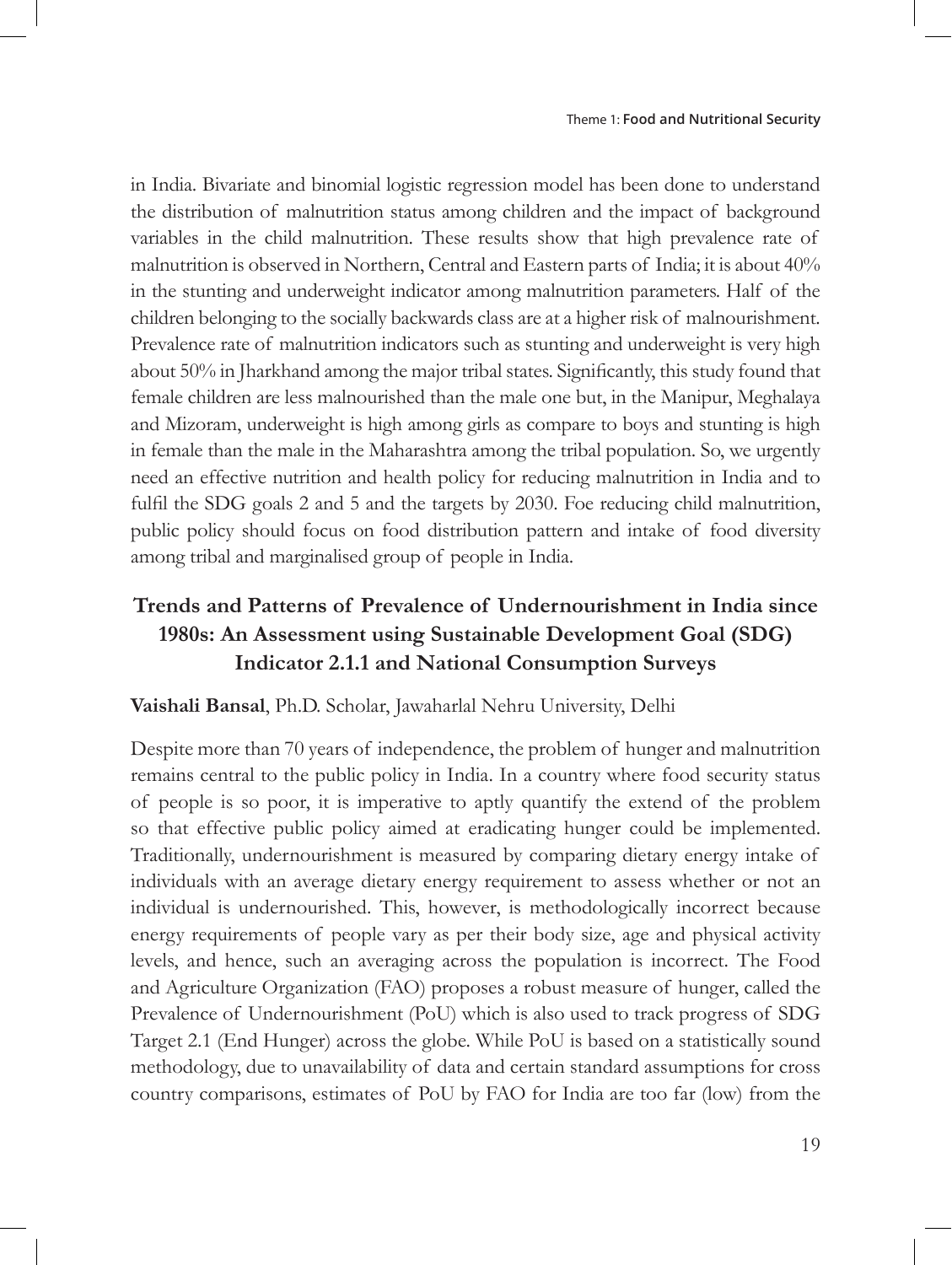in India. Bivariate and binomial logistic regression model has been done to understand the distribution of malnutrition status among children and the impact of background variables in the child malnutrition. These results show that high prevalence rate of malnutrition is observed in Northern, Central and Eastern parts of India; it is about 40% in the stunting and underweight indicator among malnutrition parameters. Half of the children belonging to the socially backwards class are at a higher risk of malnourishment. Prevalence rate of malnutrition indicators such as stunting and underweight is very high about 50% in Jharkhand among the major tribal states. Significantly, this study found that female children are less malnourished than the male one but, in the Manipur, Meghalaya and Mizoram, underweight is high among girls as compare to boys and stunting is high in female than the male in the Maharashtra among the tribal population. So, we urgently need an effective nutrition and health policy for reducing malnutrition in India and to fulfil the SDG goals 2 and 5 and the targets by 2030. Foe reducing child malnutrition, public policy should focus on food distribution pattern and intake of food diversity among tribal and marginalised group of people in India.

## Trends and Patterns of Prevalence of Undernourishment in India since 1980s: An Assessment using Sustainable Development Goal (SDG) Indicator 2.1.1 and National Consumption Surveys

**Vaishali Bansal**, Ph.D. Scholar, Jawaharlal Nehru University, Delhi

Despite more than 70 years of independence, the problem of hunger and malnutrition remains central to the public policy in India. In a country where food security status of people is so poor, it is imperative to aptly quantify the extend of the problem so that effective public policy aimed at eradicating hunger could be implemented. Traditionally, undernourishment is measured by comparing dietary energy intake of individuals with an average dietary energy requirement to assess whether or not an individual is undernourished. This, however, is methodologically incorrect because energy requirements of people vary as per their body size, age and physical activity levels, and hence, such an averaging across the population is incorrect. The Food and Agriculture Organization (FAO) proposes a robust measure of hunger, called the Prevalence of Undernourishment (PoU) which is also used to track progress of SDG Target 2.1 (End Hunger) across the globe. While PoU is based on a statistically sound methodology, due to unavailability of data and certain standard assumptions for cross country comparisons, estimates of PoU by FAO for India are too far (low) from the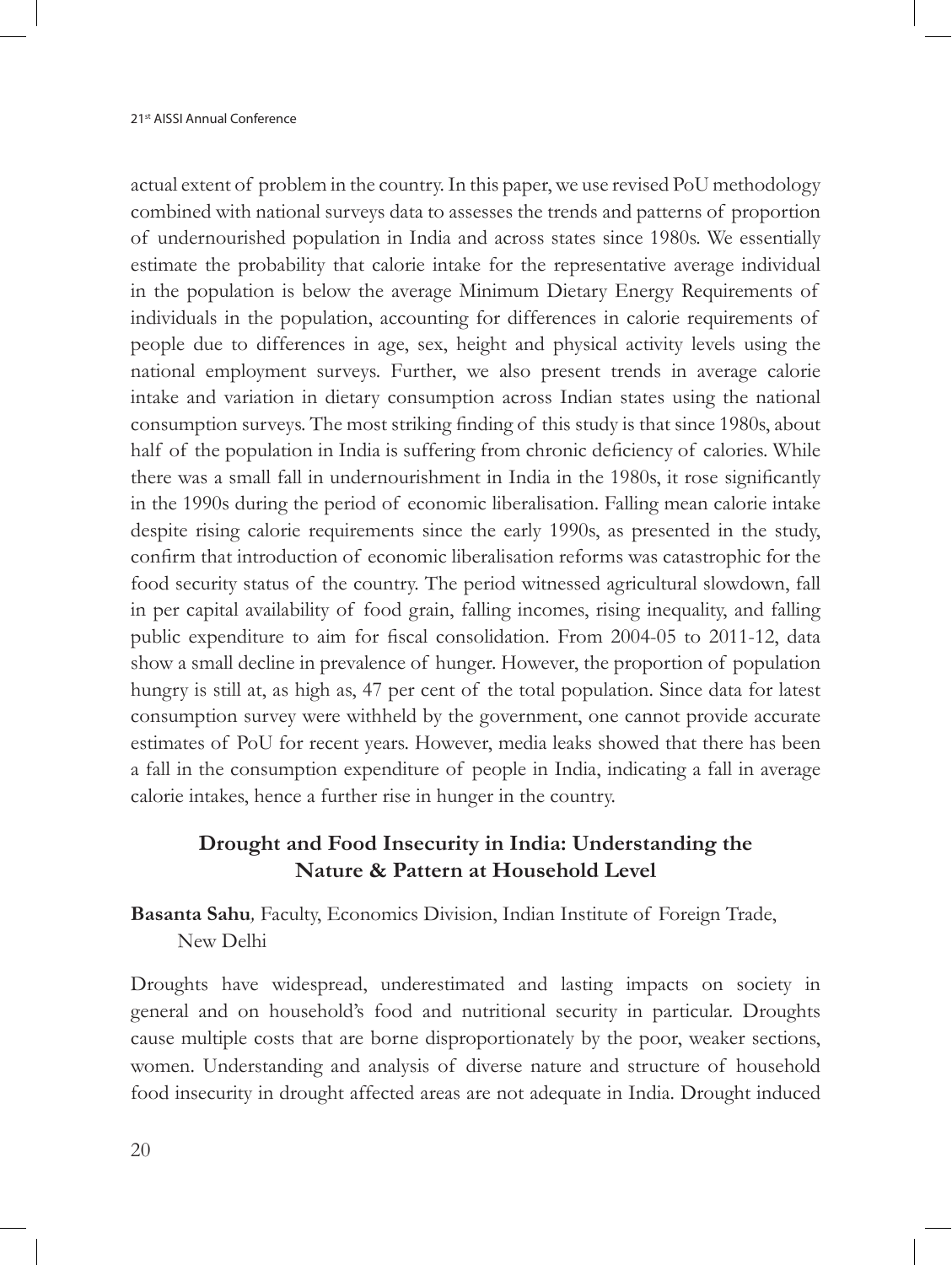actual extent of problem in the country. In this paper, we use revised PoU methodology combined with national surveys data to assesses the trends and patterns of proportion of undernourished population in India and across states since 1980s. We essentially estimate the probability that calorie intake for the representative average individual in the population is below the average Minimum Dietary Energy Requirements of individuals in the population, accounting for differences in calorie requirements of people due to differences in age, sex, height and physical activity levels using the national employment surveys. Further, we also present trends in average calorie intake and variation in dietary consumption across Indian states using the national consumption surveys. The most striking finding of this study is that since 1980s, about half of the population in India is suffering from chronic deficiency of calories. While there was a small fall in undernourishment in India in the 1980s, it rose significantly in the 1990s during the period of economic liberalisation. Falling mean calorie intake despite rising calorie requirements since the early 1990s, as presented in the study, confirm that introduction of economic liberalisation reforms was catastrophic for the food security status of the country. The period witnessed agricultural slowdown, fall in per capital availability of food grain, falling incomes, rising inequality, and falling public expenditure to aim for fiscal consolidation. From 2004-05 to 2011-12, data show a small decline in prevalence of hunger. However, the proportion of population hungry is still at, as high as, 47 per cent of the total population. Since data for latest consumption survey were withheld by the government, one cannot provide accurate estimates of PoU for recent years. However, media leaks showed that there has been a fall in the consumption expenditure of people in India, indicating a fall in average calorie intakes, hence a further rise in hunger in the country.

## Drought and Food Insecurity in India: Understanding the Nature & Pattern at Household Level

**Basanta Sahu***,* Faculty, Economics Division, Indian Institute of Foreign Trade, New Delhi

Droughts have widespread, underestimated and lasting impacts on society in general and on household's food and nutritional security in particular. Droughts cause multiple costs that are borne disproportionately by the poor, weaker sections, women. Understanding and analysis of diverse nature and structure of household food insecurity in drought affected areas are not adequate in India. Drought induced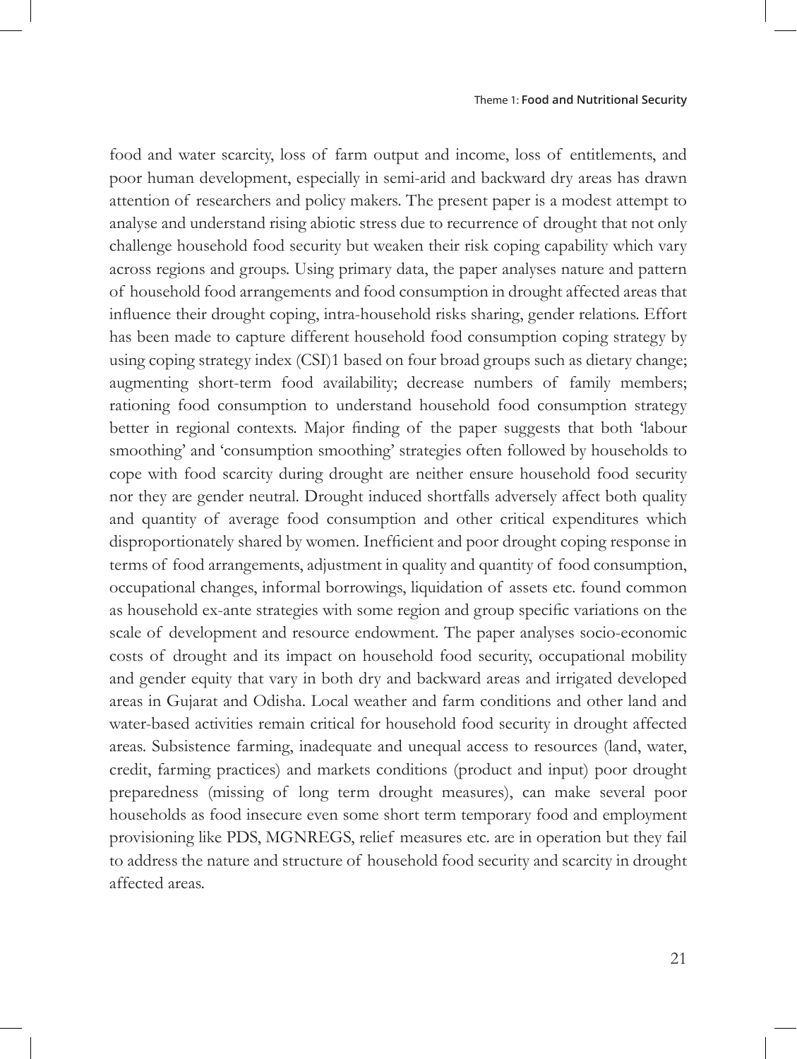food and water scarcity, loss of farm output and income, loss of entitlements, and poor human development, especially in semi-arid and backward dry areas has drawn attention of researchers and policy makers. The present paper is a modest attempt to analyse and understand rising abiotic stress due to recurrence of drought that not only challenge household food security but weaken their risk coping capability which vary across regions and groups. Using primary data, the paper analyses nature and pattern of household food arrangements and food consumption in drought affected areas that influence their drought coping, intra-household risks sharing, gender relations. Effort has been made to capture different household food consumption coping strategy by using coping strategy index (CSI)1 based on four broad groups such as dietary change; augmenting short-term food availability; decrease numbers of family members; rationing food consumption to understand household food consumption strategy better in regional contexts. Major finding of the paper suggests that both 'labour smoothing' and 'consumption smoothing' strategies often followed by households to cope with food scarcity during drought are neither ensure household food security nor they are gender neutral. Drought induced shortfalls adversely affect both quality and quantity of average food consumption and other critical expenditures which disproportionately shared by women. Inefficient and poor drought coping response in terms of food arrangements, adjustment in quality and quantity of food consumption, occupational changes, informal borrowings, liquidation of assets etc. found common as household ex-ante strategies with some region and group specific variations on the scale of development and resource endowment. The paper analyses socio-economic costs of drought and its impact on household food security, occupational mobility and gender equity that vary in both dry and backward areas and irrigated developed areas in Gujarat and Odisha. Local weather and farm conditions and other land and water-based activities remain critical for household food security in drought affected areas. Subsistence farming, inadequate and unequal access to resources (land, water, credit, farming practices) and markets conditions (product and input) poor drought preparedness (missing of long term drought measures), can make several poor households as food insecure even some short term temporary food and employment provisioning like PDS, MGNREGS, relief measures etc. are in operation but they fail to address the nature and structure of household food security and scarcity in drought affected areas.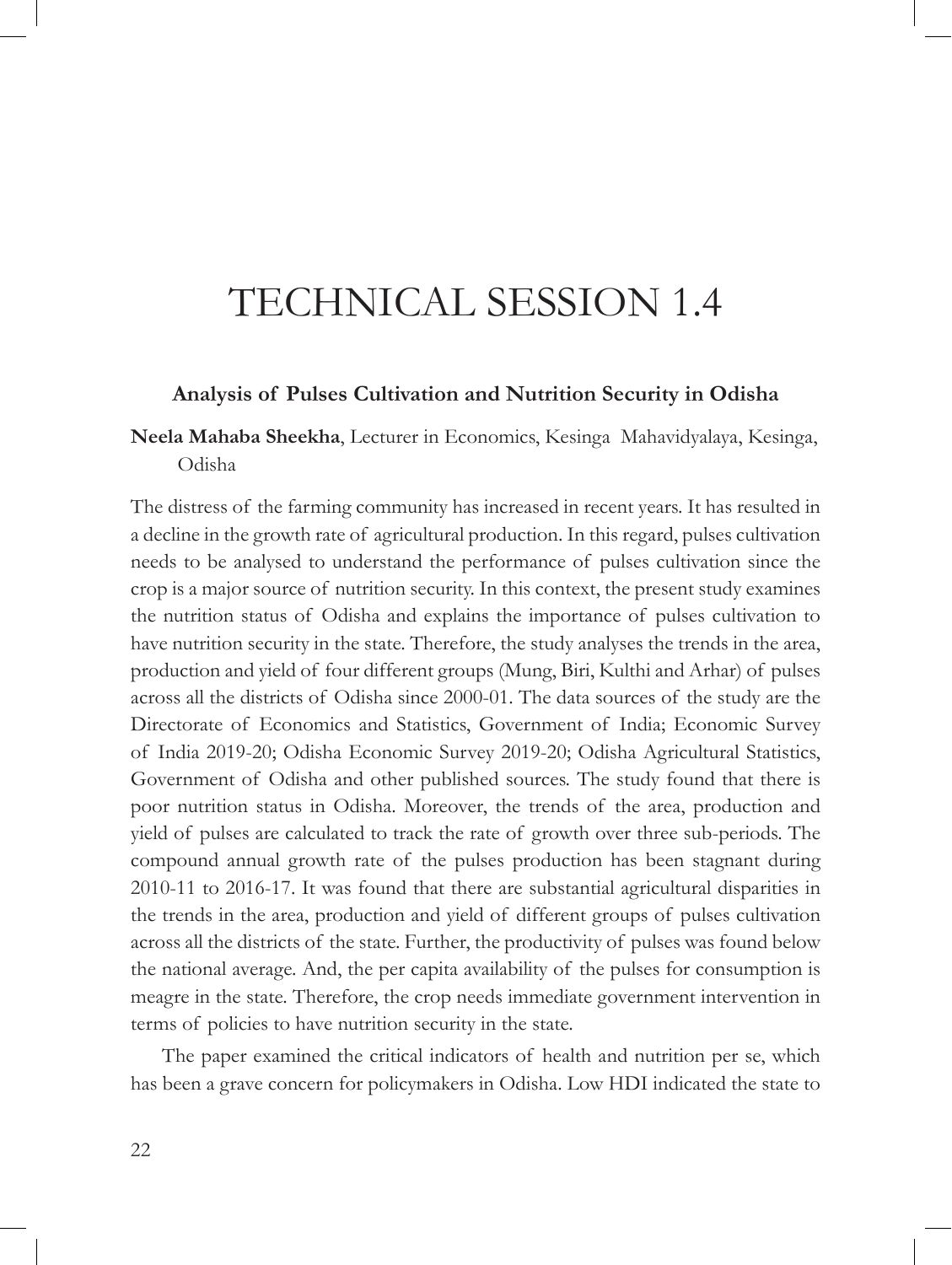# TECHNICAL SESSION 1.4

### Analysis of Pulses Cultivation and Nutrition Security in Odisha

**Neela Mahaba Sheekha**, Lecturer in Economics, Kesinga Mahavidyalaya, Kesinga, Odisha

The distress of the farming community has increased in recent years. It has resulted in a decline in the growth rate of agricultural production. In this regard, pulses cultivation needs to be analysed to understand the performance of pulses cultivation since the crop is a major source of nutrition security. In this context, the present study examines the nutrition status of Odisha and explains the importance of pulses cultivation to have nutrition security in the state. Therefore, the study analyses the trends in the area, production and yield of four different groups (Mung, Biri, Kulthi and Arhar) of pulses across all the districts of Odisha since 2000-01. The data sources of the study are the Directorate of Economics and Statistics, Government of India; Economic Survey of India 2019-20; Odisha Economic Survey 2019-20; Odisha Agricultural Statistics, Government of Odisha and other published sources. The study found that there is poor nutrition status in Odisha. Moreover, the trends of the area, production and yield of pulses are calculated to track the rate of growth over three sub-periods. The compound annual growth rate of the pulses production has been stagnant during 2010-11 to 2016-17. It was found that there are substantial agricultural disparities in the trends in the area, production and yield of different groups of pulses cultivation across all the districts of the state. Further, the productivity of pulses was found below the national average. And, the per capita availability of the pulses for consumption is meagre in the state. Therefore, the crop needs immediate government intervention in terms of policies to have nutrition security in the state.

The paper examined the critical indicators of health and nutrition per se, which has been a grave concern for policymakers in Odisha. Low HDI indicated the state to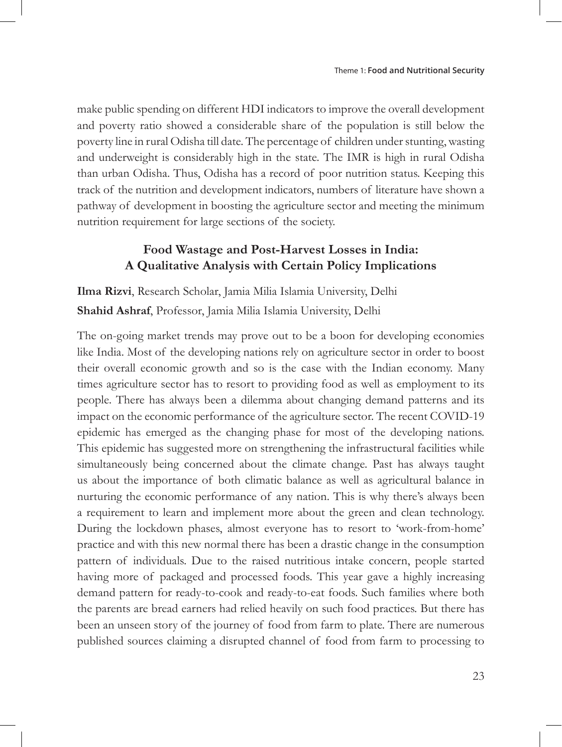make public spending on different HDI indicators to improve the overall development and poverty ratio showed a considerable share of the population is still below the poverty line in rural Odisha till date. The percentage of children under stunting, wasting and underweight is considerably high in the state. The IMR is high in rural Odisha than urban Odisha. Thus, Odisha has a record of poor nutrition status. Keeping this track of the nutrition and development indicators, numbers of literature have shown a pathway of development in boosting the agriculture sector and meeting the minimum nutrition requirement for large sections of the society.

## Food Wastage and Post-Harvest Losses in India: A Qualitative Analysis with Certain Policy Implications

**Ilma Rizvi**, Research Scholar, Jamia Milia Islamia University, Delhi

**Shahid Ashraf**, Professor, Jamia Milia Islamia University, Delhi

The on-going market trends may prove out to be a boon for developing economies like India. Most of the developing nations rely on agriculture sector in order to boost their overall economic growth and so is the case with the Indian economy. Many times agriculture sector has to resort to providing food as well as employment to its people. There has always been a dilemma about changing demand patterns and its impact on the economic performance of the agriculture sector. The recent COVID-19 epidemic has emerged as the changing phase for most of the developing nations. This epidemic has suggested more on strengthening the infrastructural facilities while simultaneously being concerned about the climate change. Past has always taught us about the importance of both climatic balance as well as agricultural balance in nurturing the economic performance of any nation. This is why there's always been a requirement to learn and implement more about the green and clean technology. During the lockdown phases, almost everyone has to resort to 'work-from-home' practice and with this new normal there has been a drastic change in the consumption pattern of individuals. Due to the raised nutritious intake concern, people started having more of packaged and processed foods. This year gave a highly increasing demand pattern for ready-to-cook and ready-to-eat foods. Such families where both the parents are bread earners had relied heavily on such food practices. But there has been an unseen story of the journey of food from farm to plate. There are numerous published sources claiming a disrupted channel of food from farm to processing to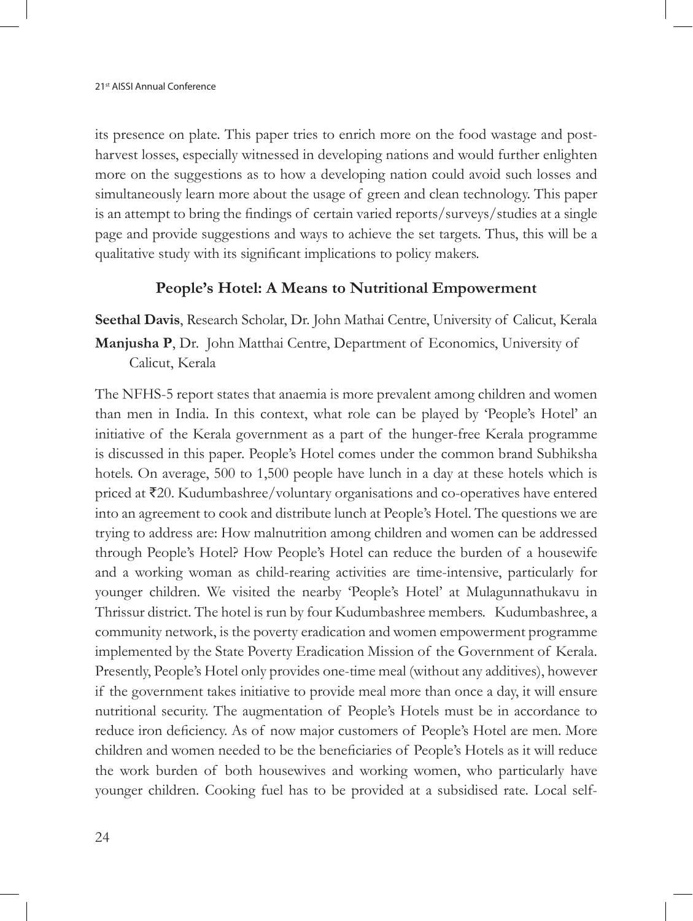its presence on plate. This paper tries to enrich more on the food wastage and post-harvest losses, especially witnessed in developing nations and would further enlighten more on the suggestions as to how a developing nation could avoid such losses and simultaneously learn more about the usage of green and clean technology. This paper is an attempt to bring the findings of certain varied reports/surveys/studies at a single page and provide suggestions and ways to achieve the set targets. Thus, this will be a qualitative study with its significant implications to policy makers.

### People's Hotel: A Means to Nutritional Empowerment

**Seethal Davis**, Research Scholar, Dr. John Mathai Centre, University of Calicut, Kerala
**Manjusha P**, Dr. John Matthai Centre, Department of Economics, University of Calicut, Kerala

The NFHS-5 report states that anaemia is more prevalent among children and women than men in India. In this context, what role can be played by 'People's Hotel' an initiative of the Kerala government as a part of the hunger-free Kerala programme is discussed in this paper. People's Hotel comes under the common brand Subhiksha hotels. On average, 500 to 1,500 people have lunch in a day at these hotels which is priced at ₹20. Kudumbashree/voluntary organisations and co-operatives have entered into an agreement to cook and distribute lunch at People's Hotel. The questions we are trying to address are: How malnutrition among children and women can be addressed through People's Hotel? How People's Hotel can reduce the burden of a housewife and a working woman as child-rearing activities are time-intensive, particularly for younger children. We visited the nearby 'People's Hotel' at Mulagunnathukavu in Thrissur district. The hotel is run by four Kudumbashree members. Kudumbashree, a community network, is the poverty eradication and women empowerment programme implemented by the State Poverty Eradication Mission of the Government of Kerala. Presently, People's Hotel only provides one-time meal (without any additives), however if the government takes initiative to provide meal more than once a day, it will ensure nutritional security. The augmentation of People's Hotels must be in accordance to reduce iron deficiency. As of now major customers of People's Hotel are men. More children and women needed to be the beneficiaries of People's Hotels as it will reduce the work burden of both housewives and working women, who particularly have younger children. Cooking fuel has to be provided at a subsidised rate. Local self-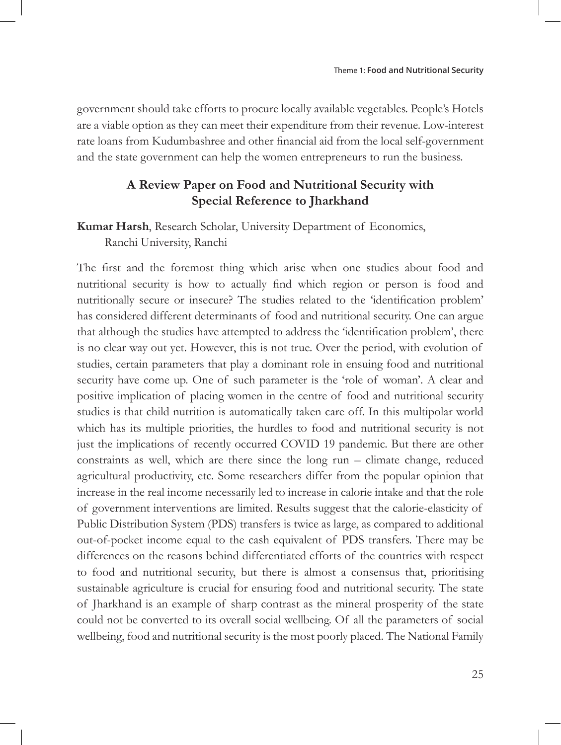government should take efforts to procure locally available vegetables. People's Hotels are a viable option as they can meet their expenditure from their revenue. Low-interest rate loans from Kudumbashree and other financial aid from the local self-government and the state government can help the women entrepreneurs to run the business.

## A Review Paper on Food and Nutritional Security with Special Reference to Jharkhand

**Kumar Harsh**, Research Scholar, University Department of Economics, Ranchi University, Ranchi

The first and the foremost thing which arise when one studies about food and nutritional security is how to actually find which region or person is food and nutritionally secure or insecure? The studies related to the 'identification problem' has considered different determinants of food and nutritional security. One can argue that although the studies have attempted to address the 'identification problem', there is no clear way out yet. However, this is not true. Over the period, with evolution of studies, certain parameters that play a dominant role in ensuing food and nutritional security have come up. One of such parameter is the 'role of woman'. A clear and positive implication of placing women in the centre of food and nutritional security studies is that child nutrition is automatically taken care off. In this multipolar world which has its multiple priorities, the hurdles to food and nutritional security is not just the implications of recently occurred COVID 19 pandemic. But there are other constraints as well, which are there since the long run – climate change, reduced agricultural productivity, etc. Some researchers differ from the popular opinion that increase in the real income necessarily led to increase in calorie intake and that the role of government interventions are limited. Results suggest that the calorie-elasticity of Public Distribution System (PDS) transfers is twice as large, as compared to additional out-of-pocket income equal to the cash equivalent of PDS transfers. There may be differences on the reasons behind differentiated efforts of the countries with respect to food and nutritional security, but there is almost a consensus that, prioritising sustainable agriculture is crucial for ensuring food and nutritional security. The state of Jharkhand is an example of sharp contrast as the mineral prosperity of the state could not be converted to its overall social wellbeing. Of all the parameters of social wellbeing, food and nutritional security is the most poorly placed. The National Family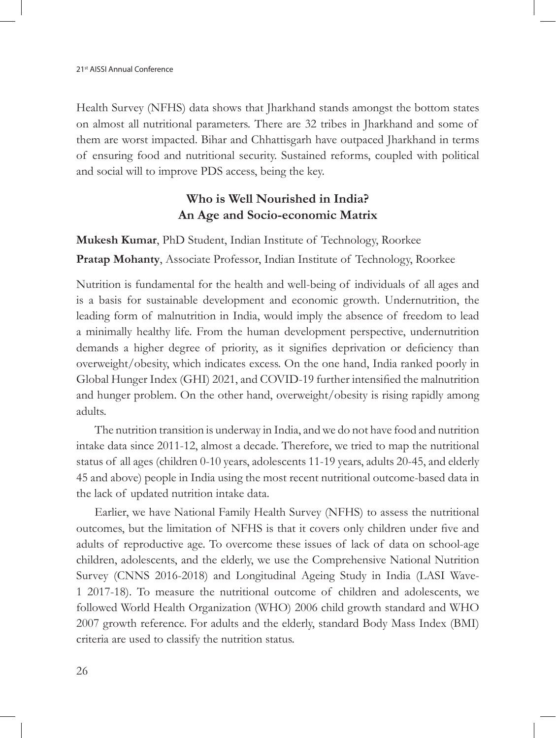Health Survey (NFHS) data shows that Jharkhand stands amongst the bottom states on almost all nutritional parameters. There are 32 tribes in Jharkhand and some of them are worst impacted. Bihar and Chhattisgarh have outpaced Jharkhand in terms of ensuring food and nutritional security. Sustained reforms, coupled with political and social will to improve PDS access, being the key.

## Who is Well Nourished in India? An Age and Socio-economic Matrix

**Mukesh Kumar**, PhD Student, Indian Institute of Technology, Roorkee

**Pratap Mohanty**, Associate Professor, Indian Institute of Technology, Roorkee

Nutrition is fundamental for the health and well-being of individuals of all ages and is a basis for sustainable development and economic growth. Undernutrition, the leading form of malnutrition in India, would imply the absence of freedom to lead a minimally healthy life. From the human development perspective, undernutrition demands a higher degree of priority, as it signifies deprivation or deficiency than overweight/obesity, which indicates excess. On the one hand, India ranked poorly in Global Hunger Index (GHI) 2021, and COVID-19 further intensified the malnutrition and hunger problem. On the other hand, overweight/obesity is rising rapidly among adults.

The nutrition transition is underway in India, and we do not have food and nutrition intake data since 2011-12, almost a decade. Therefore, we tried to map the nutritional status of all ages (children 0-10 years, adolescents 11-19 years, adults 20-45, and elderly 45 and above) people in India using the most recent nutritional outcome-based data in the lack of updated nutrition intake data.

Earlier, we have National Family Health Survey (NFHS) to assess the nutritional outcomes, but the limitation of NFHS is that it covers only children under five and adults of reproductive age. To overcome these issues of lack of data on school-age children, adolescents, and the elderly, we use the Comprehensive National Nutrition Survey (CNNS 2016-2018) and Longitudinal Ageing Study in India (LASI Wave-1 2017-18). To measure the nutritional outcome of children and adolescents, we followed World Health Organization (WHO) 2006 child growth standard and WHO 2007 growth reference. For adults and the elderly, standard Body Mass Index (BMI) criteria are used to classify the nutrition status.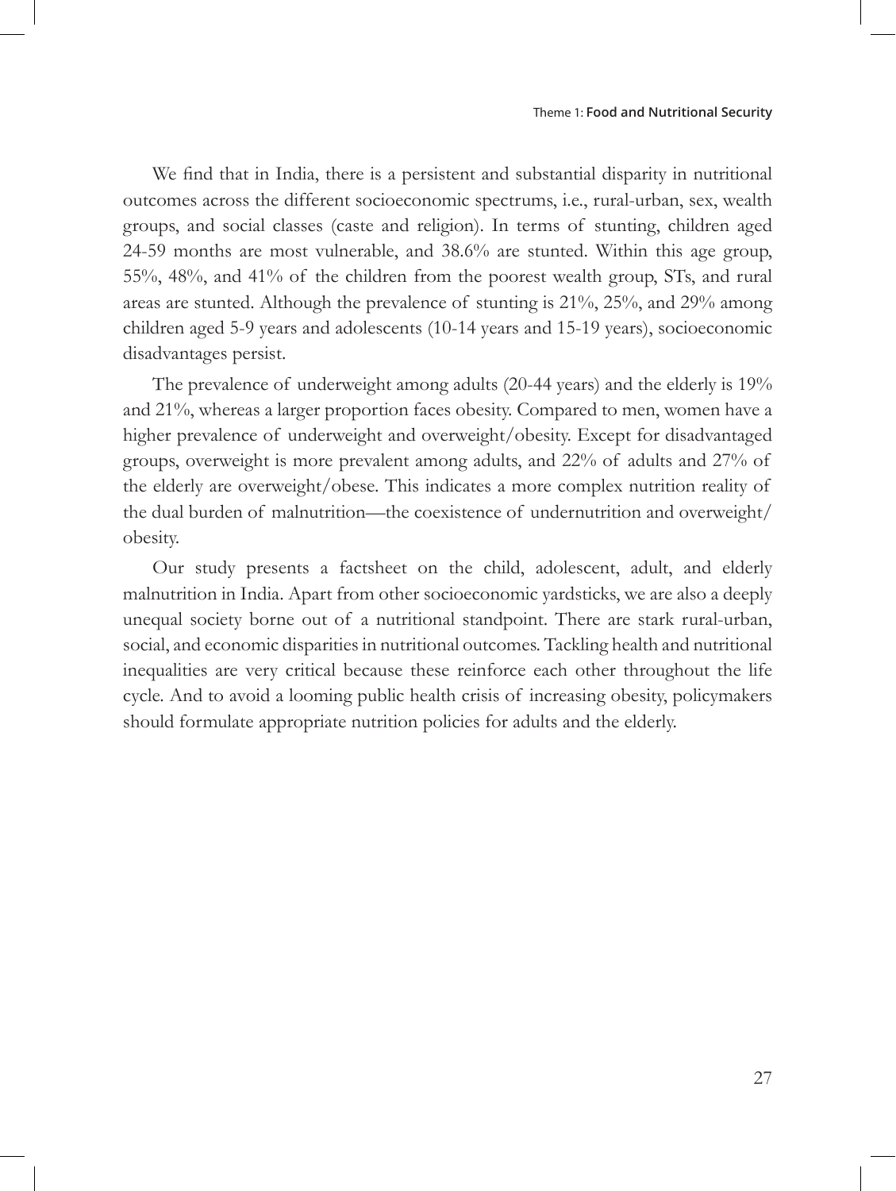We find that in India, there is a persistent and substantial disparity in nutritional outcomes across the different socioeconomic spectrums, i.e., rural-urban, sex, wealth groups, and social classes (caste and religion). In terms of stunting, children aged 24-59 months are most vulnerable, and 38.6% are stunted. Within this age group, 55%, 48%, and 41% of the children from the poorest wealth group, STs, and rural areas are stunted. Although the prevalence of stunting is 21%, 25%, and 29% among children aged 5-9 years and adolescents (10-14 years and 15-19 years), socioeconomic disadvantages persist.

The prevalence of underweight among adults (20-44 years) and the elderly is 19% and 21%, whereas a larger proportion faces obesity. Compared to men, women have a higher prevalence of underweight and overweight/obesity. Except for disadvantaged groups, overweight is more prevalent among adults, and 22% of adults and 27% of the elderly are overweight/obese. This indicates a more complex nutrition reality of the dual burden of malnutrition—the coexistence of undernutrition and overweight/obesity.

Our study presents a factsheet on the child, adolescent, adult, and elderly malnutrition in India. Apart from other socioeconomic yardsticks, we are also a deeply unequal society borne out of a nutritional standpoint. There are stark rural-urban, social, and economic disparities in nutritional outcomes. Tackling health and nutritional inequalities are very critical because these reinforce each other throughout the life cycle. And to avoid a looming public health crisis of increasing obesity, policymakers should formulate appropriate nutrition policies for adults and the elderly.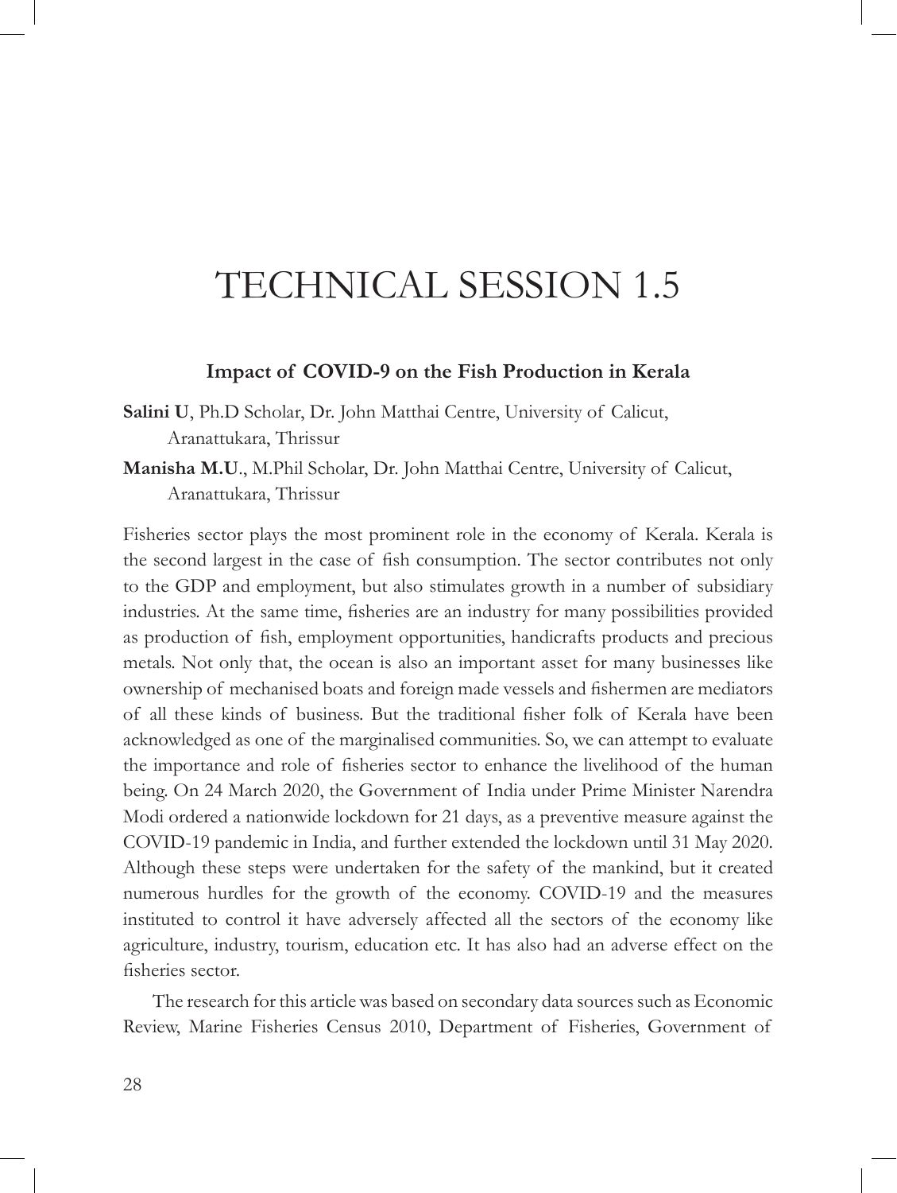# TECHNICAL SESSION 1.5

### Impact of COVID-9 on the Fish Production in Kerala

**Salini U**, Ph.D Scholar, Dr. John Matthai Centre, University of Calicut, Aranattukara, Thrissur

**Manisha M.U**., M.Phil Scholar, Dr. John Matthai Centre, University of Calicut, Aranattukara, Thrissur

Fisheries sector plays the most prominent role in the economy of Kerala. Kerala is the second largest in the case of fish consumption. The sector contributes not only to the GDP and employment, but also stimulates growth in a number of subsidiary industries. At the same time, fisheries are an industry for many possibilities provided as production of fish, employment opportunities, handicrafts products and precious metals. Not only that, the ocean is also an important asset for many businesses like ownership of mechanised boats and foreign made vessels and fishermen are mediators of all these kinds of business. But the traditional fisher folk of Kerala have been acknowledged as one of the marginalised communities. So, we can attempt to evaluate the importance and role of fisheries sector to enhance the livelihood of the human being. On 24 March 2020, the Government of India under Prime Minister Narendra Modi ordered a nationwide lockdown for 21 days, as a preventive measure against the COVID-19 pandemic in India, and further extended the lockdown until 31 May 2020. Although these steps were undertaken for the safety of the mankind, but it created numerous hurdles for the growth of the economy. COVID-19 and the measures instituted to control it have adversely affected all the sectors of the economy like agriculture, industry, tourism, education etc. It has also had an adverse effect on the fisheries sector.

The research for this article was based on secondary data sources such as Economic Review, Marine Fisheries Census 2010, Department of Fisheries, Government of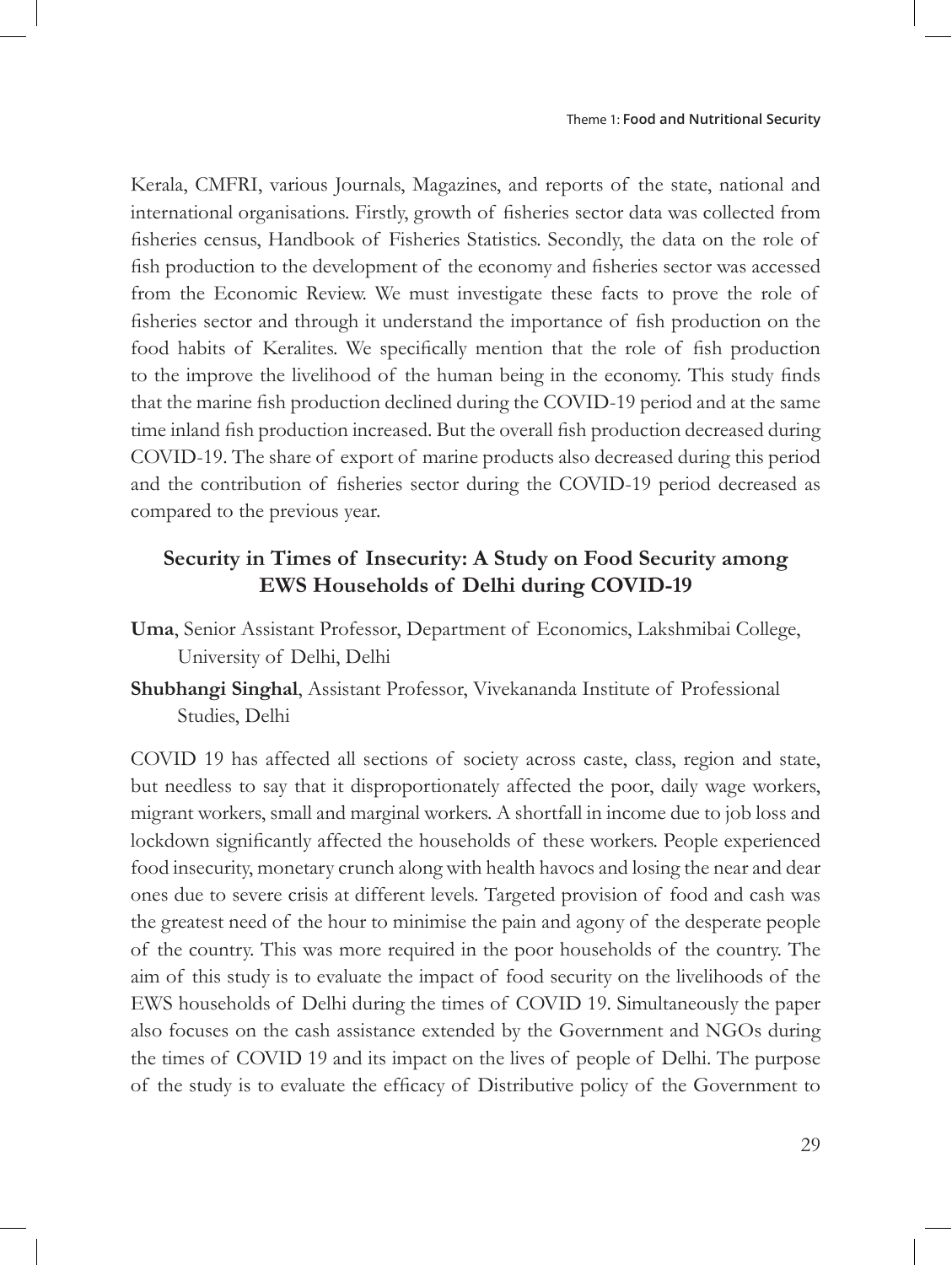Kerala, CMFRI, various Journals, Magazines, and reports of the state, national and international organisations. Firstly, growth of fisheries sector data was collected from fisheries census, Handbook of Fisheries Statistics. Secondly, the data on the role of fish production to the development of the economy and fisheries sector was accessed from the Economic Review. We must investigate these facts to prove the role of fisheries sector and through it understand the importance of fish production on the food habits of Keralites. We specifically mention that the role of fish production to the improve the livelihood of the human being in the economy. This study finds that the marine fish production declined during the COVID-19 period and at the same time inland fish production increased. But the overall fish production decreased during COVID-19. The share of export of marine products also decreased during this period and the contribution of fisheries sector during the COVID-19 period decreased as compared to the previous year.

## Security in Times of Insecurity: A Study on Food Security among EWS Households of Delhi during COVID-19

**Uma**, Senior Assistant Professor, Department of Economics, Lakshmibai College, University of Delhi, Delhi

**Shubhangi Singhal**, Assistant Professor, Vivekananda Institute of Professional Studies, Delhi

COVID 19 has affected all sections of society across caste, class, region and state, but needless to say that it disproportionately affected the poor, daily wage workers, migrant workers, small and marginal workers. A shortfall in income due to job loss and lockdown significantly affected the households of these workers. People experienced food insecurity, monetary crunch along with health havocs and losing the near and dear ones due to severe crisis at different levels. Targeted provision of food and cash was the greatest need of the hour to minimise the pain and agony of the desperate people of the country. This was more required in the poor households of the country. The aim of this study is to evaluate the impact of food security on the livelihoods of the EWS households of Delhi during the times of COVID 19. Simultaneously the paper also focuses on the cash assistance extended by the Government and NGOs during the times of COVID 19 and its impact on the lives of people of Delhi. The purpose of the study is to evaluate the efficacy of Distributive policy of the Government to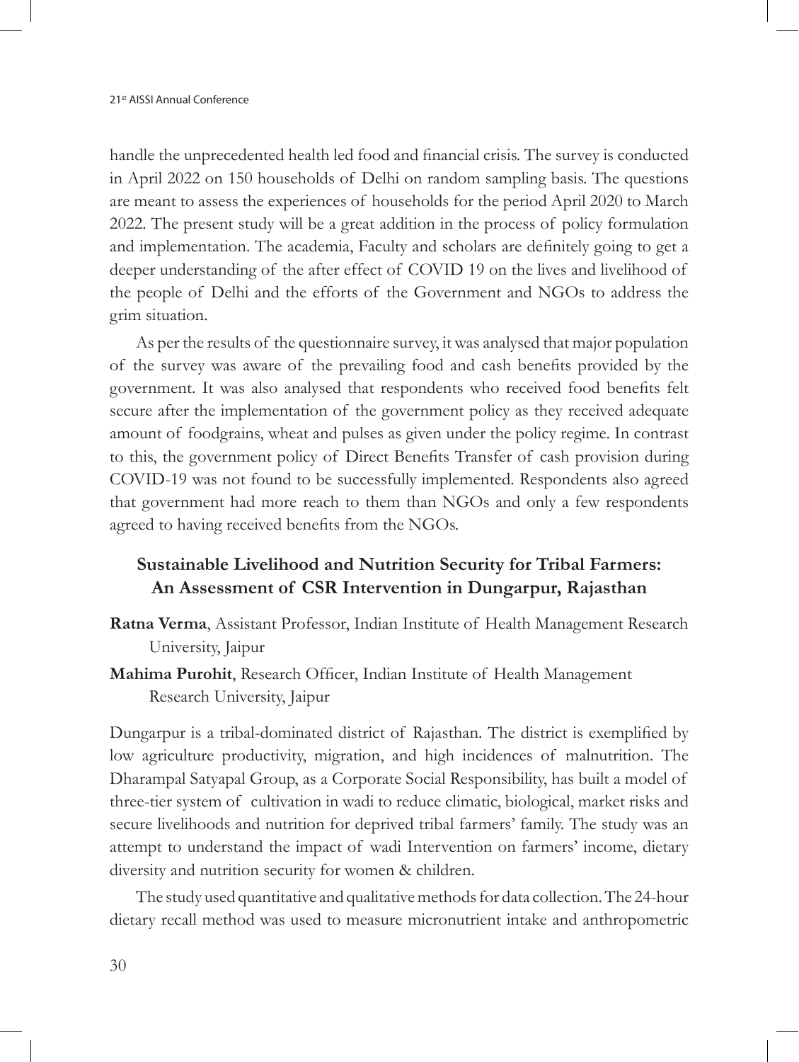handle the unprecedented health led food and financial crisis. The survey is conducted in April 2022 on 150 households of Delhi on random sampling basis. The questions are meant to assess the experiences of households for the period April 2020 to March 2022. The present study will be a great addition in the process of policy formulation and implementation. The academia, Faculty and scholars are definitely going to get a deeper understanding of the after effect of COVID 19 on the lives and livelihood of the people of Delhi and the efforts of the Government and NGOs to address the grim situation.

As per the results of the questionnaire survey, it was analysed that major population of the survey was aware of the prevailing food and cash benefits provided by the government. It was also analysed that respondents who received food benefits felt secure after the implementation of the government policy as they received adequate amount of foodgrains, wheat and pulses as given under the policy regime. In contrast to this, the government policy of Direct Benefits Transfer of cash provision during COVID-19 was not found to be successfully implemented. Respondents also agreed that government had more reach to them than NGOs and only a few respondents agreed to having received benefits from the NGOs.

## Sustainable Livelihood and Nutrition Security for Tribal Farmers: An Assessment of CSR Intervention in Dungarpur, Rajasthan

**Ratna Verma**, Assistant Professor, Indian Institute of Health Management Research University, Jaipur

**Mahima Purohit**, Research Officer, Indian Institute of Health Management Research University, Jaipur

Dungarpur is a tribal-dominated district of Rajasthan. The district is exemplified by low agriculture productivity, migration, and high incidences of malnutrition. The Dharampal Satyapal Group, as a Corporate Social Responsibility, has built a model of three-tier system of cultivation in wadi to reduce climatic, biological, market risks and secure livelihoods and nutrition for deprived tribal farmers' family. The study was an attempt to understand the impact of wadi Intervention on farmers' income, dietary diversity and nutrition security for women & children.

The study used quantitative and qualitative methods for data collection. The 24-hour dietary recall method was used to measure micronutrient intake and anthropometric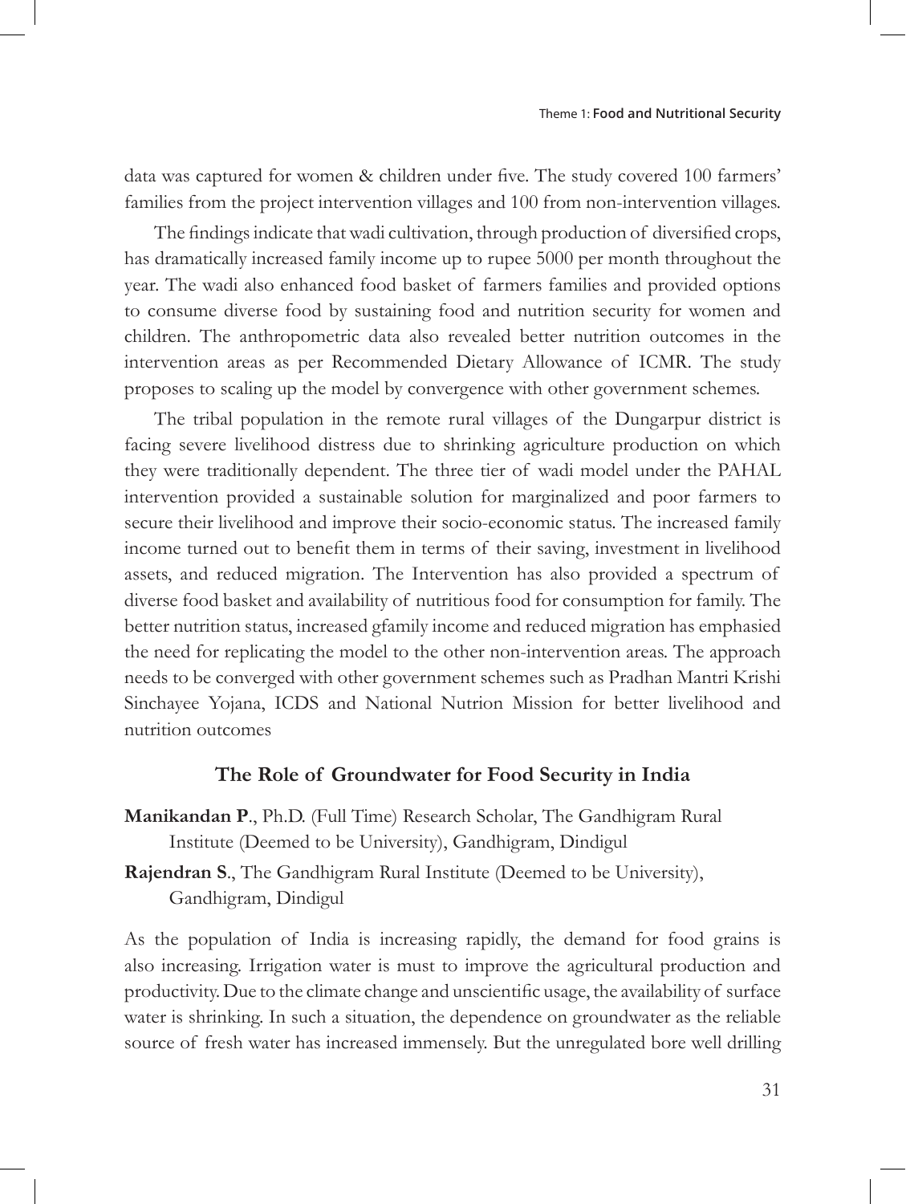data was captured for women & children under five. The study covered 100 farmers' families from the project intervention villages and 100 from non-intervention villages.

The findings indicate that wadi cultivation, through production of diversified crops, has dramatically increased family income up to rupee 5000 per month throughout the year. The wadi also enhanced food basket of farmers families and provided options to consume diverse food by sustaining food and nutrition security for women and children. The anthropometric data also revealed better nutrition outcomes in the intervention areas as per Recommended Dietary Allowance of ICMR. The study proposes to scaling up the model by convergence with other government schemes.

The tribal population in the remote rural villages of the Dungarpur district is facing severe livelihood distress due to shrinking agriculture production on which they were traditionally dependent. The three tier of wadi model under the PAHAL intervention provided a sustainable solution for marginalized and poor farmers to secure their livelihood and improve their socio-economic status. The increased family income turned out to benefit them in terms of their saving, investment in livelihood assets, and reduced migration. The Intervention has also provided a spectrum of diverse food basket and availability of nutritious food for consumption for family. The better nutrition status, increased gfamily income and reduced migration has emphasied the need for replicating the model to the other non-intervention areas. The approach needs to be converged with other government schemes such as Pradhan Mantri Krishi Sinchayee Yojana, ICDS and National Nutrion Mission for better livelihood and nutrition outcomes

## The Role of Groundwater for Food Security in India

**Manikandan P**., Ph.D. (Full Time) Research Scholar, The Gandhigram Rural Institute (Deemed to be University), Gandhigram, Dindigul

**Rajendran S**., The Gandhigram Rural Institute (Deemed to be University), Gandhigram, Dindigul

As the population of India is increasing rapidly, the demand for food grains is also increasing. Irrigation water is must to improve the agricultural production and productivity. Due to the climate change and unscientific usage, the availability of surface water is shrinking. In such a situation, the dependence on groundwater as the reliable source of fresh water has increased immensely. But the unregulated bore well drilling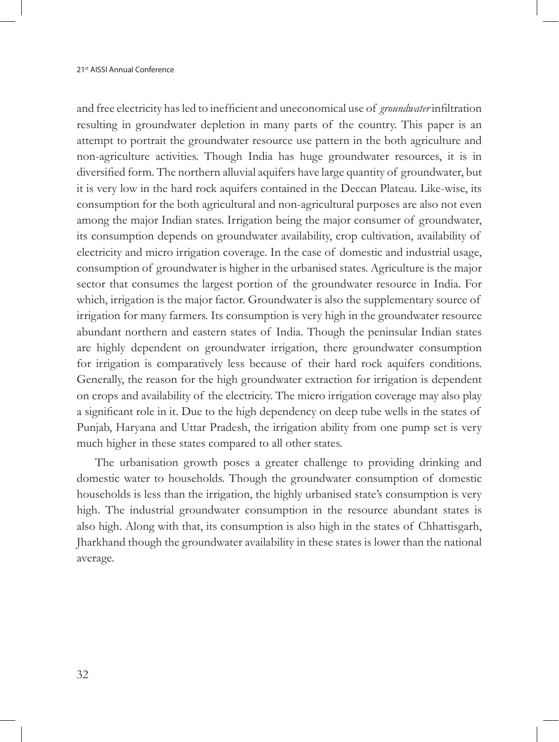and free electricity has led to inefficient and uneconomical use of *groundwater* infiltration resulting in groundwater depletion in many parts of the country. This paper is an attempt to portrait the groundwater resource use pattern in the both agriculture and non-agriculture activities. Though India has huge groundwater resources, it is in diversified form. The northern alluvial aquifers have large quantity of groundwater, but it is very low in the hard rock aquifers contained in the Deccan Plateau. Like-wise, its consumption for the both agricultural and non-agricultural purposes are also not even among the major Indian states. Irrigation being the major consumer of groundwater, its consumption depends on groundwater availability, crop cultivation, availability of electricity and micro irrigation coverage. In the case of domestic and industrial usage, consumption of groundwater is higher in the urbanised states. Agriculture is the major sector that consumes the largest portion of the groundwater resource in India. For which, irrigation is the major factor. Groundwater is also the supplementary source of irrigation for many farmers. Its consumption is very high in the groundwater resource abundant northern and eastern states of India. Though the peninsular Indian states are highly dependent on groundwater irrigation, there groundwater consumption for irrigation is comparatively less because of their hard rock aquifers conditions. Generally, the reason for the high groundwater extraction for irrigation is dependent on crops and availability of the electricity. The micro irrigation coverage may also play a significant role in it. Due to the high dependency on deep tube wells in the states of Punjab, Haryana and Uttar Pradesh, the irrigation ability from one pump set is very much higher in these states compared to all other states.

The urbanisation growth poses a greater challenge to providing drinking and domestic water to households. Though the groundwater consumption of domestic households is less than the irrigation, the highly urbanised state's consumption is very high. The industrial groundwater consumption in the resource abundant states is also high. Along with that, its consumption is also high in the states of Chhattisgarh, Jharkhand though the groundwater availability in these states is lower than the national average.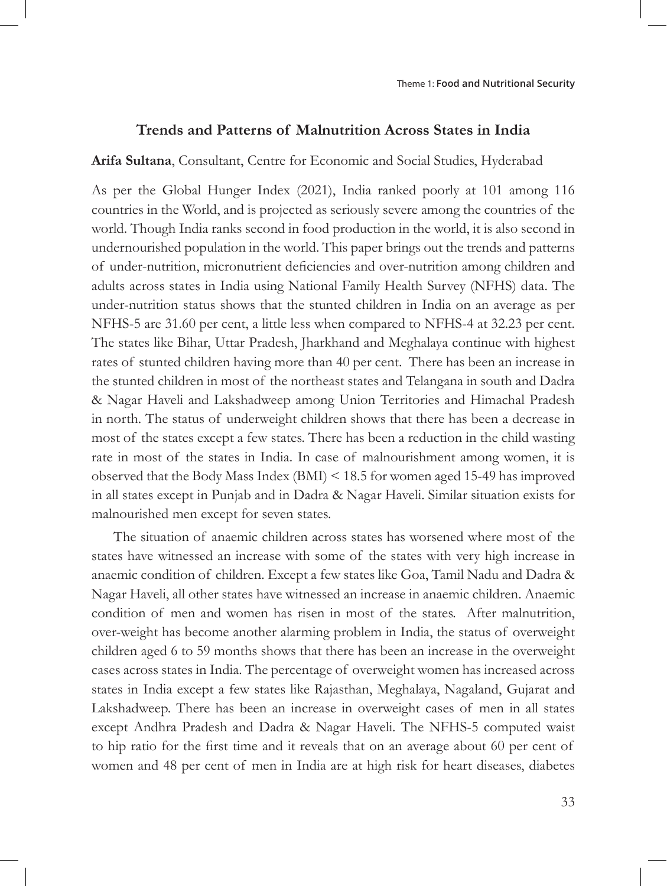## Trends and Patterns of Malnutrition Across States in India

**Arifa Sultana**, Consultant, Centre for Economic and Social Studies, Hyderabad

As per the Global Hunger Index (2021), India ranked poorly at 101 among 116 countries in the World, and is projected as seriously severe among the countries of the world. Though India ranks second in food production in the world, it is also second in undernourished population in the world. This paper brings out the trends and patterns of under-nutrition, micronutrient deficiencies and over-nutrition among children and adults across states in India using National Family Health Survey (NFHS) data. The under-nutrition status shows that the stunted children in India on an average as per NFHS-5 are 31.60 per cent, a little less when compared to NFHS-4 at 32.23 per cent. The states like Bihar, Uttar Pradesh, Jharkhand and Meghalaya continue with highest rates of stunted children having more than 40 per cent. There has been an increase in the stunted children in most of the northeast states and Telangana in south and Dadra & Nagar Haveli and Lakshadweep among Union Territories and Himachal Pradesh in north. The status of underweight children shows that there has been a decrease in most of the states except a few states. There has been a reduction in the child wasting rate in most of the states in India. In case of malnourishment among women, it is observed that the Body Mass Index (BMI) < 18.5 for women aged 15-49 has improved in all states except in Punjab and in Dadra & Nagar Haveli. Similar situation exists for malnourished men except for seven states.

The situation of anaemic children across states has worsened where most of the states have witnessed an increase with some of the states with very high increase in anaemic condition of children. Except a few states like Goa, Tamil Nadu and Dadra & Nagar Haveli, all other states have witnessed an increase in anaemic children. Anaemic condition of men and women has risen in most of the states. After malnutrition, over-weight has become another alarming problem in India, the status of overweight children aged 6 to 59 months shows that there has been an increase in the overweight cases across states in India. The percentage of overweight women has increased across states in India except a few states like Rajasthan, Meghalaya, Nagaland, Gujarat and Lakshadweep. There has been an increase in overweight cases of men in all states except Andhra Pradesh and Dadra & Nagar Haveli. The NFHS-5 computed waist to hip ratio for the first time and it reveals that on an average about 60 per cent of women and 48 per cent of men in India are at high risk for heart diseases, diabetes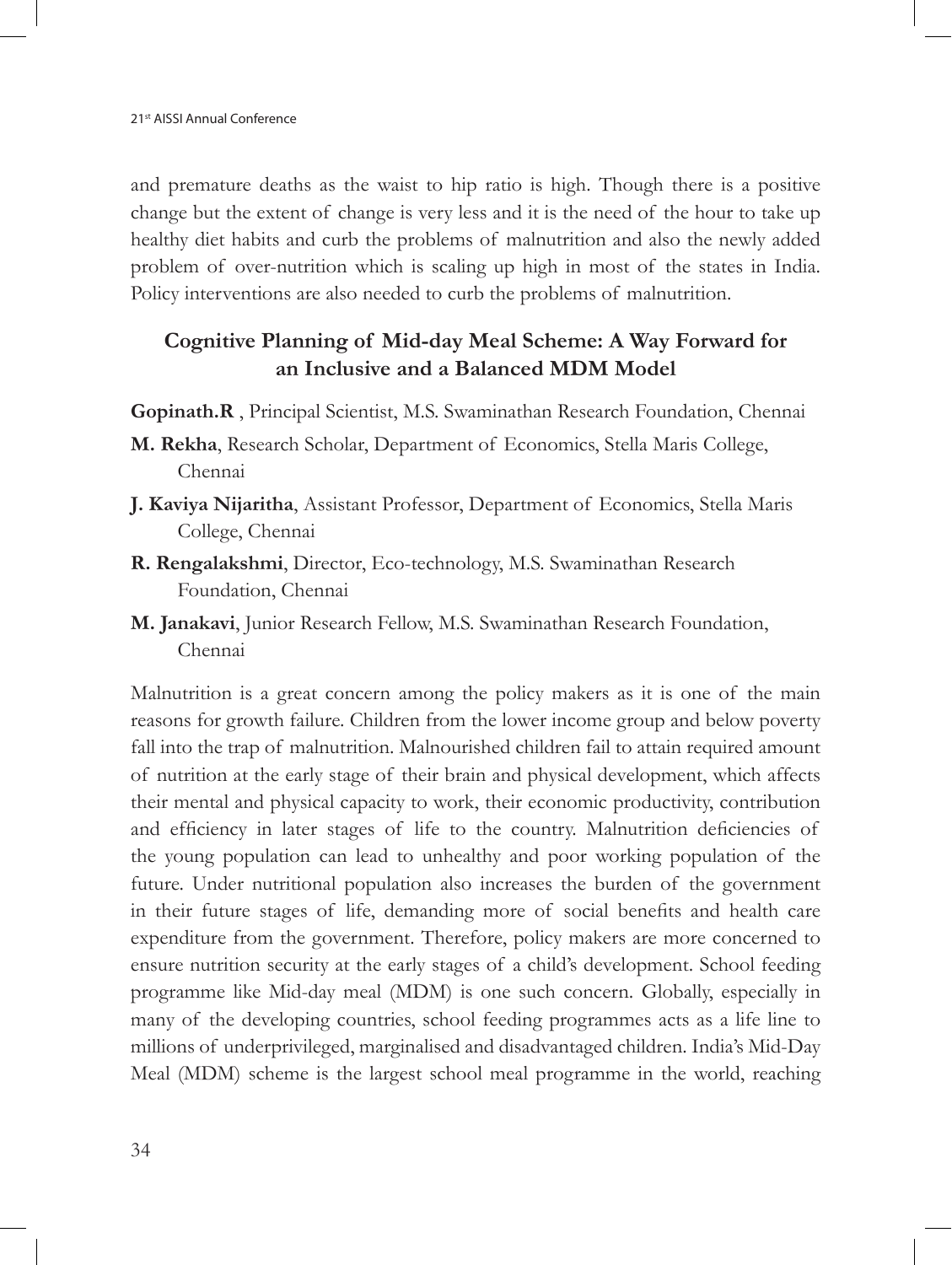and premature deaths as the waist to hip ratio is high. Though there is a positive change but the extent of change is very less and it is the need of the hour to take up healthy diet habits and curb the problems of malnutrition and also the newly added problem of over-nutrition which is scaling up high in most of the states in India. Policy interventions are also needed to curb the problems of malnutrition.

## Cognitive Planning of Mid-day Meal Scheme: A Way Forward for an Inclusive and a Balanced MDM Model

**Gopinath.R** , Principal Scientist, M.S. Swaminathan Research Foundation, Chennai

**M. Rekha**, Research Scholar, Department of Economics, Stella Maris College, Chennai

**J. Kaviya Nijaritha**, Assistant Professor, Department of Economics, Stella Maris College, Chennai

**R. Rengalakshmi**, Director, Eco-technology, M.S. Swaminathan Research Foundation, Chennai

**M. Janakavi**, Junior Research Fellow, M.S. Swaminathan Research Foundation, Chennai

Malnutrition is a great concern among the policy makers as it is one of the main reasons for growth failure. Children from the lower income group and below poverty fall into the trap of malnutrition. Malnourished children fail to attain required amount of nutrition at the early stage of their brain and physical development, which affects their mental and physical capacity to work, their economic productivity, contribution and efficiency in later stages of life to the country. Malnutrition deficiencies of the young population can lead to unhealthy and poor working population of the future. Under nutritional population also increases the burden of the government in their future stages of life, demanding more of social benefits and health care expenditure from the government. Therefore, policy makers are more concerned to ensure nutrition security at the early stages of a child's development. School feeding programme like Mid-day meal (MDM) is one such concern. Globally, especially in many of the developing countries, school feeding programmes acts as a life line to millions of underprivileged, marginalised and disadvantaged children. India's Mid-Day Meal (MDM) scheme is the largest school meal programme in the world, reaching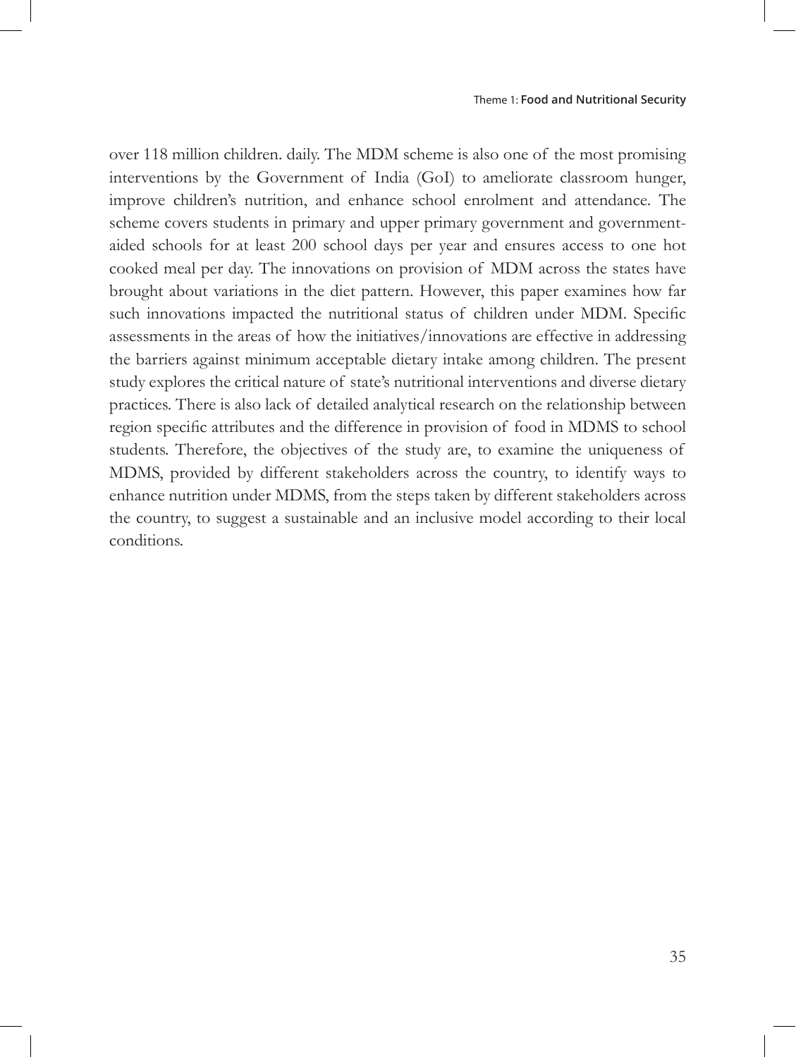over 118 million children. daily. The MDM scheme is also one of the most promising interventions by the Government of India (GoI) to ameliorate classroom hunger, improve children's nutrition, and enhance school enrolment and attendance. The scheme covers students in primary and upper primary government and government-aided schools for at least 200 school days per year and ensures access to one hot cooked meal per day. The innovations on provision of MDM across the states have brought about variations in the diet pattern. However, this paper examines how far such innovations impacted the nutritional status of children under MDM. Specific assessments in the areas of how the initiatives/innovations are effective in addressing the barriers against minimum acceptable dietary intake among children. The present study explores the critical nature of state's nutritional interventions and diverse dietary practices. There is also lack of detailed analytical research on the relationship between region specific attributes and the difference in provision of food in MDMS to school students. Therefore, the objectives of the study are, to examine the uniqueness of MDMS, provided by different stakeholders across the country, to identify ways to enhance nutrition under MDMS, from the steps taken by different stakeholders across the country, to suggest a sustainable and an inclusive model according to their local conditions.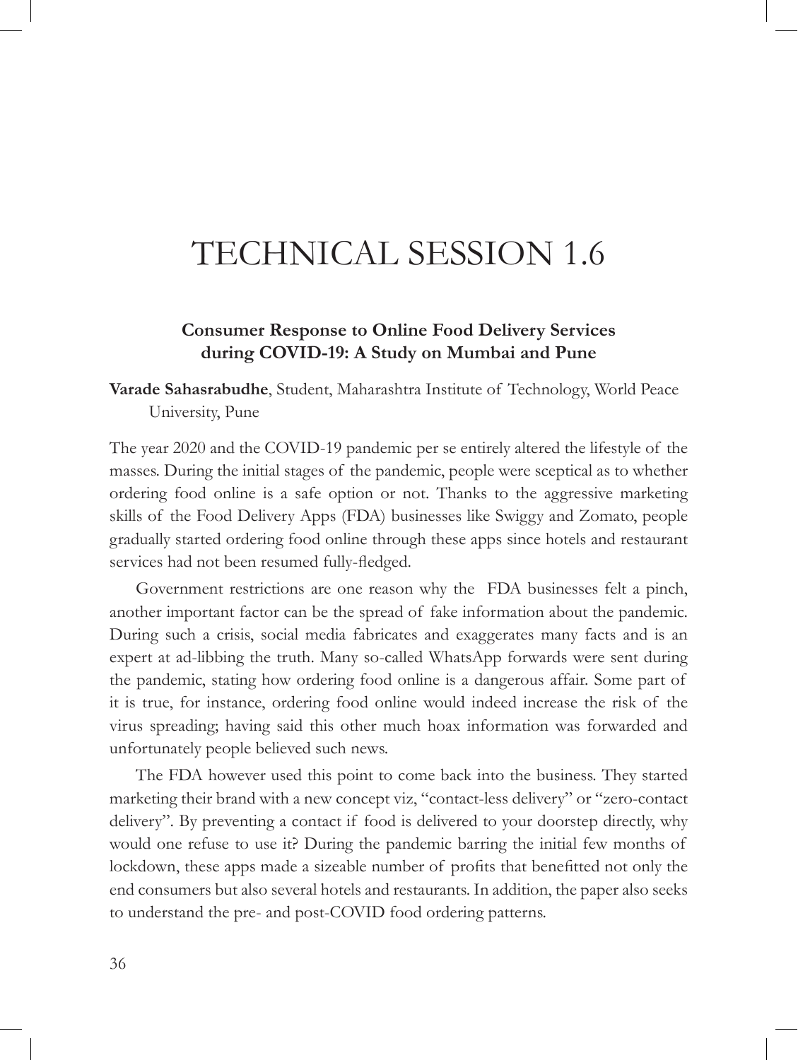# TECHNICAL SESSION 1.6

### Consumer Response to Online Food Delivery Services during COVID-19: A Study on Mumbai and Pune

**Varade Sahasrabudhe**, Student, Maharashtra Institute of Technology, World Peace University, Pune

The year 2020 and the COVID-19 pandemic per se entirely altered the lifestyle of the masses. During the initial stages of the pandemic, people were sceptical as to whether ordering food online is a safe option or not. Thanks to the aggressive marketing skills of the Food Delivery Apps (FDA) businesses like Swiggy and Zomato, people gradually started ordering food online through these apps since hotels and restaurant services had not been resumed fully-fledged.

Government restrictions are one reason why the FDA businesses felt a pinch, another important factor can be the spread of fake information about the pandemic. During such a crisis, social media fabricates and exaggerates many facts and is an expert at ad-libbing the truth. Many so-called WhatsApp forwards were sent during the pandemic, stating how ordering food online is a dangerous affair. Some part of it is true, for instance, ordering food online would indeed increase the risk of the virus spreading; having said this other much hoax information was forwarded and unfortunately people believed such news.

The FDA however used this point to come back into the business. They started marketing their brand with a new concept viz, "contact-less delivery" or "zero-contact delivery". By preventing a contact if food is delivered to your doorstep directly, why would one refuse to use it? During the pandemic barring the initial few months of lockdown, these apps made a sizeable number of profits that benefitted not only the end consumers but also several hotels and restaurants. In addition, the paper also seeks to understand the pre- and post-COVID food ordering patterns.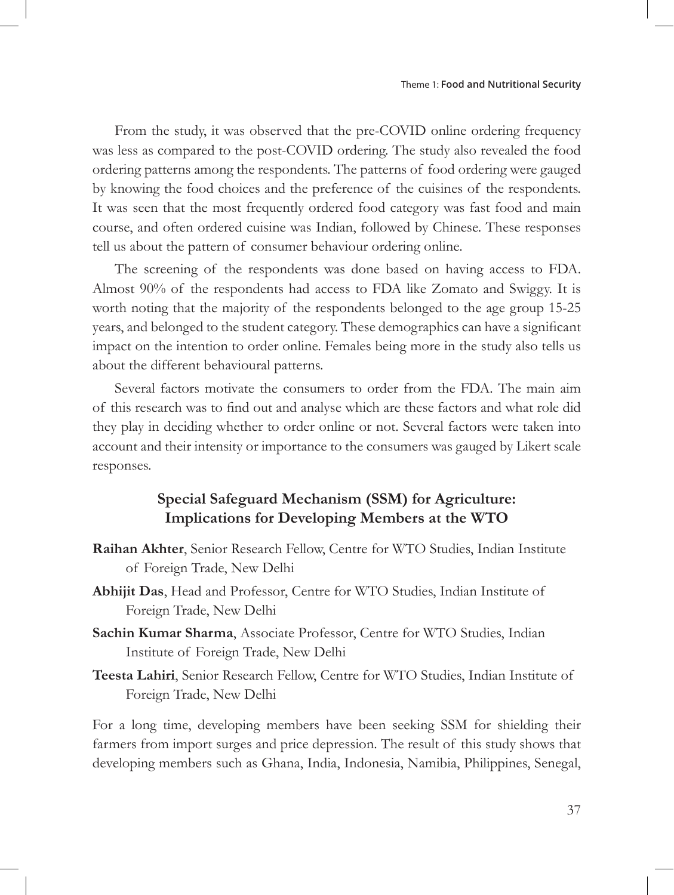From the study, it was observed that the pre-COVID online ordering frequency was less as compared to the post-COVID ordering. The study also revealed the food ordering patterns among the respondents. The patterns of food ordering were gauged by knowing the food choices and the preference of the cuisines of the respondents. It was seen that the most frequently ordered food category was fast food and main course, and often ordered cuisine was Indian, followed by Chinese. These responses tell us about the pattern of consumer behaviour ordering online.

The screening of the respondents was done based on having access to FDA. Almost 90% of the respondents had access to FDA like Zomato and Swiggy. It is worth noting that the majority of the respondents belonged to the age group 15-25 years, and belonged to the student category. These demographics can have a significant impact on the intention to order online. Females being more in the study also tells us about the different behavioural patterns.

Several factors motivate the consumers to order from the FDA. The main aim of this research was to find out and analyse which are these factors and what role did they play in deciding whether to order online or not. Several factors were taken into account and their intensity or importance to the consumers was gauged by Likert scale responses.

## Special Safeguard Mechanism (SSM) for Agriculture: Implications for Developing Members at the WTO

**Raihan Akhter**, Senior Research Fellow, Centre for WTO Studies, Indian Institute of Foreign Trade, New Delhi

**Abhijit Das**, Head and Professor, Centre for WTO Studies, Indian Institute of Foreign Trade, New Delhi

**Sachin Kumar Sharma**, Associate Professor, Centre for WTO Studies, Indian Institute of Foreign Trade, New Delhi

**Teesta Lahiri**, Senior Research Fellow, Centre for WTO Studies, Indian Institute of Foreign Trade, New Delhi

For a long time, developing members have been seeking SSM for shielding their farmers from import surges and price depression. The result of this study shows that developing members such as Ghana, India, Indonesia, Namibia, Philippines, Senegal,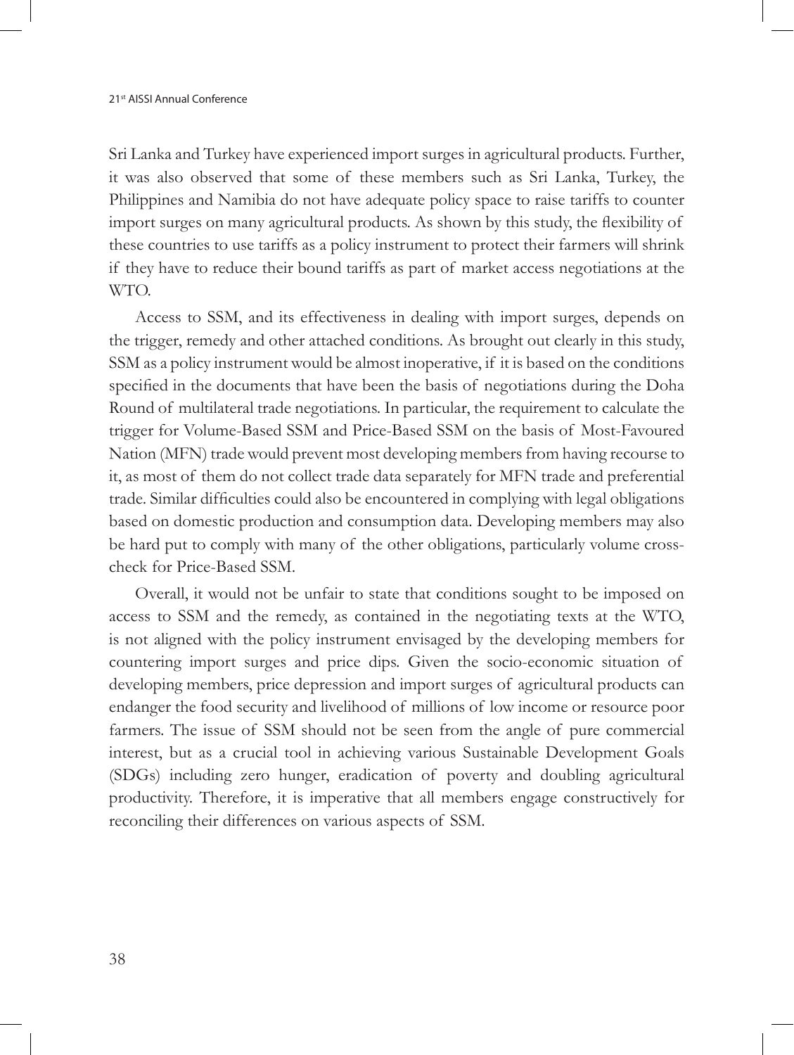Sri Lanka and Turkey have experienced import surges in agricultural products. Further, it was also observed that some of these members such as Sri Lanka, Turkey, the Philippines and Namibia do not have adequate policy space to raise tariffs to counter import surges on many agricultural products. As shown by this study, the flexibility of these countries to use tariffs as a policy instrument to protect their farmers will shrink if they have to reduce their bound tariffs as part of market access negotiations at the WTO.

Access to SSM, and its effectiveness in dealing with import surges, depends on the trigger, remedy and other attached conditions. As brought out clearly in this study, SSM as a policy instrument would be almost inoperative, if it is based on the conditions specified in the documents that have been the basis of negotiations during the Doha Round of multilateral trade negotiations. In particular, the requirement to calculate the trigger for Volume-Based SSM and Price-Based SSM on the basis of Most-Favoured Nation (MFN) trade would prevent most developing members from having recourse to it, as most of them do not collect trade data separately for MFN trade and preferential trade. Similar difficulties could also be encountered in complying with legal obligations based on domestic production and consumption data. Developing members may also be hard put to comply with many of the other obligations, particularly volume cross-check for Price-Based SSM.

Overall, it would not be unfair to state that conditions sought to be imposed on access to SSM and the remedy, as contained in the negotiating texts at the WTO, is not aligned with the policy instrument envisaged by the developing members for countering import surges and price dips. Given the socio-economic situation of developing members, price depression and import surges of agricultural products can endanger the food security and livelihood of millions of low income or resource poor farmers. The issue of SSM should not be seen from the angle of pure commercial interest, but as a crucial tool in achieving various Sustainable Development Goals (SDGs) including zero hunger, eradication of poverty and doubling agricultural productivity. Therefore, it is imperative that all members engage constructively for reconciling their differences on various aspects of SSM.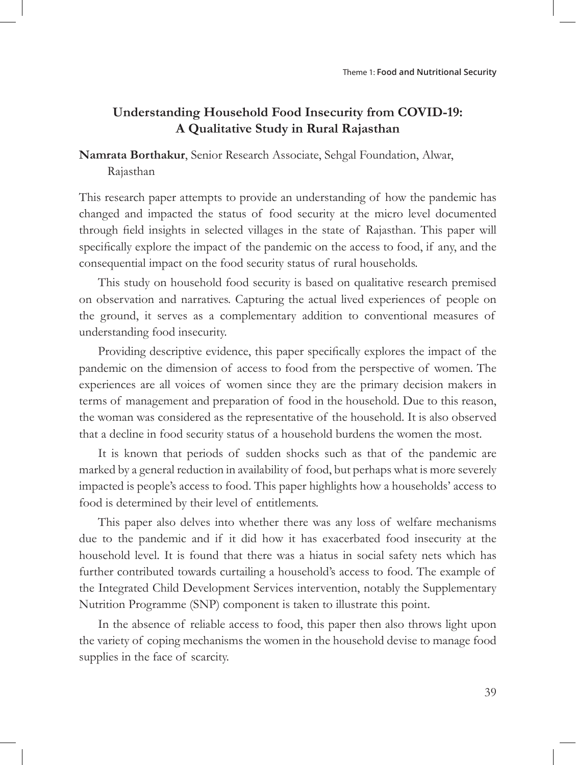## Understanding Household Food Insecurity from COVID-19: A Qualitative Study in Rural Rajasthan

**Namrata Borthakur**, Senior Research Associate, Sehgal Foundation, Alwar, Rajasthan

This research paper attempts to provide an understanding of how the pandemic has changed and impacted the status of food security at the micro level documented through field insights in selected villages in the state of Rajasthan. This paper will specifically explore the impact of the pandemic on the access to food, if any, and the consequential impact on the food security status of rural households.

This study on household food security is based on qualitative research premised on observation and narratives. Capturing the actual lived experiences of people on the ground, it serves as a complementary addition to conventional measures of understanding food insecurity.

Providing descriptive evidence, this paper specifically explores the impact of the pandemic on the dimension of access to food from the perspective of women. The experiences are all voices of women since they are the primary decision makers in terms of management and preparation of food in the household. Due to this reason, the woman was considered as the representative of the household. It is also observed that a decline in food security status of a household burdens the women the most.

It is known that periods of sudden shocks such as that of the pandemic are marked by a general reduction in availability of food, but perhaps what is more severely impacted is people's access to food. This paper highlights how a households' access to food is determined by their level of entitlements.

This paper also delves into whether there was any loss of welfare mechanisms due to the pandemic and if it did how it has exacerbated food insecurity at the household level. It is found that there was a hiatus in social safety nets which has further contributed towards curtailing a household's access to food. The example of the Integrated Child Development Services intervention, notably the Supplementary Nutrition Programme (SNP) component is taken to illustrate this point.

In the absence of reliable access to food, this paper then also throws light upon the variety of coping mechanisms the women in the household devise to manage food supplies in the face of scarcity.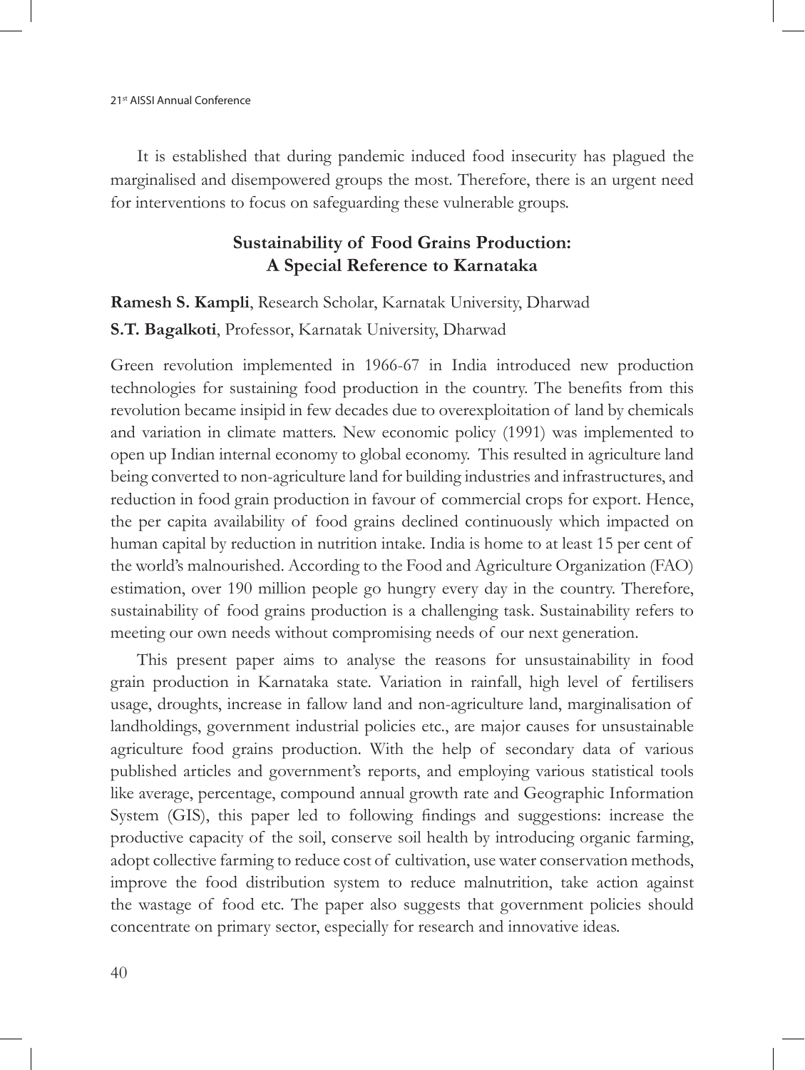It is established that during pandemic induced food insecurity has plagued the marginalised and disempowered groups the most. Therefore, there is an urgent need for interventions to focus on safeguarding these vulnerable groups.

## Sustainability of Food Grains Production: A Special Reference to Karnataka

**Ramesh S. Kampli**, Research Scholar, Karnatak University, Dharwad

**S.T. Bagalkoti**, Professor, Karnatak University, Dharwad

Green revolution implemented in 1966-67 in India introduced new production technologies for sustaining food production in the country. The benefits from this revolution became insipid in few decades due to overexploitation of land by chemicals and variation in climate matters. New economic policy (1991) was implemented to open up Indian internal economy to global economy. This resulted in agriculture land being converted to non-agriculture land for building industries and infrastructures, and reduction in food grain production in favour of commercial crops for export. Hence, the per capita availability of food grains declined continuously which impacted on human capital by reduction in nutrition intake. India is home to at least 15 per cent of the world's malnourished. According to the Food and Agriculture Organization (FAO) estimation, over 190 million people go hungry every day in the country. Therefore, sustainability of food grains production is a challenging task. Sustainability refers to meeting our own needs without compromising needs of our next generation.

This present paper aims to analyse the reasons for unsustainability in food grain production in Karnataka state. Variation in rainfall, high level of fertilisers usage, droughts, increase in fallow land and non-agriculture land, marginalisation of landholdings, government industrial policies etc., are major causes for unsustainable agriculture food grains production. With the help of secondary data of various published articles and government's reports, and employing various statistical tools like average, percentage, compound annual growth rate and Geographic Information System (GIS), this paper led to following findings and suggestions: increase the productive capacity of the soil, conserve soil health by introducing organic farming, adopt collective farming to reduce cost of cultivation, use water conservation methods, improve the food distribution system to reduce malnutrition, take action against the wastage of food etc. The paper also suggests that government policies should concentrate on primary sector, especially for research and innovative ideas.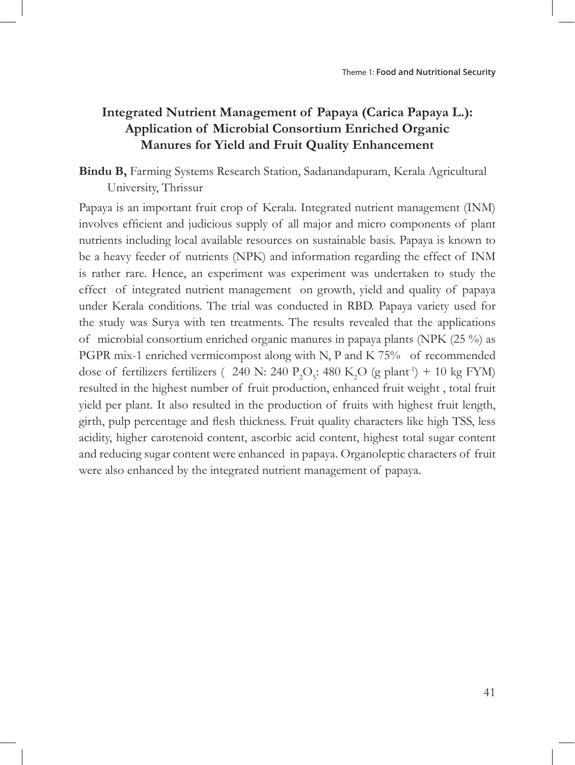# Integrated Nutrient Management of Papaya (Carica Papaya L.): Application of Microbial Consortium Enriched Organic Manures for Yield and Fruit Quality Enhancement

**Bindu B,** Farming Systems Research Station, Sadanandapuram, Kerala Agricultural University, Thrissur

Papaya is an important fruit crop of Kerala. Integrated nutrient management (INM) involves efficient and judicious supply of all major and micro components of plant nutrients including local available resources on sustainable basis. Papaya is known to be a heavy feeder of nutrients (NPK) and information regarding the effect of INM is rather rare. Hence, an experiment was experiment was undertaken to study the effect of integrated nutrient management on growth, yield and quality of papaya under Kerala conditions. The trial was conducted in RBD. Papaya variety used for the study was Surya with ten treatments. The results revealed that the applications of microbial consortium enriched organic manures in papaya plants (NPK (25 %) as PGPR mix-1 enriched vermicompost along with N, P and K 75% of recommended dose of fertilizers fertilizers ( 240 N: 240 $P_2O_5$: 480 $K_2O$ (g $plant^{-1}$) + 10 kg FYM) resulted in the highest number of fruit production, enhanced fruit weight , total fruit yield per plant. It also resulted in the production of fruits with highest fruit length, girth, pulp percentage and flesh thickness. Fruit quality characters like high TSS, less acidity, higher carotenoid content, ascorbic acid content, highest total sugar content and reducing sugar content were enhanced in papaya. Organoleptic characters of fruit were also enhanced by the integrated nutrient management of papaya.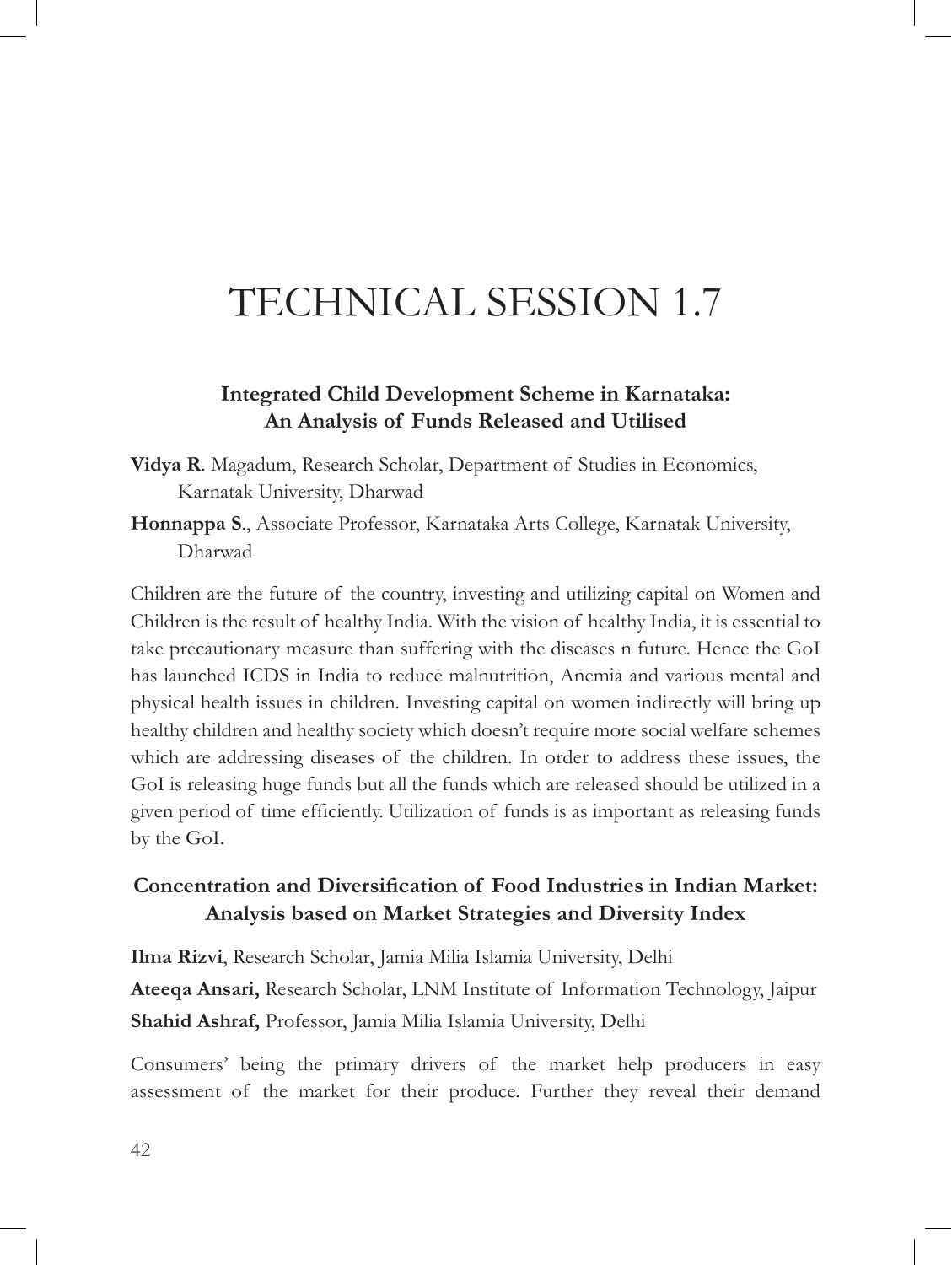# TECHNICAL SESSION 1.7

### Integrated Child Development Scheme in Karnataka: An Analysis of Funds Released and Utilised

**Vidya R**. Magadum, Research Scholar, Department of Studies in Economics, Karnatak University, Dharwad

**Honnappa S**., Associate Professor, Karnataka Arts College, Karnatak University, Dharwad

Children are the future of the country, investing and utilizing capital on Women and Children is the result of healthy India. With the vision of healthy India, it is essential to take precautionary measure than suffering with the diseases n future. Hence the GoI has launched ICDS in India to reduce malnutrition, Anemia and various mental and physical health issues in children. Investing capital on women indirectly will bring up healthy children and healthy society which doesn't require more social welfare schemes which are addressing diseases of the children. In order to address these issues, the GoI is releasing huge funds but all the funds which are released should be utilized in a given period of time efficiently. Utilization of funds is as important as releasing funds by the GoI.

### Concentration and Diversification of Food Industries in Indian Market: Analysis based on Market Strategies and Diversity Index

**Ilma Rizvi**, Research Scholar, Jamia Milia Islamia University, Delhi

**Ateeqa Ansari,** Research Scholar, LNM Institute of Information Technology, Jaipur

**Shahid Ashraf,** Professor, Jamia Milia Islamia University, Delhi

Consumers' being the primary drivers of the market help producers in easy assessment of the market for their produce. Further they reveal their demand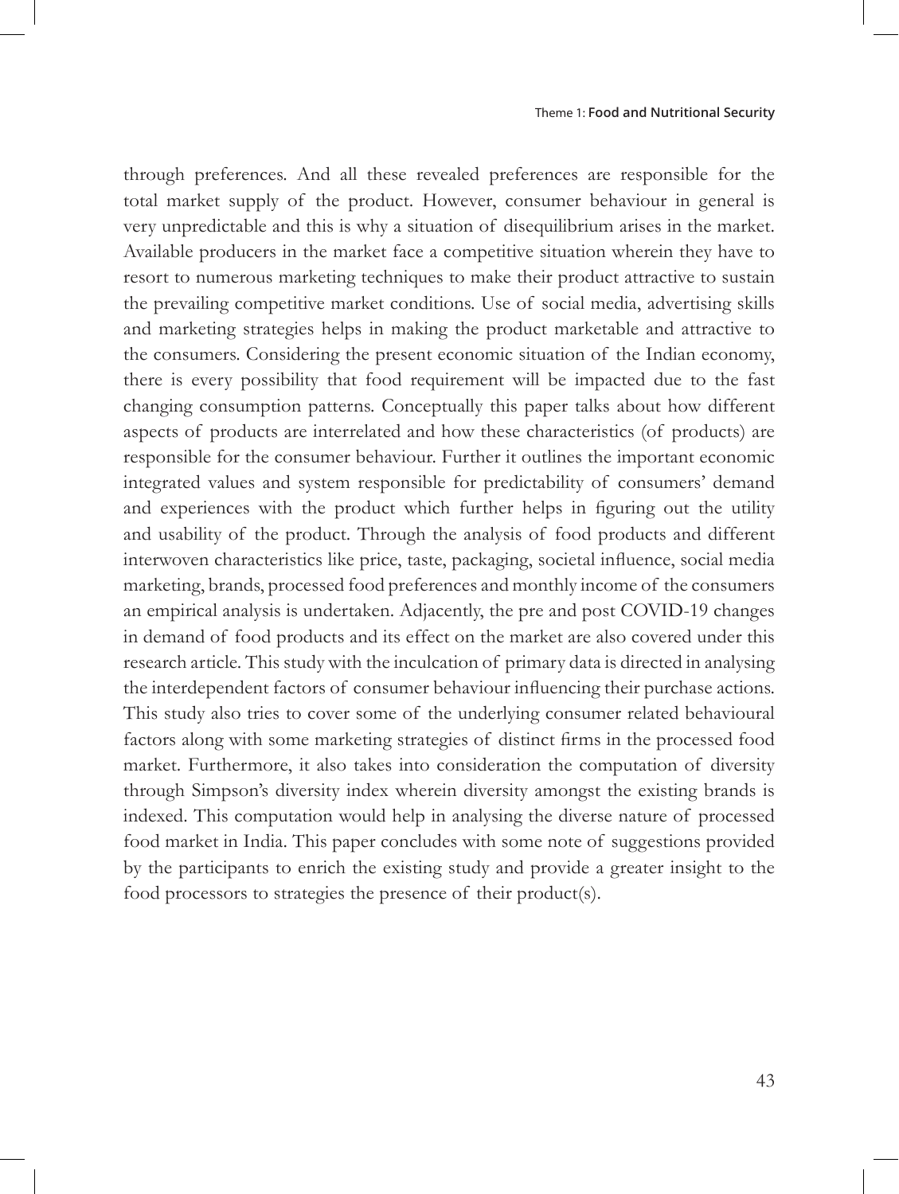through preferences. And all these revealed preferences are responsible for the total market supply of the product. However, consumer behaviour in general is very unpredictable and this is why a situation of disequilibrium arises in the market. Available producers in the market face a competitive situation wherein they have to resort to numerous marketing techniques to make their product attractive to sustain the prevailing competitive market conditions. Use of social media, advertising skills and marketing strategies helps in making the product marketable and attractive to the consumers. Considering the present economic situation of the Indian economy, there is every possibility that food requirement will be impacted due to the fast changing consumption patterns. Conceptually this paper talks about how different aspects of products are interrelated and how these characteristics (of products) are responsible for the consumer behaviour. Further it outlines the important economic integrated values and system responsible for predictability of consumers' demand and experiences with the product which further helps in figuring out the utility and usability of the product. Through the analysis of food products and different interwoven characteristics like price, taste, packaging, societal influence, social media marketing, brands, processed food preferences and monthly income of the consumers an empirical analysis is undertaken. Adjacently, the pre and post COVID-19 changes in demand of food products and its effect on the market are also covered under this research article. This study with the inculcation of primary data is directed in analysing the interdependent factors of consumer behaviour influencing their purchase actions. This study also tries to cover some of the underlying consumer related behavioural factors along with some marketing strategies of distinct firms in the processed food market. Furthermore, it also takes into consideration the computation of diversity through Simpson's diversity index wherein diversity amongst the existing brands is indexed. This computation would help in analysing the diverse nature of processed food market in India. This paper concludes with some note of suggestions provided by the participants to enrich the existing study and provide a greater insight to the food processors to strategies the presence of their product(s).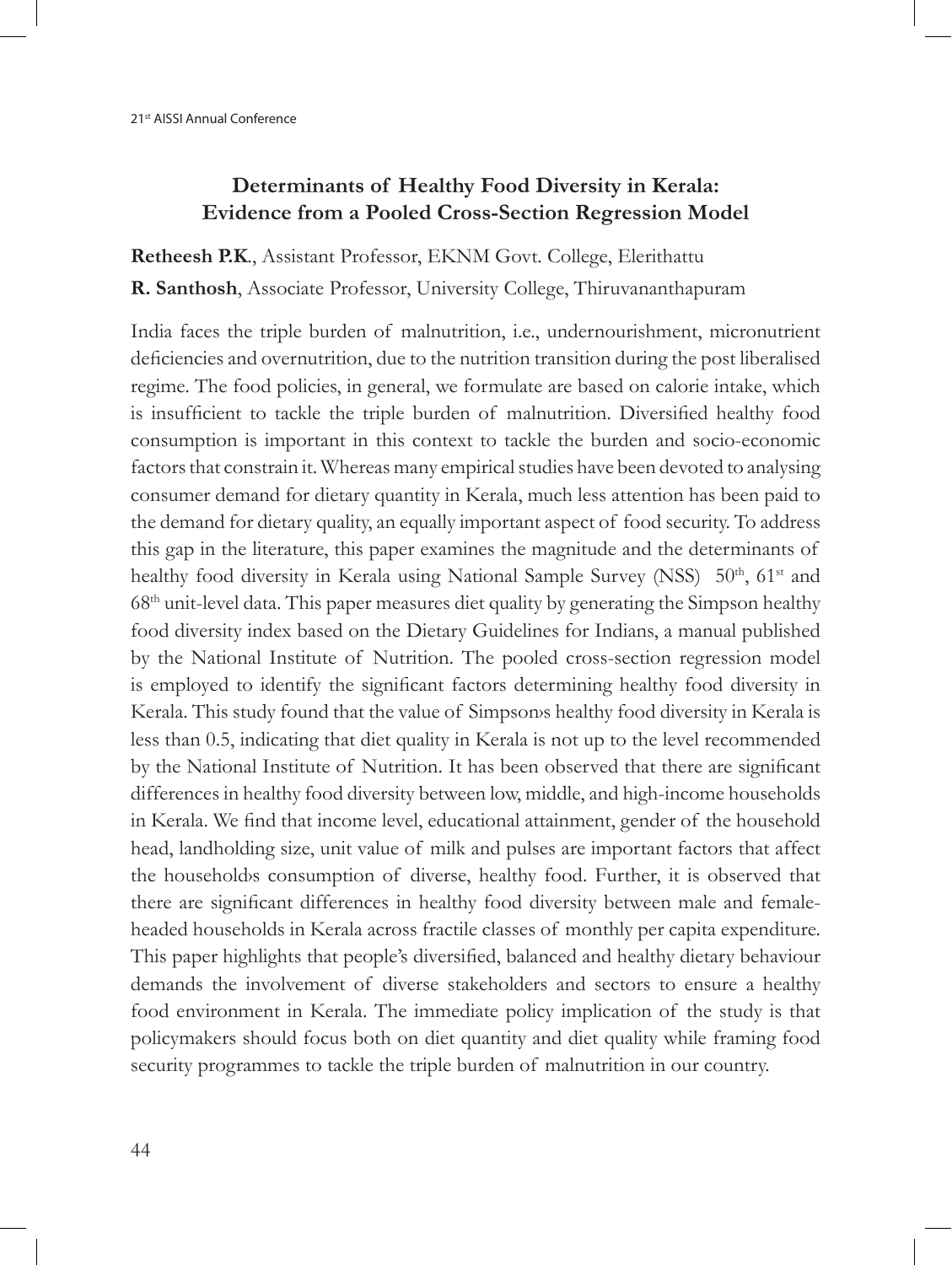## Determinants of Healthy Food Diversity in Kerala: Evidence from a Pooled Cross-Section Regression Model

**Retheesh P.K.**, Assistant Professor, EKNM Govt. College, Elerithattu

**R. Santhosh**, Associate Professor, University College, Thiruvananthapuram

India faces the triple burden of malnutrition, i.e., undernourishment, micronutrient deficiencies and overnutrition, due to the nutrition transition during the post liberalised regime. The food policies, in general, we formulate are based on calorie intake, which is insufficient to tackle the triple burden of malnutrition. Diversified healthy food consumption is important in this context to tackle the burden and socio-economic factors that constrain it. Whereas many empirical studies have been devoted to analysing consumer demand for dietary quantity in Kerala, much less attention has been paid to the demand for dietary quality, an equally important aspect of food security. To address this gap in the literature, this paper examines the magnitude and the determinants of healthy food diversity in Kerala using National Sample Survey (NSS) 50th, 61st and 68th unit-level data. This paper measures diet quality by generating the Simpson healthy food diversity index based on the Dietary Guidelines for Indians, a manual published by the National Institute of Nutrition. The pooled cross-section regression model is employed to identify the significant factors determining healthy food diversity in Kerala. This study found that the value of Simpson›s healthy food diversity in Kerala is less than 0.5, indicating that diet quality in Kerala is not up to the level recommended by the National Institute of Nutrition. It has been observed that there are significant differences in healthy food diversity between low, middle, and high-income households in Kerala. We find that income level, educational attainment, gender of the household head, landholding size, unit value of milk and pulses are important factors that affect the household›s consumption of diverse, healthy food. Further, it is observed that there are significant differences in healthy food diversity between male and female-headed households in Kerala across fractile classes of monthly per capita expenditure. This paper highlights that people's diversified, balanced and healthy dietary behaviour demands the involvement of diverse stakeholders and sectors to ensure a healthy food environment in Kerala. The immediate policy implication of the study is that policymakers should focus both on diet quantity and diet quality while framing food security programmes to tackle the triple burden of malnutrition in our country.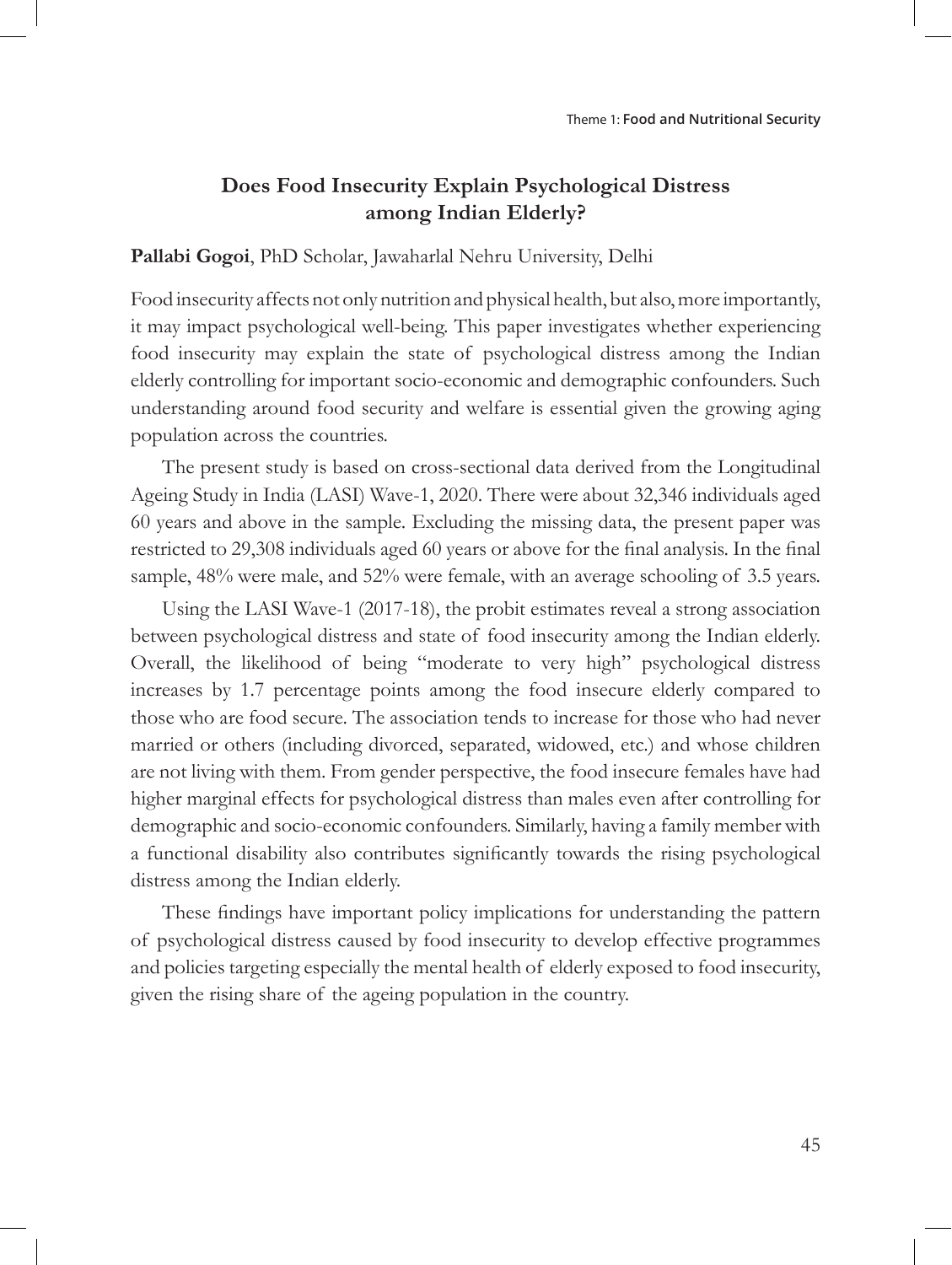# Does Food Insecurity Explain Psychological Distress among Indian Elderly?

**Pallabi Gogoi**, PhD Scholar, Jawaharlal Nehru University, Delhi

Food insecurity affects not only nutrition and physical health, but also, more importantly, it may impact psychological well-being. This paper investigates whether experiencing food insecurity may explain the state of psychological distress among the Indian elderly controlling for important socio-economic and demographic confounders. Such understanding around food security and welfare is essential given the growing aging population across the countries.

The present study is based on cross-sectional data derived from the Longitudinal Ageing Study in India (LASI) Wave-1, 2020. There were about 32,346 individuals aged 60 years and above in the sample. Excluding the missing data, the present paper was restricted to 29,308 individuals aged 60 years or above for the final analysis. In the final sample, 48% were male, and 52% were female, with an average schooling of 3.5 years.

Using the LASI Wave-1 (2017-18), the probit estimates reveal a strong association between psychological distress and state of food insecurity among the Indian elderly. Overall, the likelihood of being "moderate to very high" psychological distress increases by 1.7 percentage points among the food insecure elderly compared to those who are food secure. The association tends to increase for those who had never married or others (including divorced, separated, widowed, etc.) and whose children are not living with them. From gender perspective, the food insecure females have had higher marginal effects for psychological distress than males even after controlling for demographic and socio-economic confounders. Similarly, having a family member with a functional disability also contributes significantly towards the rising psychological distress among the Indian elderly.

These findings have important policy implications for understanding the pattern of psychological distress caused by food insecurity to develop effective programmes and policies targeting especially the mental health of elderly exposed to food insecurity, given the rising share of the ageing population in the country.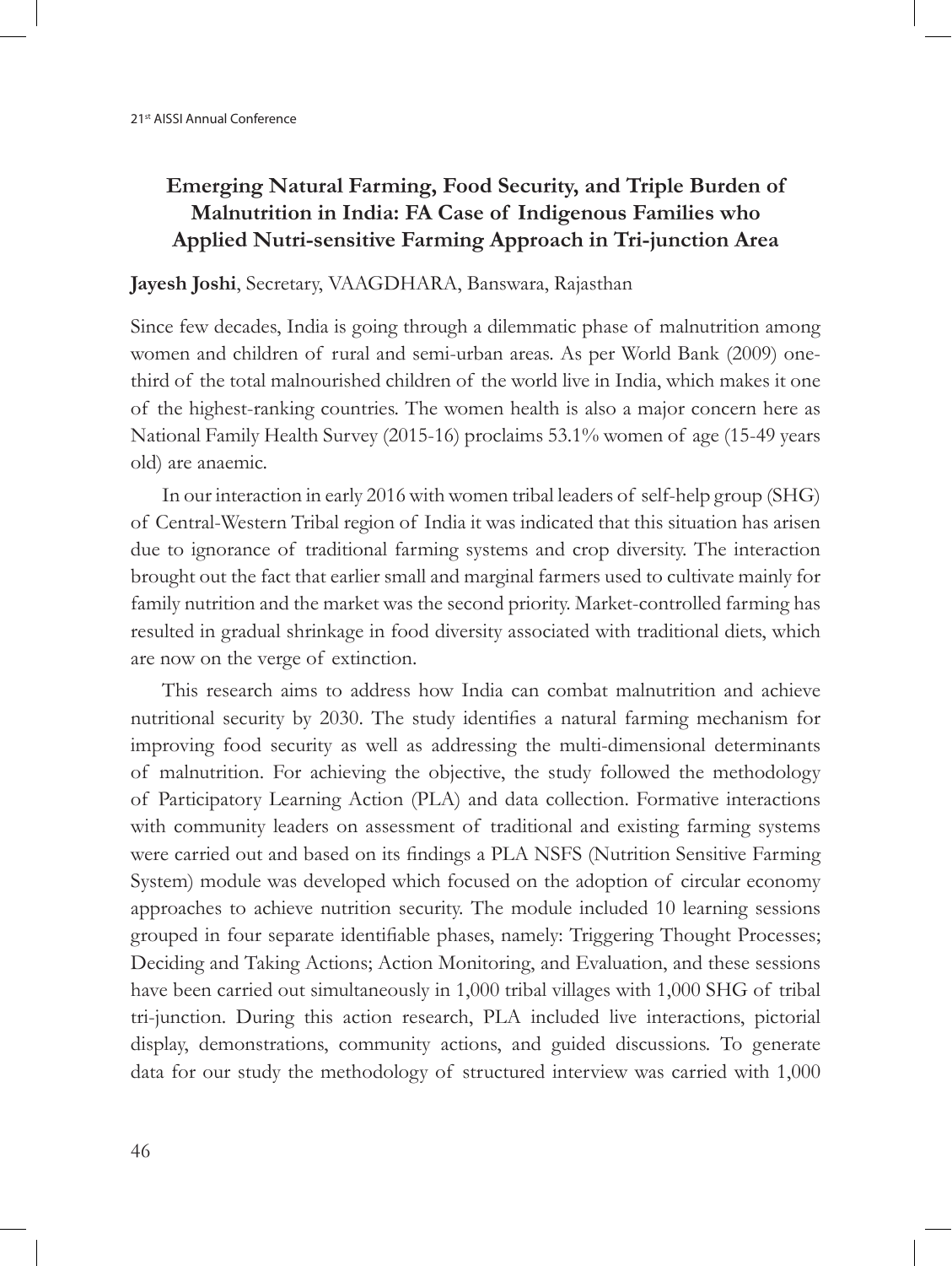## Emerging Natural Farming, Food Security, and Triple Burden of Malnutrition in India: FA Case of Indigenous Families who Applied Nutri-sensitive Farming Approach in Tri-junction Area

**Jayesh Joshi**, Secretary, VAAGDHARA, Banswara, Rajasthan

Since few decades, India is going through a dilemmatic phase of malnutrition among women and children of rural and semi-urban areas. As per World Bank (2009) one-third of the total malnourished children of the world live in India, which makes it one of the highest-ranking countries. The women health is also a major concern here as National Family Health Survey (2015-16) proclaims 53.1% women of age (15-49 years old) are anaemic.

In our interaction in early 2016 with women tribal leaders of self-help group (SHG) of Central-Western Tribal region of India it was indicated that this situation has arisen due to ignorance of traditional farming systems and crop diversity. The interaction brought out the fact that earlier small and marginal farmers used to cultivate mainly for family nutrition and the market was the second priority. Market-controlled farming has resulted in gradual shrinkage in food diversity associated with traditional diets, which are now on the verge of extinction.

This research aims to address how India can combat malnutrition and achieve nutritional security by 2030. The study identifies a natural farming mechanism for improving food security as well as addressing the multi-dimensional determinants of malnutrition. For achieving the objective, the study followed the methodology of Participatory Learning Action (PLA) and data collection. Formative interactions with community leaders on assessment of traditional and existing farming systems were carried out and based on its findings a PLA NSFS (Nutrition Sensitive Farming System) module was developed which focused on the adoption of circular economy approaches to achieve nutrition security. The module included 10 learning sessions grouped in four separate identifiable phases, namely: Triggering Thought Processes; Deciding and Taking Actions; Action Monitoring, and Evaluation, and these sessions have been carried out simultaneously in 1,000 tribal villages with 1,000 SHG of tribal tri-junction. During this action research, PLA included live interactions, pictorial display, demonstrations, community actions, and guided discussions. To generate data for our study the methodology of structured interview was carried with 1,000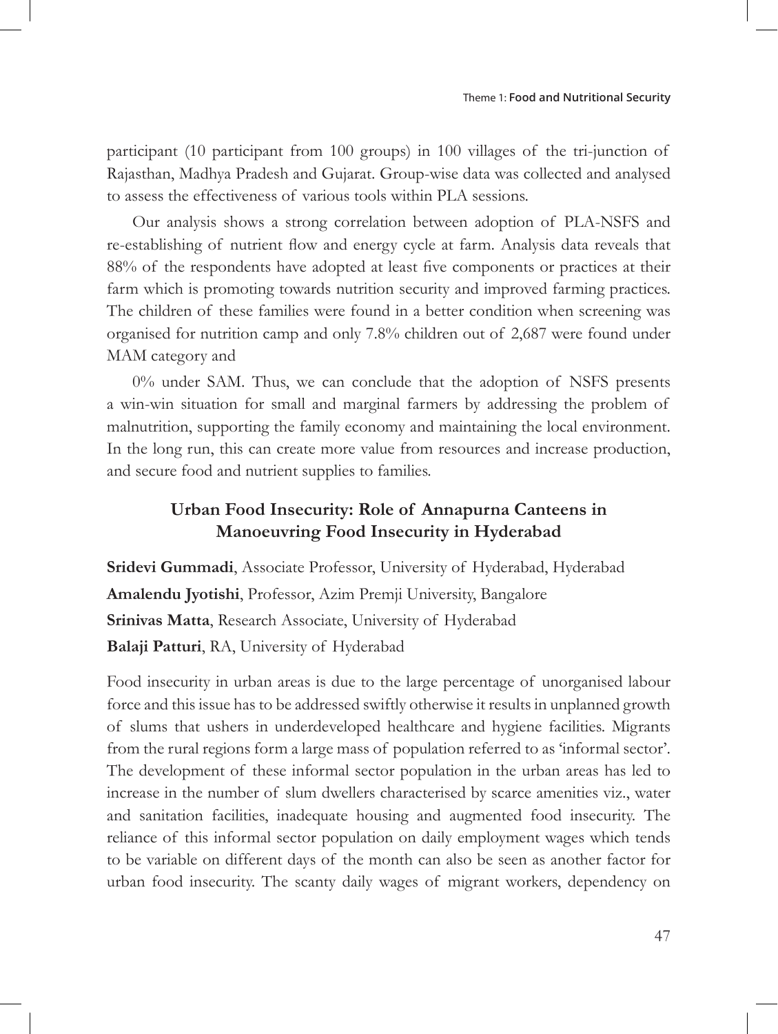participant (10 participant from 100 groups) in 100 villages of the tri-junction of Rajasthan, Madhya Pradesh and Gujarat. Group-wise data was collected and analysed to assess the effectiveness of various tools within PLA sessions.

Our analysis shows a strong correlation between adoption of PLA-NSFS and re-establishing of nutrient flow and energy cycle at farm. Analysis data reveals that 88% of the respondents have adopted at least five components or practices at their farm which is promoting towards nutrition security and improved farming practices. The children of these families were found in a better condition when screening was organised for nutrition camp and only 7.8% children out of 2,687 were found under MAM category and

0% under SAM. Thus, we can conclude that the adoption of NSFS presents a win-win situation for small and marginal farmers by addressing the problem of malnutrition, supporting the family economy and maintaining the local environment. In the long run, this can create more value from resources and increase production, and secure food and nutrient supplies to families.

## Urban Food Insecurity: Role of Annapurna Canteens in Manoeuvring Food Insecurity in Hyderabad

**Sridevi Gummadi**, Associate Professor, University of Hyderabad, Hyderabad

**Amalendu Jyotishi**, Professor, Azim Premji University, Bangalore

**Srinivas Matta**, Research Associate, University of Hyderabad

**Balaji Patturi**, RA, University of Hyderabad

Food insecurity in urban areas is due to the large percentage of unorganised labour force and this issue has to be addressed swiftly otherwise it results in unplanned growth of slums that ushers in underdeveloped healthcare and hygiene facilities. Migrants from the rural regions form a large mass of population referred to as 'informal sector'. The development of these informal sector population in the urban areas has led to increase in the number of slum dwellers characterised by scarce amenities viz., water and sanitation facilities, inadequate housing and augmented food insecurity. The reliance of this informal sector population on daily employment wages which tends to be variable on different days of the month can also be seen as another factor for urban food insecurity. The scanty daily wages of migrant workers, dependency on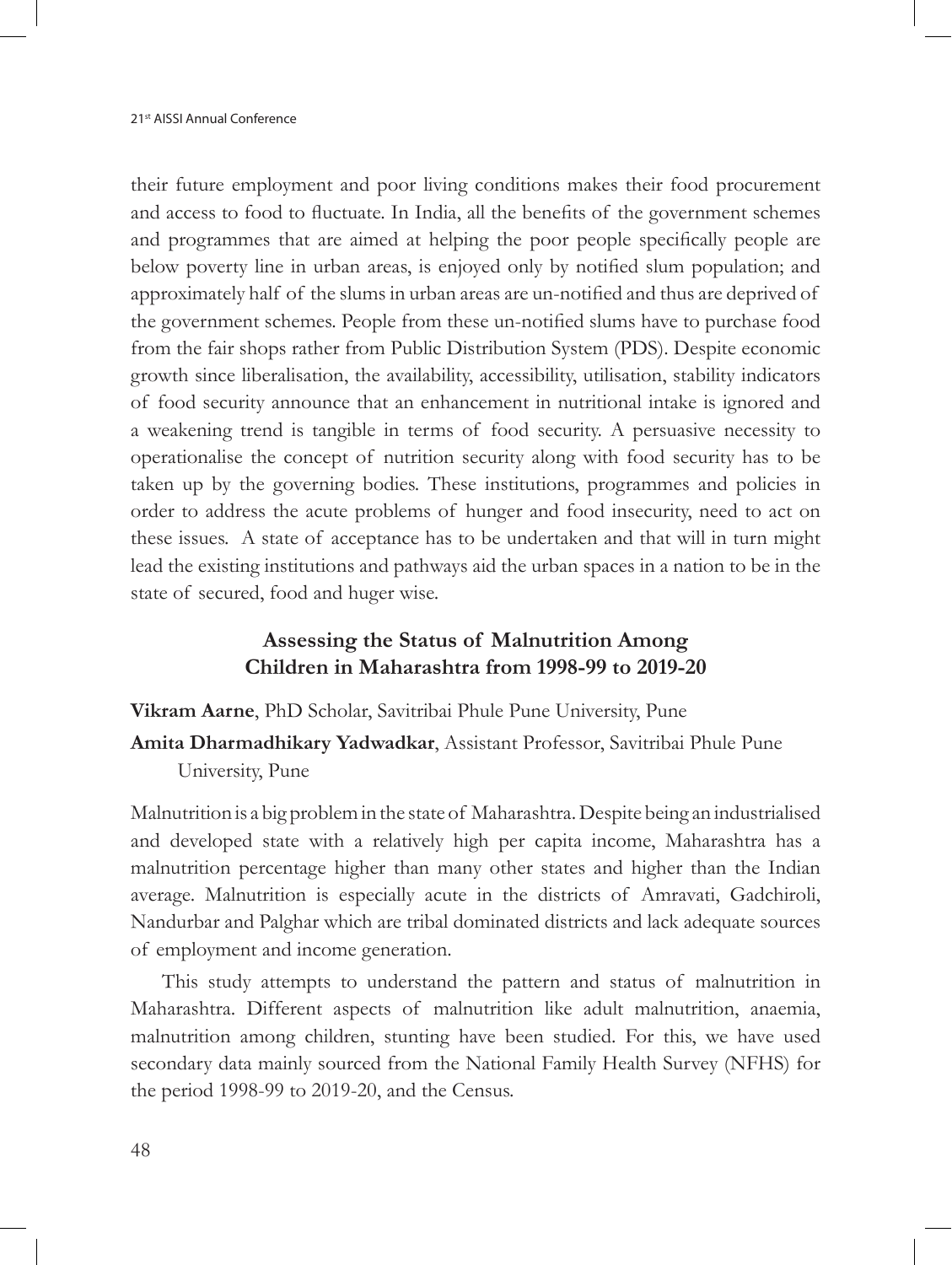their future employment and poor living conditions makes their food procurement and access to food to fluctuate. In India, all the benefits of the government schemes and programmes that are aimed at helping the poor people specifically people are below poverty line in urban areas, is enjoyed only by notified slum population; and approximately half of the slums in urban areas are un-notified and thus are deprived of the government schemes. People from these un-notified slums have to purchase food from the fair shops rather from Public Distribution System (PDS). Despite economic growth since liberalisation, the availability, accessibility, utilisation, stability indicators of food security announce that an enhancement in nutritional intake is ignored and a weakening trend is tangible in terms of food security. A persuasive necessity to operationalise the concept of nutrition security along with food security has to be taken up by the governing bodies. These institutions, programmes and policies in order to address the acute problems of hunger and food insecurity, need to act on these issues. A state of acceptance has to be undertaken and that will in turn might lead the existing institutions and pathways aid the urban spaces in a nation to be in the state of secured, food and huger wise.

## Assessing the Status of Malnutrition Among Children in Maharashtra from 1998-99 to 2019-20

**Vikram Aarne**, PhD Scholar, Savitribai Phule Pune University, Pune

**Amita Dharmadhikary Yadwadkar**, Assistant Professor, Savitribai Phule Pune University, Pune

Malnutrition is a big problem in the state of Maharashtra. Despite being an industrialised and developed state with a relatively high per capita income, Maharashtra has a malnutrition percentage higher than many other states and higher than the Indian average. Malnutrition is especially acute in the districts of Amravati, Gadchiroli, Nandurbar and Palghar which are tribal dominated districts and lack adequate sources of employment and income generation.

This study attempts to understand the pattern and status of malnutrition in Maharashtra. Different aspects of malnutrition like adult malnutrition, anaemia, malnutrition among children, stunting have been studied. For this, we have used secondary data mainly sourced from the National Family Health Survey (NFHS) for the period 1998-99 to 2019-20, and the Census.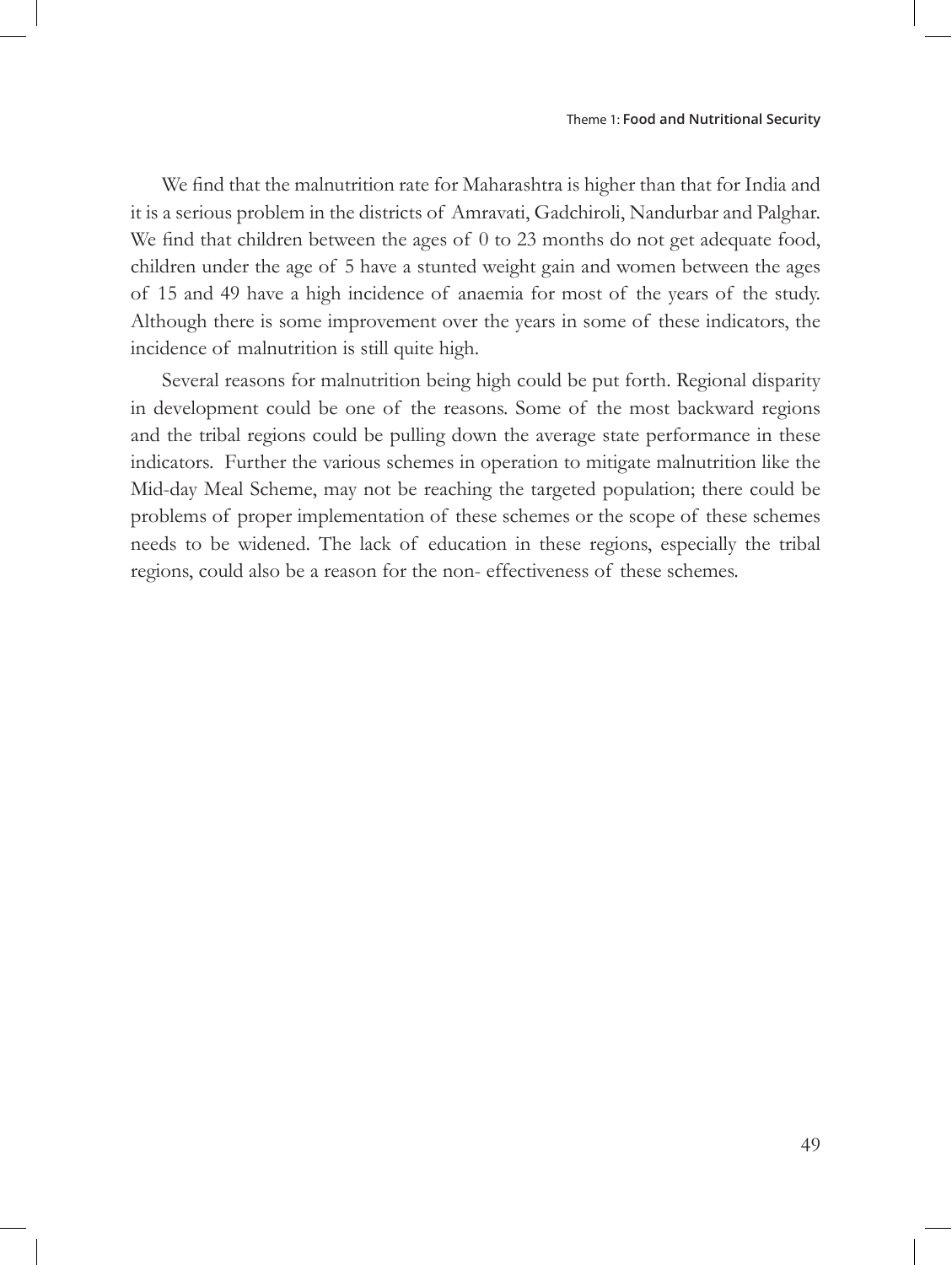We find that the malnutrition rate for Maharashtra is higher than that for India and it is a serious problem in the districts of Amravati, Gadchiroli, Nandurbar and Palghar. We find that children between the ages of 0 to 23 months do not get adequate food, children under the age of 5 have a stunted weight gain and women between the ages of 15 and 49 have a high incidence of anaemia for most of the years of the study. Although there is some improvement over the years in some of these indicators, the incidence of malnutrition is still quite high.

Several reasons for malnutrition being high could be put forth. Regional disparity in development could be one of the reasons. Some of the most backward regions and the tribal regions could be pulling down the average state performance in these indicators. Further the various schemes in operation to mitigate malnutrition like the Mid-day Meal Scheme, may not be reaching the targeted population; there could be problems of proper implementation of these schemes or the scope of these schemes needs to be widened. The lack of education in these regions, especially the tribal regions, could also be a reason for the non- effectiveness of these schemes.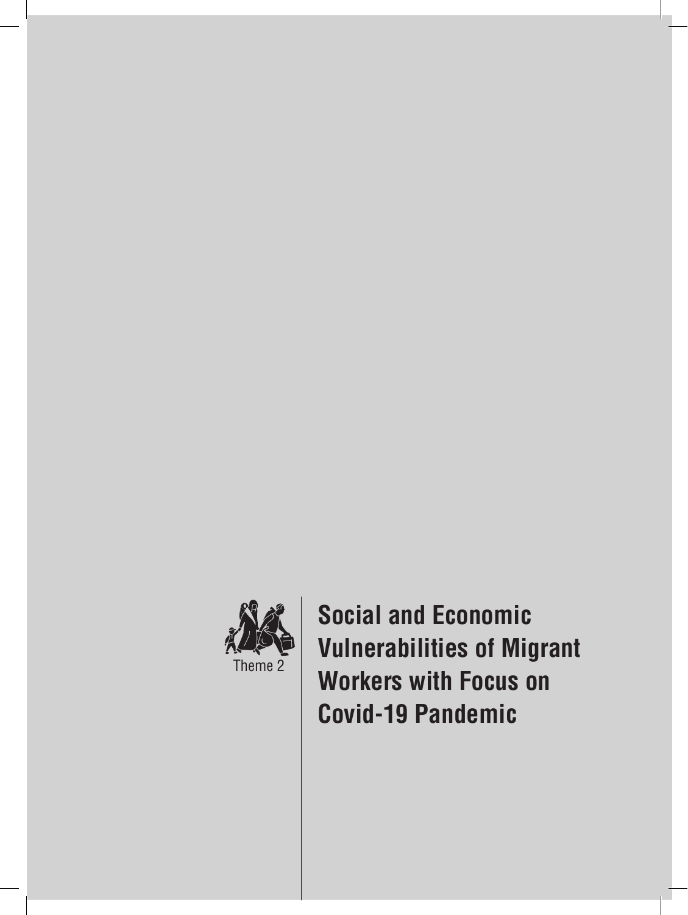Theme 2

# Social and Economic Vulnerabilities of Migrant Workers with Focus on Covid-19 Pandemic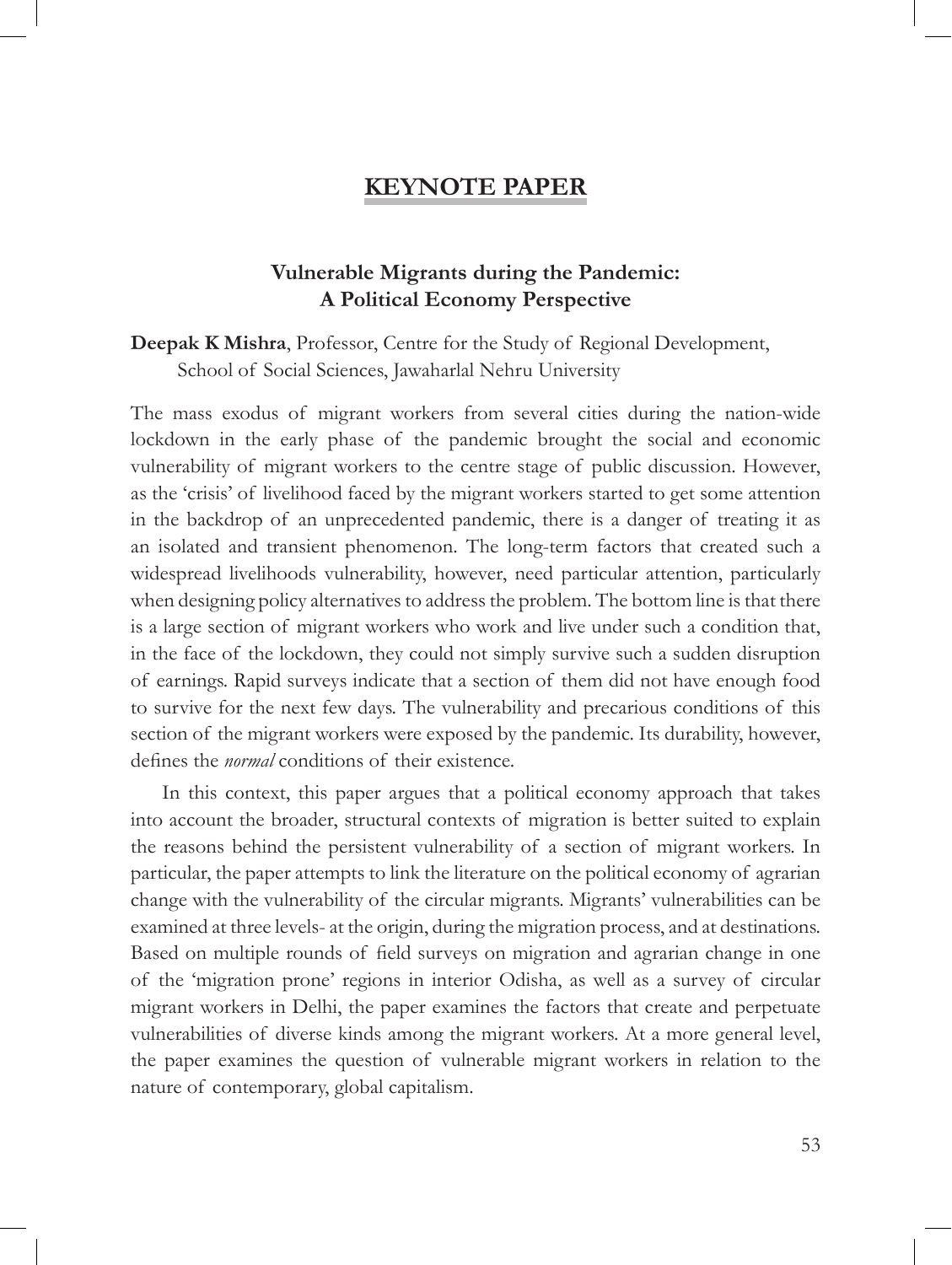## KEYNOTE PAPER

### Vulnerable Migrants during the Pandemic: A Political Economy Perspective

**Deepak K Mishra**, Professor, Centre for the Study of Regional Development, School of Social Sciences, Jawaharlal Nehru University

The mass exodus of migrant workers from several cities during the nation-wide lockdown in the early phase of the pandemic brought the social and economic vulnerability of migrant workers to the centre stage of public discussion. However, as the 'crisis' of livelihood faced by the migrant workers started to get some attention in the backdrop of an unprecedented pandemic, there is a danger of treating it as an isolated and transient phenomenon. The long-term factors that created such a widespread livelihoods vulnerability, however, need particular attention, particularly when designing policy alternatives to address the problem. The bottom line is that there is a large section of migrant workers who work and live under such a condition that, in the face of the lockdown, they could not simply survive such a sudden disruption of earnings. Rapid surveys indicate that a section of them did not have enough food to survive for the next few days. The vulnerability and precarious conditions of this section of the migrant workers were exposed by the pandemic. Its durability, however, defines the *normal* conditions of their existence.

In this context, this paper argues that a political economy approach that takes into account the broader, structural contexts of migration is better suited to explain the reasons behind the persistent vulnerability of a section of migrant workers. In particular, the paper attempts to link the literature on the political economy of agrarian change with the vulnerability of the circular migrants. Migrants' vulnerabilities can be examined at three levels- at the origin, during the migration process, and at destinations. Based on multiple rounds of field surveys on migration and agrarian change in one of the 'migration prone' regions in interior Odisha, as well as a survey of circular migrant workers in Delhi, the paper examines the factors that create and perpetuate vulnerabilities of diverse kinds among the migrant workers. At a more general level, the paper examines the question of vulnerable migrant workers in relation to the nature of contemporary, global capitalism.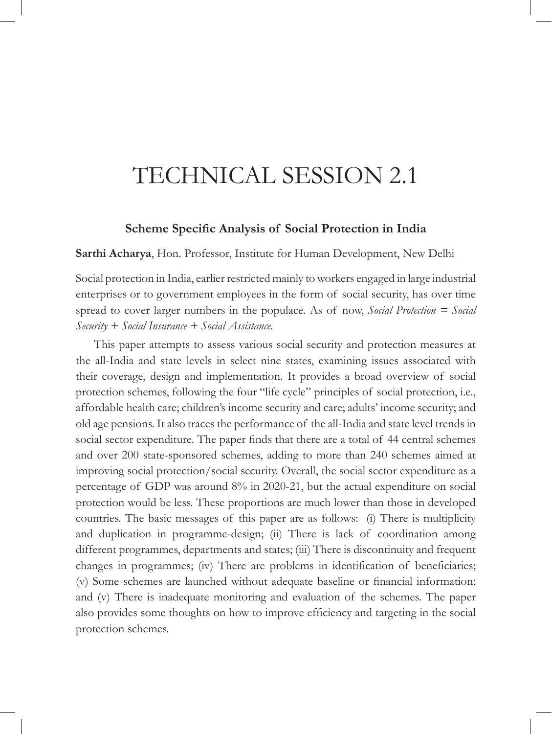# TECHNICAL SESSION 2.1

## Scheme Specific Analysis of Social Protection in India

**Sarthi Acharya**, Hon. Professor, Institute for Human Development, New Delhi

Social protection in India, earlier restricted mainly to workers engaged in large industrial enterprises or to government employees in the form of social security, has over time spread to cover larger numbers in the populace. As of now, *Social Protection = Social Security + Social Insurance + Social Assistance.*

This paper attempts to assess various social security and protection measures at the all-India and state levels in select nine states, examining issues associated with their coverage, design and implementation. It provides a broad overview of social protection schemes, following the four "life cycle" principles of social protection, i.e., affordable health care; children's income security and care; adults' income security; and old age pensions. It also traces the performance of the all-India and state level trends in social sector expenditure. The paper finds that there are a total of 44 central schemes and over 200 state-sponsored schemes, adding to more than 240 schemes aimed at improving social protection/social security. Overall, the social sector expenditure as a percentage of GDP was around 8% in 2020-21, but the actual expenditure on social protection would be less. These proportions are much lower than those in developed countries. The basic messages of this paper are as follows: (i) There is multiplicity and duplication in programme-design; (ii) There is lack of coordination among different programmes, departments and states; (iii) There is discontinuity and frequent changes in programmes; (iv) There are problems in identification of beneficiaries; (v) Some schemes are launched without adequate baseline or financial information; and (v) There is inadequate monitoring and evaluation of the schemes. The paper also provides some thoughts on how to improve efficiency and targeting in the social protection schemes.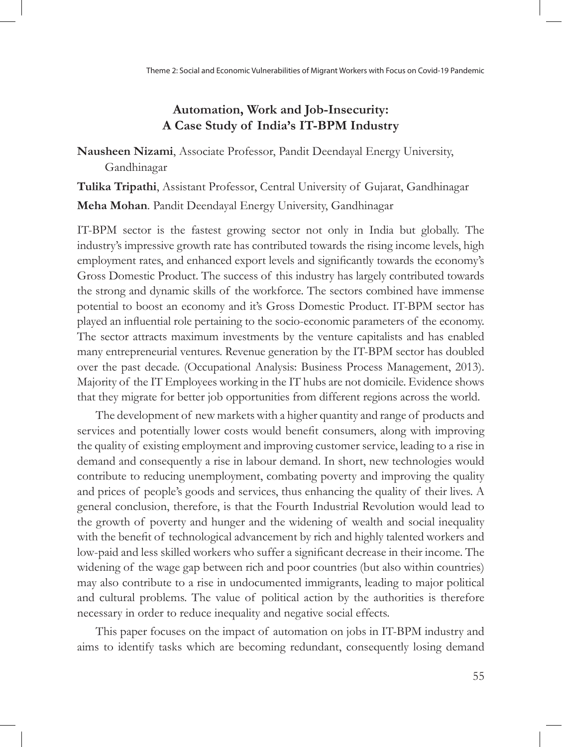## Automation, Work and Job-Insecurity: A Case Study of India's IT-BPM Industry

**Nausheen Nizami**, Associate Professor, Pandit Deendayal Energy University, Gandhinagar

**Tulika Tripathi**, Assistant Professor, Central University of Gujarat, Gandhinagar

**Meha Mohan**. Pandit Deendayal Energy University, Gandhinagar

IT-BPM sector is the fastest growing sector not only in India but globally. The industry's impressive growth rate has contributed towards the rising income levels, high employment rates, and enhanced export levels and significantly towards the economy's Gross Domestic Product. The success of this industry has largely contributed towards the strong and dynamic skills of the workforce. The sectors combined have immense potential to boost an economy and it's Gross Domestic Product. IT-BPM sector has played an influential role pertaining to the socio-economic parameters of the economy. The sector attracts maximum investments by the venture capitalists and has enabled many entrepreneurial ventures. Revenue generation by the IT-BPM sector has doubled over the past decade. (Occupational Analysis: Business Process Management, 2013). Majority of the IT Employees working in the IT hubs are not domicile. Evidence shows that they migrate for better job opportunities from different regions across the world.

The development of new markets with a higher quantity and range of products and services and potentially lower costs would benefit consumers, along with improving the quality of existing employment and improving customer service, leading to a rise in demand and consequently a rise in labour demand. In short, new technologies would contribute to reducing unemployment, combating poverty and improving the quality and prices of people's goods and services, thus enhancing the quality of their lives. A general conclusion, therefore, is that the Fourth Industrial Revolution would lead to the growth of poverty and hunger and the widening of wealth and social inequality with the benefit of technological advancement by rich and highly talented workers and low-paid and less skilled workers who suffer a significant decrease in their income. The widening of the wage gap between rich and poor countries (but also within countries) may also contribute to a rise in undocumented immigrants, leading to major political and cultural problems. The value of political action by the authorities is therefore necessary in order to reduce inequality and negative social effects.

This paper focuses on the impact of automation on jobs in IT-BPM industry and aims to identify tasks which are becoming redundant, consequently losing demand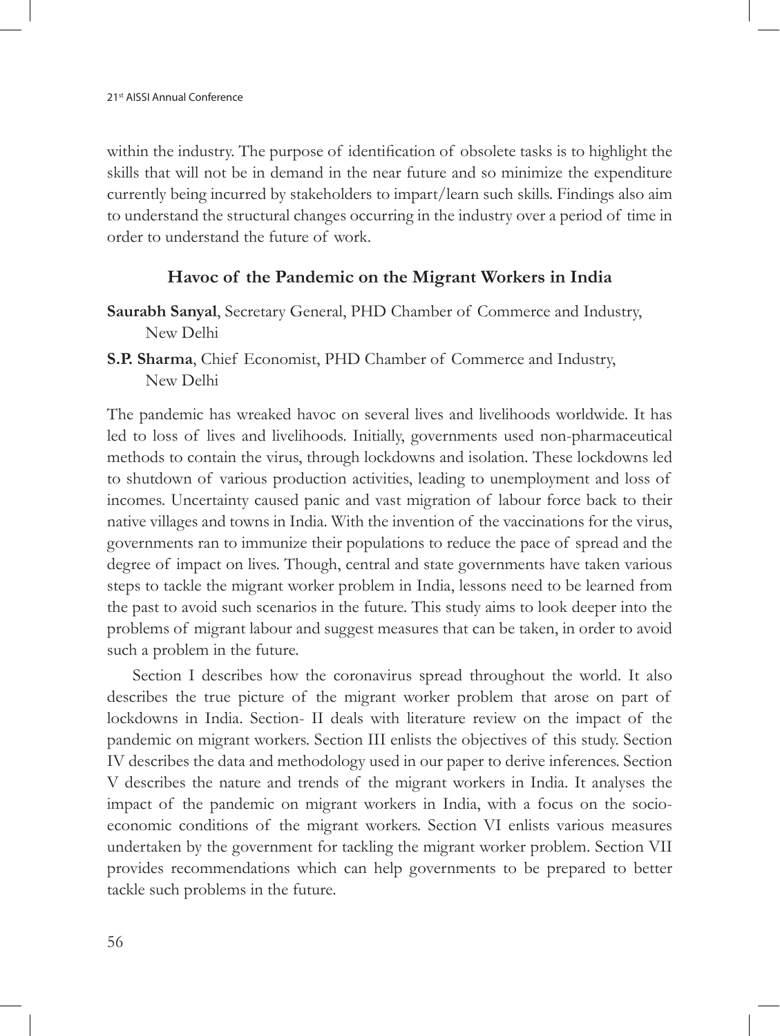within the industry. The purpose of identification of obsolete tasks is to highlight the skills that will not be in demand in the near future and so minimize the expenditure currently being incurred by stakeholders to impart/learn such skills. Findings also aim to understand the structural changes occurring in the industry over a period of time in order to understand the future of work.

## Havoc of the Pandemic on the Migrant Workers in India

**Saurabh Sanyal**, Secretary General, PHD Chamber of Commerce and Industry, New Delhi

**S.P. Sharma**, Chief Economist, PHD Chamber of Commerce and Industry, New Delhi

The pandemic has wreaked havoc on several lives and livelihoods worldwide. It has led to loss of lives and livelihoods. Initially, governments used non-pharmaceutical methods to contain the virus, through lockdowns and isolation. These lockdowns led to shutdown of various production activities, leading to unemployment and loss of incomes. Uncertainty caused panic and vast migration of labour force back to their native villages and towns in India. With the invention of the vaccinations for the virus, governments ran to immunize their populations to reduce the pace of spread and the degree of impact on lives. Though, central and state governments have taken various steps to tackle the migrant worker problem in India, lessons need to be learned from the past to avoid such scenarios in the future. This study aims to look deeper into the problems of migrant labour and suggest measures that can be taken, in order to avoid such a problem in the future.

Section I describes how the coronavirus spread throughout the world. It also describes the true picture of the migrant worker problem that arose on part of lockdowns in India. Section- II deals with literature review on the impact of the pandemic on migrant workers. Section III enlists the objectives of this study. Section IV describes the data and methodology used in our paper to derive inferences. Section V describes the nature and trends of the migrant workers in India. It analyses the impact of the pandemic on migrant workers in India, with a focus on the socio-economic conditions of the migrant workers. Section VI enlists various measures undertaken by the government for tackling the migrant worker problem. Section VII provides recommendations which can help governments to be prepared to better tackle such problems in the future.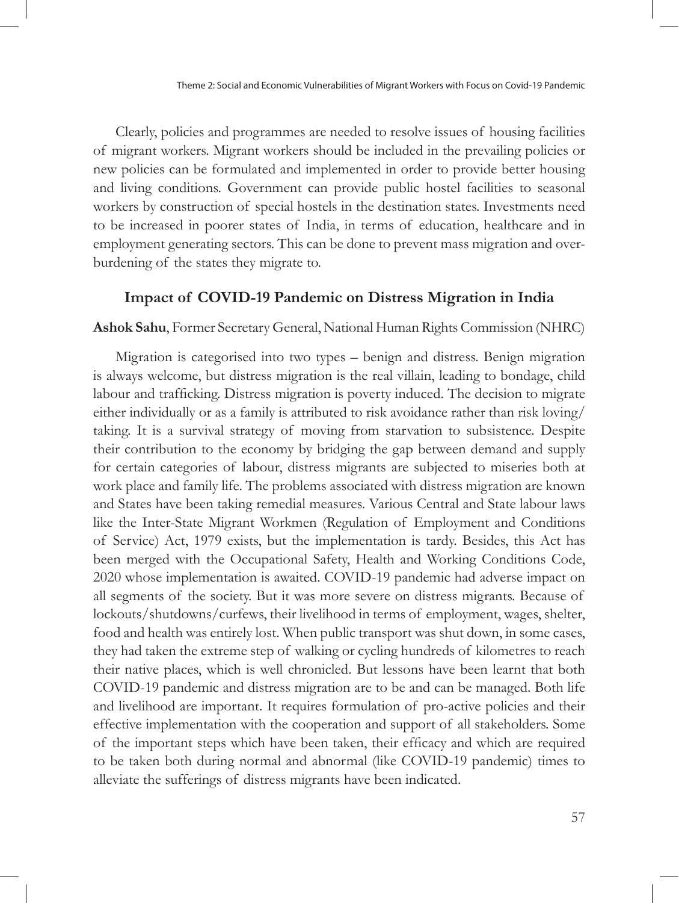Clearly, policies and programmes are needed to resolve issues of housing facilities of migrant workers. Migrant workers should be included in the prevailing policies or new policies can be formulated and implemented in order to provide better housing and living conditions. Government can provide public hostel facilities to seasonal workers by construction of special hostels in the destination states. Investments need to be increased in poorer states of India, in terms of education, healthcare and in employment generating sectors. This can be done to prevent mass migration and over-burdening of the states they migrate to.

## Impact of COVID-19 Pandemic on Distress Migration in India

**Ashok Sahu**, Former Secretary General, National Human Rights Commission (NHRC)

Migration is categorised into two types – benign and distress. Benign migration is always welcome, but distress migration is the real villain, leading to bondage, child labour and trafficking. Distress migration is poverty induced. The decision to migrate either individually or as a family is attributed to risk avoidance rather than risk loving/taking. It is a survival strategy of moving from starvation to subsistence. Despite their contribution to the economy by bridging the gap between demand and supply for certain categories of labour, distress migrants are subjected to miseries both at work place and family life. The problems associated with distress migration are known and States have been taking remedial measures. Various Central and State labour laws like the Inter-State Migrant Workmen (Regulation of Employment and Conditions of Service) Act, 1979 exists, but the implementation is tardy. Besides, this Act has been merged with the Occupational Safety, Health and Working Conditions Code, 2020 whose implementation is awaited. COVID-19 pandemic had adverse impact on all segments of the society. But it was more severe on distress migrants. Because of lockouts/shutdowns/curfews, their livelihood in terms of employment, wages, shelter, food and health was entirely lost. When public transport was shut down, in some cases, they had taken the extreme step of walking or cycling hundreds of kilometres to reach their native places, which is well chronicled. But lessons have been learnt that both COVID-19 pandemic and distress migration are to be and can be managed. Both life and livelihood are important. It requires formulation of pro-active policies and their effective implementation with the cooperation and support of all stakeholders. Some of the important steps which have been taken, their efficacy and which are required to be taken both during normal and abnormal (like COVID-19 pandemic) times to alleviate the sufferings of distress migrants have been indicated.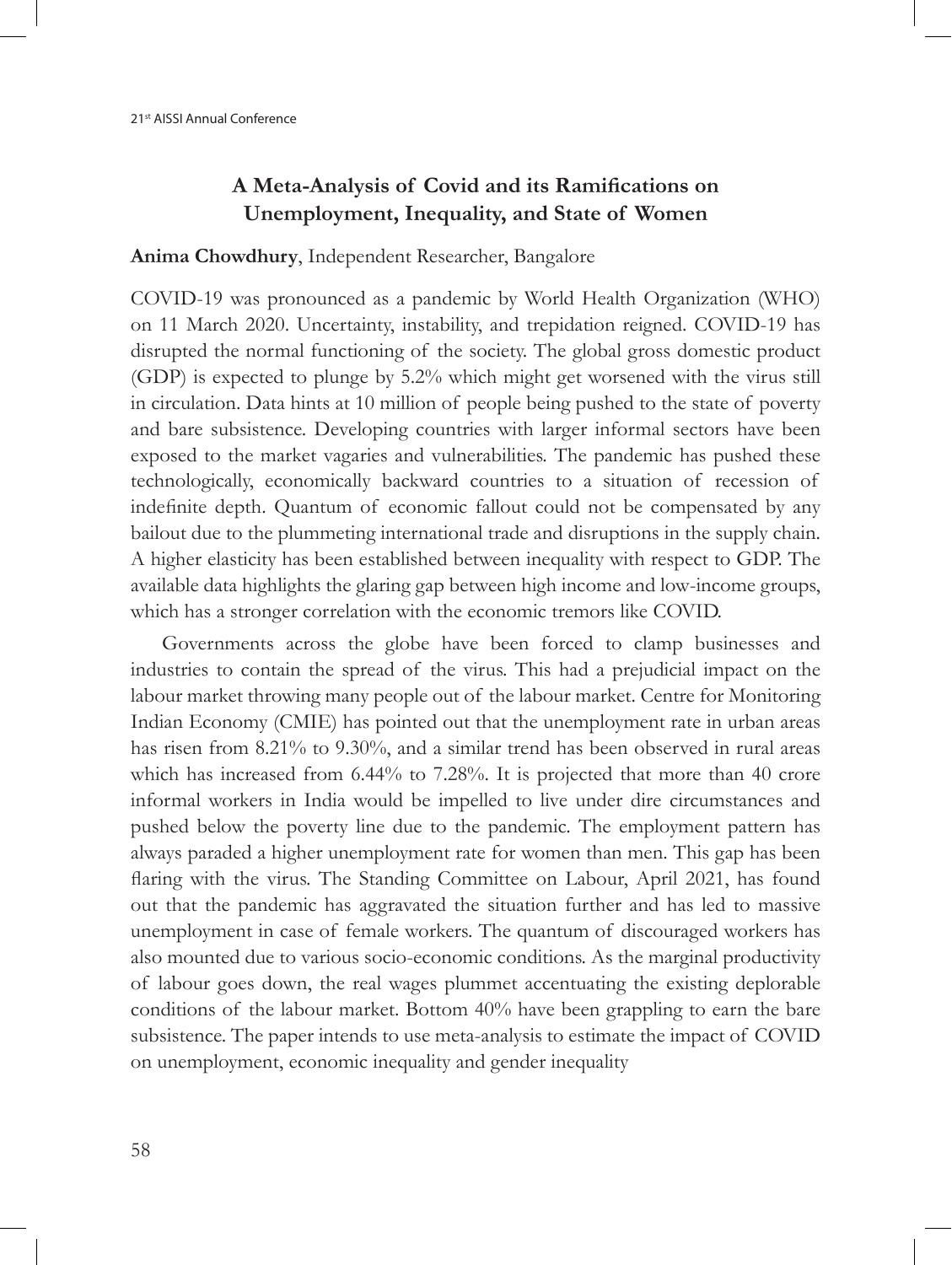## A Meta-Analysis of Covid and its Ramifications on Unemployment, Inequality, and State of Women

**Anima Chowdhury**, Independent Researcher, Bangalore

COVID-19 was pronounced as a pandemic by World Health Organization (WHO) on 11 March 2020. Uncertainty, instability, and trepidation reigned. COVID-19 has disrupted the normal functioning of the society. The global gross domestic product (GDP) is expected to plunge by 5.2% which might get worsened with the virus still in circulation. Data hints at 10 million of people being pushed to the state of poverty and bare subsistence. Developing countries with larger informal sectors have been exposed to the market vagaries and vulnerabilities. The pandemic has pushed these technologically, economically backward countries to a situation of recession of indefinite depth. Quantum of economic fallout could not be compensated by any bailout due to the plummeting international trade and disruptions in the supply chain. A higher elasticity has been established between inequality with respect to GDP. The available data highlights the glaring gap between high income and low-income groups, which has a stronger correlation with the economic tremors like COVID.

Governments across the globe have been forced to clamp businesses and industries to contain the spread of the virus. This had a prejudicial impact on the labour market throwing many people out of the labour market. Centre for Monitoring Indian Economy (CMIE) has pointed out that the unemployment rate in urban areas has risen from 8.21% to 9.30%, and a similar trend has been observed in rural areas which has increased from 6.44% to 7.28%. It is projected that more than 40 crore informal workers in India would be impelled to live under dire circumstances and pushed below the poverty line due to the pandemic. The employment pattern has always paraded a higher unemployment rate for women than men. This gap has been flaring with the virus. The Standing Committee on Labour, April 2021, has found out that the pandemic has aggravated the situation further and has led to massive unemployment in case of female workers. The quantum of discouraged workers has also mounted due to various socio-economic conditions. As the marginal productivity of labour goes down, the real wages plummet accentuating the existing deplorable conditions of the labour market. Bottom 40% have been grappling to earn the bare subsistence. The paper intends to use meta-analysis to estimate the impact of COVID on unemployment, economic inequality and gender inequality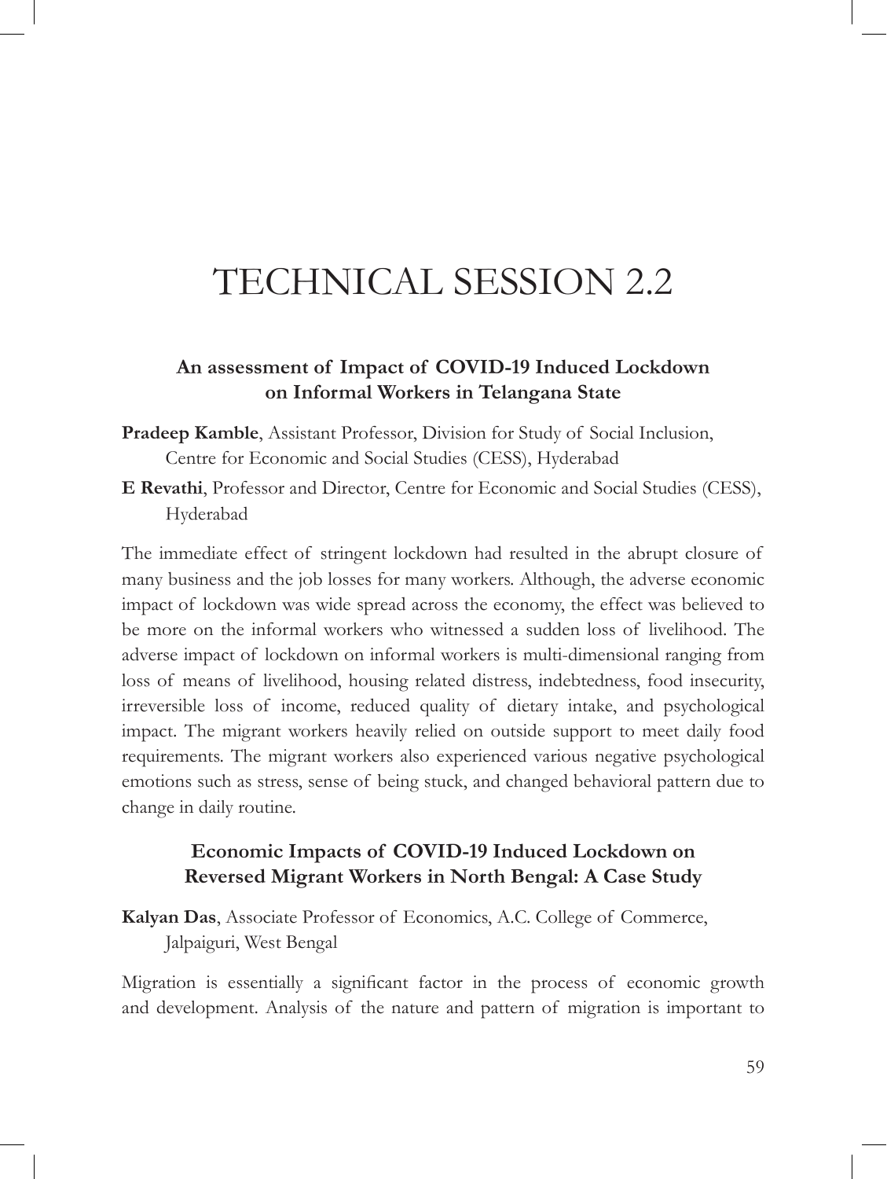# TECHNICAL SESSION 2.2

### An assessment of Impact of COVID-19 Induced Lockdown on Informal Workers in Telangana State

**Pradeep Kamble**, Assistant Professor, Division for Study of Social Inclusion, Centre for Economic and Social Studies (CESS), Hyderabad

**E Revathi**, Professor and Director, Centre for Economic and Social Studies (CESS), Hyderabad

The immediate effect of stringent lockdown had resulted in the abrupt closure of many business and the job losses for many workers. Although, the adverse economic impact of lockdown was wide spread across the economy, the effect was believed to be more on the informal workers who witnessed a sudden loss of livelihood. The adverse impact of lockdown on informal workers is multi-dimensional ranging from loss of means of livelihood, housing related distress, indebtedness, food insecurity, irreversible loss of income, reduced quality of dietary intake, and psychological impact. The migrant workers heavily relied on outside support to meet daily food requirements. The migrant workers also experienced various negative psychological emotions such as stress, sense of being stuck, and changed behavioral pattern due to change in daily routine.

### Economic Impacts of COVID-19 Induced Lockdown on Reversed Migrant Workers in North Bengal: A Case Study

**Kalyan Das**, Associate Professor of Economics, A.C. College of Commerce, Jalpaiguri, West Bengal

Migration is essentially a significant factor in the process of economic growth and development. Analysis of the nature and pattern of migration is important to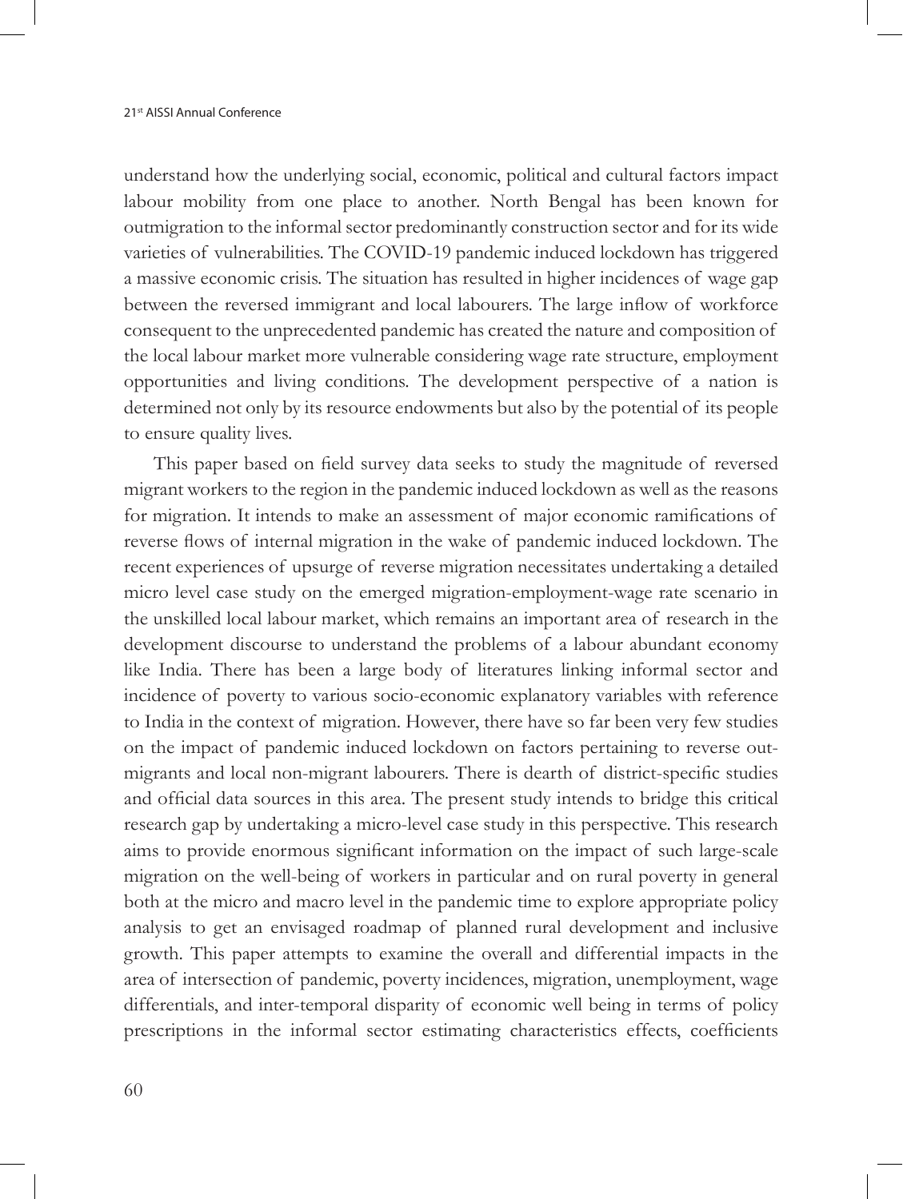understand how the underlying social, economic, political and cultural factors impact labour mobility from one place to another. North Bengal has been known for outmigration to the informal sector predominantly construction sector and for its wide varieties of vulnerabilities. The COVID-19 pandemic induced lockdown has triggered a massive economic crisis. The situation has resulted in higher incidences of wage gap between the reversed immigrant and local labourers. The large inflow of workforce consequent to the unprecedented pandemic has created the nature and composition of the local labour market more vulnerable considering wage rate structure, employment opportunities and living conditions. The development perspective of a nation is determined not only by its resource endowments but also by the potential of its people to ensure quality lives.

This paper based on field survey data seeks to study the magnitude of reversed migrant workers to the region in the pandemic induced lockdown as well as the reasons for migration. It intends to make an assessment of major economic ramifications of reverse flows of internal migration in the wake of pandemic induced lockdown. The recent experiences of upsurge of reverse migration necessitates undertaking a detailed micro level case study on the emerged migration-employment-wage rate scenario in the unskilled local labour market, which remains an important area of research in the development discourse to understand the problems of a labour abundant economy like India. There has been a large body of literatures linking informal sector and incidence of poverty to various socio-economic explanatory variables with reference to India in the context of migration. However, there have so far been very few studies on the impact of pandemic induced lockdown on factors pertaining to reverse out-migrants and local non-migrant labourers. There is dearth of district-specific studies and official data sources in this area. The present study intends to bridge this critical research gap by undertaking a micro-level case study in this perspective. This research aims to provide enormous significant information on the impact of such large-scale migration on the well-being of workers in particular and on rural poverty in general both at the micro and macro level in the pandemic time to explore appropriate policy analysis to get an envisaged roadmap of planned rural development and inclusive growth. This paper attempts to examine the overall and differential impacts in the area of intersection of pandemic, poverty incidences, migration, unemployment, wage differentials, and inter-temporal disparity of economic well being in terms of policy prescriptions in the informal sector estimating characteristics effects, coefficients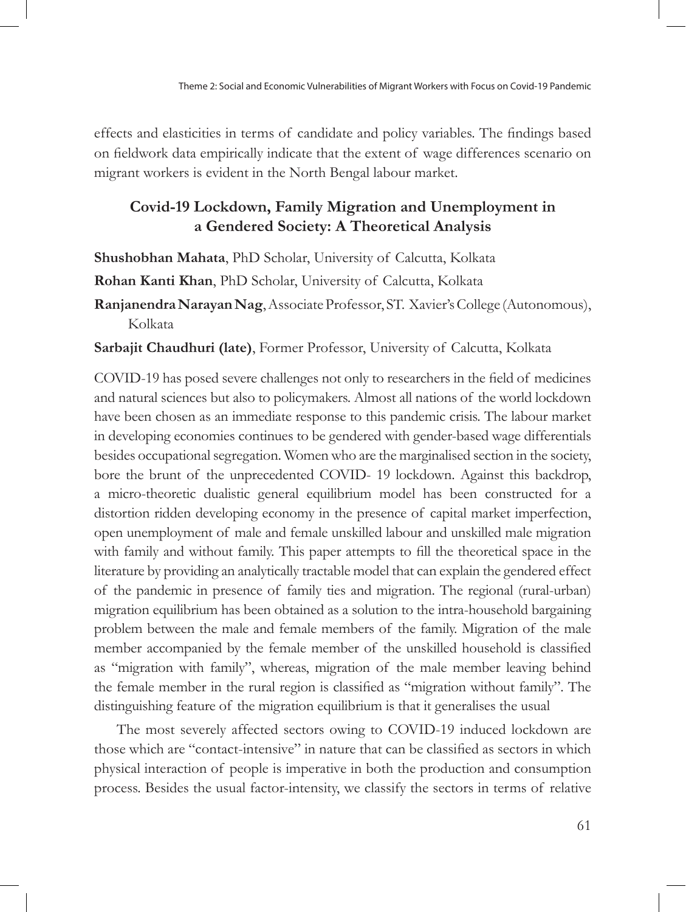effects and elasticities in terms of candidate and policy variables. The findings based on fieldwork data empirically indicate that the extent of wage differences scenario on migrant workers is evident in the North Bengal labour market.

## Covid-19 Lockdown, Family Migration and Unemployment in a Gendered Society: A Theoretical Analysis

**Shushobhan Mahata**, PhD Scholar, University of Calcutta, Kolkata

**Rohan Kanti Khan**, PhD Scholar, University of Calcutta, Kolkata

**Ranjanendra Narayan Nag**, Associate Professor, ST. Xavier's College (Autonomous), Kolkata

**Sarbajit Chaudhuri (late)**, Former Professor, University of Calcutta, Kolkata

COVID-19 has posed severe challenges not only to researchers in the field of medicines and natural sciences but also to policymakers. Almost all nations of the world lockdown have been chosen as an immediate response to this pandemic crisis. The labour market in developing economies continues to be gendered with gender-based wage differentials besides occupational segregation. Women who are the marginalised section in the society, bore the brunt of the unprecedented COVID- 19 lockdown. Against this backdrop, a micro-theoretic dualistic general equilibrium model has been constructed for a distortion ridden developing economy in the presence of capital market imperfection, open unemployment of male and female unskilled labour and unskilled male migration with family and without family. This paper attempts to fill the theoretical space in the literature by providing an analytically tractable model that can explain the gendered effect of the pandemic in presence of family ties and migration. The regional (rural-urban) migration equilibrium has been obtained as a solution to the intra-household bargaining problem between the male and female members of the family. Migration of the male member accompanied by the female member of the unskilled household is classified as "migration with family", whereas, migration of the male member leaving behind the female member in the rural region is classified as "migration without family". The distinguishing feature of the migration equilibrium is that it generalises the usual

The most severely affected sectors owing to COVID-19 induced lockdown are those which are "contact-intensive" in nature that can be classified as sectors in which physical interaction of people is imperative in both the production and consumption process. Besides the usual factor-intensity, we classify the sectors in terms of relative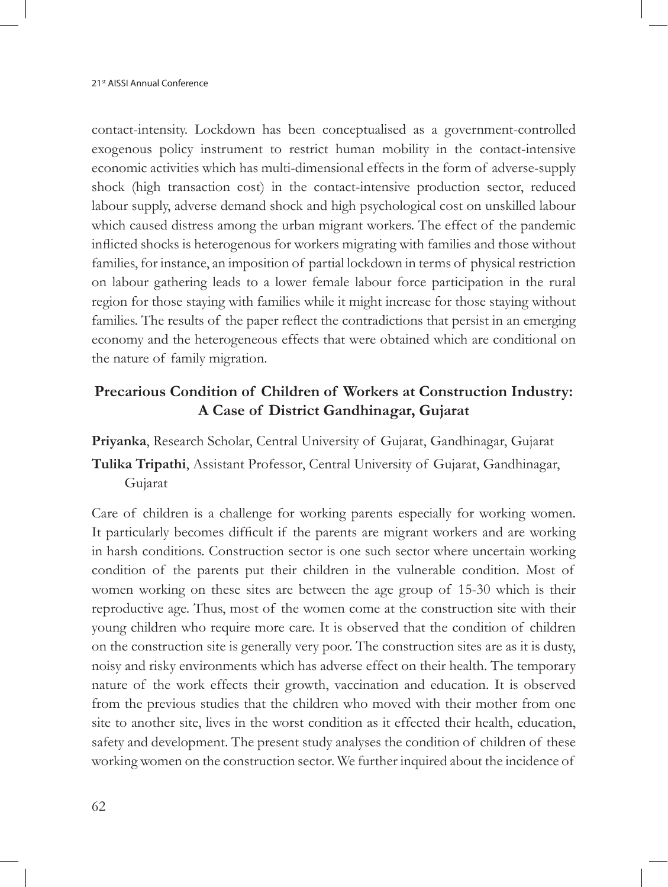contact-intensity. Lockdown has been conceptualised as a government-controlled exogenous policy instrument to restrict human mobility in the contact-intensive economic activities which has multi-dimensional effects in the form of adverse-supply shock (high transaction cost) in the contact-intensive production sector, reduced labour supply, adverse demand shock and high psychological cost on unskilled labour which caused distress among the urban migrant workers. The effect of the pandemic inflicted shocks is heterogenous for workers migrating with families and those without families, for instance, an imposition of partial lockdown in terms of physical restriction on labour gathering leads to a lower female labour force participation in the rural region for those staying with families while it might increase for those staying without families. The results of the paper reflect the contradictions that persist in an emerging economy and the heterogeneous effects that were obtained which are conditional on the nature of family migration.

## Precarious Condition of Children of Workers at Construction Industry: A Case of District Gandhinagar, Gujarat

**Priyanka**, Research Scholar, Central University of Gujarat, Gandhinagar, Gujarat

**Tulika Tripathi**, Assistant Professor, Central University of Gujarat, Gandhinagar, Gujarat

Care of children is a challenge for working parents especially for working women. It particularly becomes difficult if the parents are migrant workers and are working in harsh conditions. Construction sector is one such sector where uncertain working condition of the parents put their children in the vulnerable condition. Most of women working on these sites are between the age group of 15-30 which is their reproductive age. Thus, most of the women come at the construction site with their young children who require more care. It is observed that the condition of children on the construction site is generally very poor. The construction sites are as it is dusty, noisy and risky environments which has adverse effect on their health. The temporary nature of the work effects their growth, vaccination and education. It is observed from the previous studies that the children who moved with their mother from one site to another site, lives in the worst condition as it effected their health, education, safety and development. The present study analyses the condition of children of these working women on the construction sector. We further inquired about the incidence of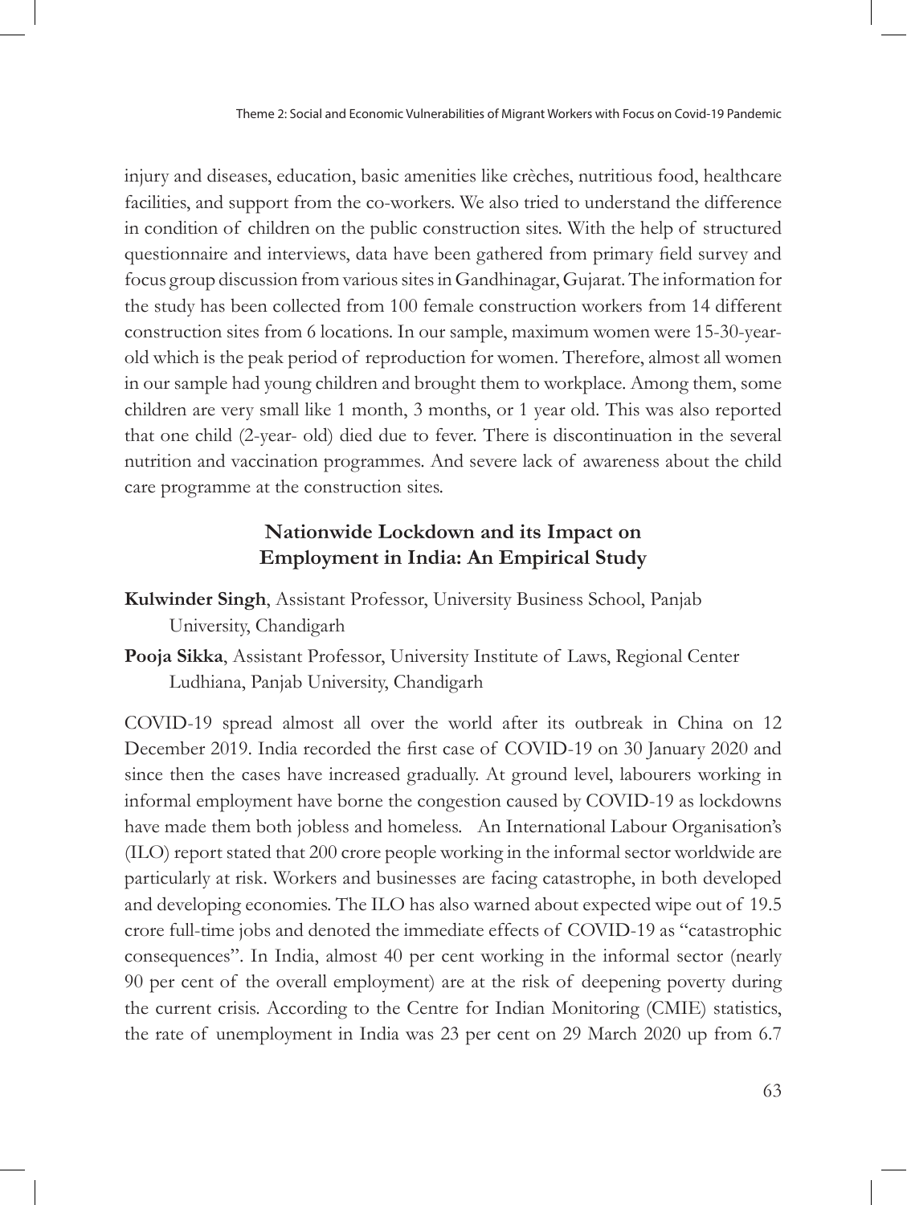injury and diseases, education, basic amenities like crèches, nutritious food, healthcare facilities, and support from the co-workers. We also tried to understand the difference in condition of children on the public construction sites. With the help of structured questionnaire and interviews, data have been gathered from primary field survey and focus group discussion from various sites in Gandhinagar, Gujarat. The information for the study has been collected from 100 female construction workers from 14 different construction sites from 6 locations. In our sample, maximum women were 15-30-year-old which is the peak period of reproduction for women. Therefore, almost all women in our sample had young children and brought them to workplace. Among them, some children are very small like 1 month, 3 months, or 1 year old. This was also reported that one child (2-year- old) died due to fever. There is discontinuation in the several nutrition and vaccination programmes. And severe lack of awareness about the child care programme at the construction sites.

## Nationwide Lockdown and its Impact on Employment in India: An Empirical Study

**Kulwinder Singh**, Assistant Professor, University Business School, Panjab University, Chandigarh

**Pooja Sikka**, Assistant Professor, University Institute of Laws, Regional Center Ludhiana, Panjab University, Chandigarh

COVID-19 spread almost all over the world after its outbreak in China on 12 December 2019. India recorded the first case of COVID-19 on 30 January 2020 and since then the cases have increased gradually. At ground level, labourers working in informal employment have borne the congestion caused by COVID-19 as lockdowns have made them both jobless and homeless. An International Labour Organisation's (ILO) report stated that 200 crore people working in the informal sector worldwide are particularly at risk. Workers and businesses are facing catastrophe, in both developed and developing economies. The ILO has also warned about expected wipe out of 19.5 crore full-time jobs and denoted the immediate effects of COVID-19 as "catastrophic consequences". In India, almost 40 per cent working in the informal sector (nearly 90 per cent of the overall employment) are at the risk of deepening poverty during the current crisis. According to the Centre for Indian Monitoring (CMIE) statistics, the rate of unemployment in India was 23 per cent on 29 March 2020 up from 6.7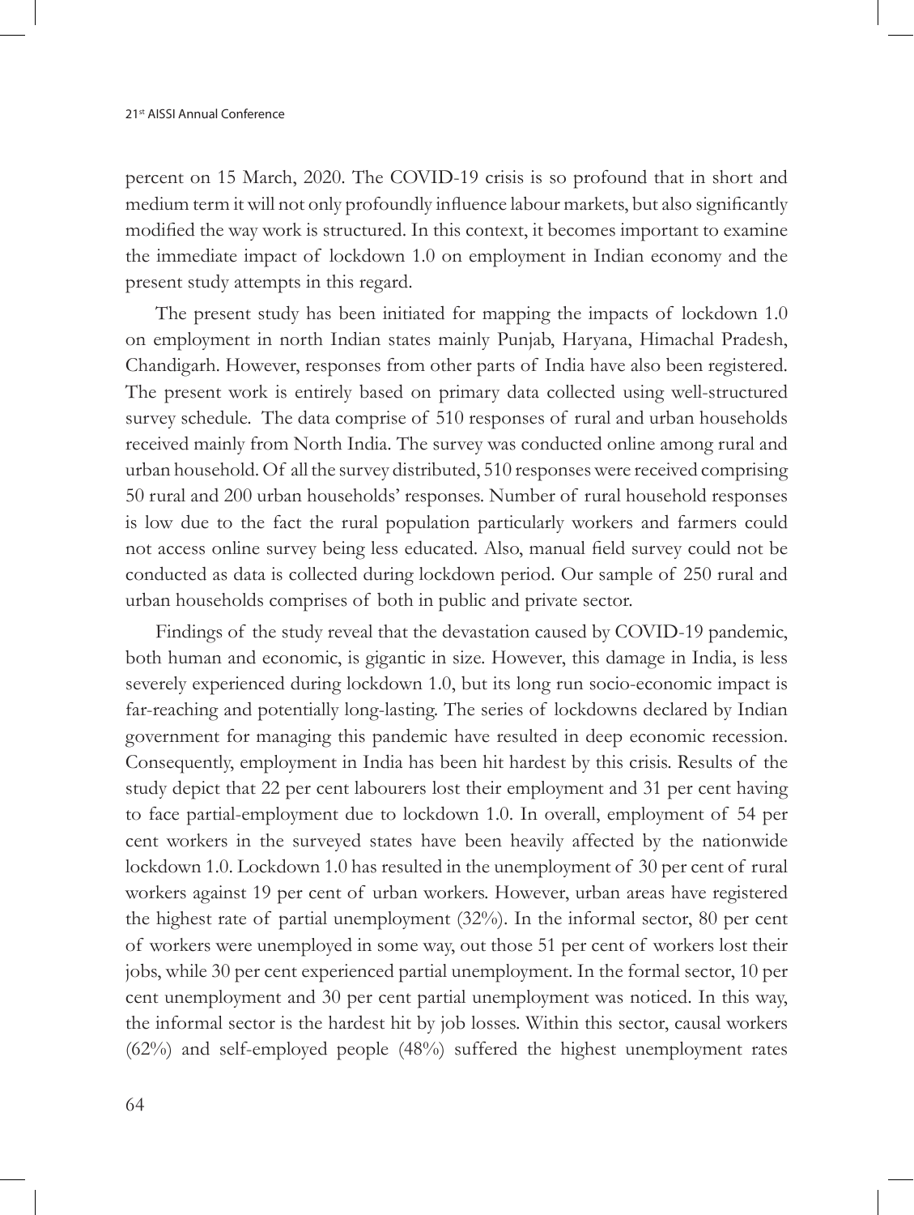percent on 15 March, 2020. The COVID-19 crisis is so profound that in short and medium term it will not only profoundly influence labour markets, but also significantly modified the way work is structured. In this context, it becomes important to examine the immediate impact of lockdown 1.0 on employment in Indian economy and the present study attempts in this regard.

The present study has been initiated for mapping the impacts of lockdown 1.0 on employment in north Indian states mainly Punjab, Haryana, Himachal Pradesh, Chandigarh. However, responses from other parts of India have also been registered. The present work is entirely based on primary data collected using well-structured survey schedule. The data comprise of 510 responses of rural and urban households received mainly from North India. The survey was conducted online among rural and urban household. Of all the survey distributed, 510 responses were received comprising 50 rural and 200 urban households' responses. Number of rural household responses is low due to the fact the rural population particularly workers and farmers could not access online survey being less educated. Also, manual field survey could not be conducted as data is collected during lockdown period. Our sample of 250 rural and urban households comprises of both in public and private sector.

Findings of the study reveal that the devastation caused by COVID-19 pandemic, both human and economic, is gigantic in size. However, this damage in India, is less severely experienced during lockdown 1.0, but its long run socio-economic impact is far-reaching and potentially long-lasting. The series of lockdowns declared by Indian government for managing this pandemic have resulted in deep economic recession. Consequently, employment in India has been hit hardest by this crisis. Results of the study depict that 22 per cent labourers lost their employment and 31 per cent having to face partial-employment due to lockdown 1.0. In overall, employment of 54 per cent workers in the surveyed states have been heavily affected by the nationwide lockdown 1.0. Lockdown 1.0 has resulted in the unemployment of 30 per cent of rural workers against 19 per cent of urban workers. However, urban areas have registered the highest rate of partial unemployment (32%). In the informal sector, 80 per cent of workers were unemployed in some way, out those 51 per cent of workers lost their jobs, while 30 per cent experienced partial unemployment. In the formal sector, 10 per cent unemployment and 30 per cent partial unemployment was noticed. In this way, the informal sector is the hardest hit by job losses. Within this sector, causal workers (62%) and self-employed people (48%) suffered the highest unemployment rates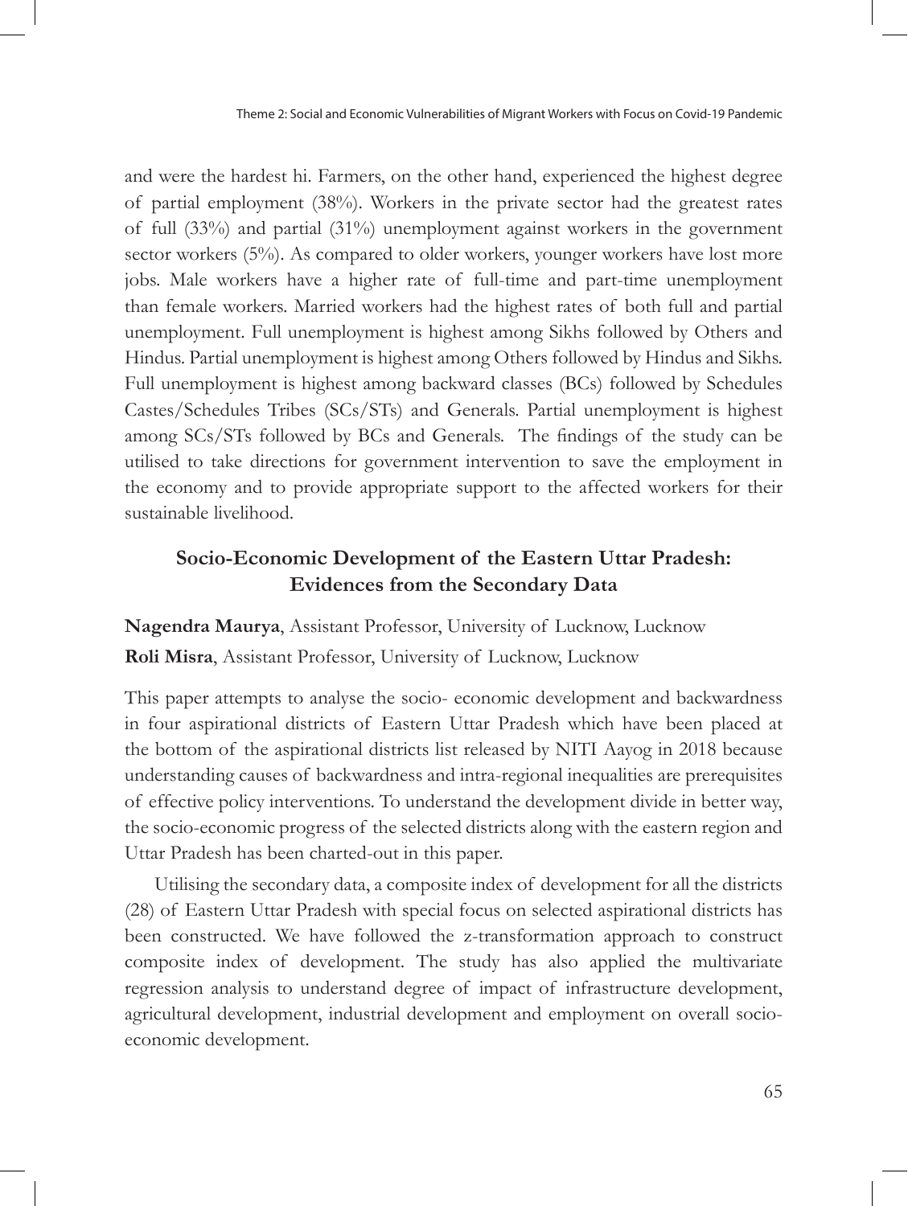and were the hardest hi. Farmers, on the other hand, experienced the highest degree of partial employment (38%). Workers in the private sector had the greatest rates of full (33%) and partial (31%) unemployment against workers in the government sector workers (5%). As compared to older workers, younger workers have lost more jobs. Male workers have a higher rate of full-time and part-time unemployment than female workers. Married workers had the highest rates of both full and partial unemployment. Full unemployment is highest among Sikhs followed by Others and Hindus. Partial unemployment is highest among Others followed by Hindus and Sikhs. Full unemployment is highest among backward classes (BCs) followed by Schedules Castes/Schedules Tribes (SCs/STs) and Generals. Partial unemployment is highest among SCs/STs followed by BCs and Generals. The findings of the study can be utilised to take directions for government intervention to save the employment in the economy and to provide appropriate support to the affected workers for their sustainable livelihood.

## Socio-Economic Development of the Eastern Uttar Pradesh: Evidences from the Secondary Data

**Nagendra Maurya**, Assistant Professor, University of Lucknow, Lucknow

**Roli Misra**, Assistant Professor, University of Lucknow, Lucknow

This paper attempts to analyse the socio- economic development and backwardness in four aspirational districts of Eastern Uttar Pradesh which have been placed at the bottom of the aspirational districts list released by NITI Aayog in 2018 because understanding causes of backwardness and intra-regional inequalities are prerequisites of effective policy interventions. To understand the development divide in better way, the socio-economic progress of the selected districts along with the eastern region and Uttar Pradesh has been charted-out in this paper.

Utilising the secondary data, a composite index of development for all the districts (28) of Eastern Uttar Pradesh with special focus on selected aspirational districts has been constructed. We have followed the z-transformation approach to construct composite index of development. The study has also applied the multivariate regression analysis to understand degree of impact of infrastructure development, agricultural development, industrial development and employment on overall socio-economic development.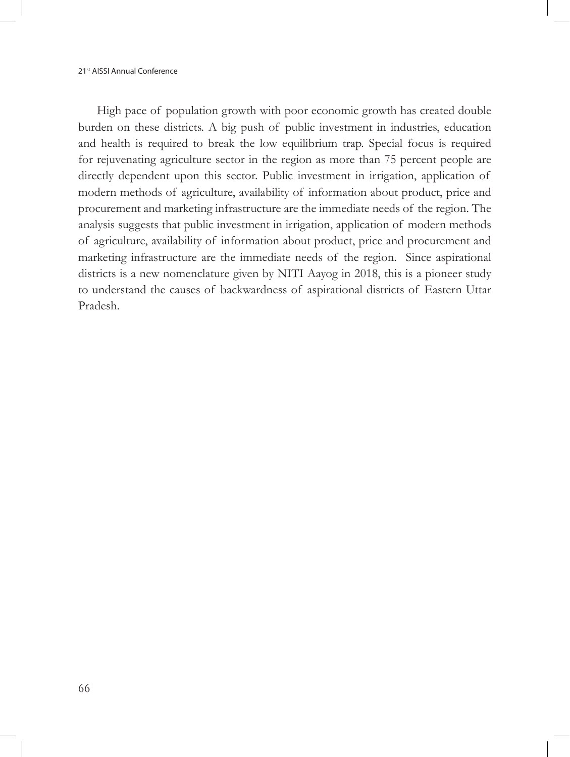High pace of population growth with poor economic growth has created double burden on these districts. A big push of public investment in industries, education and health is required to break the low equilibrium trap. Special focus is required for rejuvenating agriculture sector in the region as more than 75 percent people are directly dependent upon this sector. Public investment in irrigation, application of modern methods of agriculture, availability of information about product, price and procurement and marketing infrastructure are the immediate needs of the region. The analysis suggests that public investment in irrigation, application of modern methods of agriculture, availability of information about product, price and procurement and marketing infrastructure are the immediate needs of the region. Since aspirational districts is a new nomenclature given by NITI Aayog in 2018, this is a pioneer study to understand the causes of backwardness of aspirational districts of Eastern Uttar Pradesh.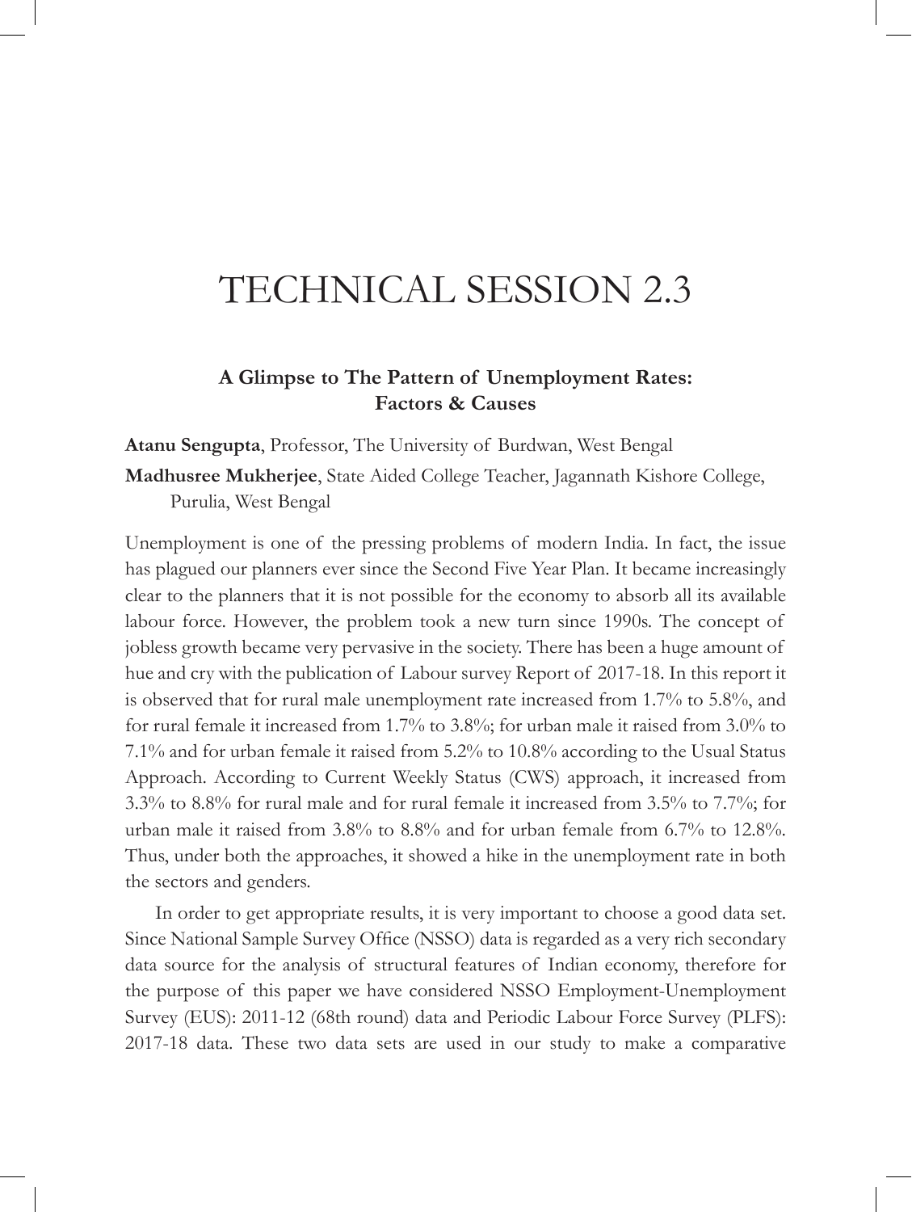# TECHNICAL SESSION 2.3

### A Glimpse to The Pattern of Unemployment Rates: Factors & Causes

**Atanu Sengupta**, Professor, The University of Burdwan, West Bengal

**Madhusree Mukherjee**, State Aided College Teacher, Jagannath Kishore College, Purulia, West Bengal

Unemployment is one of the pressing problems of modern India. In fact, the issue has plagued our planners ever since the Second Five Year Plan. It became increasingly clear to the planners that it is not possible for the economy to absorb all its available labour force. However, the problem took a new turn since 1990s. The concept of jobless growth became very pervasive in the society. There has been a huge amount of hue and cry with the publication of Labour survey Report of 2017-18. In this report it is observed that for rural male unemployment rate increased from 1.7% to 5.8%, and for rural female it increased from 1.7% to 3.8%; for urban male it raised from 3.0% to 7.1% and for urban female it raised from 5.2% to 10.8% according to the Usual Status Approach. According to Current Weekly Status (CWS) approach, it increased from 3.3% to 8.8% for rural male and for rural female it increased from 3.5% to 7.7%; for urban male it raised from 3.8% to 8.8% and for urban female from 6.7% to 12.8%. Thus, under both the approaches, it showed a hike in the unemployment rate in both the sectors and genders.

In order to get appropriate results, it is very important to choose a good data set. Since National Sample Survey Office (NSSO) data is regarded as a very rich secondary data source for the analysis of structural features of Indian economy, therefore for the purpose of this paper we have considered NSSO Employment-Unemployment Survey (EUS): 2011-12 (68th round) data and Periodic Labour Force Survey (PLFS): 2017-18 data. These two data sets are used in our study to make a comparative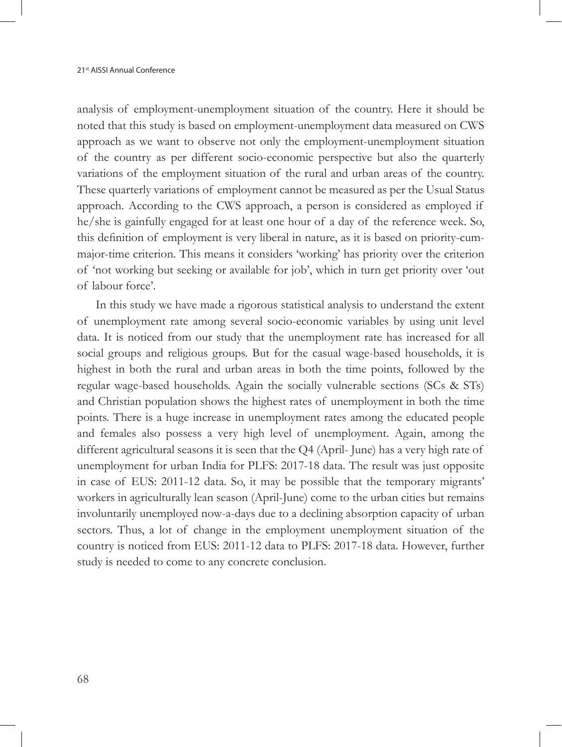analysis of employment-unemployment situation of the country. Here it should be noted that this study is based on employment-unemployment data measured on CWS approach as we want to observe not only the employment-unemployment situation of the country as per different socio-economic perspective but also the quarterly variations of the employment situation of the rural and urban areas of the country. These quarterly variations of employment cannot be measured as per the Usual Status approach. According to the CWS approach, a person is considered as employed if he/she is gainfully engaged for at least one hour of a day of the reference week. So, this definition of employment is very liberal in nature, as it is based on priority-cum-major-time criterion. This means it considers 'working' has priority over the criterion of 'not working but seeking or available for job', which in turn get priority over 'out of labour force'.

In this study we have made a rigorous statistical analysis to understand the extent of unemployment rate among several socio-economic variables by using unit level data. It is noticed from our study that the unemployment rate has increased for all social groups and religious groups. But for the casual wage-based households, it is highest in both the rural and urban areas in both the time points, followed by the regular wage-based households. Again the socially vulnerable sections (SCs & STs) and Christian population shows the highest rates of unemployment in both the time points. There is a huge increase in unemployment rates among the educated people and females also possess a very high level of unemployment. Again, among the different agricultural seasons it is seen that the Q4 (April- June) has a very high rate of unemployment for urban India for PLFS: 2017-18 data. The result was just opposite in case of EUS: 2011-12 data. So, it may be possible that the temporary migrants' workers in agriculturally lean season (April-June) come to the urban cities but remains involuntarily unemployed now-a-days due to a declining absorption capacity of urban sectors. Thus, a lot of change in the employment unemployment situation of the country is noticed from EUS: 2011-12 data to PLFS: 2017-18 data. However, further study is needed to come to any concrete conclusion.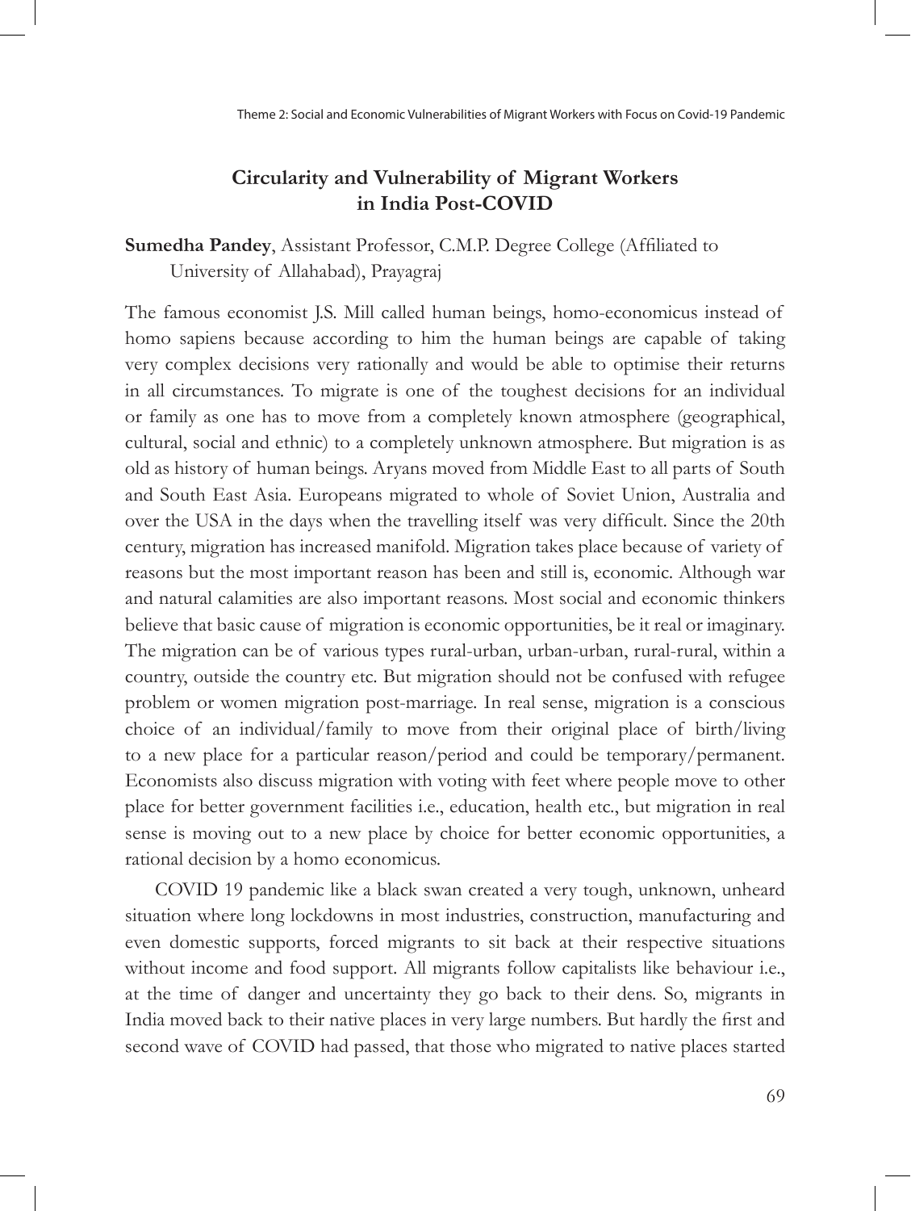## Circularity and Vulnerability of Migrant Workers in India Post-COVID

**Sumedha Pandey**, Assistant Professor, C.M.P. Degree College (Affiliated to University of Allahabad), Prayagraj

The famous economist J.S. Mill called human beings, homo-economicus instead of homo sapiens because according to him the human beings are capable of taking very complex decisions very rationally and would be able to optimise their returns in all circumstances. To migrate is one of the toughest decisions for an individual or family as one has to move from a completely known atmosphere (geographical, cultural, social and ethnic) to a completely unknown atmosphere. But migration is as old as history of human beings. Aryans moved from Middle East to all parts of South and South East Asia. Europeans migrated to whole of Soviet Union, Australia and over the USA in the days when the travelling itself was very difficult. Since the 20th century, migration has increased manifold. Migration takes place because of variety of reasons but the most important reason has been and still is, economic. Although war and natural calamities are also important reasons. Most social and economic thinkers believe that basic cause of migration is economic opportunities, be it real or imaginary. The migration can be of various types rural-urban, urban-urban, rural-rural, within a country, outside the country etc. But migration should not be confused with refugee problem or women migration post-marriage. In real sense, migration is a conscious choice of an individual/family to move from their original place of birth/living to a new place for a particular reason/period and could be temporary/permanent. Economists also discuss migration with voting with feet where people move to other place for better government facilities i.e., education, health etc., but migration in real sense is moving out to a new place by choice for better economic opportunities, a rational decision by a homo economicus.

COVID 19 pandemic like a black swan created a very tough, unknown, unheard situation where long lockdowns in most industries, construction, manufacturing and even domestic supports, forced migrants to sit back at their respective situations without income and food support. All migrants follow capitalists like behaviour i.e., at the time of danger and uncertainty they go back to their dens. So, migrants in India moved back to their native places in very large numbers. But hardly the first and second wave of COVID had passed, that those who migrated to native places started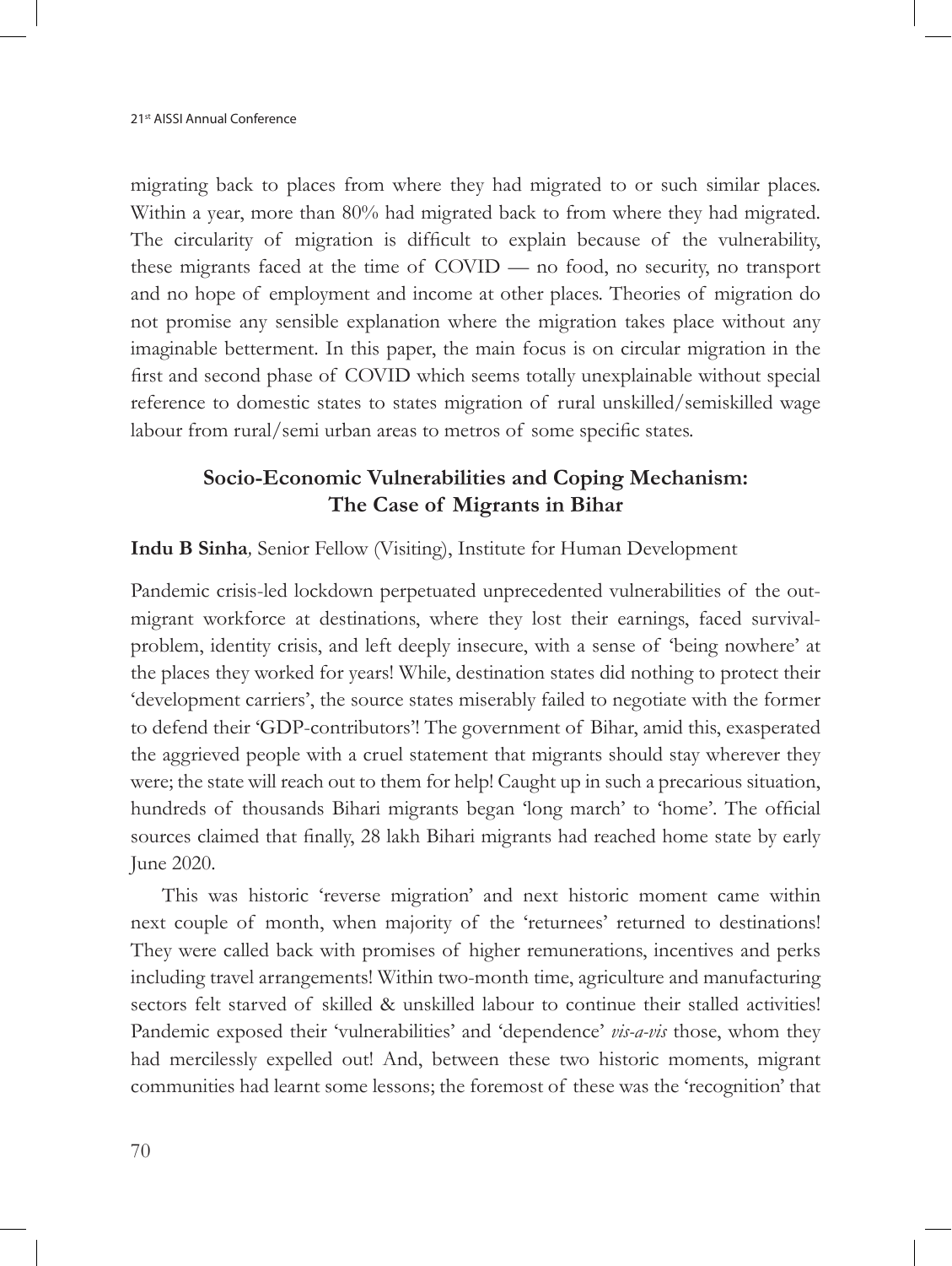migrating back to places from where they had migrated to or such similar places. Within a year, more than 80% had migrated back to from where they had migrated. The circularity of migration is difficult to explain because of the vulnerability, these migrants faced at the time of COVID — no food, no security, no transport and no hope of employment and income at other places. Theories of migration do not promise any sensible explanation where the migration takes place without any imaginable betterment. In this paper, the main focus is on circular migration in the first and second phase of COVID which seems totally unexplainable without special reference to domestic states to states migration of rural unskilled/semiskilled wage labour from rural/semi urban areas to metros of some specific states.

## Socio-Economic Vulnerabilities and Coping Mechanism: The Case of Migrants in Bihar

**Indu B Sinha***,* Senior Fellow (Visiting), Institute for Human Development

Pandemic crisis-led lockdown perpetuated unprecedented vulnerabilities of the out-migrant workforce at destinations, where they lost their earnings, faced survival-problem, identity crisis, and left deeply insecure, with a sense of 'being nowhere' at the places they worked for years! While, destination states did nothing to protect their 'development carriers', the source states miserably failed to negotiate with the former to defend their 'GDP-contributors'! The government of Bihar, amid this, exasperated the aggrieved people with a cruel statement that migrants should stay wherever they were; the state will reach out to them for help! Caught up in such a precarious situation, hundreds of thousands Bihari migrants began 'long march' to 'home'. The official sources claimed that finally, 28 lakh Bihari migrants had reached home state by early June 2020.

This was historic 'reverse migration' and next historic moment came within next couple of month, when majority of the 'returnees' returned to destinations! They were called back with promises of higher remunerations, incentives and perks including travel arrangements! Within two-month time, agriculture and manufacturing sectors felt starved of skilled & unskilled labour to continue their stalled activities! Pandemic exposed their 'vulnerabilities' and 'dependence' *vis-a-vis* those, whom they had mercilessly expelled out! And, between these two historic moments, migrant communities had learnt some lessons; the foremost of these was the 'recognition' that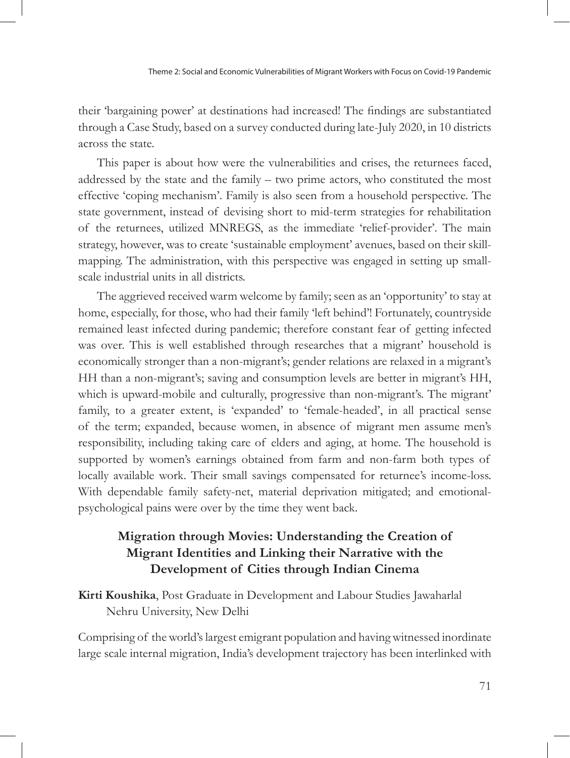their 'bargaining power' at destinations had increased! The findings are substantiated through a Case Study, based on a survey conducted during late-July 2020, in 10 districts across the state.

This paper is about how were the vulnerabilities and crises, the returnees faced, addressed by the state and the family – two prime actors, who constituted the most effective 'coping mechanism'. Family is also seen from a household perspective. The state government, instead of devising short to mid-term strategies for rehabilitation of the returnees, utilized MNREGS, as the immediate 'relief-provider'. The main strategy, however, was to create 'sustainable employment' avenues, based on their skill-mapping. The administration, with this perspective was engaged in setting up small-scale industrial units in all districts.

The aggrieved received warm welcome by family; seen as an 'opportunity' to stay at home, especially, for those, who had their family 'left behind'! Fortunately, countryside remained least infected during pandemic; therefore constant fear of getting infected was over. This is well established through researches that a migrant' household is economically stronger than a non-migrant's; gender relations are relaxed in a migrant's HH than a non-migrant's; saving and consumption levels are better in migrant's HH, which is upward-mobile and culturally, progressive than non-migrant's. The migrant' family, to a greater extent, is 'expanded' to 'female-headed', in all practical sense of the term; expanded, because women, in absence of migrant men assume men's responsibility, including taking care of elders and aging, at home. The household is supported by women's earnings obtained from farm and non-farm both types of locally available work. Their small savings compensated for returnee's income-loss. With dependable family safety-net, material deprivation mitigated; and emotional-psychological pains were over by the time they went back.

## Migration through Movies: Understanding the Creation of Migrant Identities and Linking their Narrative with the Development of Cities through Indian Cinema

**Kirti Koushika**, Post Graduate in Development and Labour Studies Jawaharlal Nehru University, New Delhi

Comprising of the world's largest emigrant population and having witnessed inordinate large scale internal migration, India's development trajectory has been interlinked with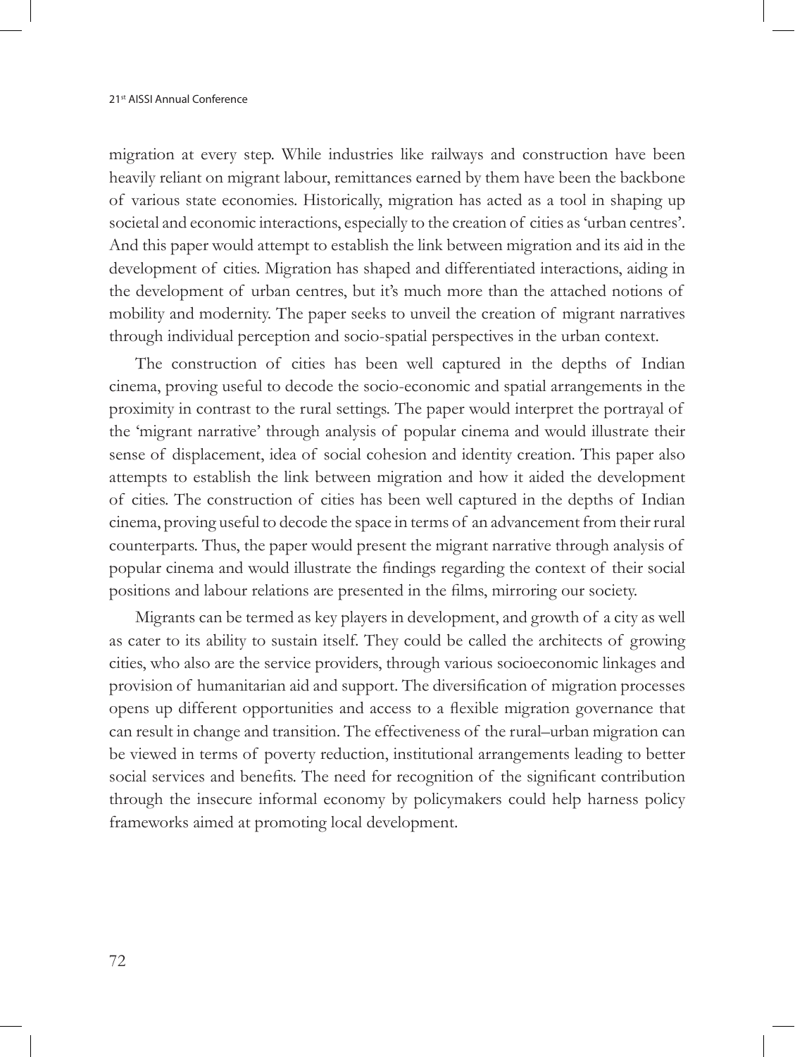migration at every step. While industries like railways and construction have been heavily reliant on migrant labour, remittances earned by them have been the backbone of various state economies. Historically, migration has acted as a tool in shaping up societal and economic interactions, especially to the creation of cities as 'urban centres'. And this paper would attempt to establish the link between migration and its aid in the development of cities. Migration has shaped and differentiated interactions, aiding in the development of urban centres, but it's much more than the attached notions of mobility and modernity. The paper seeks to unveil the creation of migrant narratives through individual perception and socio-spatial perspectives in the urban context.

The construction of cities has been well captured in the depths of Indian cinema, proving useful to decode the socio-economic and spatial arrangements in the proximity in contrast to the rural settings. The paper would interpret the portrayal of the 'migrant narrative' through analysis of popular cinema and would illustrate their sense of displacement, idea of social cohesion and identity creation. This paper also attempts to establish the link between migration and how it aided the development of cities. The construction of cities has been well captured in the depths of Indian cinema, proving useful to decode the space in terms of an advancement from their rural counterparts. Thus, the paper would present the migrant narrative through analysis of popular cinema and would illustrate the findings regarding the context of their social positions and labour relations are presented in the films, mirroring our society.

Migrants can be termed as key players in development, and growth of a city as well as cater to its ability to sustain itself. They could be called the architects of growing cities, who also are the service providers, through various socioeconomic linkages and provision of humanitarian aid and support. The diversification of migration processes opens up different opportunities and access to a flexible migration governance that can result in change and transition. The effectiveness of the rural–urban migration can be viewed in terms of poverty reduction, institutional arrangements leading to better social services and benefits. The need for recognition of the significant contribution through the insecure informal economy by policymakers could help harness policy frameworks aimed at promoting local development.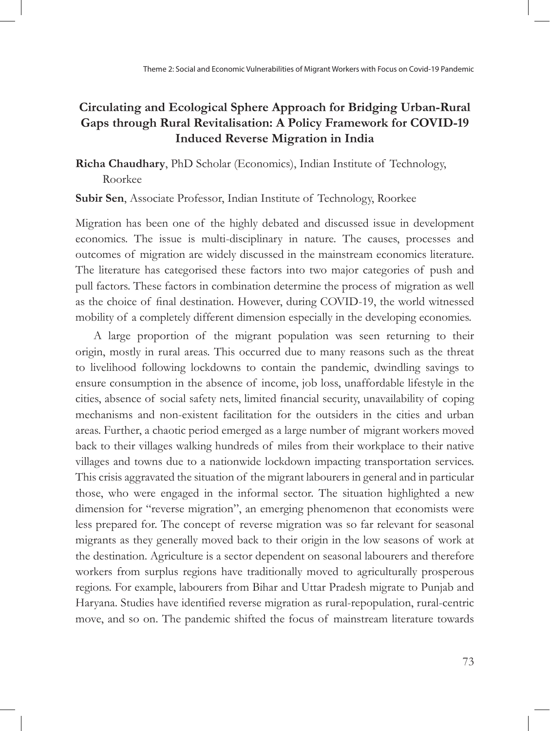# Circulating and Ecological Sphere Approach for Bridging Urban-Rural Gaps through Rural Revitalisation: A Policy Framework for COVID-19 Induced Reverse Migration in India

**Richa Chaudhary**, PhD Scholar (Economics), Indian Institute of Technology, Roorkee

**Subir Sen**, Associate Professor, Indian Institute of Technology, Roorkee

Migration has been one of the highly debated and discussed issue in development economics. The issue is multi-disciplinary in nature. The causes, processes and outcomes of migration are widely discussed in the mainstream economics literature. The literature has categorised these factors into two major categories of push and pull factors. These factors in combination determine the process of migration as well as the choice of final destination. However, during COVID-19, the world witnessed mobility of a completely different dimension especially in the developing economies.

A large proportion of the migrant population was seen returning to their origin, mostly in rural areas. This occurred due to many reasons such as the threat to livelihood following lockdowns to contain the pandemic, dwindling savings to ensure consumption in the absence of income, job loss, unaffordable lifestyle in the cities, absence of social safety nets, limited financial security, unavailability of coping mechanisms and non-existent facilitation for the outsiders in the cities and urban areas. Further, a chaotic period emerged as a large number of migrant workers moved back to their villages walking hundreds of miles from their workplace to their native villages and towns due to a nationwide lockdown impacting transportation services. This crisis aggravated the situation of the migrant labourers in general and in particular those, who were engaged in the informal sector. The situation highlighted a new dimension for "reverse migration", an emerging phenomenon that economists were less prepared for. The concept of reverse migration was so far relevant for seasonal migrants as they generally moved back to their origin in the low seasons of work at the destination. Agriculture is a sector dependent on seasonal labourers and therefore workers from surplus regions have traditionally moved to agriculturally prosperous regions. For example, labourers from Bihar and Uttar Pradesh migrate to Punjab and Haryana. Studies have identified reverse migration as rural-repopulation, rural-centric move, and so on. The pandemic shifted the focus of mainstream literature towards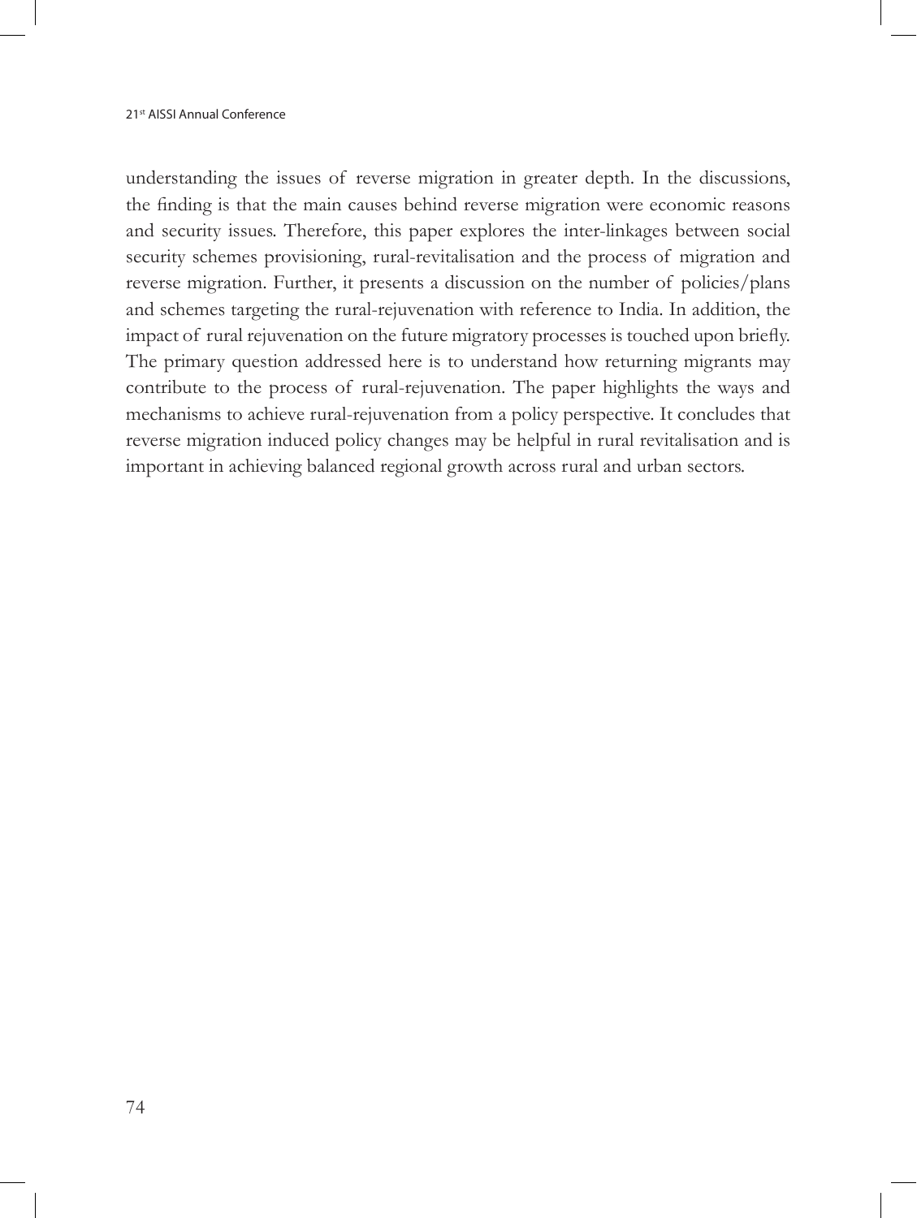understanding the issues of reverse migration in greater depth. In the discussions, the finding is that the main causes behind reverse migration were economic reasons and security issues. Therefore, this paper explores the inter-linkages between social security schemes provisioning, rural-revitalisation and the process of migration and reverse migration. Further, it presents a discussion on the number of policies/plans and schemes targeting the rural-rejuvenation with reference to India. In addition, the impact of rural rejuvenation on the future migratory processes is touched upon briefly. The primary question addressed here is to understand how returning migrants may contribute to the process of rural-rejuvenation. The paper highlights the ways and mechanisms to achieve rural-rejuvenation from a policy perspective. It concludes that reverse migration induced policy changes may be helpful in rural revitalisation and is important in achieving balanced regional growth across rural and urban sectors.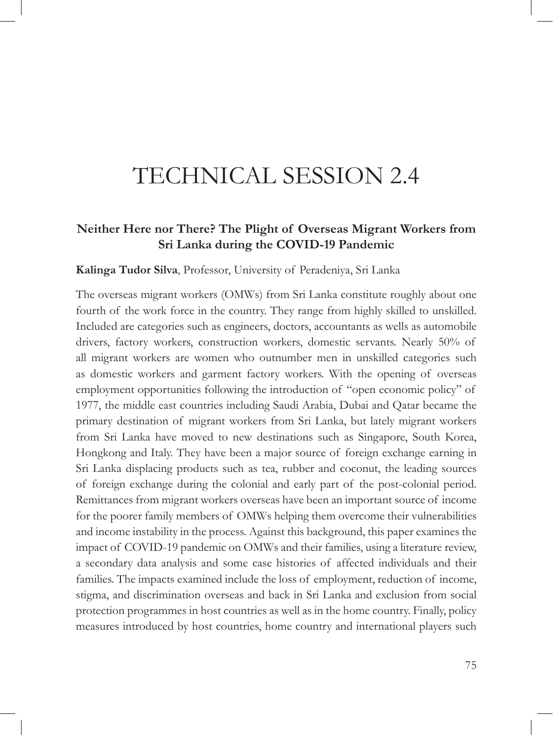# TECHNICAL SESSION 2.4

## Neither Here nor There? The Plight of Overseas Migrant Workers from Sri Lanka during the COVID-19 Pandemic

**Kalinga Tudor Silva**, Professor, University of Peradeniya, Sri Lanka

The overseas migrant workers (OMWs) from Sri Lanka constitute roughly about one fourth of the work force in the country. They range from highly skilled to unskilled. Included are categories such as engineers, doctors, accountants as wells as automobile drivers, factory workers, construction workers, domestic servants. Nearly 50% of all migrant workers are women who outnumber men in unskilled categories such as domestic workers and garment factory workers. With the opening of overseas employment opportunities following the introduction of "open economic policy" of 1977, the middle east countries including Saudi Arabia, Dubai and Qatar became the primary destination of migrant workers from Sri Lanka, but lately migrant workers from Sri Lanka have moved to new destinations such as Singapore, South Korea, Hongkong and Italy. They have been a major source of foreign exchange earning in Sri Lanka displacing products such as tea, rubber and coconut, the leading sources of foreign exchange during the colonial and early part of the post-colonial period. Remittances from migrant workers overseas have been an important source of income for the poorer family members of OMWs helping them overcome their vulnerabilities and income instability in the process. Against this background, this paper examines the impact of COVID-19 pandemic on OMWs and their families, using a literature review, a secondary data analysis and some case histories of affected individuals and their families. The impacts examined include the loss of employment, reduction of income, stigma, and discrimination overseas and back in Sri Lanka and exclusion from social protection programmes in host countries as well as in the home country. Finally, policy measures introduced by host countries, home country and international players such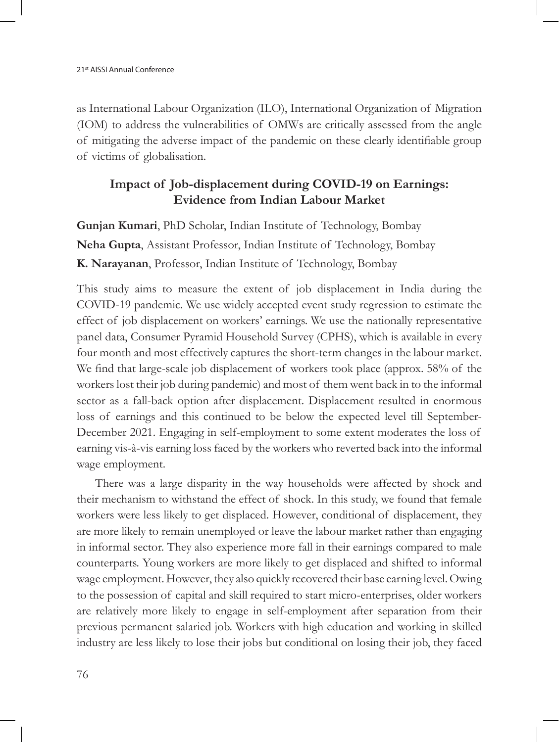as International Labour Organization (ILO), International Organization of Migration (IOM) to address the vulnerabilities of OMWs are critically assessed from the angle of mitigating the adverse impact of the pandemic on these clearly identifiable group of victims of globalisation.

## Impact of Job-displacement during COVID-19 on Earnings: Evidence from Indian Labour Market

**Gunjan Kumari**, PhD Scholar, Indian Institute of Technology, Bombay

**Neha Gupta**, Assistant Professor, Indian Institute of Technology, Bombay

**K. Narayanan**, Professor, Indian Institute of Technology, Bombay

This study aims to measure the extent of job displacement in India during the COVID-19 pandemic. We use widely accepted event study regression to estimate the effect of job displacement on workers' earnings. We use the nationally representative panel data, Consumer Pyramid Household Survey (CPHS), which is available in every four month and most effectively captures the short-term changes in the labour market. We find that large-scale job displacement of workers took place (approx. 58% of the workers lost their job during pandemic) and most of them went back in to the informal sector as a fall-back option after displacement. Displacement resulted in enormous loss of earnings and this continued to be below the expected level till September-December 2021. Engaging in self-employment to some extent moderates the loss of earning vis-à-vis earning loss faced by the workers who reverted back into the informal wage employment.

There was a large disparity in the way households were affected by shock and their mechanism to withstand the effect of shock. In this study, we found that female workers were less likely to get displaced. However, conditional of displacement, they are more likely to remain unemployed or leave the labour market rather than engaging in informal sector. They also experience more fall in their earnings compared to male counterparts. Young workers are more likely to get displaced and shifted to informal wage employment. However, they also quickly recovered their base earning level. Owing to the possession of capital and skill required to start micro-enterprises, older workers are relatively more likely to engage in self-employment after separation from their previous permanent salaried job. Workers with high education and working in skilled industry are less likely to lose their jobs but conditional on losing their job, they faced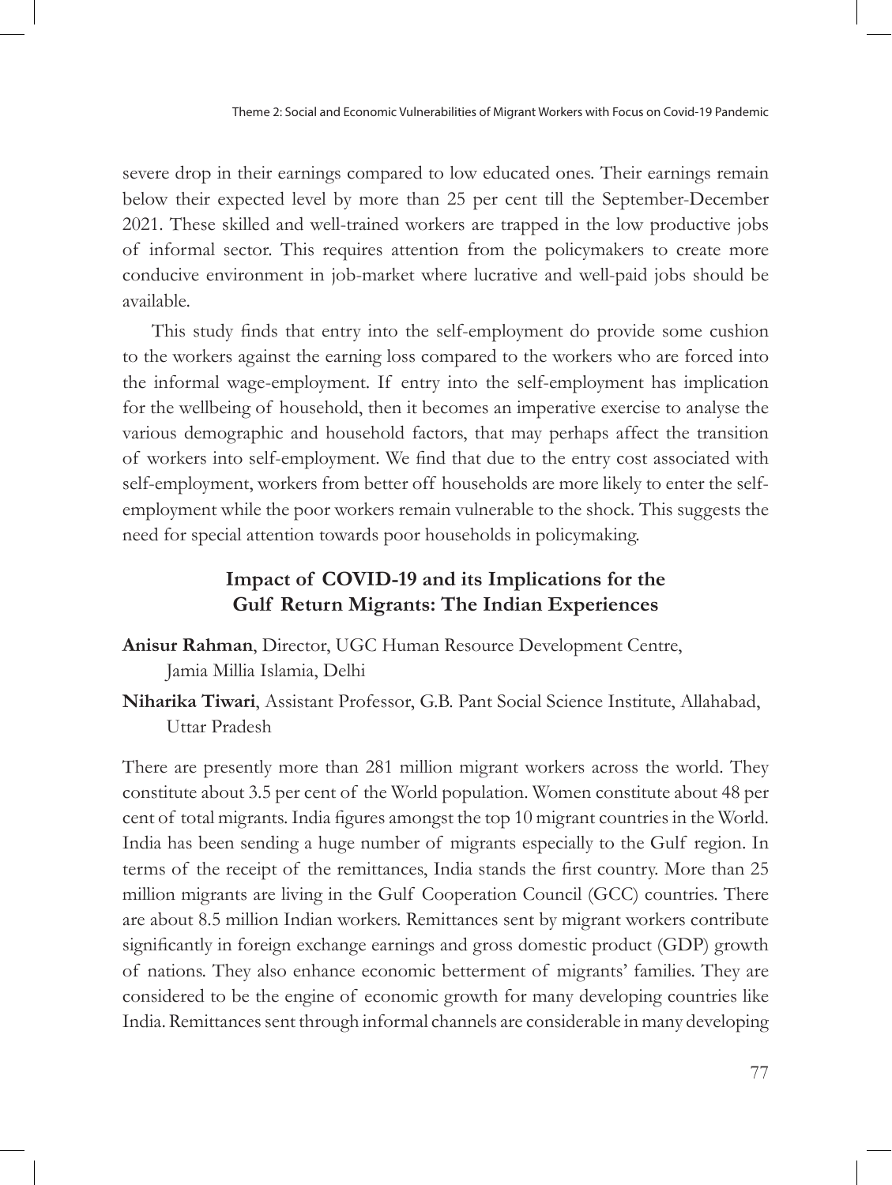severe drop in their earnings compared to low educated ones. Their earnings remain below their expected level by more than 25 per cent till the September-December 2021. These skilled and well-trained workers are trapped in the low productive jobs of informal sector. This requires attention from the policymakers to create more conducive environment in job-market where lucrative and well-paid jobs should be available.

This study finds that entry into the self-employment do provide some cushion to the workers against the earning loss compared to the workers who are forced into the informal wage-employment. If entry into the self-employment has implication for the wellbeing of household, then it becomes an imperative exercise to analyse the various demographic and household factors, that may perhaps affect the transition of workers into self-employment. We find that due to the entry cost associated with self-employment, workers from better off households are more likely to enter the self-employment while the poor workers remain vulnerable to the shock. This suggests the need for special attention towards poor households in policymaking.

## Impact of COVID-19 and its Implications for the Gulf Return Migrants: The Indian Experiences

**Anisur Rahman**, Director, UGC Human Resource Development Centre, Jamia Millia Islamia, Delhi

**Niharika Tiwari**, Assistant Professor, G.B. Pant Social Science Institute, Allahabad, Uttar Pradesh

There are presently more than 281 million migrant workers across the world. They constitute about 3.5 per cent of the World population. Women constitute about 48 per cent of total migrants. India figures amongst the top 10 migrant countries in the World. India has been sending a huge number of migrants especially to the Gulf region. In terms of the receipt of the remittances, India stands the first country. More than 25 million migrants are living in the Gulf Cooperation Council (GCC) countries. There are about 8.5 million Indian workers. Remittances sent by migrant workers contribute significantly in foreign exchange earnings and gross domestic product (GDP) growth of nations. They also enhance economic betterment of migrants' families. They are considered to be the engine of economic growth for many developing countries like India. Remittances sent through informal channels are considerable in many developing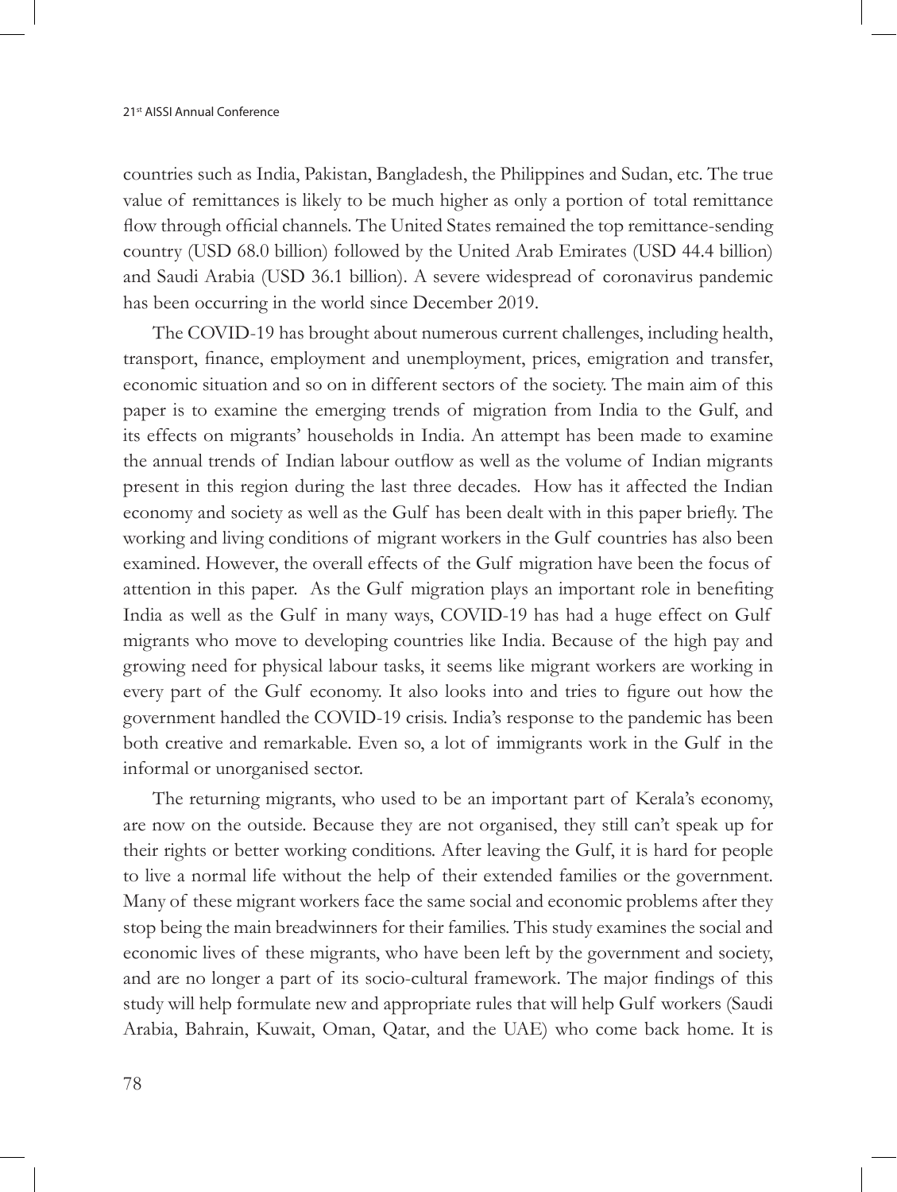countries such as India, Pakistan, Bangladesh, the Philippines and Sudan, etc. The true value of remittances is likely to be much higher as only a portion of total remittance flow through official channels. The United States remained the top remittance-sending country (USD 68.0 billion) followed by the United Arab Emirates (USD 44.4 billion) and Saudi Arabia (USD 36.1 billion). A severe widespread of coronavirus pandemic has been occurring in the world since December 2019.

The COVID-19 has brought about numerous current challenges, including health, transport, finance, employment and unemployment, prices, emigration and transfer, economic situation and so on in different sectors of the society. The main aim of this paper is to examine the emerging trends of migration from India to the Gulf, and its effects on migrants' households in India. An attempt has been made to examine the annual trends of Indian labour outflow as well as the volume of Indian migrants present in this region during the last three decades. How has it affected the Indian economy and society as well as the Gulf has been dealt with in this paper briefly. The working and living conditions of migrant workers in the Gulf countries has also been examined. However, the overall effects of the Gulf migration have been the focus of attention in this paper. As the Gulf migration plays an important role in benefiting India as well as the Gulf in many ways, COVID-19 has had a huge effect on Gulf migrants who move to developing countries like India. Because of the high pay and growing need for physical labour tasks, it seems like migrant workers are working in every part of the Gulf economy. It also looks into and tries to figure out how the government handled the COVID-19 crisis. India's response to the pandemic has been both creative and remarkable. Even so, a lot of immigrants work in the Gulf in the informal or unorganised sector.

The returning migrants, who used to be an important part of Kerala's economy, are now on the outside. Because they are not organised, they still can't speak up for their rights or better working conditions. After leaving the Gulf, it is hard for people to live a normal life without the help of their extended families or the government. Many of these migrant workers face the same social and economic problems after they stop being the main breadwinners for their families. This study examines the social and economic lives of these migrants, who have been left by the government and society, and are no longer a part of its socio-cultural framework. The major findings of this study will help formulate new and appropriate rules that will help Gulf workers (Saudi Arabia, Bahrain, Kuwait, Oman, Qatar, and the UAE) who come back home. It is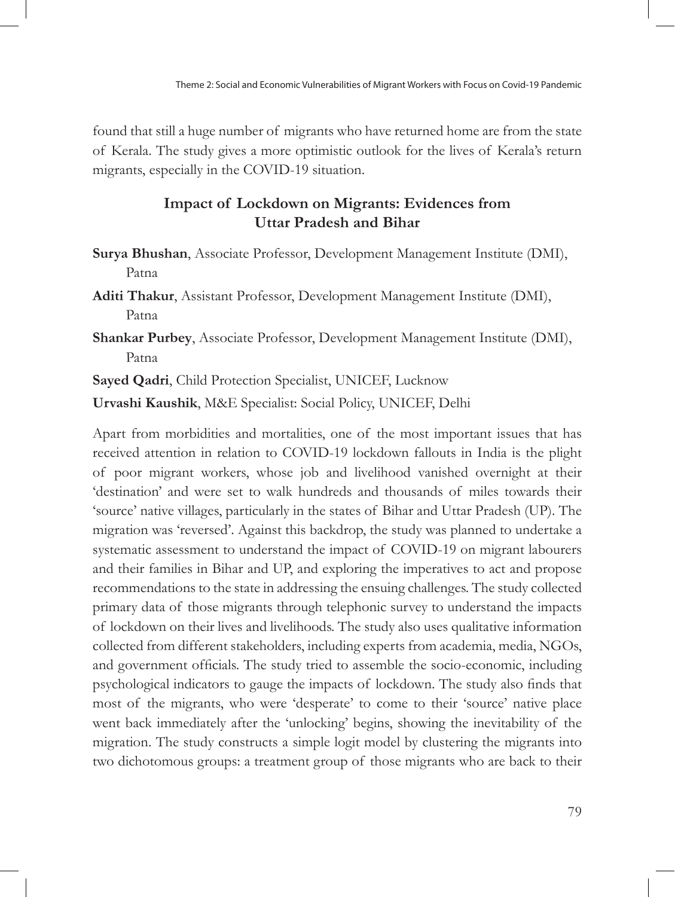found that still a huge number of migrants who have returned home are from the state of Kerala. The study gives a more optimistic outlook for the lives of Kerala's return migrants, especially in the COVID-19 situation.

## Impact of Lockdown on Migrants: Evidences from Uttar Pradesh and Bihar

**Surya Bhushan**, Associate Professor, Development Management Institute (DMI), Patna

**Aditi Thakur**, Assistant Professor, Development Management Institute (DMI), Patna

**Shankar Purbey**, Associate Professor, Development Management Institute (DMI), Patna

**Sayed Qadri**, Child Protection Specialist, UNICEF, Lucknow

**Urvashi Kaushik**, M&E Specialist: Social Policy, UNICEF, Delhi

Apart from morbidities and mortalities, one of the most important issues that has received attention in relation to COVID-19 lockdown fallouts in India is the plight of poor migrant workers, whose job and livelihood vanished overnight at their 'destination' and were set to walk hundreds and thousands of miles towards their 'source' native villages, particularly in the states of Bihar and Uttar Pradesh (UP). The migration was 'reversed'. Against this backdrop, the study was planned to undertake a systematic assessment to understand the impact of COVID-19 on migrant labourers and their families in Bihar and UP, and exploring the imperatives to act and propose recommendations to the state in addressing the ensuing challenges. The study collected primary data of those migrants through telephonic survey to understand the impacts of lockdown on their lives and livelihoods. The study also uses qualitative information collected from different stakeholders, including experts from academia, media, NGOs, and government officials. The study tried to assemble the socio-economic, including psychological indicators to gauge the impacts of lockdown. The study also finds that most of the migrants, who were 'desperate' to come to their 'source' native place went back immediately after the 'unlocking' begins, showing the inevitability of the migration. The study constructs a simple logit model by clustering the migrants into two dichotomous groups: a treatment group of those migrants who are back to their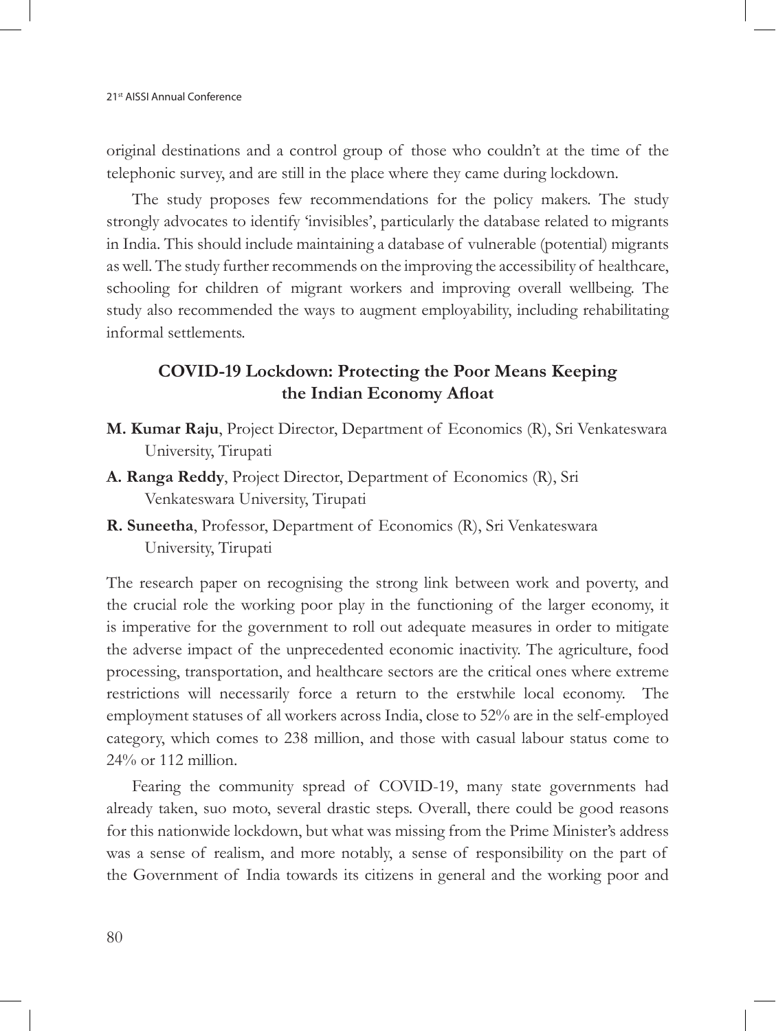original destinations and a control group of those who couldn't at the time of the telephonic survey, and are still in the place where they came during lockdown.

The study proposes few recommendations for the policy makers. The study strongly advocates to identify 'invisibles', particularly the database related to migrants in India. This should include maintaining a database of vulnerable (potential) migrants as well. The study further recommends on the improving the accessibility of healthcare, schooling for children of migrant workers and improving overall wellbeing. The study also recommended the ways to augment employability, including rehabilitating informal settlements.

## COVID-19 Lockdown: Protecting the Poor Means Keeping the Indian Economy Afloat

**M. Kumar Raju**, Project Director, Department of Economics (R), Sri Venkateswara University, Tirupati

**A. Ranga Reddy**, Project Director, Department of Economics (R), Sri Venkateswara University, Tirupati

**R. Suneetha**, Professor, Department of Economics (R), Sri Venkateswara University, Tirupati

The research paper on recognising the strong link between work and poverty, and the crucial role the working poor play in the functioning of the larger economy, it is imperative for the government to roll out adequate measures in order to mitigate the adverse impact of the unprecedented economic inactivity. The agriculture, food processing, transportation, and healthcare sectors are the critical ones where extreme restrictions will necessarily force a return to the erstwhile local economy. The employment statuses of all workers across India, close to 52% are in the self-employed category, which comes to 238 million, and those with casual labour status come to 24% or 112 million.

Fearing the community spread of COVID-19, many state governments had already taken, suo moto, several drastic steps. Overall, there could be good reasons for this nationwide lockdown, but what was missing from the Prime Minister's address was a sense of realism, and more notably, a sense of responsibility on the part of the Government of India towards its citizens in general and the working poor and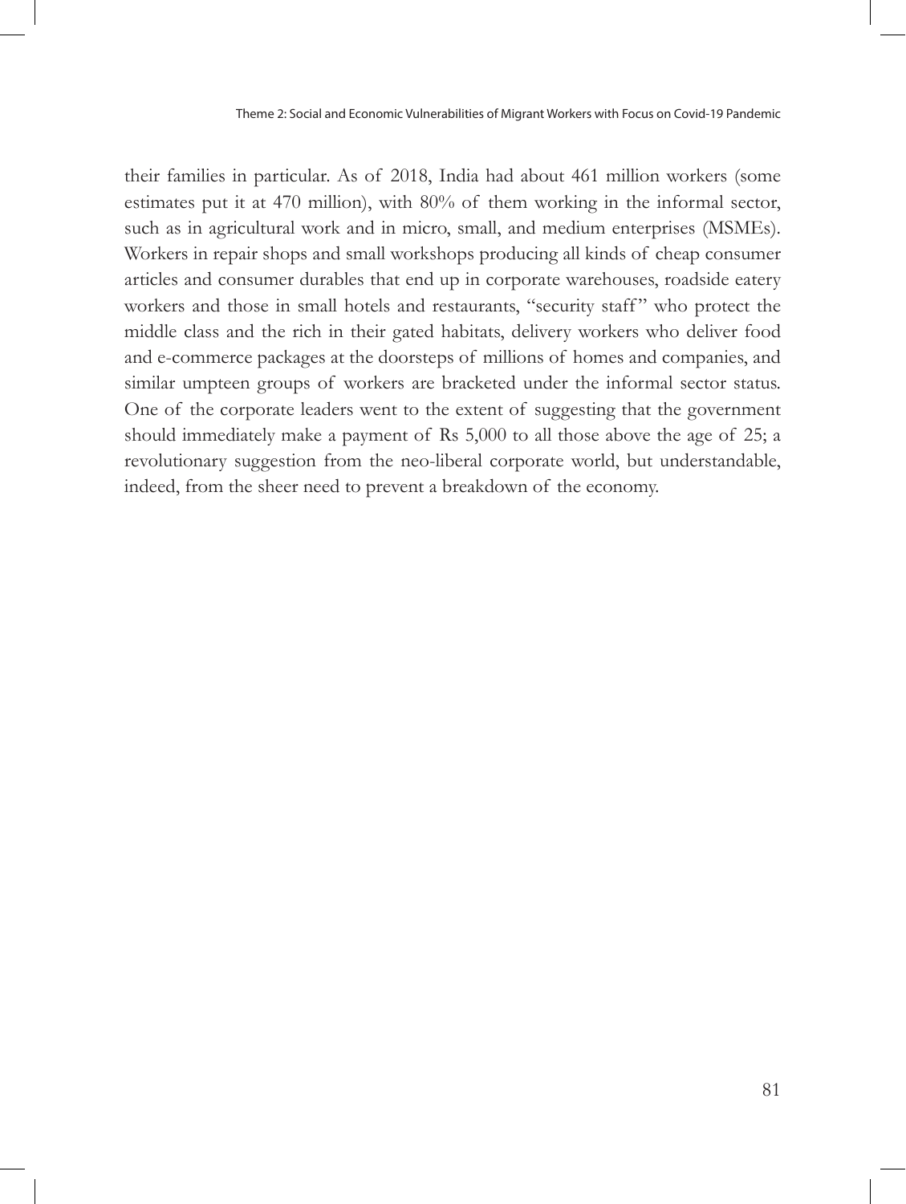their families in particular. As of 2018, India had about 461 million workers (some estimates put it at 470 million), with 80% of them working in the informal sector, such as in agricultural work and in micro, small, and medium enterprises (MSMEs). Workers in repair shops and small workshops producing all kinds of cheap consumer articles and consumer durables that end up in corporate warehouses, roadside eatery workers and those in small hotels and restaurants, "security staff" who protect the middle class and the rich in their gated habitats, delivery workers who deliver food and e-commerce packages at the doorsteps of millions of homes and companies, and similar umpteen groups of workers are bracketed under the informal sector status. One of the corporate leaders went to the extent of suggesting that the government should immediately make a payment of Rs 5,000 to all those above the age of 25; a revolutionary suggestion from the neo-liberal corporate world, but understandable, indeed, from the sheer need to prevent a breakdown of the economy.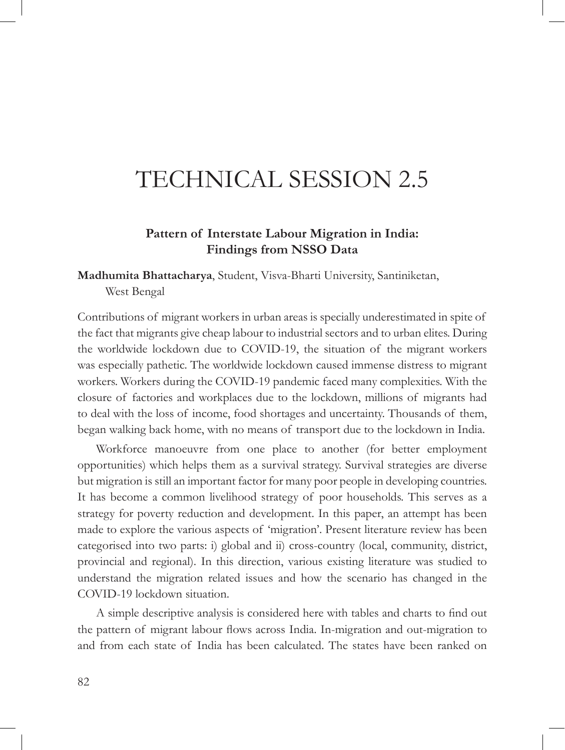# TECHNICAL SESSION 2.5

## Pattern of Interstate Labour Migration in India: Findings from NSSO Data

**Madhumita Bhattacharya**, Student, Visva-Bharti University, Santiniketan, West Bengal

Contributions of migrant workers in urban areas is specially underestimated in spite of the fact that migrants give cheap labour to industrial sectors and to urban elites. During the worldwide lockdown due to COVID-19, the situation of the migrant workers was especially pathetic. The worldwide lockdown caused immense distress to migrant workers. Workers during the COVID-19 pandemic faced many complexities. With the closure of factories and workplaces due to the lockdown, millions of migrants had to deal with the loss of income, food shortages and uncertainty. Thousands of them, began walking back home, with no means of transport due to the lockdown in India.

Workforce manoeuvre from one place to another (for better employment opportunities) which helps them as a survival strategy. Survival strategies are diverse but migration is still an important factor for many poor people in developing countries. It has become a common livelihood strategy of poor households. This serves as a strategy for poverty reduction and development. In this paper, an attempt has been made to explore the various aspects of 'migration'. Present literature review has been categorised into two parts: i) global and ii) cross-country (local, community, district, provincial and regional). In this direction, various existing literature was studied to understand the migration related issues and how the scenario has changed in the COVID-19 lockdown situation.

A simple descriptive analysis is considered here with tables and charts to find out the pattern of migrant labour flows across India. In-migration and out-migration to and from each state of India has been calculated. The states have been ranked on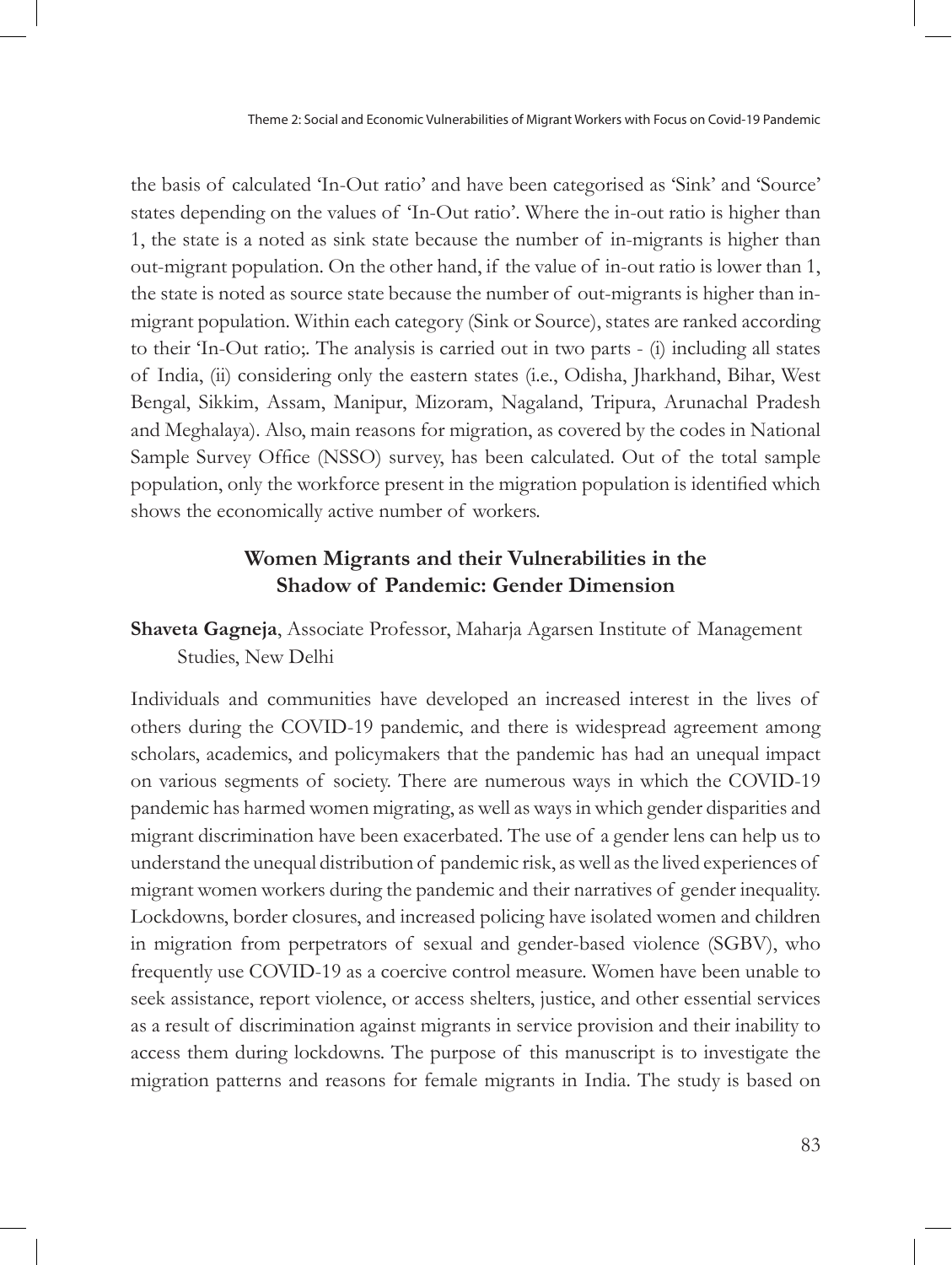the basis of calculated 'In-Out ratio' and have been categorised as 'Sink' and 'Source' states depending on the values of 'In-Out ratio'. Where the in-out ratio is higher than 1, the state is a noted as sink state because the number of in-migrants is higher than out-migrant population. On the other hand, if the value of in-out ratio is lower than 1, the state is noted as source state because the number of out-migrants is higher than in-migrant population. Within each category (Sink or Source), states are ranked according to their 'In-Out ratio;. The analysis is carried out in two parts - (i) including all states of India, (ii) considering only the eastern states (i.e., Odisha, Jharkhand, Bihar, West Bengal, Sikkim, Assam, Manipur, Mizoram, Nagaland, Tripura, Arunachal Pradesh and Meghalaya). Also, main reasons for migration, as covered by the codes in National Sample Survey Office (NSSO) survey, has been calculated. Out of the total sample population, only the workforce present in the migration population is identified which shows the economically active number of workers.

### Women Migrants and their Vulnerabilities in the Shadow of Pandemic: Gender Dimension

**Shaveta Gagneja**, Associate Professor, Maharja Agarsen Institute of Management Studies, New Delhi

Individuals and communities have developed an increased interest in the lives of others during the COVID-19 pandemic, and there is widespread agreement among scholars, academics, and policymakers that the pandemic has had an unequal impact on various segments of society. There are numerous ways in which the COVID-19 pandemic has harmed women migrating, as well as ways in which gender disparities and migrant discrimination have been exacerbated. The use of a gender lens can help us to understand the unequal distribution of pandemic risk, as well as the lived experiences of migrant women workers during the pandemic and their narratives of gender inequality. Lockdowns, border closures, and increased policing have isolated women and children in migration from perpetrators of sexual and gender-based violence (SGBV), who frequently use COVID-19 as a coercive control measure. Women have been unable to seek assistance, report violence, or access shelters, justice, and other essential services as a result of discrimination against migrants in service provision and their inability to access them during lockdowns. The purpose of this manuscript is to investigate the migration patterns and reasons for female migrants in India. The study is based on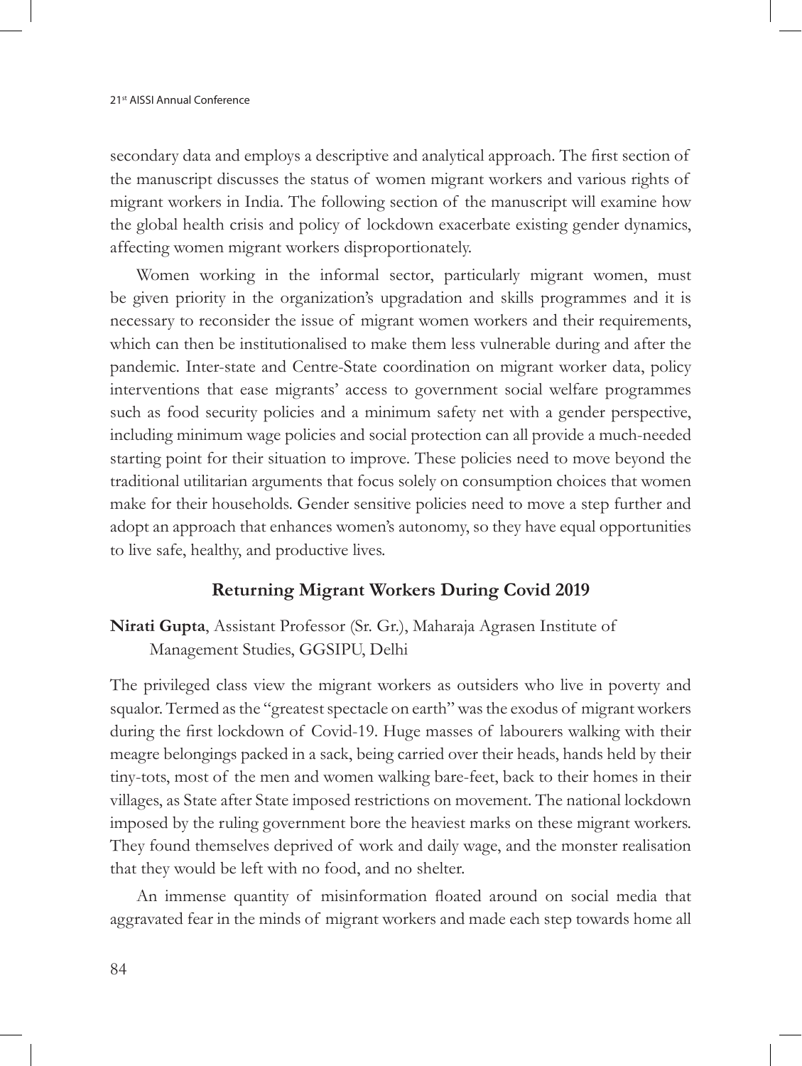secondary data and employs a descriptive and analytical approach. The first section of the manuscript discusses the status of women migrant workers and various rights of migrant workers in India. The following section of the manuscript will examine how the global health crisis and policy of lockdown exacerbate existing gender dynamics, affecting women migrant workers disproportionately.

Women working in the informal sector, particularly migrant women, must be given priority in the organization's upgradation and skills programmes and it is necessary to reconsider the issue of migrant women workers and their requirements, which can then be institutionalised to make them less vulnerable during and after the pandemic. Inter-state and Centre-State coordination on migrant worker data, policy interventions that ease migrants' access to government social welfare programmes such as food security policies and a minimum safety net with a gender perspective, including minimum wage policies and social protection can all provide a much-needed starting point for their situation to improve. These policies need to move beyond the traditional utilitarian arguments that focus solely on consumption choices that women make for their households. Gender sensitive policies need to move a step further and adopt an approach that enhances women's autonomy, so they have equal opportunities to live safe, healthy, and productive lives.

## Returning Migrant Workers During Covid 2019

**Nirati Gupta**, Assistant Professor (Sr. Gr.), Maharaja Agrasen Institute of Management Studies, GGSIPU, Delhi

The privileged class view the migrant workers as outsiders who live in poverty and squalor. Termed as the "greatest spectacle on earth" was the exodus of migrant workers during the first lockdown of Covid-19. Huge masses of labourers walking with their meagre belongings packed in a sack, being carried over their heads, hands held by their tiny-tots, most of the men and women walking bare-feet, back to their homes in their villages, as State after State imposed restrictions on movement. The national lockdown imposed by the ruling government bore the heaviest marks on these migrant workers. They found themselves deprived of work and daily wage, and the monster realisation that they would be left with no food, and no shelter.

An immense quantity of misinformation floated around on social media that aggravated fear in the minds of migrant workers and made each step towards home all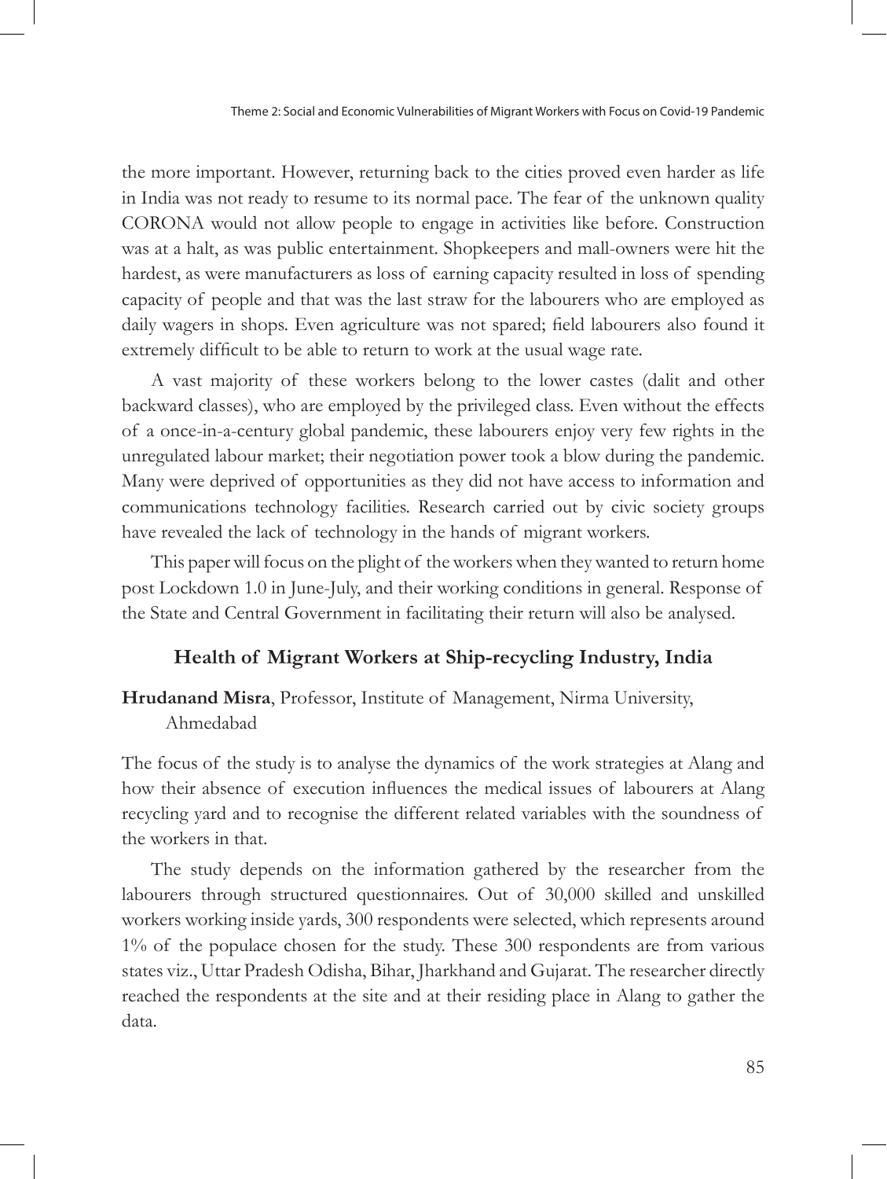the more important. However, returning back to the cities proved even harder as life in India was not ready to resume to its normal pace. The fear of the unknown quality CORONA would not allow people to engage in activities like before. Construction was at a halt, as was public entertainment. Shopkeepers and mall-owners were hit the hardest, as were manufacturers as loss of earning capacity resulted in loss of spending capacity of people and that was the last straw for the labourers who are employed as daily wagers in shops. Even agriculture was not spared; field labourers also found it extremely difficult to be able to return to work at the usual wage rate.

A vast majority of these workers belong to the lower castes (dalit and other backward classes), who are employed by the privileged class. Even without the effects of a once-in-a-century global pandemic, these labourers enjoy very few rights in the unregulated labour market; their negotiation power took a blow during the pandemic. Many were deprived of opportunities as they did not have access to information and communications technology facilities. Research carried out by civic society groups have revealed the lack of technology in the hands of migrant workers.

This paper will focus on the plight of the workers when they wanted to return home post Lockdown 1.0 in June-July, and their working conditions in general. Response of the State and Central Government in facilitating their return will also be analysed.

## Health of Migrant Workers at Ship-recycling Industry, India

**Hrudanand Misra**, Professor, Institute of Management, Nirma University, Ahmedabad

The focus of the study is to analyse the dynamics of the work strategies at Alang and how their absence of execution influences the medical issues of labourers at Alang recycling yard and to recognise the different related variables with the soundness of the workers in that.

The study depends on the information gathered by the researcher from the labourers through structured questionnaires. Out of 30,000 skilled and unskilled workers working inside yards, 300 respondents were selected, which represents around 1% of the populace chosen for the study. These 300 respondents are from various states viz., Uttar Pradesh Odisha, Bihar, Jharkhand and Gujarat. The researcher directly reached the respondents at the site and at their residing place in Alang to gather the data.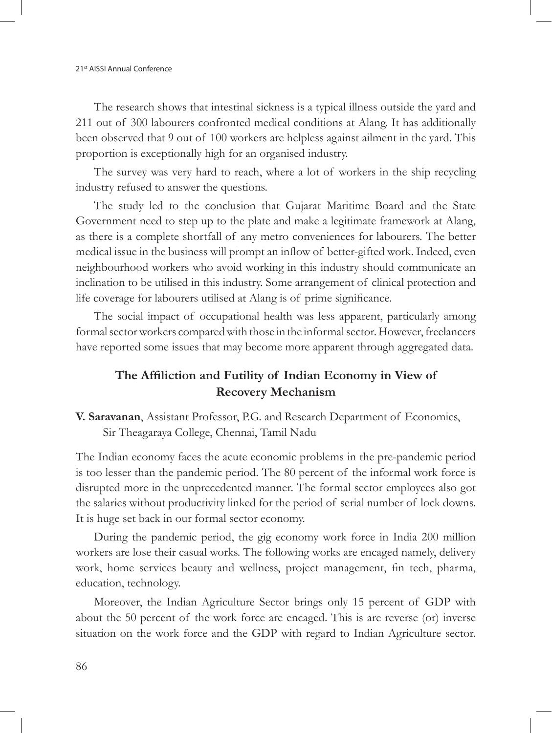The research shows that intestinal sickness is a typical illness outside the yard and 211 out of 300 labourers confronted medical conditions at Alang. It has additionally been observed that 9 out of 100 workers are helpless against ailment in the yard. This proportion is exceptionally high for an organised industry.

The survey was very hard to reach, where a lot of workers in the ship recycling industry refused to answer the questions.

The study led to the conclusion that Gujarat Maritime Board and the State Government need to step up to the plate and make a legitimate framework at Alang, as there is a complete shortfall of any metro conveniences for labourers. The better medical issue in the business will prompt an inflow of better-gifted work. Indeed, even neighbourhood workers who avoid working in this industry should communicate an inclination to be utilised in this industry. Some arrangement of clinical protection and life coverage for labourers utilised at Alang is of prime significance.

The social impact of occupational health was less apparent, particularly among formal sector workers compared with those in the informal sector. However, freelancers have reported some issues that may become more apparent through aggregated data.

## The Affiliction and Futility of Indian Economy in View of Recovery Mechanism

**V. Saravanan**, Assistant Professor, P.G. and Research Department of Economics, Sir Theagaraya College, Chennai, Tamil Nadu

The Indian economy faces the acute economic problems in the pre-pandemic period is too lesser than the pandemic period. The 80 percent of the informal work force is disrupted more in the unprecedented manner. The formal sector employees also got the salaries without productivity linked for the period of serial number of lock downs. It is huge set back in our formal sector economy.

During the pandemic period, the gig economy work force in India 200 million workers are lose their casual works. The following works are encaged namely, delivery work, home services beauty and wellness, project management, fin tech, pharma, education, technology.

Moreover, the Indian Agriculture Sector brings only 15 percent of GDP with about the 50 percent of the work force are encaged. This is are reverse (or) inverse situation on the work force and the GDP with regard to Indian Agriculture sector.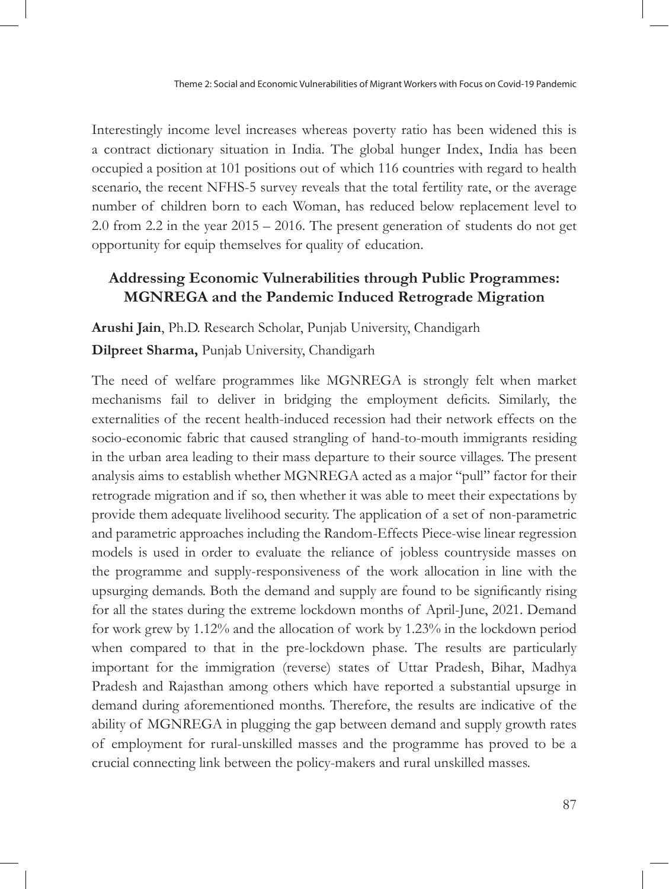Interestingly income level increases whereas poverty ratio has been widened this is a contract dictionary situation in India. The global hunger Index, India has been occupied a position at 101 positions out of which 116 countries with regard to health scenario, the recent NFHS-5 survey reveals that the total fertility rate, or the average number of children born to each Woman, has reduced below replacement level to 2.0 from 2.2 in the year 2015 – 2016. The present generation of students do not get opportunity for equip themselves for quality of education.

## Addressing Economic Vulnerabilities through Public Programmes: MGNREGA and the Pandemic Induced Retrograde Migration

**Arushi Jain**, Ph.D. Research Scholar, Punjab University, Chandigarh

**Dilpreet Sharma,** Punjab University, Chandigarh

The need of welfare programmes like MGNREGA is strongly felt when market mechanisms fail to deliver in bridging the employment deficits. Similarly, the externalities of the recent health-induced recession had their network effects on the socio-economic fabric that caused strangling of hand-to-mouth immigrants residing in the urban area leading to their mass departure to their source villages. The present analysis aims to establish whether MGNREGA acted as a major "pull" factor for their retrograde migration and if so, then whether it was able to meet their expectations by provide them adequate livelihood security. The application of a set of non-parametric and parametric approaches including the Random-Effects Piece-wise linear regression models is used in order to evaluate the reliance of jobless countryside masses on the programme and supply-responsiveness of the work allocation in line with the upsurging demands. Both the demand and supply are found to be significantly rising for all the states during the extreme lockdown months of April-June, 2021. Demand for work grew by 1.12% and the allocation of work by 1.23% in the lockdown period when compared to that in the pre-lockdown phase. The results are particularly important for the immigration (reverse) states of Uttar Pradesh, Bihar, Madhya Pradesh and Rajasthan among others which have reported a substantial upsurge in demand during aforementioned months. Therefore, the results are indicative of the ability of MGNREGA in plugging the gap between demand and supply growth rates of employment for rural-unskilled masses and the programme has proved to be a crucial connecting link between the policy-makers and rural unskilled masses.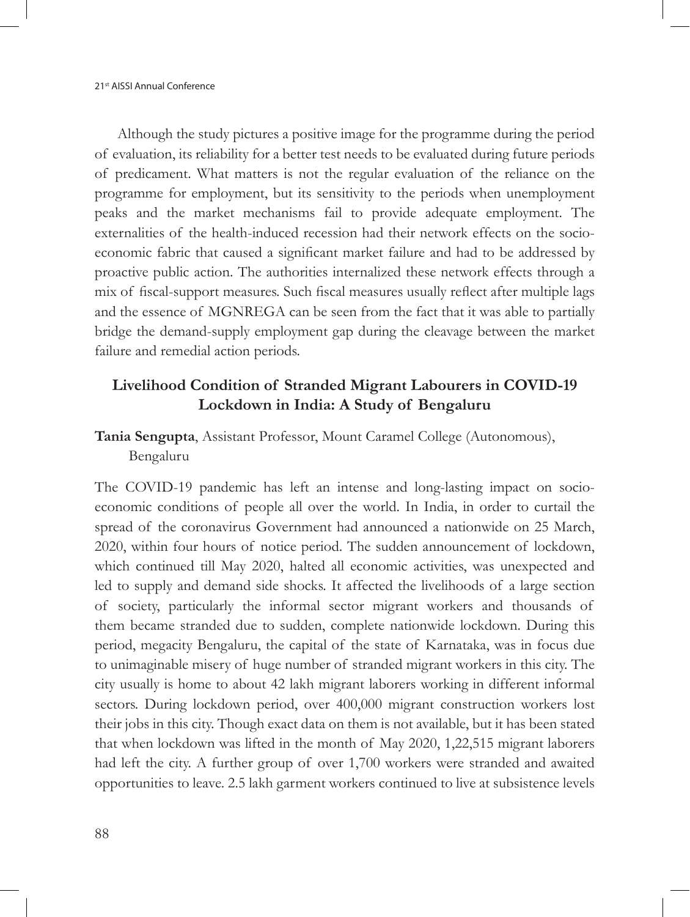Although the study pictures a positive image for the programme during the period of evaluation, its reliability for a better test needs to be evaluated during future periods of predicament. What matters is not the regular evaluation of the reliance on the programme for employment, but its sensitivity to the periods when unemployment peaks and the market mechanisms fail to provide adequate employment. The externalities of the health-induced recession had their network effects on the socio-economic fabric that caused a significant market failure and had to be addressed by proactive public action. The authorities internalized these network effects through a mix of fiscal-support measures. Such fiscal measures usually reflect after multiple lags and the essence of MGNREGA can be seen from the fact that it was able to partially bridge the demand-supply employment gap during the cleavage between the market failure and remedial action periods.

## Livelihood Condition of Stranded Migrant Labourers in COVID-19 Lockdown in India: A Study of Bengaluru

**Tania Sengupta**, Assistant Professor, Mount Caramel College (Autonomous), Bengaluru

The COVID-19 pandemic has left an intense and long-lasting impact on socio-economic conditions of people all over the world. In India, in order to curtail the spread of the coronavirus Government had announced a nationwide on 25 March, 2020, within four hours of notice period. The sudden announcement of lockdown, which continued till May 2020, halted all economic activities, was unexpected and led to supply and demand side shocks. It affected the livelihoods of a large section of society, particularly the informal sector migrant workers and thousands of them became stranded due to sudden, complete nationwide lockdown. During this period, megacity Bengaluru, the capital of the state of Karnataka, was in focus due to unimaginable misery of huge number of stranded migrant workers in this city. The city usually is home to about 42 lakh migrant laborers working in different informal sectors. During lockdown period, over 400,000 migrant construction workers lost their jobs in this city. Though exact data on them is not available, but it has been stated that when lockdown was lifted in the month of May 2020, 1,22,515 migrant laborers had left the city. A further group of over 1,700 workers were stranded and awaited opportunities to leave. 2.5 lakh garment workers continued to live at subsistence levels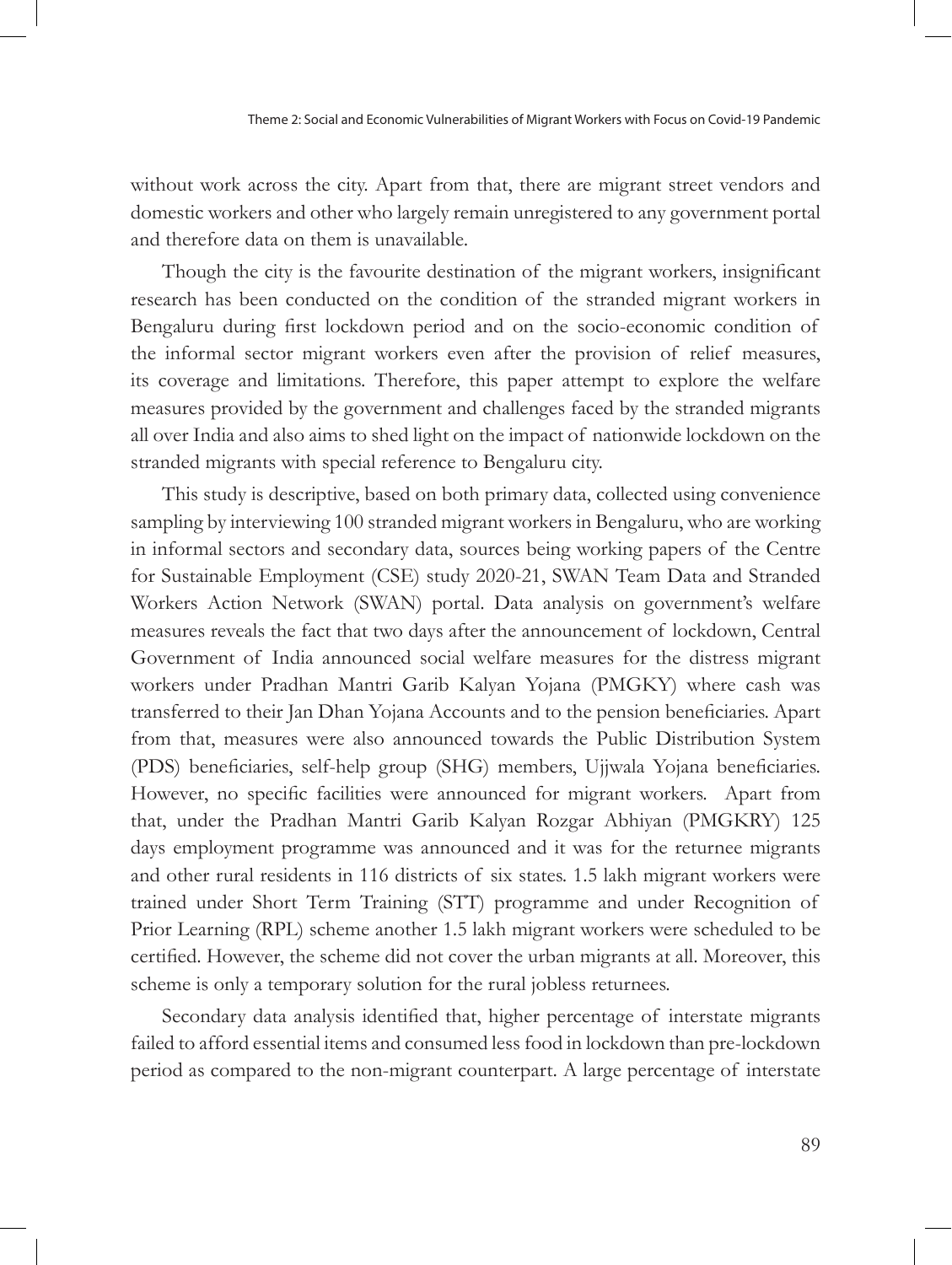without work across the city. Apart from that, there are migrant street vendors and domestic workers and other who largely remain unregistered to any government portal and therefore data on them is unavailable.

Though the city is the favourite destination of the migrant workers, insignificant research has been conducted on the condition of the stranded migrant workers in Bengaluru during first lockdown period and on the socio-economic condition of the informal sector migrant workers even after the provision of relief measures, its coverage and limitations. Therefore, this paper attempt to explore the welfare measures provided by the government and challenges faced by the stranded migrants all over India and also aims to shed light on the impact of nationwide lockdown on the stranded migrants with special reference to Bengaluru city.

This study is descriptive, based on both primary data, collected using convenience sampling by interviewing 100 stranded migrant workers in Bengaluru, who are working in informal sectors and secondary data, sources being working papers of the Centre for Sustainable Employment (CSE) study 2020-21, SWAN Team Data and Stranded Workers Action Network (SWAN) portal. Data analysis on government's welfare measures reveals the fact that two days after the announcement of lockdown, Central Government of India announced social welfare measures for the distress migrant workers under Pradhan Mantri Garib Kalyan Yojana (PMGKY) where cash was transferred to their Jan Dhan Yojana Accounts and to the pension beneficiaries. Apart from that, measures were also announced towards the Public Distribution System (PDS) beneficiaries, self-help group (SHG) members, Ujjwala Yojana beneficiaries. However, no specific facilities were announced for migrant workers. Apart from that, under the Pradhan Mantri Garib Kalyan Rozgar Abhiyan (PMGKRY) 125 days employment programme was announced and it was for the returnee migrants and other rural residents in 116 districts of six states. 1.5 lakh migrant workers were trained under Short Term Training (STT) programme and under Recognition of Prior Learning (RPL) scheme another 1.5 lakh migrant workers were scheduled to be certified. However, the scheme did not cover the urban migrants at all. Moreover, this scheme is only a temporary solution for the rural jobless returnees.

Secondary data analysis identified that, higher percentage of interstate migrants failed to afford essential items and consumed less food in lockdown than pre-lockdown period as compared to the non-migrant counterpart. A large percentage of interstate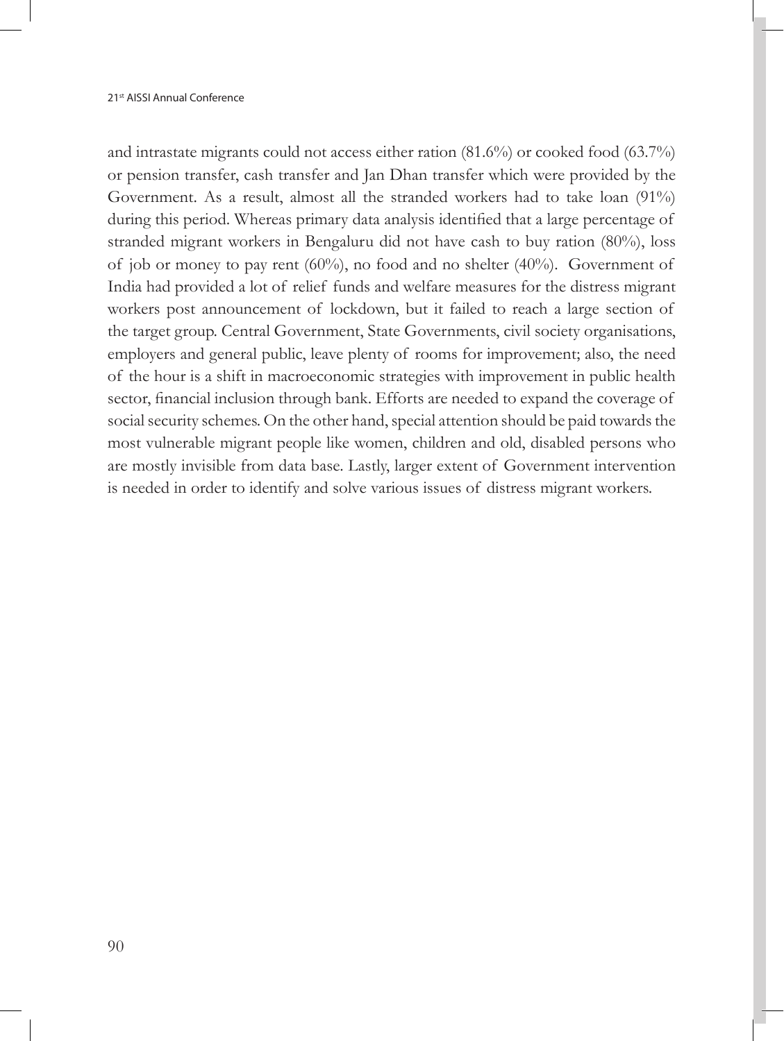and intrastate migrants could not access either ration (81.6%) or cooked food (63.7%) or pension transfer, cash transfer and Jan Dhan transfer which were provided by the Government. As a result, almost all the stranded workers had to take loan (91%) during this period. Whereas primary data analysis identified that a large percentage of stranded migrant workers in Bengaluru did not have cash to buy ration (80%), loss of job or money to pay rent (60%), no food and no shelter (40%). Government of India had provided a lot of relief funds and welfare measures for the distress migrant workers post announcement of lockdown, but it failed to reach a large section of the target group. Central Government, State Governments, civil society organisations, employers and general public, leave plenty of rooms for improvement; also, the need of the hour is a shift in macroeconomic strategies with improvement in public health sector, financial inclusion through bank. Efforts are needed to expand the coverage of social security schemes. On the other hand, special attention should be paid towards the most vulnerable migrant people like women, children and old, disabled persons who are mostly invisible from data base. Lastly, larger extent of Government intervention is needed in order to identify and solve various issues of distress migrant workers.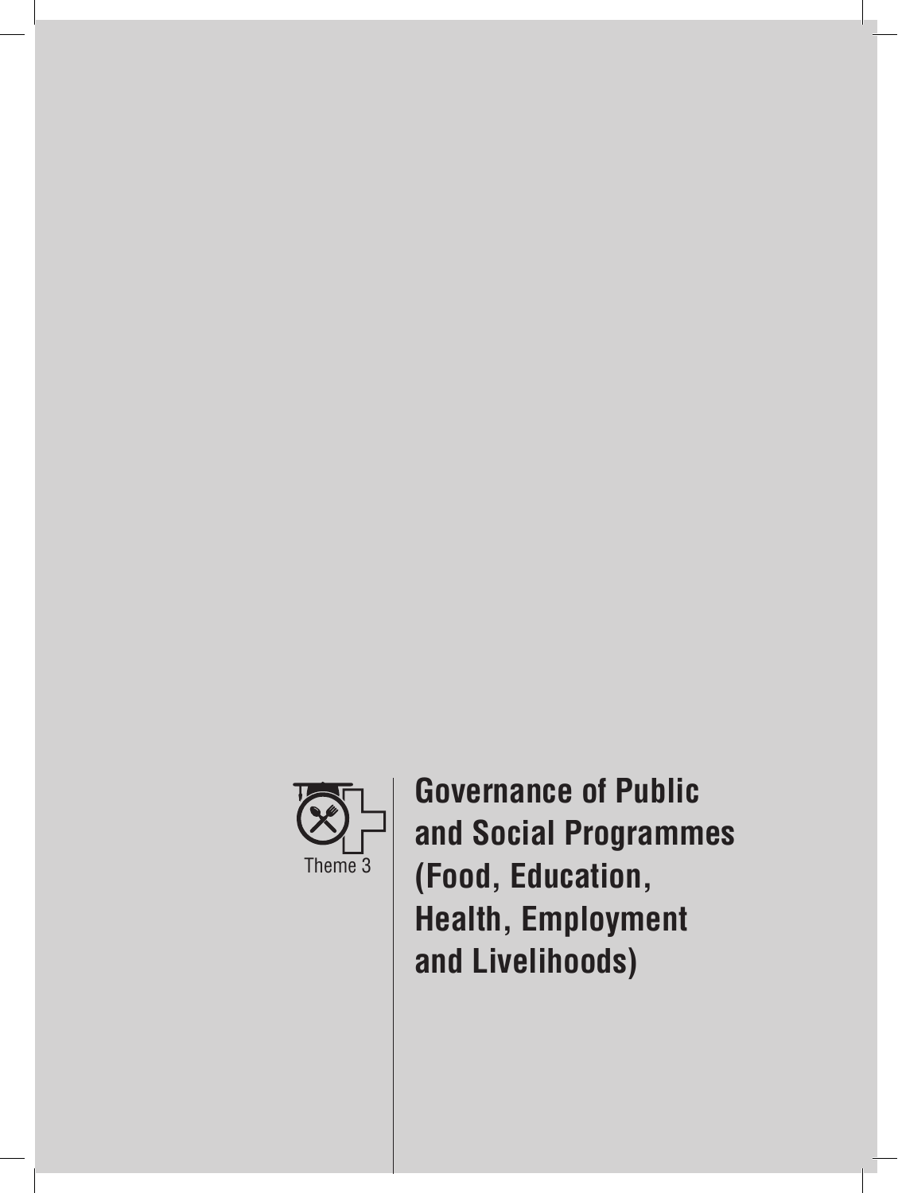Theme 3

# Governance of Public and Social Programmes (Food, Education, Health, Employment and Livelihoods)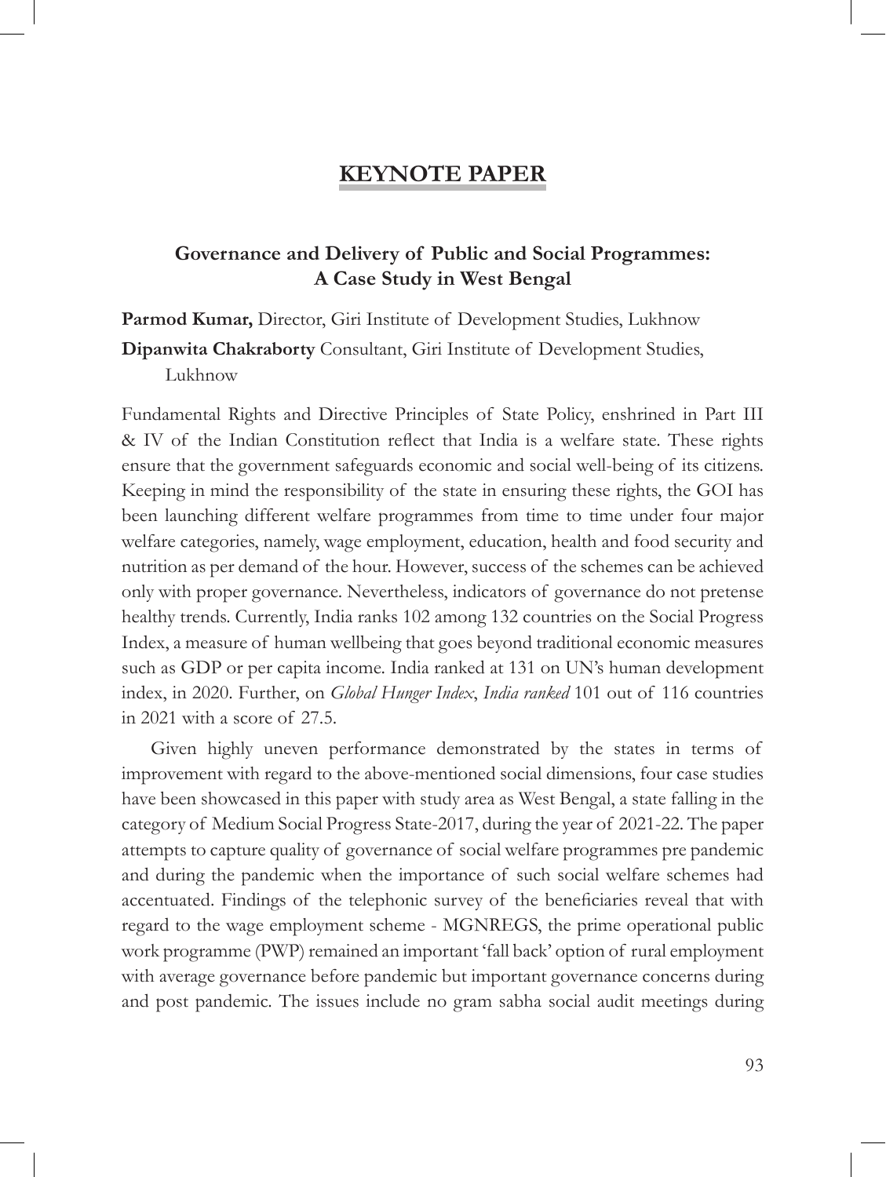# KEYNOTE PAPER

## Governance and Delivery of Public and Social Programmes: A Case Study in West Bengal

**Parmod Kumar,** Director, Giri Institute of Development Studies, Lukhnow

**Dipanwita Chakraborty** Consultant, Giri Institute of Development Studies, Lukhnow

Fundamental Rights and Directive Principles of State Policy, enshrined in Part III & IV of the Indian Constitution reflect that India is a welfare state. These rights ensure that the government safeguards economic and social well-being of its citizens. Keeping in mind the responsibility of the state in ensuring these rights, the GOI has been launching different welfare programmes from time to time under four major welfare categories, namely, wage employment, education, health and food security and nutrition as per demand of the hour. However, success of the schemes can be achieved only with proper governance. Nevertheless, indicators of governance do not pretense healthy trends. Currently, India ranks 102 among 132 countries on the Social Progress Index, a measure of human wellbeing that goes beyond traditional economic measures such as GDP or per capita income. India ranked at 131 on UN's human development index, in 2020. Further, on *Global Hunger Index*, *India ranked* 101 out of 116 countries in 2021 with a score of 27.5.

Given highly uneven performance demonstrated by the states in terms of improvement with regard to the above-mentioned social dimensions, four case studies have been showcased in this paper with study area as West Bengal, a state falling in the category of Medium Social Progress State-2017, during the year of 2021-22. The paper attempts to capture quality of governance of social welfare programmes pre pandemic and during the pandemic when the importance of such social welfare schemes had accentuated. Findings of the telephonic survey of the beneficiaries reveal that with regard to the wage employment scheme - MGNREGS, the prime operational public work programme (PWP) remained an important 'fall back' option of rural employment with average governance before pandemic but important governance concerns during and post pandemic. The issues include no gram sabha social audit meetings during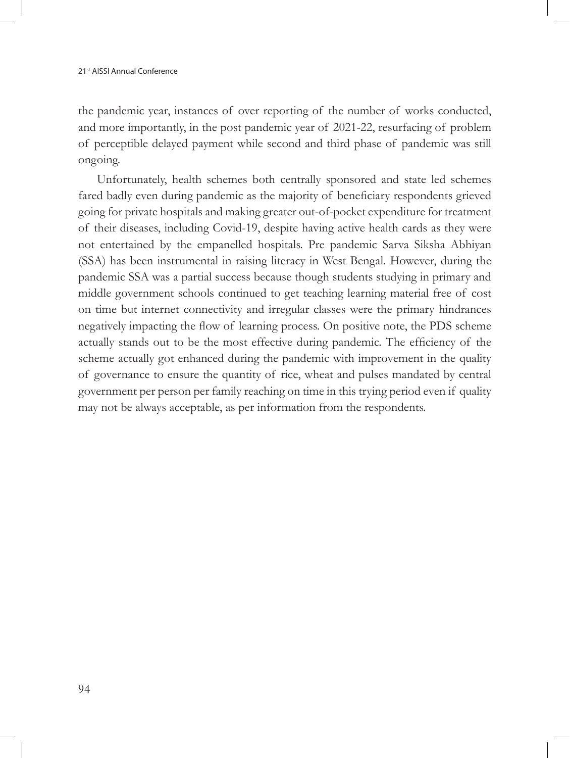the pandemic year, instances of over reporting of the number of works conducted, and more importantly, in the post pandemic year of 2021-22, resurfacing of problem of perceptible delayed payment while second and third phase of pandemic was still ongoing.

Unfortunately, health schemes both centrally sponsored and state led schemes fared badly even during pandemic as the majority of beneficiary respondents grieved going for private hospitals and making greater out-of-pocket expenditure for treatment of their diseases, including Covid-19, despite having active health cards as they were not entertained by the empanelled hospitals. Pre pandemic Sarva Siksha Abhiyan (SSA) has been instrumental in raising literacy in West Bengal. However, during the pandemic SSA was a partial success because though students studying in primary and middle government schools continued to get teaching learning material free of cost on time but internet connectivity and irregular classes were the primary hindrances negatively impacting the flow of learning process. On positive note, the PDS scheme actually stands out to be the most effective during pandemic. The efficiency of the scheme actually got enhanced during the pandemic with improvement in the quality of governance to ensure the quantity of rice, wheat and pulses mandated by central government per person per family reaching on time in this trying period even if quality may not be always acceptable, as per information from the respondents.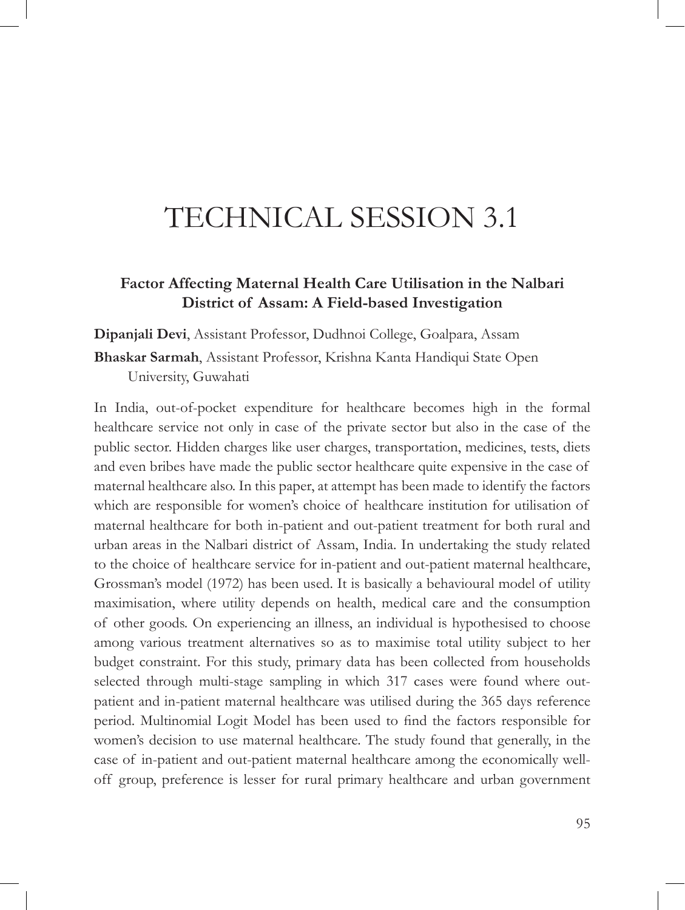# TECHNICAL SESSION 3.1

## Factor Affecting Maternal Health Care Utilisation in the Nalbari District of Assam: A Field-based Investigation

**Dipanjali Devi**, Assistant Professor, Dudhnoi College, Goalpara, Assam

**Bhaskar Sarmah**, Assistant Professor, Krishna Kanta Handiqui State Open University, Guwahati

In India, out-of-pocket expenditure for healthcare becomes high in the formal healthcare service not only in case of the private sector but also in the case of the public sector. Hidden charges like user charges, transportation, medicines, tests, diets and even bribes have made the public sector healthcare quite expensive in the case of maternal healthcare also. In this paper, at attempt has been made to identify the factors which are responsible for women's choice of healthcare institution for utilisation of maternal healthcare for both in-patient and out-patient treatment for both rural and urban areas in the Nalbari district of Assam, India. In undertaking the study related to the choice of healthcare service for in-patient and out-patient maternal healthcare, Grossman's model (1972) has been used. It is basically a behavioural model of utility maximisation, where utility depends on health, medical care and the consumption of other goods. On experiencing an illness, an individual is hypothesised to choose among various treatment alternatives so as to maximise total utility subject to her budget constraint. For this study, primary data has been collected from households selected through multi-stage sampling in which 317 cases were found where out-patient and in-patient maternal healthcare was utilised during the 365 days reference period. Multinomial Logit Model has been used to find the factors responsible for women's decision to use maternal healthcare. The study found that generally, in the case of in-patient and out-patient maternal healthcare among the economically well-off group, preference is lesser for rural primary healthcare and urban government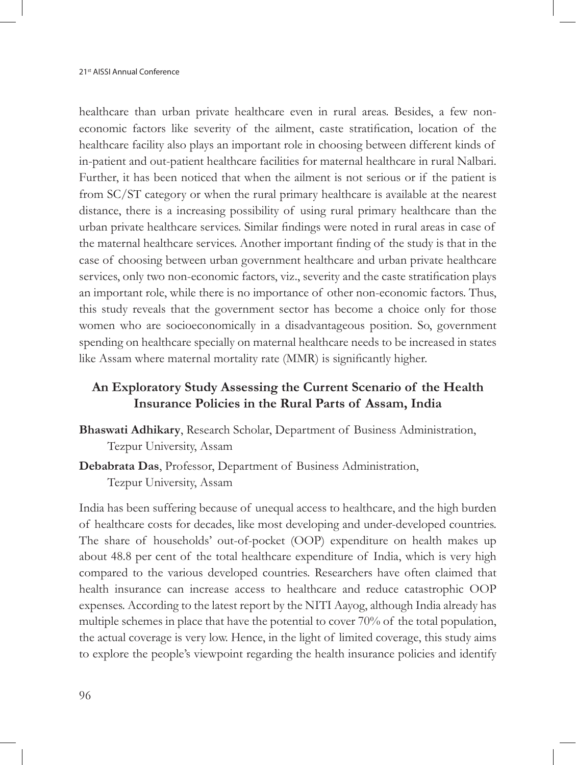healthcare than urban private healthcare even in rural areas. Besides, a few non-economic factors like severity of the ailment, caste stratification, location of the healthcare facility also plays an important role in choosing between different kinds of in-patient and out-patient healthcare facilities for maternal healthcare in rural Nalbari. Further, it has been noticed that when the ailment is not serious or if the patient is from SC/ST category or when the rural primary healthcare is available at the nearest distance, there is a increasing possibility of using rural primary healthcare than the urban private healthcare services. Similar findings were noted in rural areas in case of the maternal healthcare services. Another important finding of the study is that in the case of choosing between urban government healthcare and urban private healthcare services, only two non-economic factors, viz., severity and the caste stratification plays an important role, while there is no importance of other non-economic factors. Thus, this study reveals that the government sector has become a choice only for those women who are socioeconomically in a disadvantageous position. So, government spending on healthcare specially on maternal healthcare needs to be increased in states like Assam where maternal mortality rate (MMR) is significantly higher.

## An Exploratory Study Assessing the Current Scenario of the Health Insurance Policies in the Rural Parts of Assam, India

**Bhaswati Adhikary**, Research Scholar, Department of Business Administration, Tezpur University, Assam

**Debabrata Das**, Professor, Department of Business Administration, Tezpur University, Assam

India has been suffering because of unequal access to healthcare, and the high burden of healthcare costs for decades, like most developing and under-developed countries. The share of households' out-of-pocket (OOP) expenditure on health makes up about 48.8 per cent of the total healthcare expenditure of India, which is very high compared to the various developed countries. Researchers have often claimed that health insurance can increase access to healthcare and reduce catastrophic OOP expenses. According to the latest report by the NITI Aayog, although India already has multiple schemes in place that have the potential to cover 70% of the total population, the actual coverage is very low. Hence, in the light of limited coverage, this study aims to explore the people's viewpoint regarding the health insurance policies and identify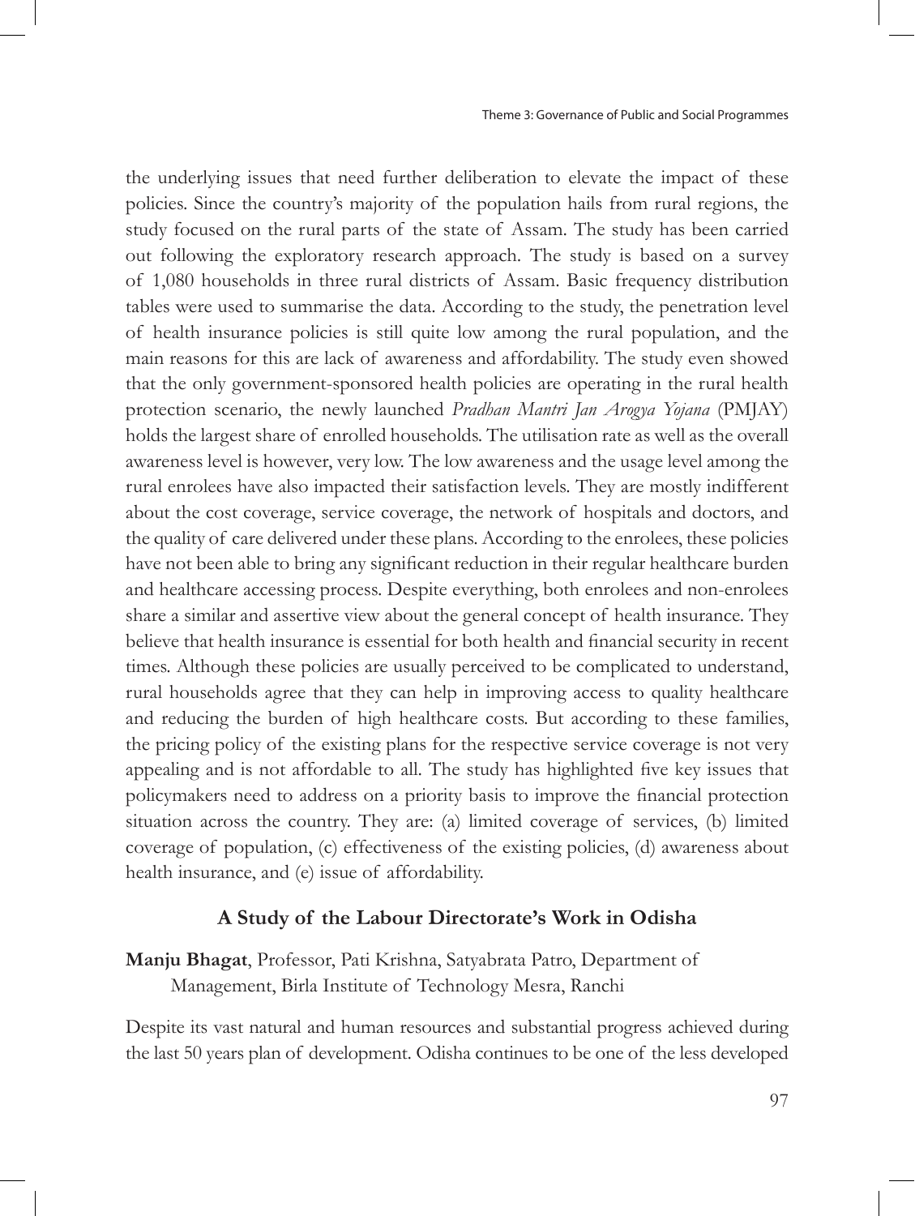the underlying issues that need further deliberation to elevate the impact of these policies. Since the country's majority of the population hails from rural regions, the study focused on the rural parts of the state of Assam. The study has been carried out following the exploratory research approach. The study is based on a survey of 1,080 households in three rural districts of Assam. Basic frequency distribution tables were used to summarise the data. According to the study, the penetration level of health insurance policies is still quite low among the rural population, and the main reasons for this are lack of awareness and affordability. The study even showed that the only government-sponsored health policies are operating in the rural health protection scenario, the newly launched *Pradhan Mantri Jan Arogya Yojana* (PMJAY) holds the largest share of enrolled households. The utilisation rate as well as the overall awareness level is however, very low. The low awareness and the usage level among the rural enrolees have also impacted their satisfaction levels. They are mostly indifferent about the cost coverage, service coverage, the network of hospitals and doctors, and the quality of care delivered under these plans. According to the enrolees, these policies have not been able to bring any significant reduction in their regular healthcare burden and healthcare accessing process. Despite everything, both enrolees and non-enrolees share a similar and assertive view about the general concept of health insurance. They believe that health insurance is essential for both health and financial security in recent times. Although these policies are usually perceived to be complicated to understand, rural households agree that they can help in improving access to quality healthcare and reducing the burden of high healthcare costs. But according to these families, the pricing policy of the existing plans for the respective service coverage is not very appealing and is not affordable to all. The study has highlighted five key issues that policymakers need to address on a priority basis to improve the financial protection situation across the country. They are: (a) limited coverage of services, (b) limited coverage of population, (c) effectiveness of the existing policies, (d) awareness about health insurance, and (e) issue of affordability.

## A Study of the Labour Directorate's Work in Odisha

**Manju Bhagat**, Professor, Pati Krishna, Satyabrata Patro, Department of Management, Birla Institute of Technology Mesra, Ranchi

Despite its vast natural and human resources and substantial progress achieved during the last 50 years plan of development. Odisha continues to be one of the less developed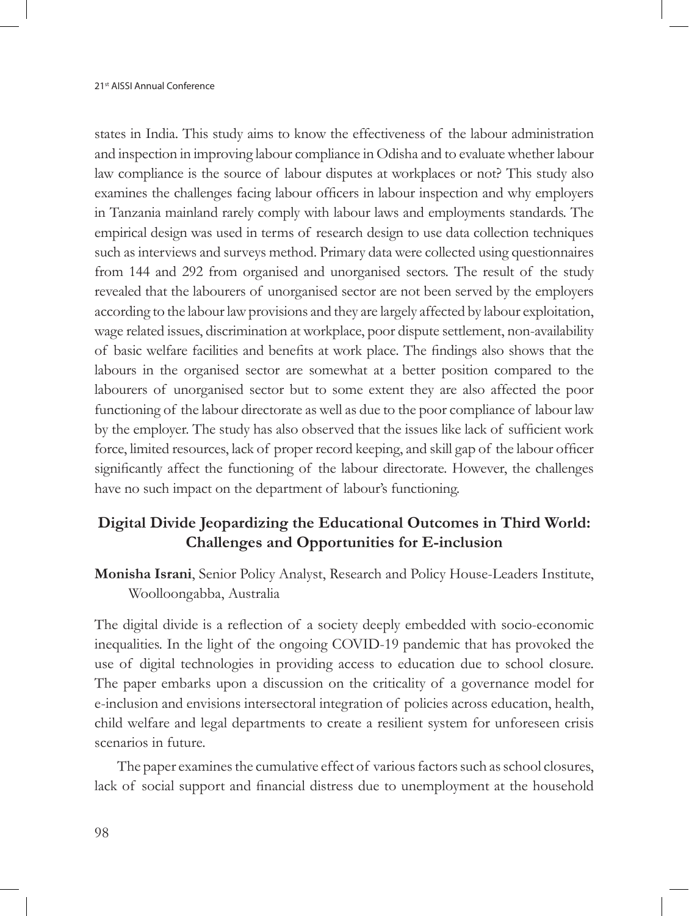states in India. This study aims to know the effectiveness of the labour administration and inspection in improving labour compliance in Odisha and to evaluate whether labour law compliance is the source of labour disputes at workplaces or not? This study also examines the challenges facing labour officers in labour inspection and why employers in Tanzania mainland rarely comply with labour laws and employments standards. The empirical design was used in terms of research design to use data collection techniques such as interviews and surveys method. Primary data were collected using questionnaires from 144 and 292 from organised and unorganised sectors. The result of the study revealed that the labourers of unorganised sector are not been served by the employers according to the labour law provisions and they are largely affected by labour exploitation, wage related issues, discrimination at workplace, poor dispute settlement, non-availability of basic welfare facilities and benefits at work place. The findings also shows that the labours in the organised sector are somewhat at a better position compared to the labourers of unorganised sector but to some extent they are also affected the poor functioning of the labour directorate as well as due to the poor compliance of labour law by the employer. The study has also observed that the issues like lack of sufficient work force, limited resources, lack of proper record keeping, and skill gap of the labour officer significantly affect the functioning of the labour directorate. However, the challenges have no such impact on the department of labour's functioning.

## Digital Divide Jeopardizing the Educational Outcomes in Third World: Challenges and Opportunities for E-inclusion

**Monisha Israni**, Senior Policy Analyst, Research and Policy House-Leaders Institute, Woolloongabba, Australia

The digital divide is a reflection of a society deeply embedded with socio-economic inequalities. In the light of the ongoing COVID-19 pandemic that has provoked the use of digital technologies in providing access to education due to school closure. The paper embarks upon a discussion on the criticality of a governance model for e-inclusion and envisions intersectoral integration of policies across education, health, child welfare and legal departments to create a resilient system for unforeseen crisis scenarios in future.

The paper examines the cumulative effect of various factors such as school closures, lack of social support and financial distress due to unemployment at the household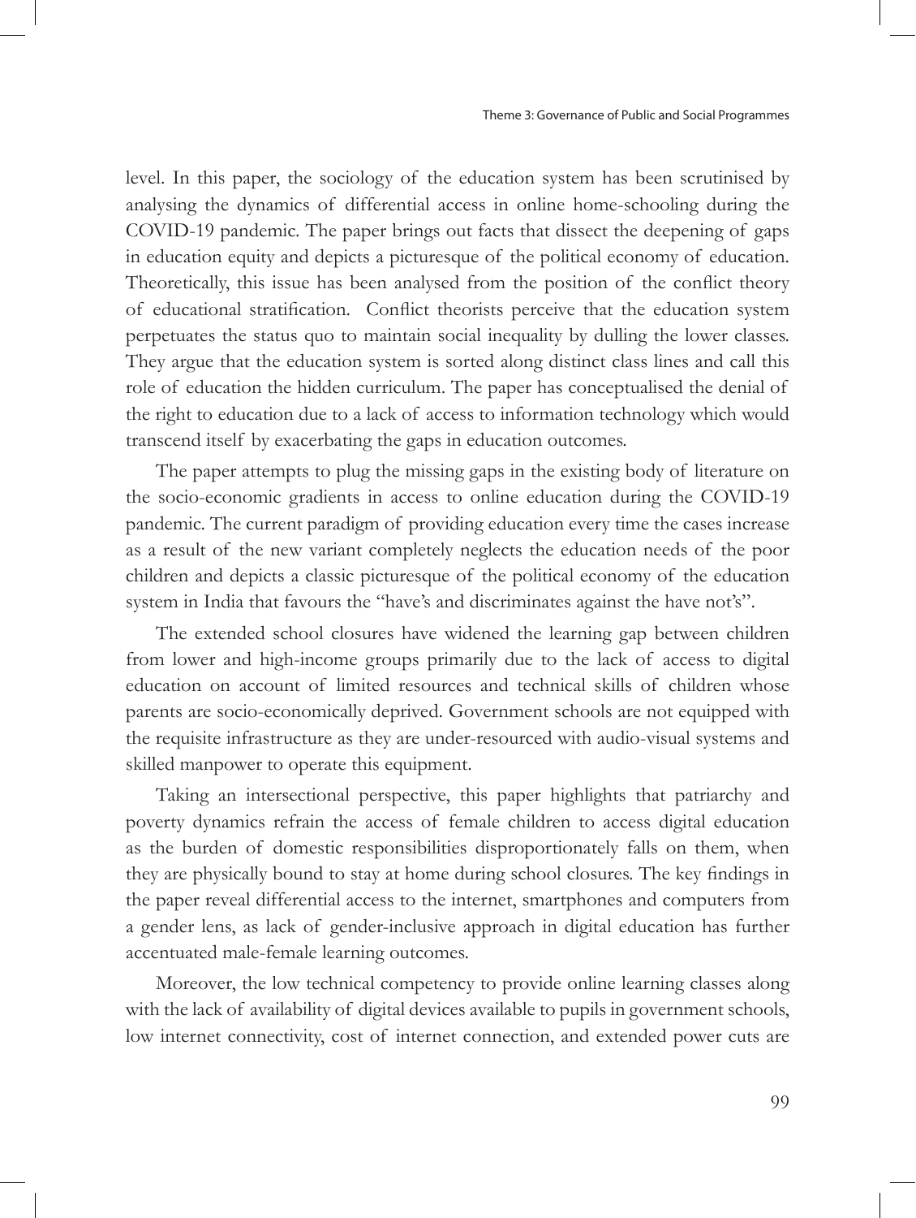level. In this paper, the sociology of the education system has been scrutinised by analysing the dynamics of differential access in online home-schooling during the COVID-19 pandemic. The paper brings out facts that dissect the deepening of gaps in education equity and depicts a picturesque of the political economy of education. Theoretically, this issue has been analysed from the position of the conflict theory of educational stratification. Conflict theorists perceive that the education system perpetuates the status quo to maintain social inequality by dulling the lower classes. They argue that the education system is sorted along distinct class lines and call this role of education the hidden curriculum. The paper has conceptualised the denial of the right to education due to a lack of access to information technology which would transcend itself by exacerbating the gaps in education outcomes.

The paper attempts to plug the missing gaps in the existing body of literature on the socio-economic gradients in access to online education during the COVID-19 pandemic. The current paradigm of providing education every time the cases increase as a result of the new variant completely neglects the education needs of the poor children and depicts a classic picturesque of the political economy of the education system in India that favours the "have's and discriminates against the have not's".

The extended school closures have widened the learning gap between children from lower and high-income groups primarily due to the lack of access to digital education on account of limited resources and technical skills of children whose parents are socio-economically deprived. Government schools are not equipped with the requisite infrastructure as they are under-resourced with audio-visual systems and skilled manpower to operate this equipment.

Taking an intersectional perspective, this paper highlights that patriarchy and poverty dynamics refrain the access of female children to access digital education as the burden of domestic responsibilities disproportionately falls on them, when they are physically bound to stay at home during school closures. The key findings in the paper reveal differential access to the internet, smartphones and computers from a gender lens, as lack of gender-inclusive approach in digital education has further accentuated male-female learning outcomes.

Moreover, the low technical competency to provide online learning classes along with the lack of availability of digital devices available to pupils in government schools, low internet connectivity, cost of internet connection, and extended power cuts are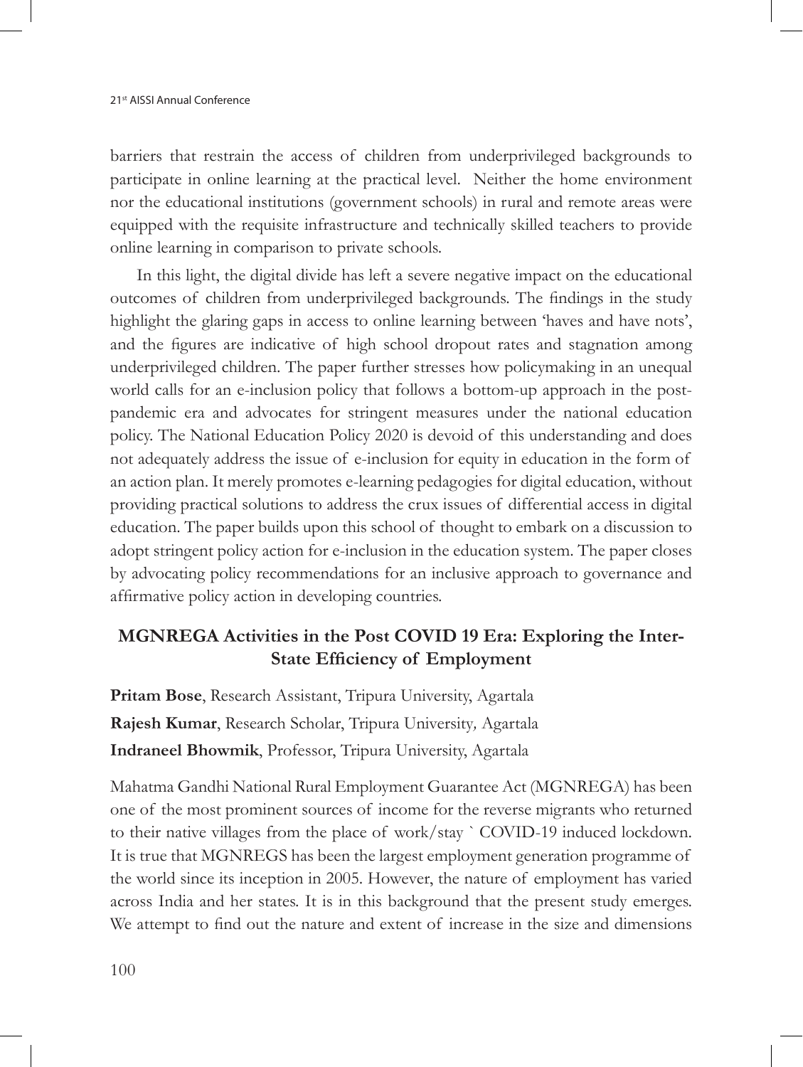barriers that restrain the access of children from underprivileged backgrounds to participate in online learning at the practical level. Neither the home environment nor the educational institutions (government schools) in rural and remote areas were equipped with the requisite infrastructure and technically skilled teachers to provide online learning in comparison to private schools.

In this light, the digital divide has left a severe negative impact on the educational outcomes of children from underprivileged backgrounds. The findings in the study highlight the glaring gaps in access to online learning between 'haves and have nots', and the figures are indicative of high school dropout rates and stagnation among underprivileged children. The paper further stresses how policymaking in an unequal world calls for an e-inclusion policy that follows a bottom-up approach in the post-pandemic era and advocates for stringent measures under the national education policy. The National Education Policy 2020 is devoid of this understanding and does not adequately address the issue of e-inclusion for equity in education in the form of an action plan. It merely promotes e-learning pedagogies for digital education, without providing practical solutions to address the crux issues of differential access in digital education. The paper builds upon this school of thought to embark on a discussion to adopt stringent policy action for e-inclusion in the education system. The paper closes by advocating policy recommendations for an inclusive approach to governance and affirmative policy action in developing countries.

## MGNREGA Activities in the Post COVID 19 Era: Exploring the Inter-State Efficiency of Employment

**Pritam Bose**, Research Assistant, Tripura University, Agartala

**Rajesh Kumar**, Research Scholar, Tripura University, Agartala

**Indraneel Bhowmik**, Professor, Tripura University, Agartala

Mahatma Gandhi National Rural Employment Guarantee Act (MGNREGA) has been one of the most prominent sources of income for the reverse migrants who returned to their native villages from the place of work/stay ` COVID-19 induced lockdown. It is true that MGNREGS has been the largest employment generation programme of the world since its inception in 2005. However, the nature of employment has varied across India and her states. It is in this background that the present study emerges. We attempt to find out the nature and extent of increase in the size and dimensions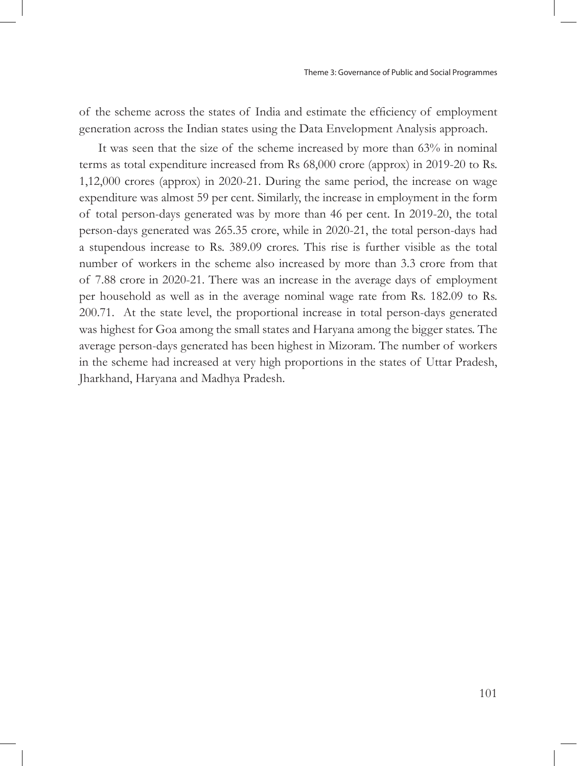of the scheme across the states of India and estimate the efficiency of employment generation across the Indian states using the Data Envelopment Analysis approach.

It was seen that the size of the scheme increased by more than 63% in nominal terms as total expenditure increased from Rs 68,000 crore (approx) in 2019-20 to Rs. 1,12,000 crores (approx) in 2020-21. During the same period, the increase on wage expenditure was almost 59 per cent. Similarly, the increase in employment in the form of total person-days generated was by more than 46 per cent. In 2019-20, the total person-days generated was 265.35 crore, while in 2020-21, the total person-days had a stupendous increase to Rs. 389.09 crores. This rise is further visible as the total number of workers in the scheme also increased by more than 3.3 crore from that of 7.88 crore in 2020-21. There was an increase in the average days of employment per household as well as in the average nominal wage rate from Rs. 182.09 to Rs. 200.71. At the state level, the proportional increase in total person-days generated was highest for Goa among the small states and Haryana among the bigger states. The average person-days generated has been highest in Mizoram. The number of workers in the scheme had increased at very high proportions in the states of Uttar Pradesh, Jharkhand, Haryana and Madhya Pradesh.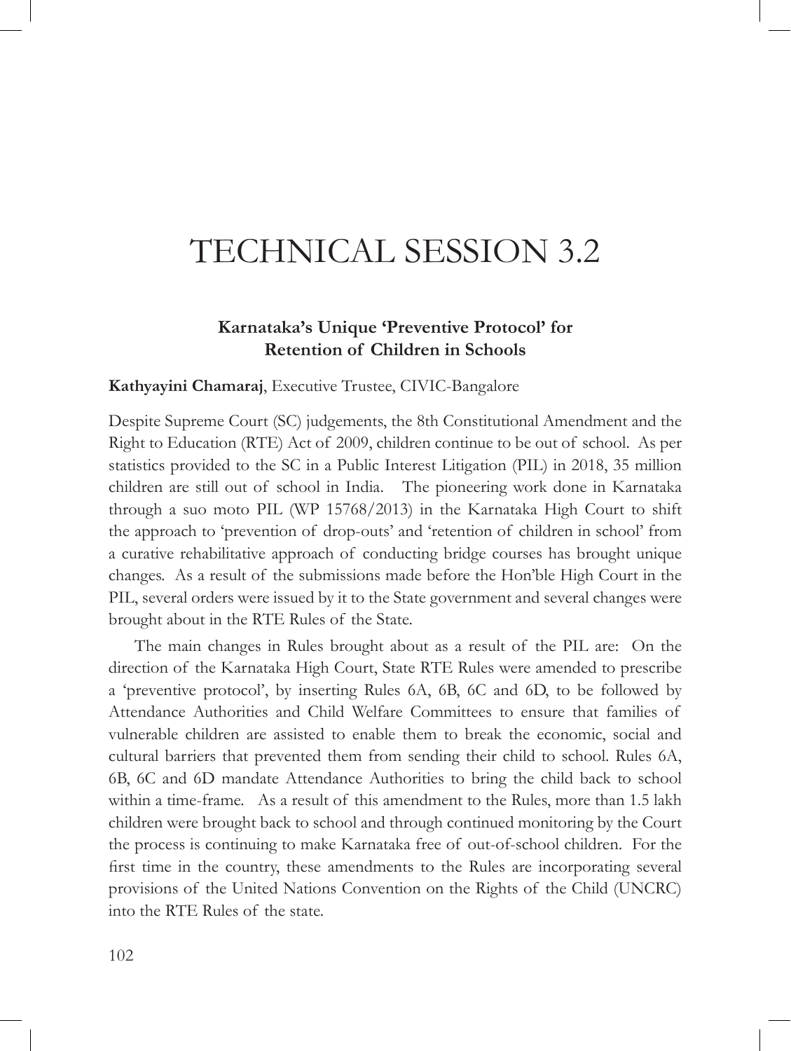# TECHNICAL SESSION 3.2

## Karnataka's Unique 'Preventive Protocol' for Retention of Children in Schools

**Kathyayini Chamaraj**, Executive Trustee, CIVIC-Bangalore

Despite Supreme Court (SC) judgements, the 8th Constitutional Amendment and the Right to Education (RTE) Act of 2009, children continue to be out of school. As per statistics provided to the SC in a Public Interest Litigation (PIL) in 2018, 35 million children are still out of school in India. The pioneering work done in Karnataka through a suo moto PIL (WP 15768/2013) in the Karnataka High Court to shift the approach to 'prevention of drop-outs' and 'retention of children in school' from a curative rehabilitative approach of conducting bridge courses has brought unique changes. As a result of the submissions made before the Hon'ble High Court in the PIL, several orders were issued by it to the State government and several changes were brought about in the RTE Rules of the State.

The main changes in Rules brought about as a result of the PIL are: On the direction of the Karnataka High Court, State RTE Rules were amended to prescribe a 'preventive protocol', by inserting Rules 6A, 6B, 6C and 6D, to be followed by Attendance Authorities and Child Welfare Committees to ensure that families of vulnerable children are assisted to enable them to break the economic, social and cultural barriers that prevented them from sending their child to school. Rules 6A, 6B, 6C and 6D mandate Attendance Authorities to bring the child back to school within a time-frame. As a result of this amendment to the Rules, more than 1.5 lakh children were brought back to school and through continued monitoring by the Court the process is continuing to make Karnataka free of out-of-school children. For the first time in the country, these amendments to the Rules are incorporating several provisions of the United Nations Convention on the Rights of the Child (UNCRC) into the RTE Rules of the state.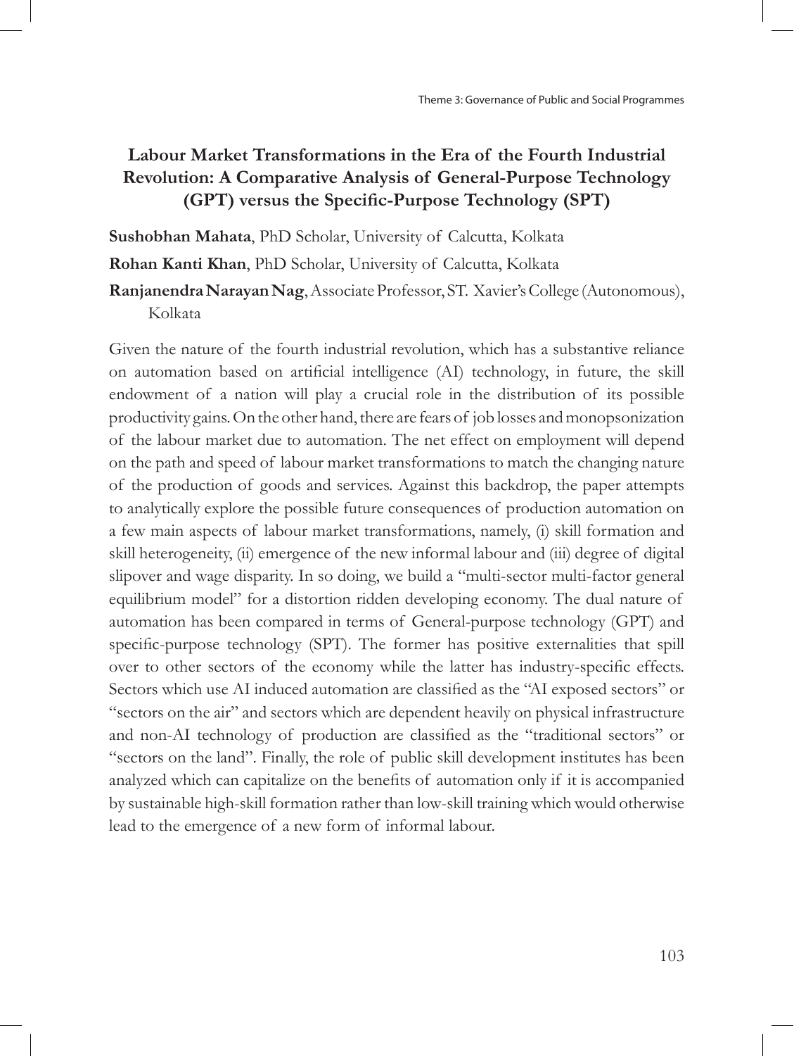## Labour Market Transformations in the Era of the Fourth Industrial Revolution: A Comparative Analysis of General-Purpose Technology (GPT) versus the Specific-Purpose Technology (SPT)

**Sushobhan Mahata**, PhD Scholar, University of Calcutta, Kolkata

**Rohan Kanti Khan**, PhD Scholar, University of Calcutta, Kolkata

**Ranjanendra Narayan Nag**, Associate Professor, ST. Xavier's College (Autonomous), Kolkata

Given the nature of the fourth industrial revolution, which has a substantive reliance on automation based on artificial intelligence (AI) technology, in future, the skill endowment of a nation will play a crucial role in the distribution of its possible productivity gains. On the other hand, there are fears of job losses and monopsonization of the labour market due to automation. The net effect on employment will depend on the path and speed of labour market transformations to match the changing nature of the production of goods and services. Against this backdrop, the paper attempts to analytically explore the possible future consequences of production automation on a few main aspects of labour market transformations, namely, (i) skill formation and skill heterogeneity, (ii) emergence of the new informal labour and (iii) degree of digital slipover and wage disparity. In so doing, we build a "multi-sector multi-factor general equilibrium model" for a distortion ridden developing economy. The dual nature of automation has been compared in terms of General-purpose technology (GPT) and specific-purpose technology (SPT). The former has positive externalities that spill over to other sectors of the economy while the latter has industry-specific effects. Sectors which use AI induced automation are classified as the "AI exposed sectors" or "sectors on the air" and sectors which are dependent heavily on physical infrastructure and non-AI technology of production are classified as the "traditional sectors" or "sectors on the land". Finally, the role of public skill development institutes has been analyzed which can capitalize on the benefits of automation only if it is accompanied by sustainable high-skill formation rather than low-skill training which would otherwise lead to the emergence of a new form of informal labour.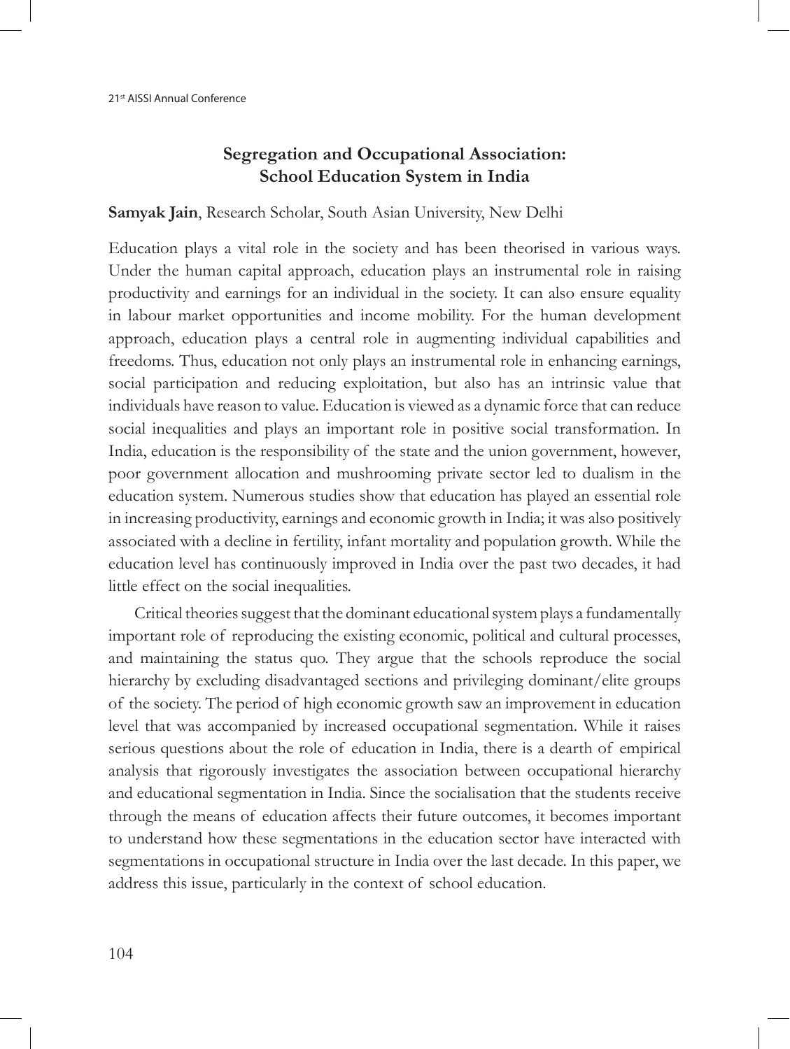## Segregation and Occupational Association: School Education System in India

**Samyak Jain**, Research Scholar, South Asian University, New Delhi

Education plays a vital role in the society and has been theorised in various ways. Under the human capital approach, education plays an instrumental role in raising productivity and earnings for an individual in the society. It can also ensure equality in labour market opportunities and income mobility. For the human development approach, education plays a central role in augmenting individual capabilities and freedoms. Thus, education not only plays an instrumental role in enhancing earnings, social participation and reducing exploitation, but also has an intrinsic value that individuals have reason to value. Education is viewed as a dynamic force that can reduce social inequalities and plays an important role in positive social transformation. In India, education is the responsibility of the state and the union government, however, poor government allocation and mushrooming private sector led to dualism in the education system. Numerous studies show that education has played an essential role in increasing productivity, earnings and economic growth in India; it was also positively associated with a decline in fertility, infant mortality and population growth. While the education level has continuously improved in India over the past two decades, it had little effect on the social inequalities.

Critical theories suggest that the dominant educational system plays a fundamentally important role of reproducing the existing economic, political and cultural processes, and maintaining the status quo. They argue that the schools reproduce the social hierarchy by excluding disadvantaged sections and privileging dominant/elite groups of the society. The period of high economic growth saw an improvement in education level that was accompanied by increased occupational segmentation. While it raises serious questions about the role of education in India, there is a dearth of empirical analysis that rigorously investigates the association between occupational hierarchy and educational segmentation in India. Since the socialisation that the students receive through the means of education affects their future outcomes, it becomes important to understand how these segmentations in the education sector have interacted with segmentations in occupational structure in India over the last decade. In this paper, we address this issue, particularly in the context of school education.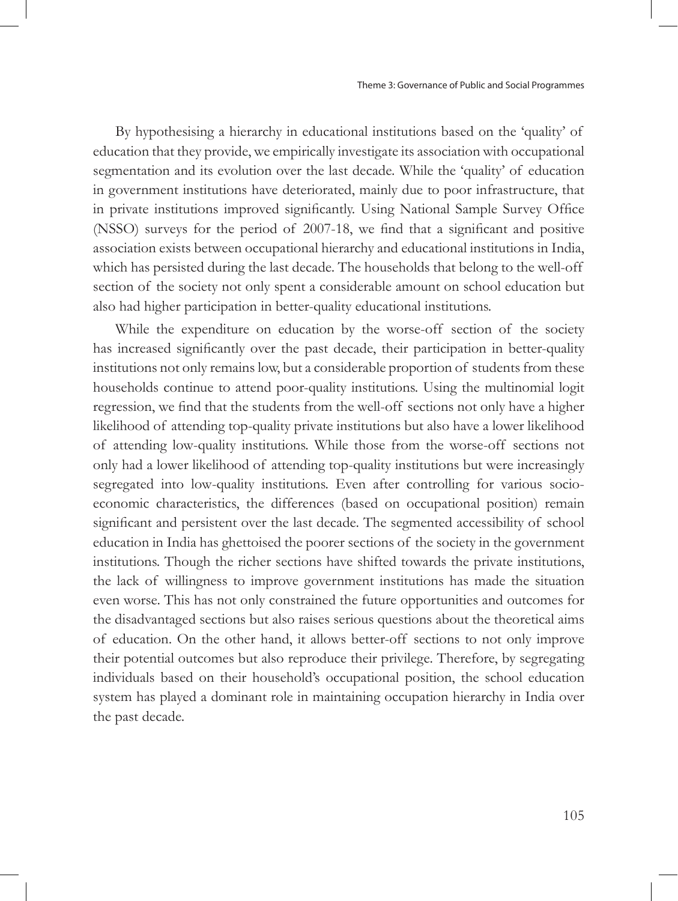By hypothesising a hierarchy in educational institutions based on the 'quality' of education that they provide, we empirically investigate its association with occupational segmentation and its evolution over the last decade. While the 'quality' of education in government institutions have deteriorated, mainly due to poor infrastructure, that in private institutions improved significantly. Using National Sample Survey Office (NSSO) surveys for the period of 2007-18, we find that a significant and positive association exists between occupational hierarchy and educational institutions in India, which has persisted during the last decade. The households that belong to the well-off section of the society not only spent a considerable amount on school education but also had higher participation in better-quality educational institutions.

While the expenditure on education by the worse-off section of the society has increased significantly over the past decade, their participation in better-quality institutions not only remains low, but a considerable proportion of students from these households continue to attend poor-quality institutions. Using the multinomial logit regression, we find that the students from the well-off sections not only have a higher likelihood of attending top-quality private institutions but also have a lower likelihood of attending low-quality institutions. While those from the worse-off sections not only had a lower likelihood of attending top-quality institutions but were increasingly segregated into low-quality institutions. Even after controlling for various socio-economic characteristics, the differences (based on occupational position) remain significant and persistent over the last decade. The segmented accessibility of school education in India has ghettoised the poorer sections of the society in the government institutions. Though the richer sections have shifted towards the private institutions, the lack of willingness to improve government institutions has made the situation even worse. This has not only constrained the future opportunities and outcomes for the disadvantaged sections but also raises serious questions about the theoretical aims of education. On the other hand, it allows better-off sections to not only improve their potential outcomes but also reproduce their privilege. Therefore, by segregating individuals based on their household's occupational position, the school education system has played a dominant role in maintaining occupation hierarchy in India over the past decade.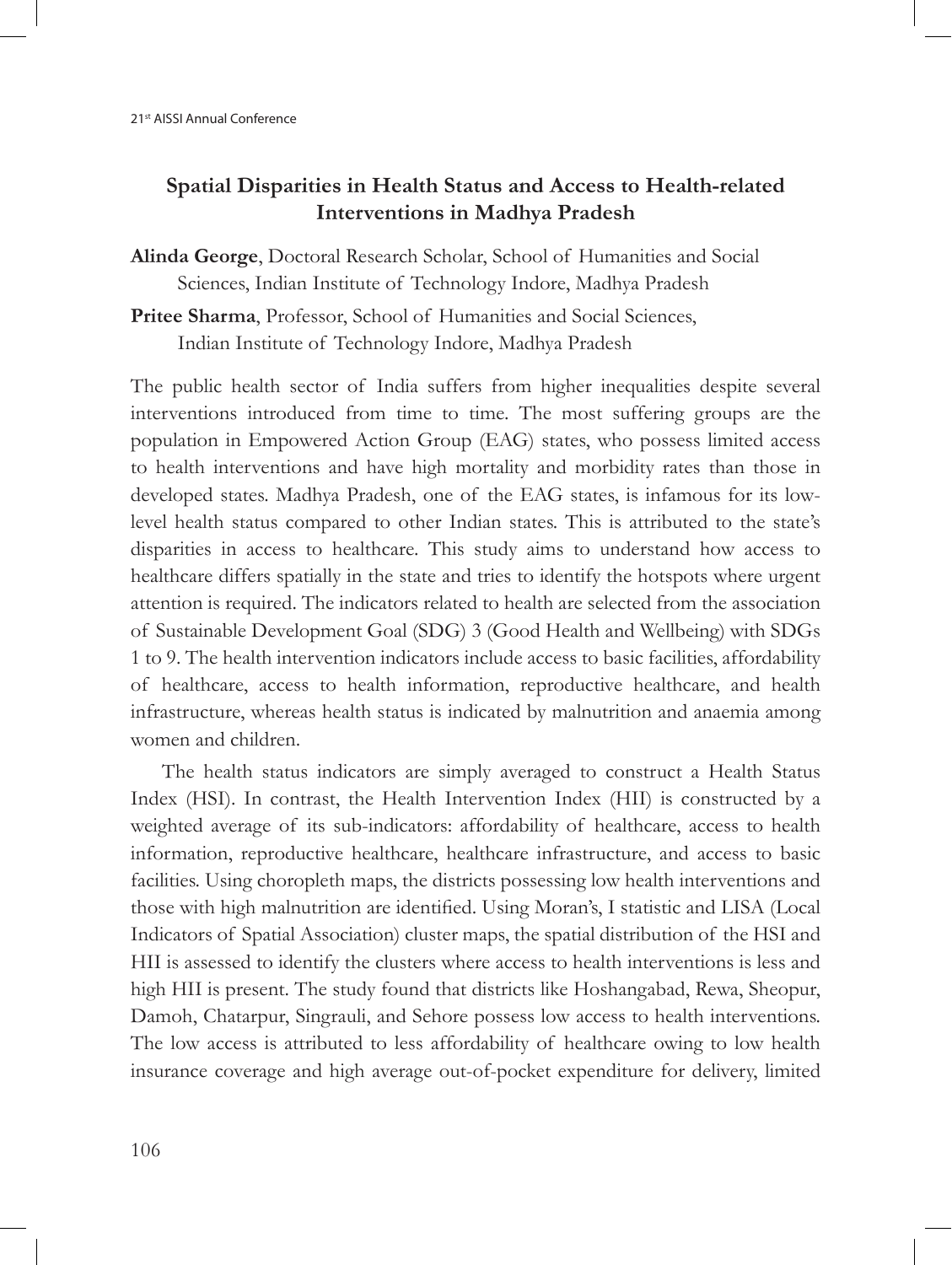## Spatial Disparities in Health Status and Access to Health-related Interventions in Madhya Pradesh

**Alinda George**, Doctoral Research Scholar, School of Humanities and Social Sciences, Indian Institute of Technology Indore, Madhya Pradesh

**Pritee Sharma**, Professor, School of Humanities and Social Sciences, Indian Institute of Technology Indore, Madhya Pradesh

The public health sector of India suffers from higher inequalities despite several interventions introduced from time to time. The most suffering groups are the population in Empowered Action Group (EAG) states, who possess limited access to health interventions and have high mortality and morbidity rates than those in developed states. Madhya Pradesh, one of the EAG states, is infamous for its low-level health status compared to other Indian states. This is attributed to the state's disparities in access to healthcare. This study aims to understand how access to healthcare differs spatially in the state and tries to identify the hotspots where urgent attention is required. The indicators related to health are selected from the association of Sustainable Development Goal (SDG) 3 (Good Health and Wellbeing) with SDGs 1 to 9. The health intervention indicators include access to basic facilities, affordability of healthcare, access to health information, reproductive healthcare, and health infrastructure, whereas health status is indicated by malnutrition and anaemia among women and children.

The health status indicators are simply averaged to construct a Health Status Index (HSI). In contrast, the Health Intervention Index (HII) is constructed by a weighted average of its sub-indicators: affordability of healthcare, access to health information, reproductive healthcare, healthcare infrastructure, and access to basic facilities. Using choropleth maps, the districts possessing low health interventions and those with high malnutrition are identified. Using Moran's, I statistic and LISA (Local Indicators of Spatial Association) cluster maps, the spatial distribution of the HSI and HII is assessed to identify the clusters where access to health interventions is less and high HII is present. The study found that districts like Hoshangabad, Rewa, Sheopur, Damoh, Chatarpur, Singrauli, and Sehore possess low access to health interventions. The low access is attributed to less affordability of healthcare owing to low health insurance coverage and high average out-of-pocket expenditure for delivery, limited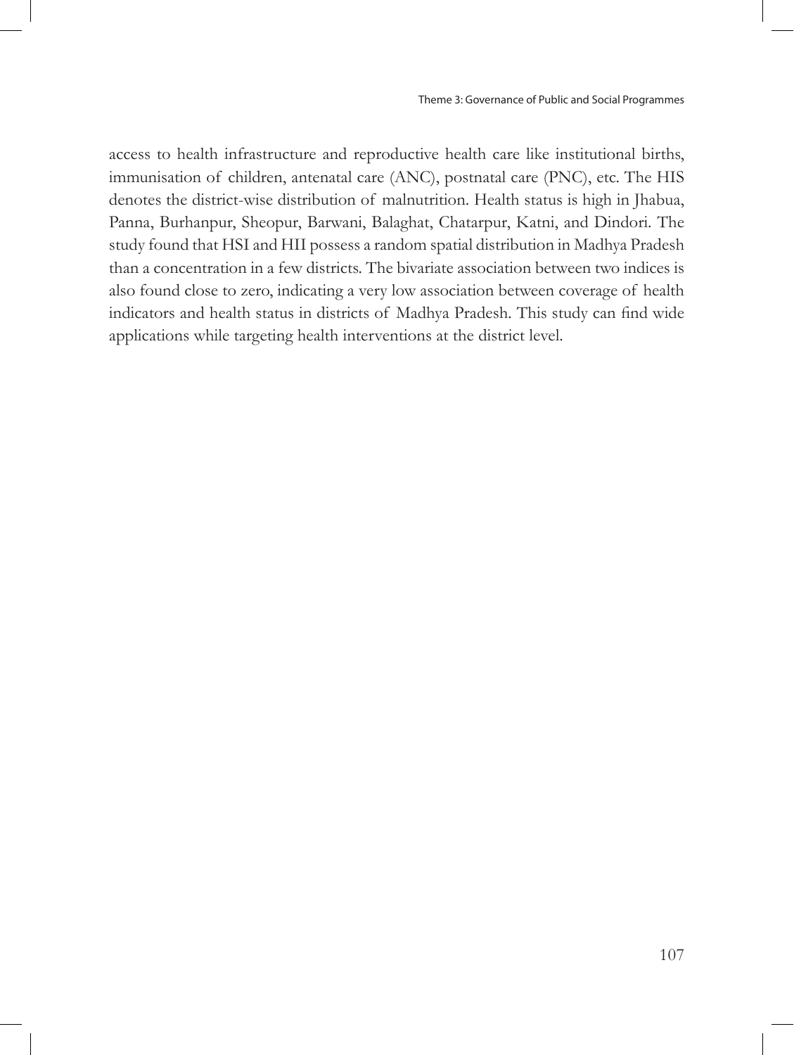access to health infrastructure and reproductive health care like institutional births, immunisation of children, antenatal care (ANC), postnatal care (PNC), etc. The HIS denotes the district-wise distribution of malnutrition. Health status is high in Jhabua, Panna, Burhanpur, Sheopur, Barwani, Balaghat, Chatarpur, Katni, and Dindori. The study found that HSI and HII possess a random spatial distribution in Madhya Pradesh than a concentration in a few districts. The bivariate association between two indices is also found close to zero, indicating a very low association between coverage of health indicators and health status in districts of Madhya Pradesh. This study can find wide applications while targeting health interventions at the district level.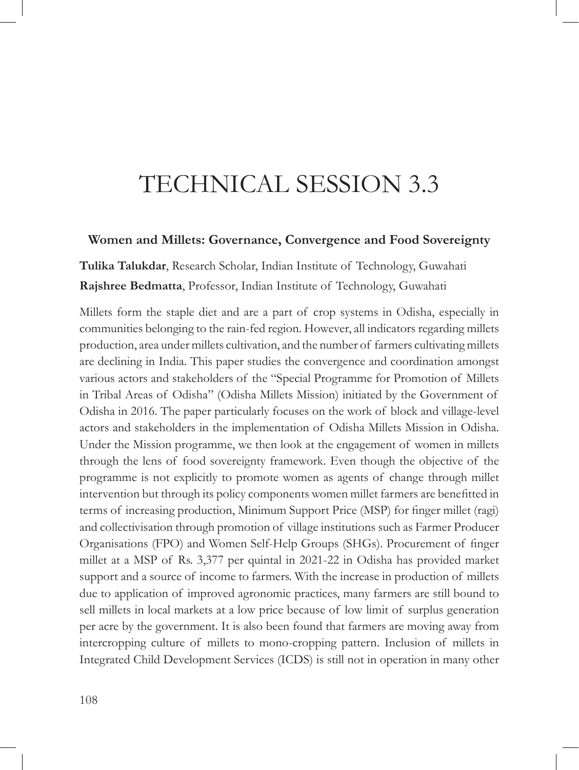# TECHNICAL SESSION 3.3

## Women and Millets: Governance, Convergence and Food Sovereignty

**Tulika Talukdar**, Research Scholar, Indian Institute of Technology, Guwahati

**Rajshree Bedmatta**, Professor, Indian Institute of Technology, Guwahati

Millets form the staple diet and are a part of crop systems in Odisha, especially in communities belonging to the rain-fed region. However, all indicators regarding millets production, area under millets cultivation, and the number of farmers cultivating millets are declining in India. This paper studies the convergence and coordination amongst various actors and stakeholders of the "Special Programme for Promotion of Millets in Tribal Areas of Odisha" (Odisha Millets Mission) initiated by the Government of Odisha in 2016. The paper particularly focuses on the work of block and village-level actors and stakeholders in the implementation of Odisha Millets Mission in Odisha. Under the Mission programme, we then look at the engagement of women in millets through the lens of food sovereignty framework. Even though the objective of the programme is not explicitly to promote women as agents of change through millet intervention but through its policy components women millet farmers are benefitted in terms of increasing production, Minimum Support Price (MSP) for finger millet (ragi) and collectivisation through promotion of village institutions such as Farmer Producer Organisations (FPO) and Women Self-Help Groups (SHGs). Procurement of finger millet at a MSP of Rs. 3,377 per quintal in 2021-22 in Odisha has provided market support and a source of income to farmers. With the increase in production of millets due to application of improved agronomic practices, many farmers are still bound to sell millets in local markets at a low price because of low limit of surplus generation per acre by the government. It is also been found that farmers are moving away from intercropping culture of millets to mono-cropping pattern. Inclusion of millets in Integrated Child Development Services (ICDS) is still not in operation in many other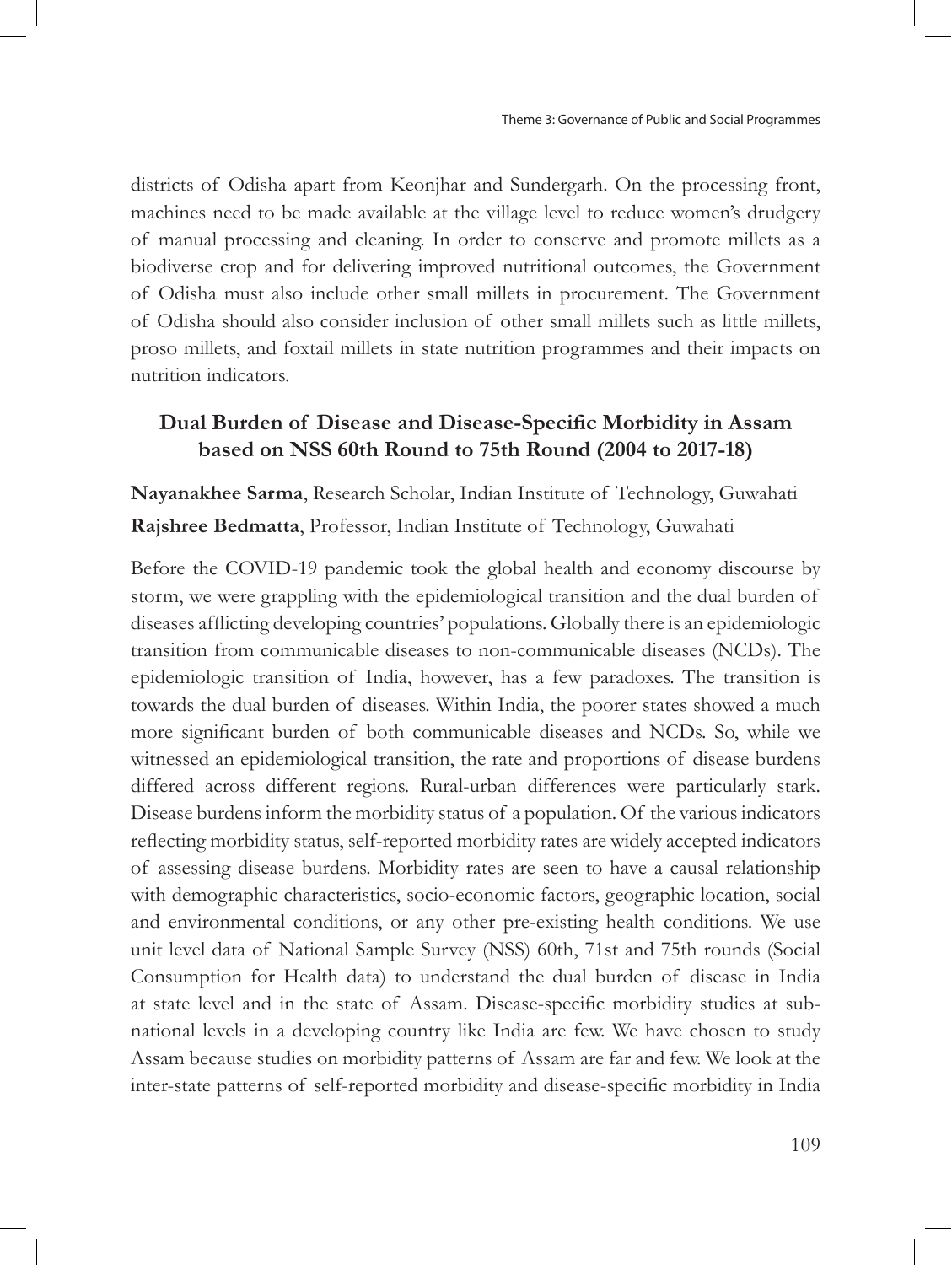districts of Odisha apart from Keonjhar and Sundergarh. On the processing front, machines need to be made available at the village level to reduce women's drudgery of manual processing and cleaning. In order to conserve and promote millets as a biodiverse crop and for delivering improved nutritional outcomes, the Government of Odisha must also include other small millets in procurement. The Government of Odisha should also consider inclusion of other small millets such as little millets, proso millets, and foxtail millets in state nutrition programmes and their impacts on nutrition indicators.

## Dual Burden of Disease and Disease-Specific Morbidity in Assam based on NSS 60th Round to 75th Round (2004 to 2017-18)

**Nayanakhee Sarma**, Research Scholar, Indian Institute of Technology, Guwahati

**Rajshree Bedmatta**, Professor, Indian Institute of Technology, Guwahati

Before the COVID-19 pandemic took the global health and economy discourse by storm, we were grappling with the epidemiological transition and the dual burden of diseases afflicting developing countries' populations. Globally there is an epidemiologic transition from communicable diseases to non-communicable diseases (NCDs). The epidemiologic transition of India, however, has a few paradoxes. The transition is towards the dual burden of diseases. Within India, the poorer states showed a much more significant burden of both communicable diseases and NCDs. So, while we witnessed an epidemiological transition, the rate and proportions of disease burdens differed across different regions. Rural-urban differences were particularly stark. Disease burdens inform the morbidity status of a population. Of the various indicators reflecting morbidity status, self-reported morbidity rates are widely accepted indicators of assessing disease burdens. Morbidity rates are seen to have a causal relationship with demographic characteristics, socio-economic factors, geographic location, social and environmental conditions, or any other pre-existing health conditions. We use unit level data of National Sample Survey (NSS) 60th, 71st and 75th rounds (Social Consumption for Health data) to understand the dual burden of disease in India at state level and in the state of Assam. Disease-specific morbidity studies at sub-national levels in a developing country like India are few. We have chosen to study Assam because studies on morbidity patterns of Assam are far and few. We look at the inter-state patterns of self-reported morbidity and disease-specific morbidity in India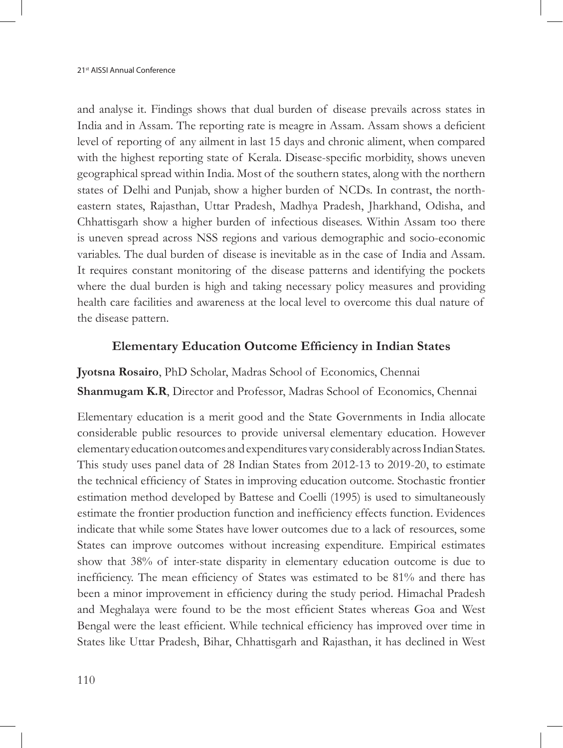and analyse it. Findings shows that dual burden of disease prevails across states in India and in Assam. The reporting rate is meagre in Assam. Assam shows a deficient level of reporting of any ailment in last 15 days and chronic aliment, when compared with the highest reporting state of Kerala. Disease-specific morbidity, shows uneven geographical spread within India. Most of the southern states, along with the northern states of Delhi and Punjab, show a higher burden of NCDs. In contrast, the north-eastern states, Rajasthan, Uttar Pradesh, Madhya Pradesh, Jharkhand, Odisha, and Chhattisgarh show a higher burden of infectious diseases. Within Assam too there is uneven spread across NSS regions and various demographic and socio-economic variables. The dual burden of disease is inevitable as in the case of India and Assam. It requires constant monitoring of the disease patterns and identifying the pockets where the dual burden is high and taking necessary policy measures and providing health care facilities and awareness at the local level to overcome this dual nature of the disease pattern.

### Elementary Education Outcome Efficiency in Indian States

**Jyotsna Rosairo**, PhD Scholar, Madras School of Economics, Chennai

**Shanmugam K.R**, Director and Professor, Madras School of Economics, Chennai

Elementary education is a merit good and the State Governments in India allocate considerable public resources to provide universal elementary education. However elementary education outcomes and expenditures vary considerably across Indian States. This study uses panel data of 28 Indian States from 2012-13 to 2019-20, to estimate the technical efficiency of States in improving education outcome. Stochastic frontier estimation method developed by Battese and Coelli (1995) is used to simultaneously estimate the frontier production function and inefficiency effects function. Evidences indicate that while some States have lower outcomes due to a lack of resources, some States can improve outcomes without increasing expenditure. Empirical estimates show that 38% of inter-state disparity in elementary education outcome is due to inefficiency. The mean efficiency of States was estimated to be 81% and there has been a minor improvement in efficiency during the study period. Himachal Pradesh and Meghalaya were found to be the most efficient States whereas Goa and West Bengal were the least efficient. While technical efficiency has improved over time in States like Uttar Pradesh, Bihar, Chhattisgarh and Rajasthan, it has declined in West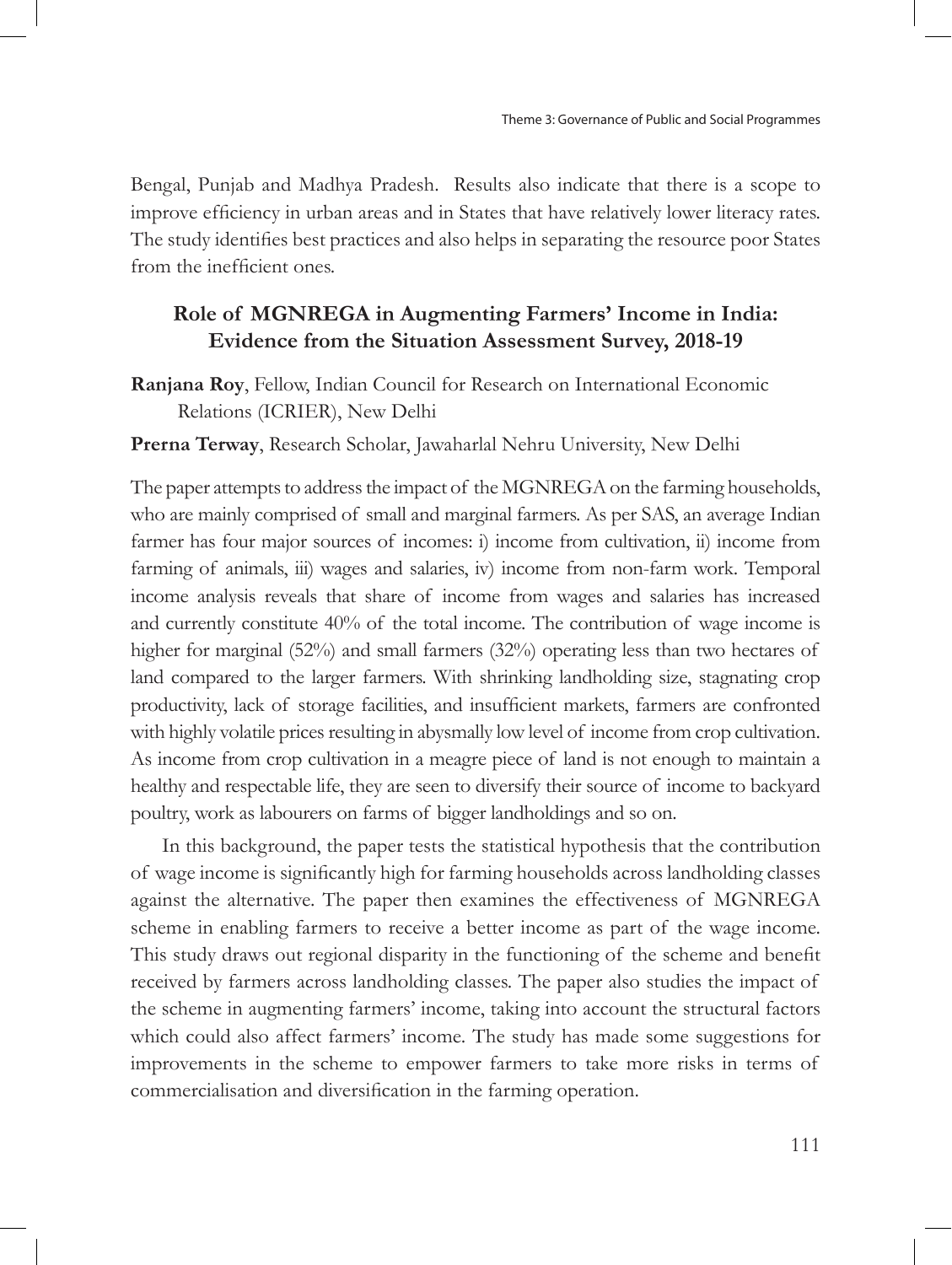Bengal, Punjab and Madhya Pradesh. Results also indicate that there is a scope to improve efficiency in urban areas and in States that have relatively lower literacy rates. The study identifies best practices and also helps in separating the resource poor States from the inefficient ones.

## Role of MGNREGA in Augmenting Farmers' Income in India: Evidence from the Situation Assessment Survey, 2018-19

**Ranjana Roy**, Fellow, Indian Council for Research on International Economic Relations (ICRIER), New Delhi

**Prerna Terway**, Research Scholar, Jawaharlal Nehru University, New Delhi

The paper attempts to address the impact of the MGNREGA on the farming households, who are mainly comprised of small and marginal farmers. As per SAS, an average Indian farmer has four major sources of incomes: i) income from cultivation, ii) income from farming of animals, iii) wages and salaries, iv) income from non-farm work. Temporal income analysis reveals that share of income from wages and salaries has increased and currently constitute 40% of the total income. The contribution of wage income is higher for marginal (52%) and small farmers (32%) operating less than two hectares of land compared to the larger farmers. With shrinking landholding size, stagnating crop productivity, lack of storage facilities, and insufficient markets, farmers are confronted with highly volatile prices resulting in abysmally low level of income from crop cultivation. As income from crop cultivation in a meagre piece of land is not enough to maintain a healthy and respectable life, they are seen to diversify their source of income to backyard poultry, work as labourers on farms of bigger landholdings and so on.

In this background, the paper tests the statistical hypothesis that the contribution of wage income is significantly high for farming households across landholding classes against the alternative. The paper then examines the effectiveness of MGNREGA scheme in enabling farmers to receive a better income as part of the wage income. This study draws out regional disparity in the functioning of the scheme and benefit received by farmers across landholding classes. The paper also studies the impact of the scheme in augmenting farmers' income, taking into account the structural factors which could also affect farmers' income. The study has made some suggestions for improvements in the scheme to empower farmers to take more risks in terms of commercialisation and diversification in the farming operation.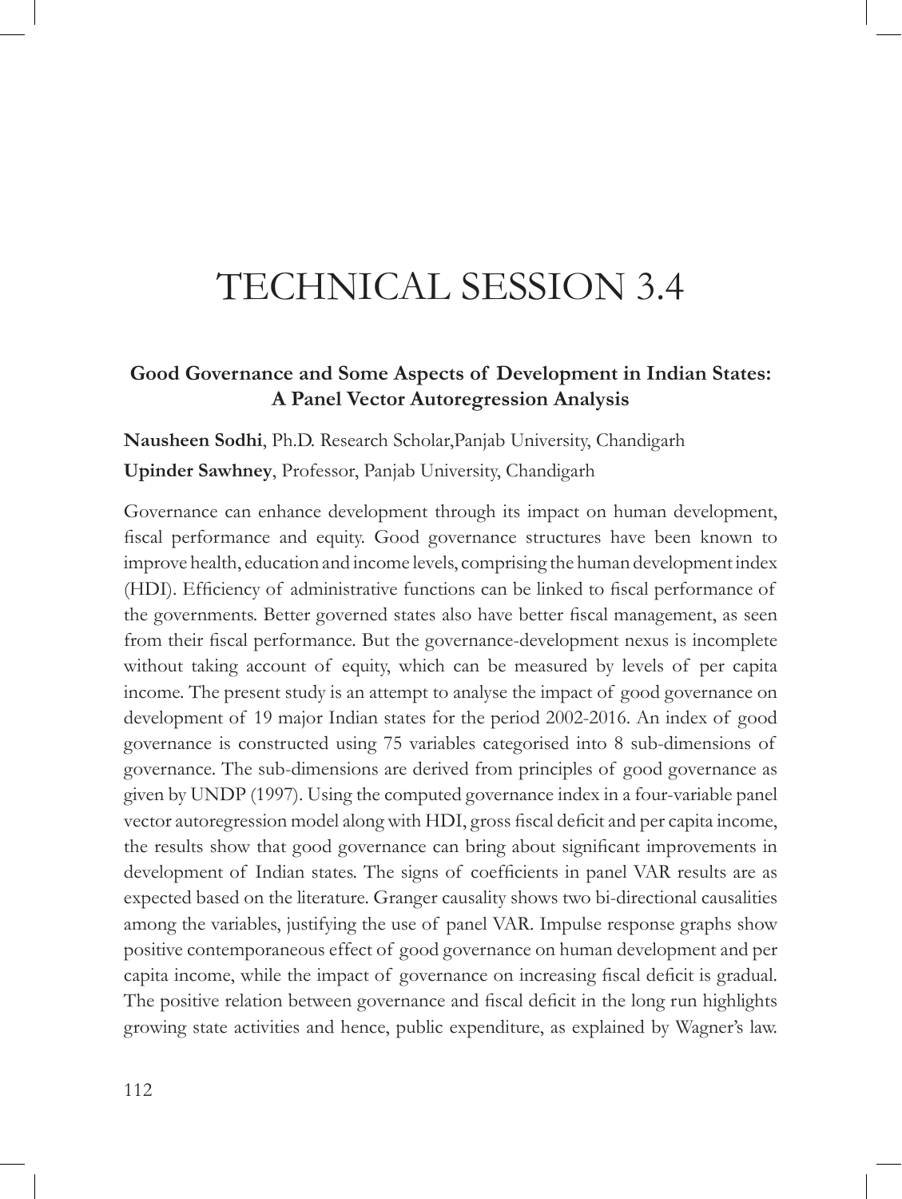# TECHNICAL SESSION 3.4

## Good Governance and Some Aspects of Development in Indian States: A Panel Vector Autoregression Analysis

**Nausheen Sodhi**, Ph.D. Research Scholar,Panjab University, Chandigarh

**Upinder Sawhney**, Professor, Panjab University, Chandigarh

Governance can enhance development through its impact on human development, fiscal performance and equity. Good governance structures have been known to improve health, education and income levels, comprising the human development index (HDI). Efficiency of administrative functions can be linked to fiscal performance of the governments. Better governed states also have better fiscal management, as seen from their fiscal performance. But the governance-development nexus is incomplete without taking account of equity, which can be measured by levels of per capita income. The present study is an attempt to analyse the impact of good governance on development of 19 major Indian states for the period 2002-2016. An index of good governance is constructed using 75 variables categorised into 8 sub-dimensions of governance. The sub-dimensions are derived from principles of good governance as given by UNDP (1997). Using the computed governance index in a four-variable panel vector autoregression model along with HDI, gross fiscal deficit and per capita income, the results show that good governance can bring about significant improvements in development of Indian states. The signs of coefficients in panel VAR results are as expected based on the literature. Granger causality shows two bi-directional causalities among the variables, justifying the use of panel VAR. Impulse response graphs show positive contemporaneous effect of good governance on human development and per capita income, while the impact of governance on increasing fiscal deficit is gradual. The positive relation between governance and fiscal deficit in the long run highlights growing state activities and hence, public expenditure, as explained by Wagner's law.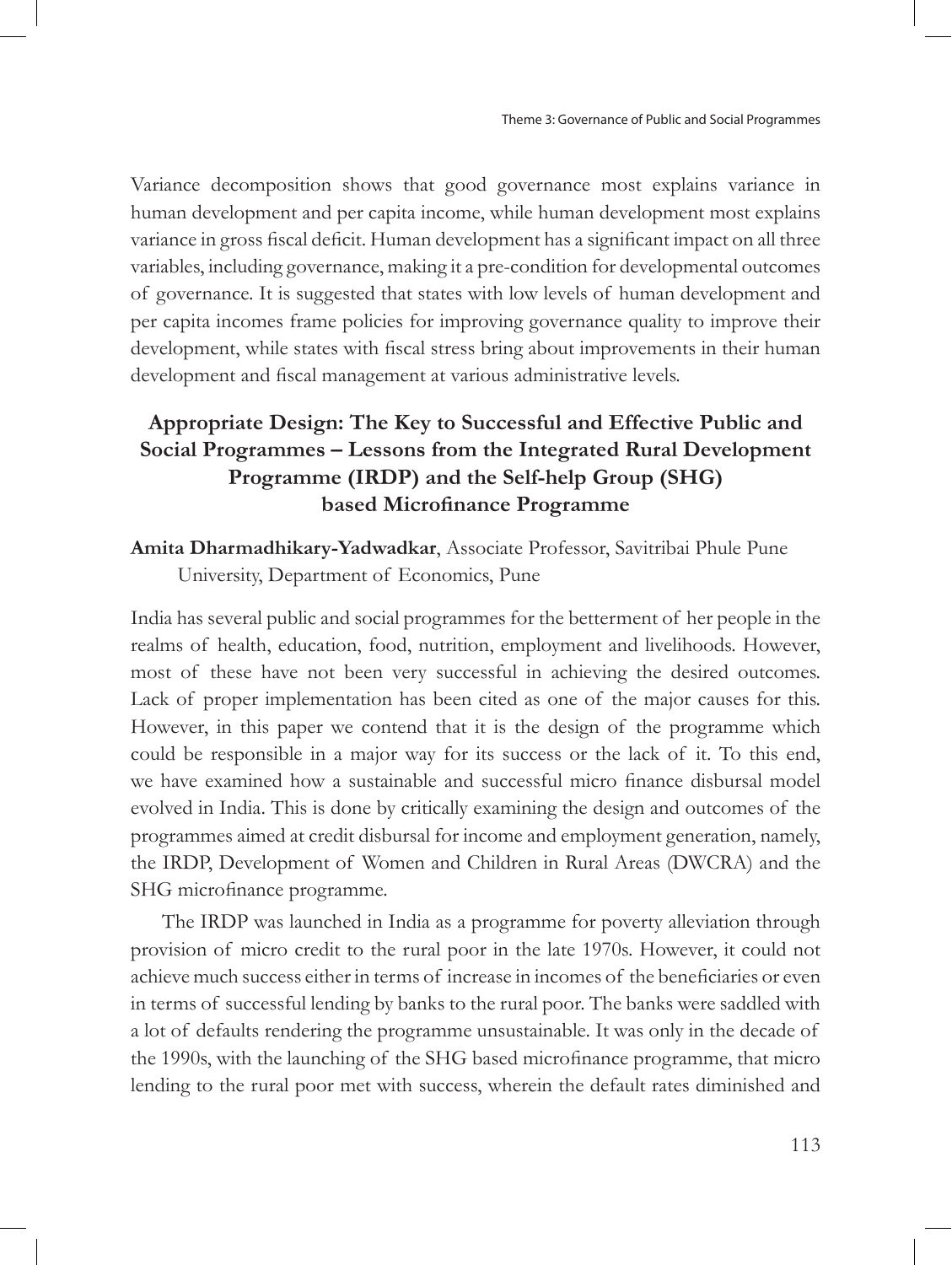Variance decomposition shows that good governance most explains variance in human development and per capita income, while human development most explains variance in gross fiscal deficit. Human development has a significant impact on all three variables, including governance, making it a pre-condition for developmental outcomes of governance. It is suggested that states with low levels of human development and per capita incomes frame policies for improving governance quality to improve their development, while states with fiscal stress bring about improvements in their human development and fiscal management at various administrative levels.

## Appropriate Design: The Key to Successful and Effective Public and Social Programmes – Lessons from the Integrated Rural Development Programme (IRDP) and the Self-help Group (SHG) based Microfinance Programme

**Amita Dharmadhikary-Yadwadkar**, Associate Professor, Savitribai Phule Pune University, Department of Economics, Pune

India has several public and social programmes for the betterment of her people in the realms of health, education, food, nutrition, employment and livelihoods. However, most of these have not been very successful in achieving the desired outcomes. Lack of proper implementation has been cited as one of the major causes for this. However, in this paper we contend that it is the design of the programme which could be responsible in a major way for its success or the lack of it. To this end, we have examined how a sustainable and successful micro finance disbursal model evolved in India. This is done by critically examining the design and outcomes of the programmes aimed at credit disbursal for income and employment generation, namely, the IRDP, Development of Women and Children in Rural Areas (DWCRA) and the SHG microfinance programme.

The IRDP was launched in India as a programme for poverty alleviation through provision of micro credit to the rural poor in the late 1970s. However, it could not achieve much success either in terms of increase in incomes of the beneficiaries or even in terms of successful lending by banks to the rural poor. The banks were saddled with a lot of defaults rendering the programme unsustainable. It was only in the decade of the 1990s, with the launching of the SHG based microfinance programme, that micro lending to the rural poor met with success, wherein the default rates diminished and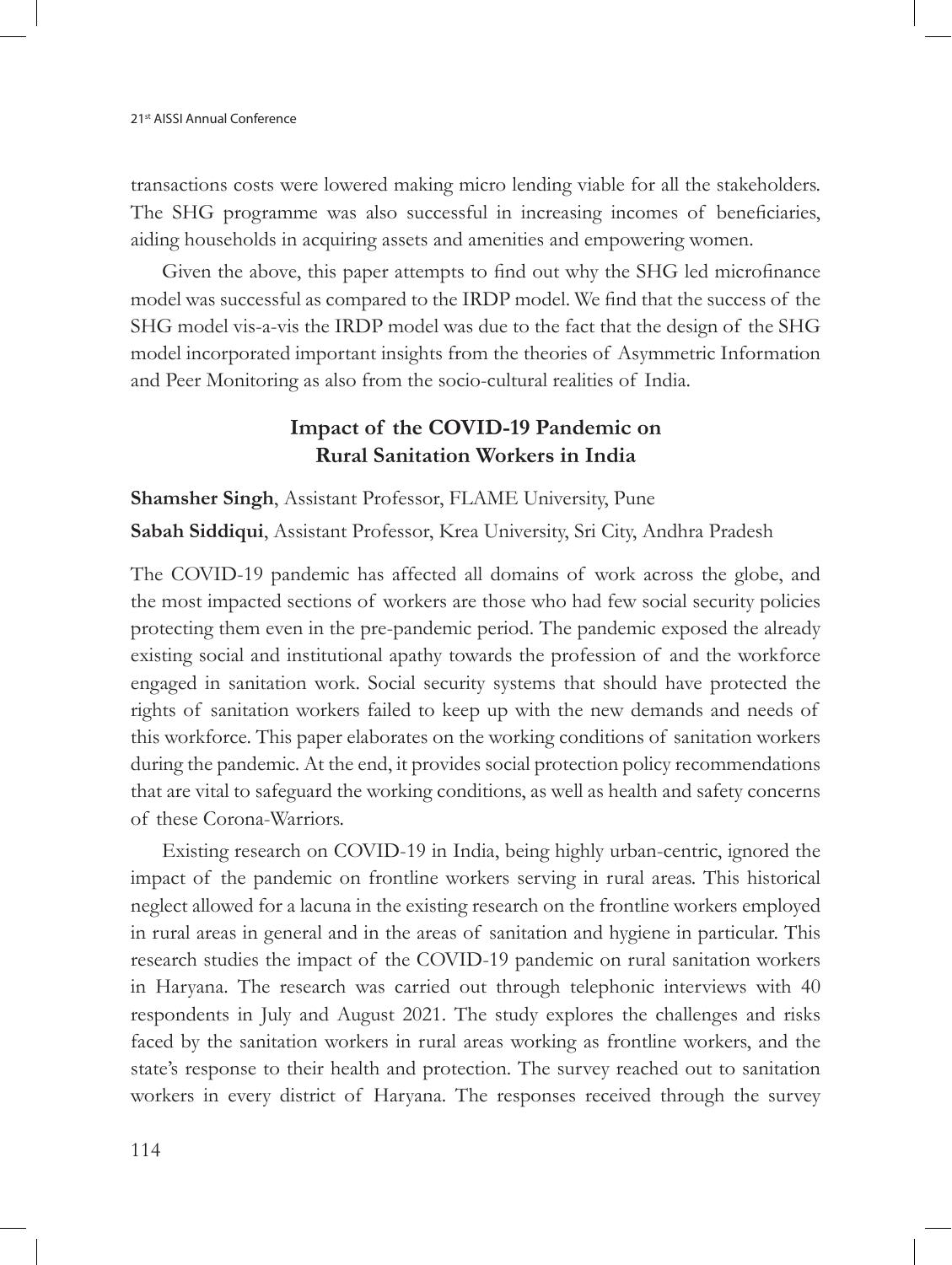transactions costs were lowered making micro lending viable for all the stakeholders. The SHG programme was also successful in increasing incomes of beneficiaries, aiding households in acquiring assets and amenities and empowering women.

Given the above, this paper attempts to find out why the SHG led microfinance model was successful as compared to the IRDP model. We find that the success of the SHG model vis-a-vis the IRDP model was due to the fact that the design of the SHG model incorporated important insights from the theories of Asymmetric Information and Peer Monitoring as also from the socio-cultural realities of India.

## Impact of the COVID-19 Pandemic on Rural Sanitation Workers in India

**Shamsher Singh**, Assistant Professor, FLAME University, Pune

**Sabah Siddiqui**, Assistant Professor, Krea University, Sri City, Andhra Pradesh

The COVID-19 pandemic has affected all domains of work across the globe, and the most impacted sections of workers are those who had few social security policies protecting them even in the pre-pandemic period. The pandemic exposed the already existing social and institutional apathy towards the profession of and the workforce engaged in sanitation work. Social security systems that should have protected the rights of sanitation workers failed to keep up with the new demands and needs of this workforce. This paper elaborates on the working conditions of sanitation workers during the pandemic. At the end, it provides social protection policy recommendations that are vital to safeguard the working conditions, as well as health and safety concerns of these Corona-Warriors.

Existing research on COVID-19 in India, being highly urban-centric, ignored the impact of the pandemic on frontline workers serving in rural areas. This historical neglect allowed for a lacuna in the existing research on the frontline workers employed in rural areas in general and in the areas of sanitation and hygiene in particular. This research studies the impact of the COVID-19 pandemic on rural sanitation workers in Haryana. The research was carried out through telephonic interviews with 40 respondents in July and August 2021. The study explores the challenges and risks faced by the sanitation workers in rural areas working as frontline workers, and the state's response to their health and protection. The survey reached out to sanitation workers in every district of Haryana. The responses received through the survey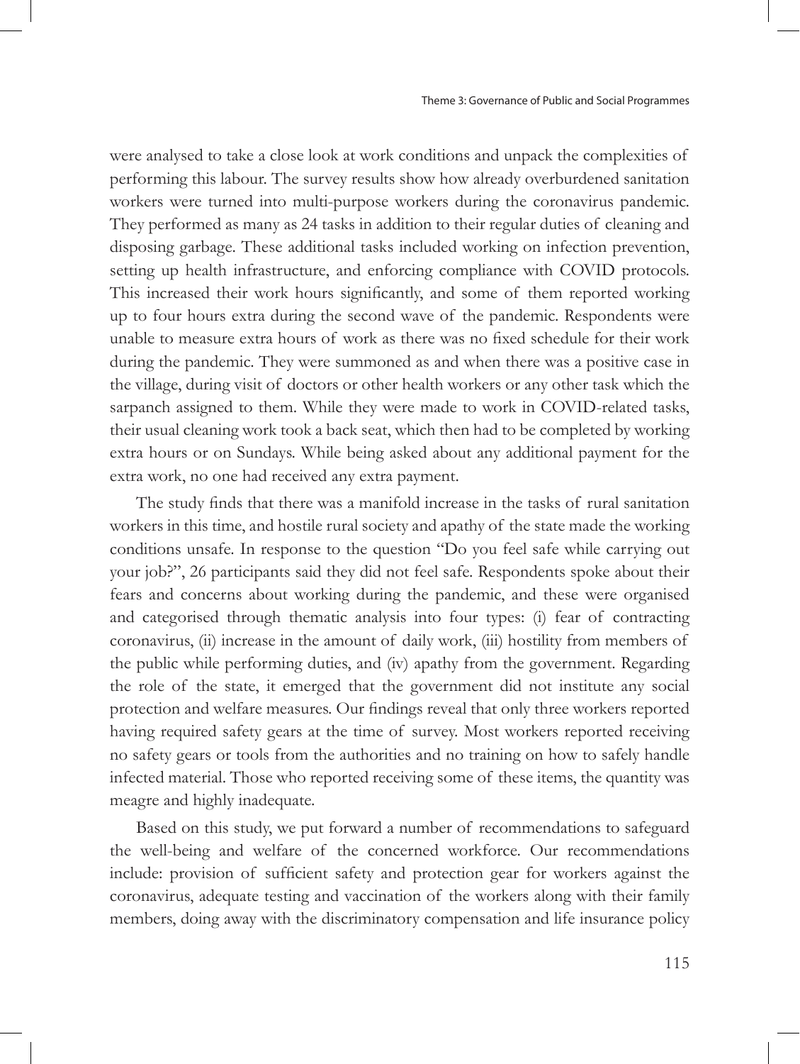were analysed to take a close look at work conditions and unpack the complexities of performing this labour. The survey results show how already overburdened sanitation workers were turned into multi-purpose workers during the coronavirus pandemic. They performed as many as 24 tasks in addition to their regular duties of cleaning and disposing garbage. These additional tasks included working on infection prevention, setting up health infrastructure, and enforcing compliance with COVID protocols. This increased their work hours significantly, and some of them reported working up to four hours extra during the second wave of the pandemic. Respondents were unable to measure extra hours of work as there was no fixed schedule for their work during the pandemic. They were summoned as and when there was a positive case in the village, during visit of doctors or other health workers or any other task which the sarpanch assigned to them. While they were made to work in COVID-related tasks, their usual cleaning work took a back seat, which then had to be completed by working extra hours or on Sundays. While being asked about any additional payment for the extra work, no one had received any extra payment.

The study finds that there was a manifold increase in the tasks of rural sanitation workers in this time, and hostile rural society and apathy of the state made the working conditions unsafe. In response to the question "Do you feel safe while carrying out your job?", 26 participants said they did not feel safe. Respondents spoke about their fears and concerns about working during the pandemic, and these were organised and categorised through thematic analysis into four types: (i) fear of contracting coronavirus, (ii) increase in the amount of daily work, (iii) hostility from members of the public while performing duties, and (iv) apathy from the government. Regarding the role of the state, it emerged that the government did not institute any social protection and welfare measures. Our findings reveal that only three workers reported having required safety gears at the time of survey. Most workers reported receiving no safety gears or tools from the authorities and no training on how to safely handle infected material. Those who reported receiving some of these items, the quantity was meagre and highly inadequate.

Based on this study, we put forward a number of recommendations to safeguard the well-being and welfare of the concerned workforce. Our recommendations include: provision of sufficient safety and protection gear for workers against the coronavirus, adequate testing and vaccination of the workers along with their family members, doing away with the discriminatory compensation and life insurance policy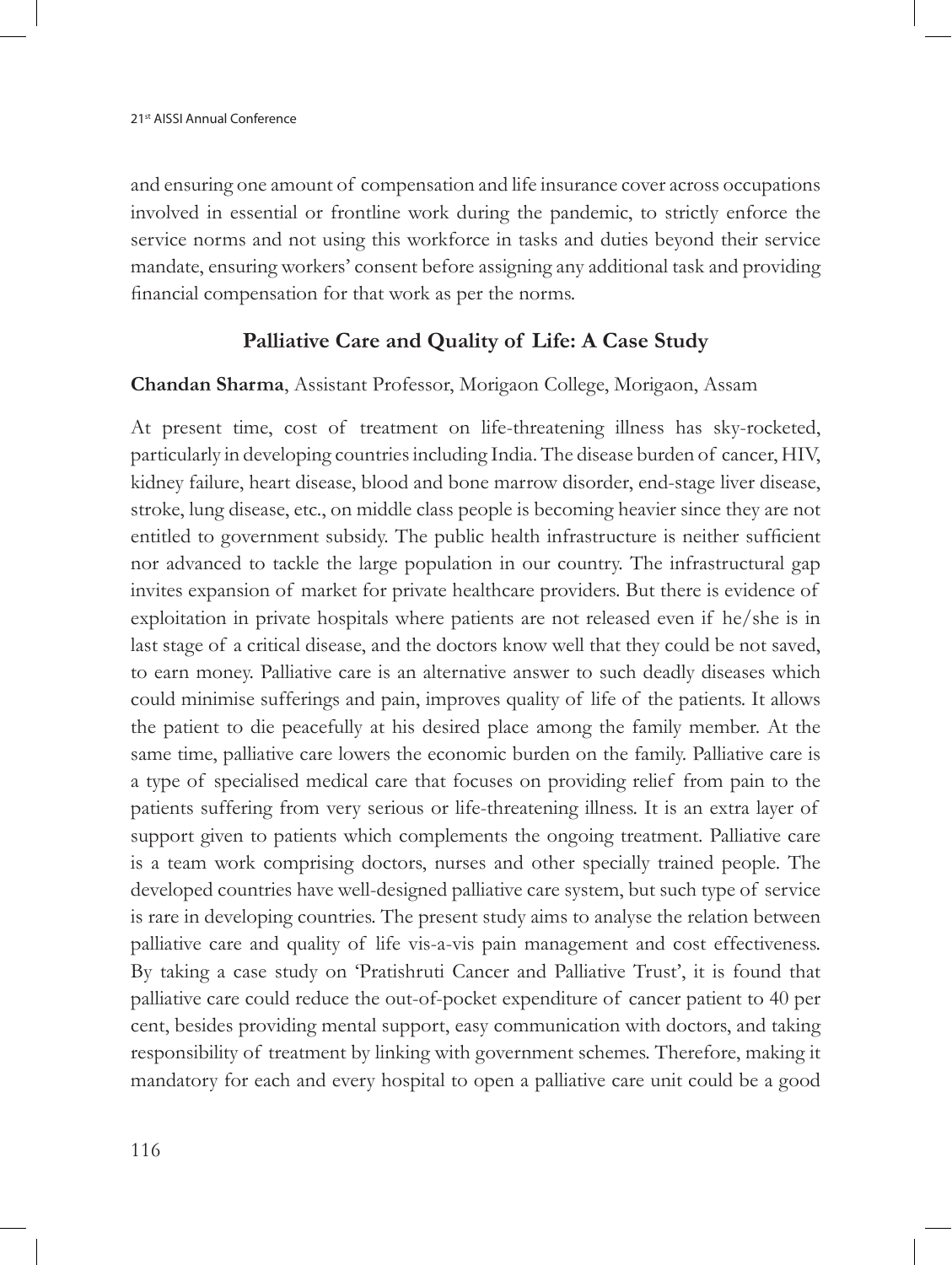and ensuring one amount of compensation and life insurance cover across occupations involved in essential or frontline work during the pandemic, to strictly enforce the service norms and not using this workforce in tasks and duties beyond their service mandate, ensuring workers' consent before assigning any additional task and providing financial compensation for that work as per the norms.

## Palliative Care and Quality of Life: A Case Study

**Chandan Sharma**, Assistant Professor, Morigaon College, Morigaon, Assam

At present time, cost of treatment on life-threatening illness has sky-rocketed, particularly in developing countries including India. The disease burden of cancer, HIV, kidney failure, heart disease, blood and bone marrow disorder, end-stage liver disease, stroke, lung disease, etc., on middle class people is becoming heavier since they are not entitled to government subsidy. The public health infrastructure is neither sufficient nor advanced to tackle the large population in our country. The infrastructural gap invites expansion of market for private healthcare providers. But there is evidence of exploitation in private hospitals where patients are not released even if he/she is in last stage of a critical disease, and the doctors know well that they could be not saved, to earn money. Palliative care is an alternative answer to such deadly diseases which could minimise sufferings and pain, improves quality of life of the patients. It allows the patient to die peacefully at his desired place among the family member. At the same time, palliative care lowers the economic burden on the family. Palliative care is a type of specialised medical care that focuses on providing relief from pain to the patients suffering from very serious or life-threatening illness. It is an extra layer of support given to patients which complements the ongoing treatment. Palliative care is a team work comprising doctors, nurses and other specially trained people. The developed countries have well-designed palliative care system, but such type of service is rare in developing countries. The present study aims to analyse the relation between palliative care and quality of life vis-a-vis pain management and cost effectiveness. By taking a case study on 'Pratishruti Cancer and Palliative Trust', it is found that palliative care could reduce the out-of-pocket expenditure of cancer patient to 40 per cent, besides providing mental support, easy communication with doctors, and taking responsibility of treatment by linking with government schemes. Therefore, making it mandatory for each and every hospital to open a palliative care unit could be a good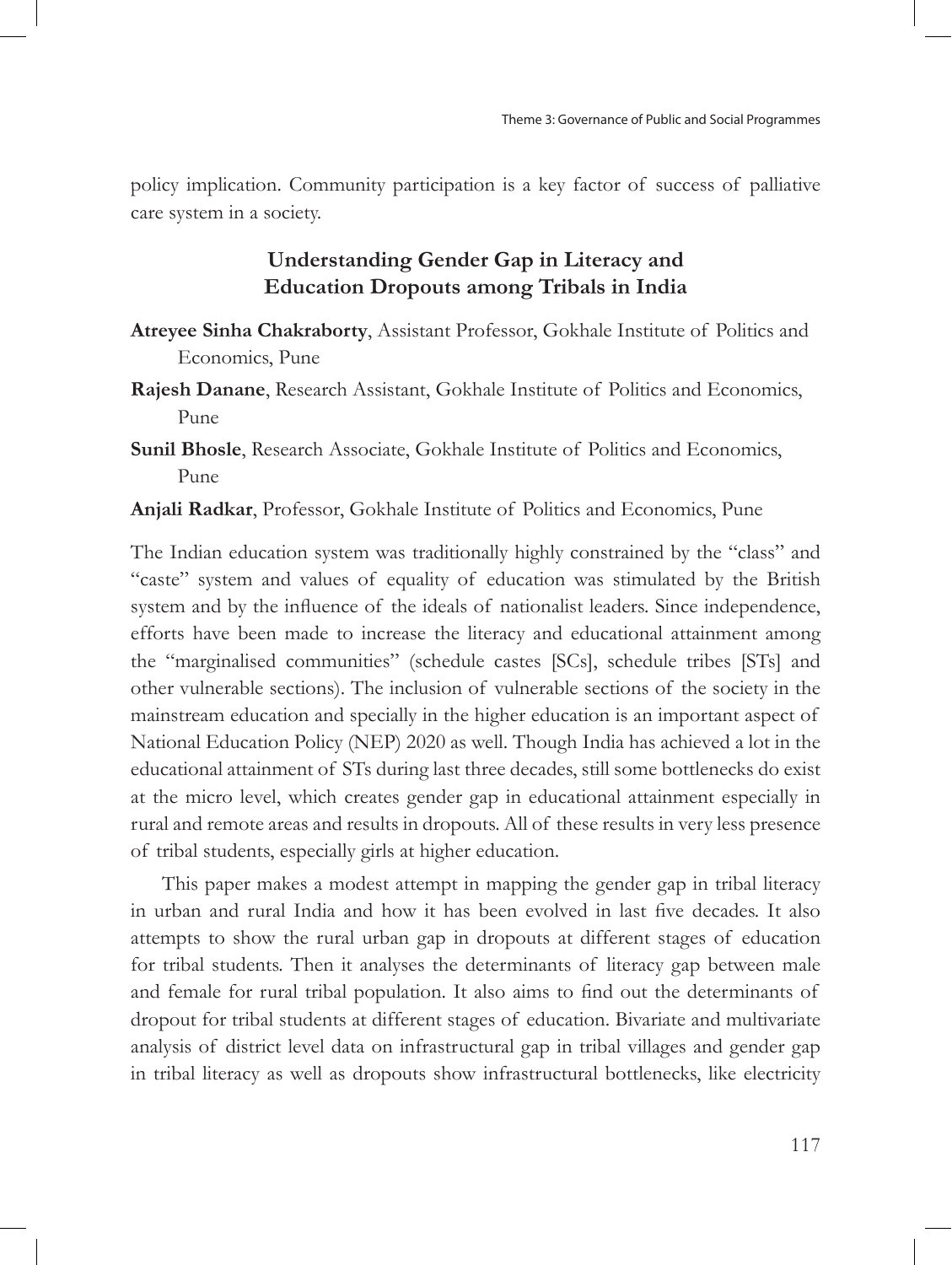policy implication. Community participation is a key factor of success of palliative care system in a society.

## Understanding Gender Gap in Literacy and Education Dropouts among Tribals in India

**Atreyee Sinha Chakraborty**, Assistant Professor, Gokhale Institute of Politics and Economics, Pune

**Rajesh Danane**, Research Assistant, Gokhale Institute of Politics and Economics, Pune

**Sunil Bhosle**, Research Associate, Gokhale Institute of Politics and Economics, Pune

**Anjali Radkar**, Professor, Gokhale Institute of Politics and Economics, Pune

The Indian education system was traditionally highly constrained by the "class" and "caste" system and values of equality of education was stimulated by the British system and by the influence of the ideals of nationalist leaders. Since independence, efforts have been made to increase the literacy and educational attainment among the "marginalised communities" (schedule castes [SCs], schedule tribes [STs] and other vulnerable sections). The inclusion of vulnerable sections of the society in the mainstream education and specially in the higher education is an important aspect of National Education Policy (NEP) 2020 as well. Though India has achieved a lot in the educational attainment of STs during last three decades, still some bottlenecks do exist at the micro level, which creates gender gap in educational attainment especially in rural and remote areas and results in dropouts. All of these results in very less presence of tribal students, especially girls at higher education.

This paper makes a modest attempt in mapping the gender gap in tribal literacy in urban and rural India and how it has been evolved in last five decades. It also attempts to show the rural urban gap in dropouts at different stages of education for tribal students. Then it analyses the determinants of literacy gap between male and female for rural tribal population. It also aims to find out the determinants of dropout for tribal students at different stages of education. Bivariate and multivariate analysis of district level data on infrastructural gap in tribal villages and gender gap in tribal literacy as well as dropouts show infrastructural bottlenecks, like electricity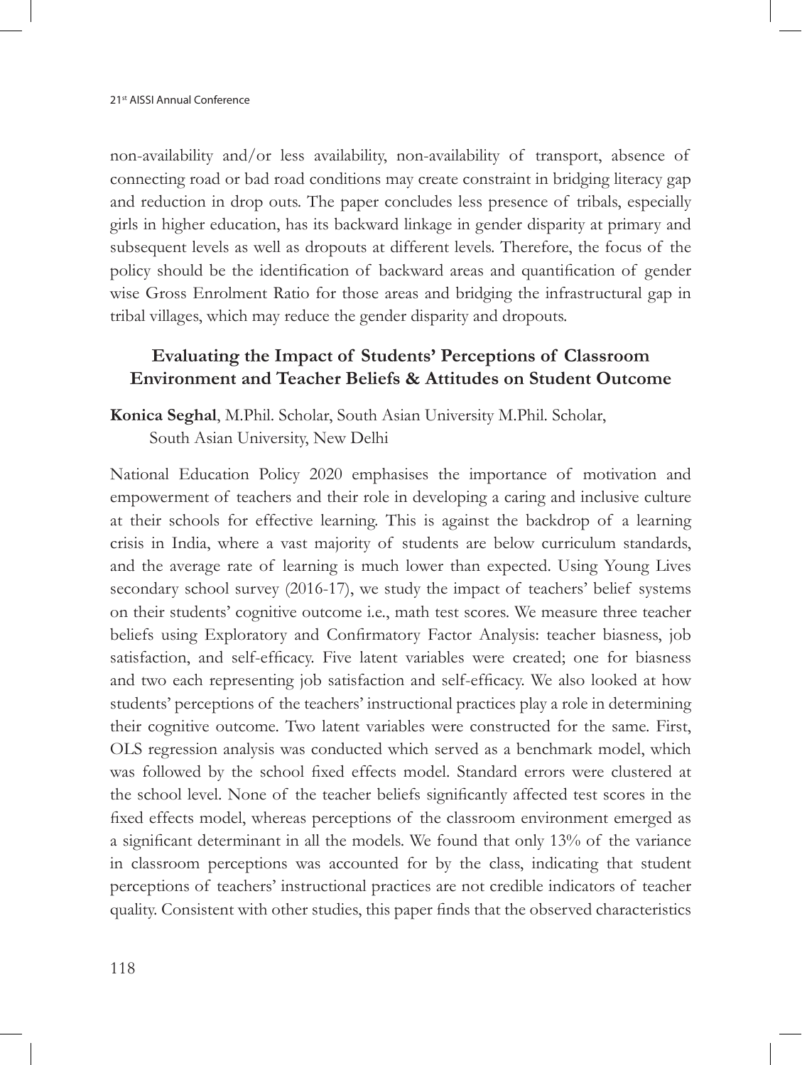non-availability and/or less availability, non-availability of transport, absence of connecting road or bad road conditions may create constraint in bridging literacy gap and reduction in drop outs. The paper concludes less presence of tribals, especially girls in higher education, has its backward linkage in gender disparity at primary and subsequent levels as well as dropouts at different levels. Therefore, the focus of the policy should be the identification of backward areas and quantification of gender wise Gross Enrolment Ratio for those areas and bridging the infrastructural gap in tribal villages, which may reduce the gender disparity and dropouts.

## Evaluating the Impact of Students' Perceptions of Classroom Environment and Teacher Beliefs & Attitudes on Student Outcome

**Konica Seghal**, M.Phil. Scholar, South Asian University M.Phil. Scholar, South Asian University, New Delhi

National Education Policy 2020 emphasises the importance of motivation and empowerment of teachers and their role in developing a caring and inclusive culture at their schools for effective learning. This is against the backdrop of a learning crisis in India, where a vast majority of students are below curriculum standards, and the average rate of learning is much lower than expected. Using Young Lives secondary school survey (2016-17), we study the impact of teachers' belief systems on their students' cognitive outcome i.e., math test scores. We measure three teacher beliefs using Exploratory and Confirmatory Factor Analysis: teacher biasness, job satisfaction, and self-efficacy. Five latent variables were created; one for biasness and two each representing job satisfaction and self-efficacy. We also looked at how students' perceptions of the teachers' instructional practices play a role in determining their cognitive outcome. Two latent variables were constructed for the same. First, OLS regression analysis was conducted which served as a benchmark model, which was followed by the school fixed effects model. Standard errors were clustered at the school level. None of the teacher beliefs significantly affected test scores in the fixed effects model, whereas perceptions of the classroom environment emerged as a significant determinant in all the models. We found that only 13% of the variance in classroom perceptions was accounted for by the class, indicating that student perceptions of teachers' instructional practices are not credible indicators of teacher quality. Consistent with other studies, this paper finds that the observed characteristics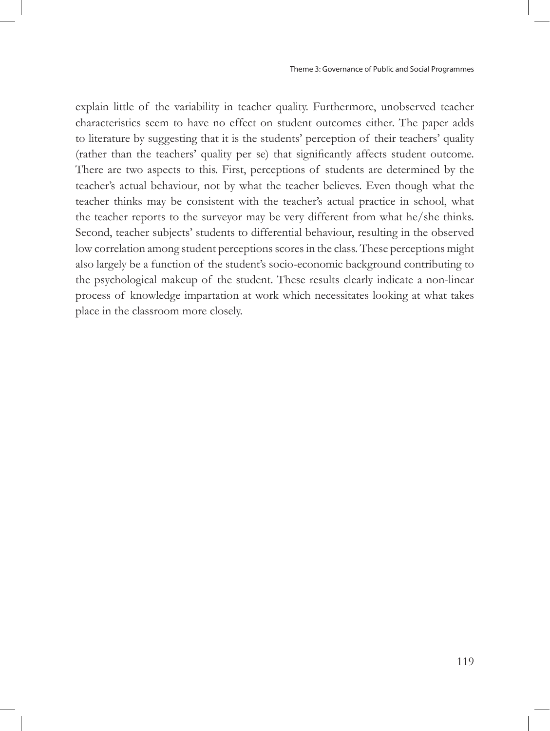explain little of the variability in teacher quality. Furthermore, unobserved teacher characteristics seem to have no effect on student outcomes either. The paper adds to literature by suggesting that it is the students' perception of their teachers' quality (rather than the teachers' quality per se) that significantly affects student outcome. There are two aspects to this. First, perceptions of students are determined by the teacher's actual behaviour, not by what the teacher believes. Even though what the teacher thinks may be consistent with the teacher's actual practice in school, what the teacher reports to the surveyor may be very different from what he/she thinks. Second, teacher subjects' students to differential behaviour, resulting in the observed low correlation among student perceptions scores in the class. These perceptions might also largely be a function of the student's socio-economic background contributing to the psychological makeup of the student. These results clearly indicate a non-linear process of knowledge impartation at work which necessitates looking at what takes place in the classroom more closely.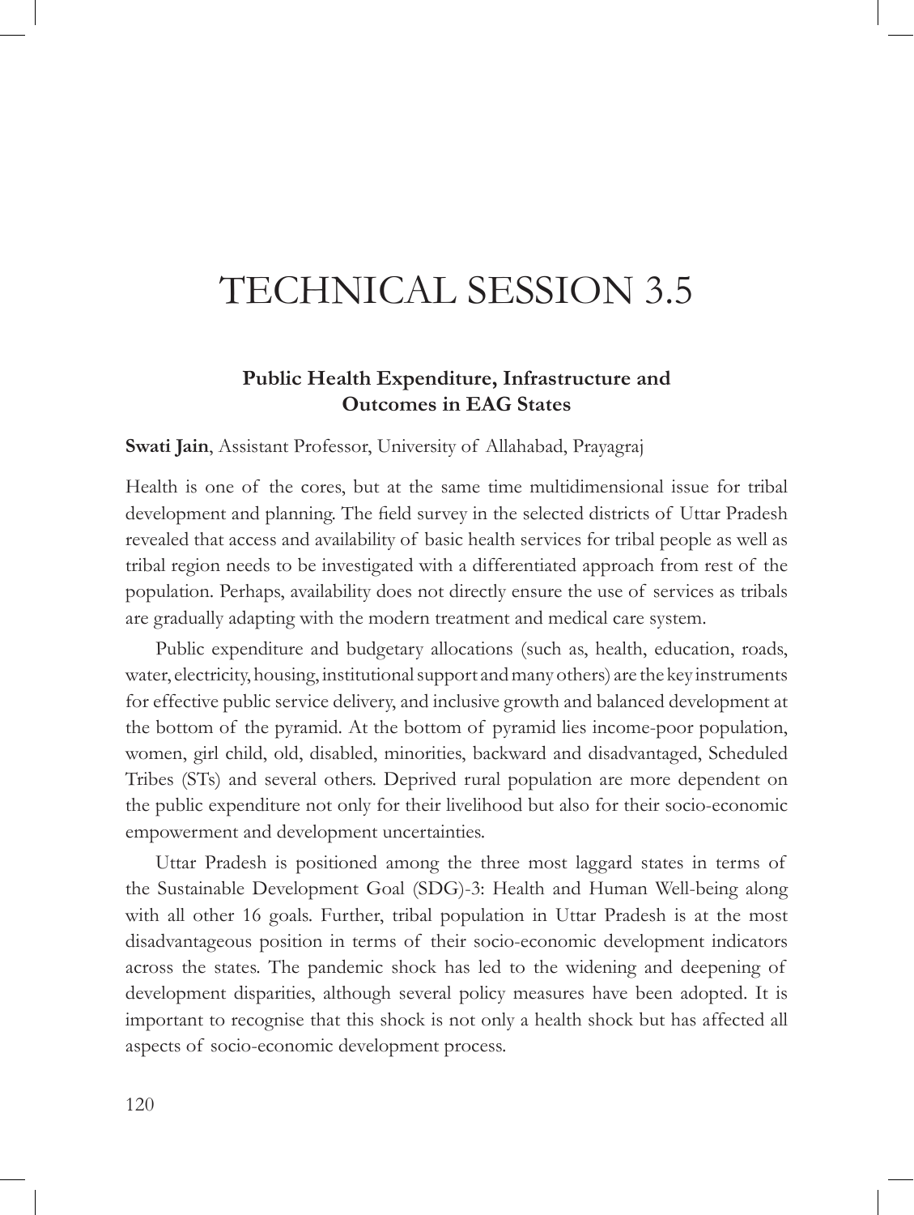# TECHNICAL SESSION 3.5

### Public Health Expenditure, Infrastructure and Outcomes in EAG States

**Swati Jain**, Assistant Professor, University of Allahabad, Prayagraj

Health is one of the cores, but at the same time multidimensional issue for tribal development and planning. The field survey in the selected districts of Uttar Pradesh revealed that access and availability of basic health services for tribal people as well as tribal region needs to be investigated with a differentiated approach from rest of the population. Perhaps, availability does not directly ensure the use of services as tribals are gradually adapting with the modern treatment and medical care system.

Public expenditure and budgetary allocations (such as, health, education, roads, water, electricity, housing, institutional support and many others) are the key instruments for effective public service delivery, and inclusive growth and balanced development at the bottom of the pyramid. At the bottom of pyramid lies income-poor population, women, girl child, old, disabled, minorities, backward and disadvantaged, Scheduled Tribes (STs) and several others. Deprived rural population are more dependent on the public expenditure not only for their livelihood but also for their socio-economic empowerment and development uncertainties.

Uttar Pradesh is positioned among the three most laggard states in terms of the Sustainable Development Goal (SDG)-3: Health and Human Well-being along with all other 16 goals. Further, tribal population in Uttar Pradesh is at the most disadvantageous position in terms of their socio-economic development indicators across the states. The pandemic shock has led to the widening and deepening of development disparities, although several policy measures have been adopted. It is important to recognise that this shock is not only a health shock but has affected all aspects of socio-economic development process.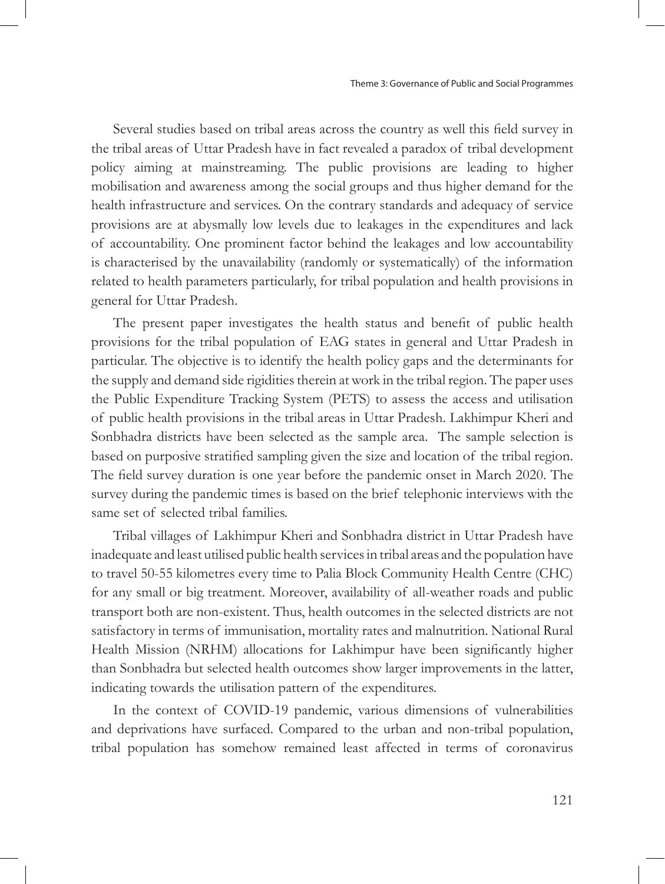Several studies based on tribal areas across the country as well this field survey in the tribal areas of Uttar Pradesh have in fact revealed a paradox of tribal development policy aiming at mainstreaming. The public provisions are leading to higher mobilisation and awareness among the social groups and thus higher demand for the health infrastructure and services. On the contrary standards and adequacy of service provisions are at abysmally low levels due to leakages in the expenditures and lack of accountability. One prominent factor behind the leakages and low accountability is characterised by the unavailability (randomly or systematically) of the information related to health parameters particularly, for tribal population and health provisions in general for Uttar Pradesh.

The present paper investigates the health status and benefit of public health provisions for the tribal population of EAG states in general and Uttar Pradesh in particular. The objective is to identify the health policy gaps and the determinants for the supply and demand side rigidities therein at work in the tribal region. The paper uses the Public Expenditure Tracking System (PETS) to assess the access and utilisation of public health provisions in the tribal areas in Uttar Pradesh. Lakhimpur Kheri and Sonbhadra districts have been selected as the sample area. The sample selection is based on purposive stratified sampling given the size and location of the tribal region. The field survey duration is one year before the pandemic onset in March 2020. The survey during the pandemic times is based on the brief telephonic interviews with the same set of selected tribal families.

Tribal villages of Lakhimpur Kheri and Sonbhadra district in Uttar Pradesh have inadequate and least utilised public health services in tribal areas and the population have to travel 50-55 kilometres every time to Palia Block Community Health Centre (CHC) for any small or big treatment. Moreover, availability of all-weather roads and public transport both are non-existent. Thus, health outcomes in the selected districts are not satisfactory in terms of immunisation, mortality rates and malnutrition. National Rural Health Mission (NRHM) allocations for Lakhimpur have been significantly higher than Sonbhadra but selected health outcomes show larger improvements in the latter, indicating towards the utilisation pattern of the expenditures.

In the context of COVID-19 pandemic, various dimensions of vulnerabilities and deprivations have surfaced. Compared to the urban and non-tribal population, tribal population has somehow remained least affected in terms of coronavirus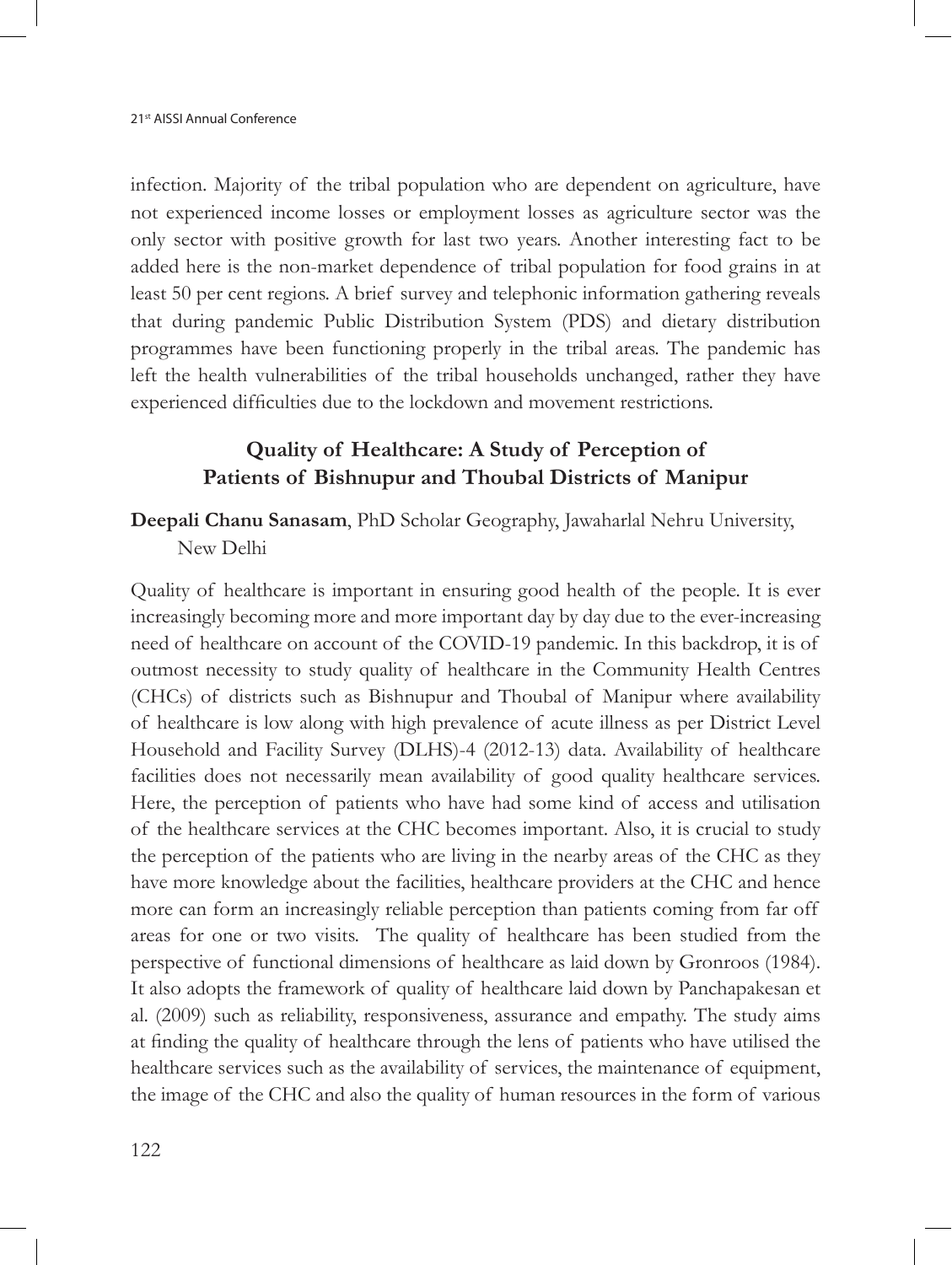infection. Majority of the tribal population who are dependent on agriculture, have not experienced income losses or employment losses as agriculture sector was the only sector with positive growth for last two years. Another interesting fact to be added here is the non-market dependence of tribal population for food grains in at least 50 per cent regions. A brief survey and telephonic information gathering reveals that during pandemic Public Distribution System (PDS) and dietary distribution programmes have been functioning properly in the tribal areas. The pandemic has left the health vulnerabilities of the tribal households unchanged, rather they have experienced difficulties due to the lockdown and movement restrictions.

## Quality of Healthcare: A Study of Perception of Patients of Bishnupur and Thoubal Districts of Manipur

**Deepali Chanu Sanasam**, PhD Scholar Geography, Jawaharlal Nehru University, New Delhi

Quality of healthcare is important in ensuring good health of the people. It is ever increasingly becoming more and more important day by day due to the ever-increasing need of healthcare on account of the COVID-19 pandemic. In this backdrop, it is of outmost necessity to study quality of healthcare in the Community Health Centres (CHCs) of districts such as Bishnupur and Thoubal of Manipur where availability of healthcare is low along with high prevalence of acute illness as per District Level Household and Facility Survey (DLHS)-4 (2012-13) data. Availability of healthcare facilities does not necessarily mean availability of good quality healthcare services. Here, the perception of patients who have had some kind of access and utilisation of the healthcare services at the CHC becomes important. Also, it is crucial to study the perception of the patients who are living in the nearby areas of the CHC as they have more knowledge about the facilities, healthcare providers at the CHC and hence more can form an increasingly reliable perception than patients coming from far off areas for one or two visits. The quality of healthcare has been studied from the perspective of functional dimensions of healthcare as laid down by Gronroos (1984). It also adopts the framework of quality of healthcare laid down by Panchapakesan et al. (2009) such as reliability, responsiveness, assurance and empathy. The study aims at finding the quality of healthcare through the lens of patients who have utilised the healthcare services such as the availability of services, the maintenance of equipment, the image of the CHC and also the quality of human resources in the form of various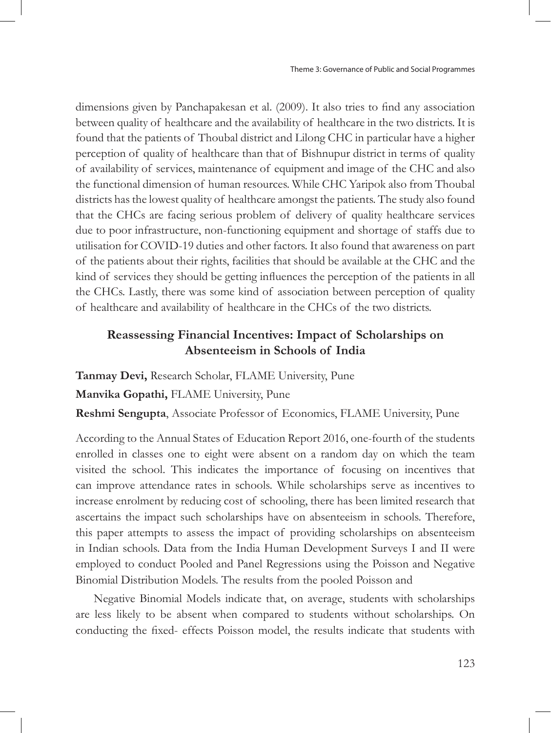dimensions given by Panchapakesan et al. (2009). It also tries to find any association between quality of healthcare and the availability of healthcare in the two districts. It is found that the patients of Thoubal district and Lilong CHC in particular have a higher perception of quality of healthcare than that of Bishnupur district in terms of quality of availability of services, maintenance of equipment and image of the CHC and also the functional dimension of human resources. While CHC Yaripok also from Thoubal districts has the lowest quality of healthcare amongst the patients. The study also found that the CHCs are facing serious problem of delivery of quality healthcare services due to poor infrastructure, non-functioning equipment and shortage of staffs due to utilisation for COVID-19 duties and other factors. It also found that awareness on part of the patients about their rights, facilities that should be available at the CHC and the kind of services they should be getting influences the perception of the patients in all the CHCs. Lastly, there was some kind of association between perception of quality of healthcare and availability of healthcare in the CHCs of the two districts.

## Reassessing Financial Incentives: Impact of Scholarships on Absenteeism in Schools of India

**Tanmay Devi,** Research Scholar, FLAME University, Pune

**Manvika Gopathi,** FLAME University, Pune

**Reshmi Sengupta**, Associate Professor of Economics, FLAME University, Pune

According to the Annual States of Education Report 2016, one-fourth of the students enrolled in classes one to eight were absent on a random day on which the team visited the school. This indicates the importance of focusing on incentives that can improve attendance rates in schools. While scholarships serve as incentives to increase enrolment by reducing cost of schooling, there has been limited research that ascertains the impact such scholarships have on absenteeism in schools. Therefore, this paper attempts to assess the impact of providing scholarships on absenteeism in Indian schools. Data from the India Human Development Surveys I and II were employed to conduct Pooled and Panel Regressions using the Poisson and Negative Binomial Distribution Models. The results from the pooled Poisson and

Negative Binomial Models indicate that, on average, students with scholarships are less likely to be absent when compared to students without scholarships. On conducting the fixed- effects Poisson model, the results indicate that students with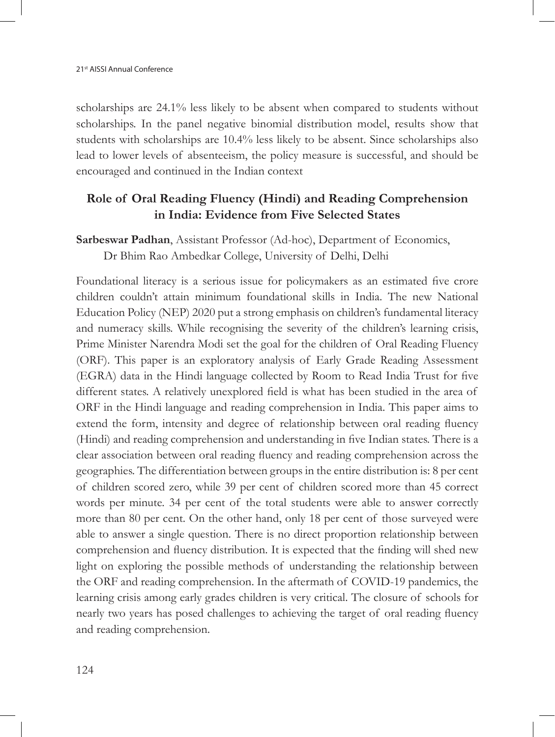scholarships are 24.1% less likely to be absent when compared to students without scholarships. In the panel negative binomial distribution model, results show that students with scholarships are 10.4% less likely to be absent. Since scholarships also lead to lower levels of absenteeism, the policy measure is successful, and should be encouraged and continued in the Indian context

## Role of Oral Reading Fluency (Hindi) and Reading Comprehension in India: Evidence from Five Selected States

**Sarbeswar Padhan**, Assistant Professor (Ad-hoc), Department of Economics, Dr Bhim Rao Ambedkar College, University of Delhi, Delhi

Foundational literacy is a serious issue for policymakers as an estimated five crore children couldn't attain minimum foundational skills in India. The new National Education Policy (NEP) 2020 put a strong emphasis on children's fundamental literacy and numeracy skills. While recognising the severity of the children's learning crisis, Prime Minister Narendra Modi set the goal for the children of Oral Reading Fluency (ORF). This paper is an exploratory analysis of Early Grade Reading Assessment (EGRA) data in the Hindi language collected by Room to Read India Trust for five different states. A relatively unexplored field is what has been studied in the area of ORF in the Hindi language and reading comprehension in India. This paper aims to extend the form, intensity and degree of relationship between oral reading fluency (Hindi) and reading comprehension and understanding in five Indian states. There is a clear association between oral reading fluency and reading comprehension across the geographies. The differentiation between groups in the entire distribution is: 8 per cent of children scored zero, while 39 per cent of children scored more than 45 correct words per minute. 34 per cent of the total students were able to answer correctly more than 80 per cent. On the other hand, only 18 per cent of those surveyed were able to answer a single question. There is no direct proportion relationship between comprehension and fluency distribution. It is expected that the finding will shed new light on exploring the possible methods of understanding the relationship between the ORF and reading comprehension. In the aftermath of COVID-19 pandemics, the learning crisis among early grades children is very critical. The closure of schools for nearly two years has posed challenges to achieving the target of oral reading fluency and reading comprehension.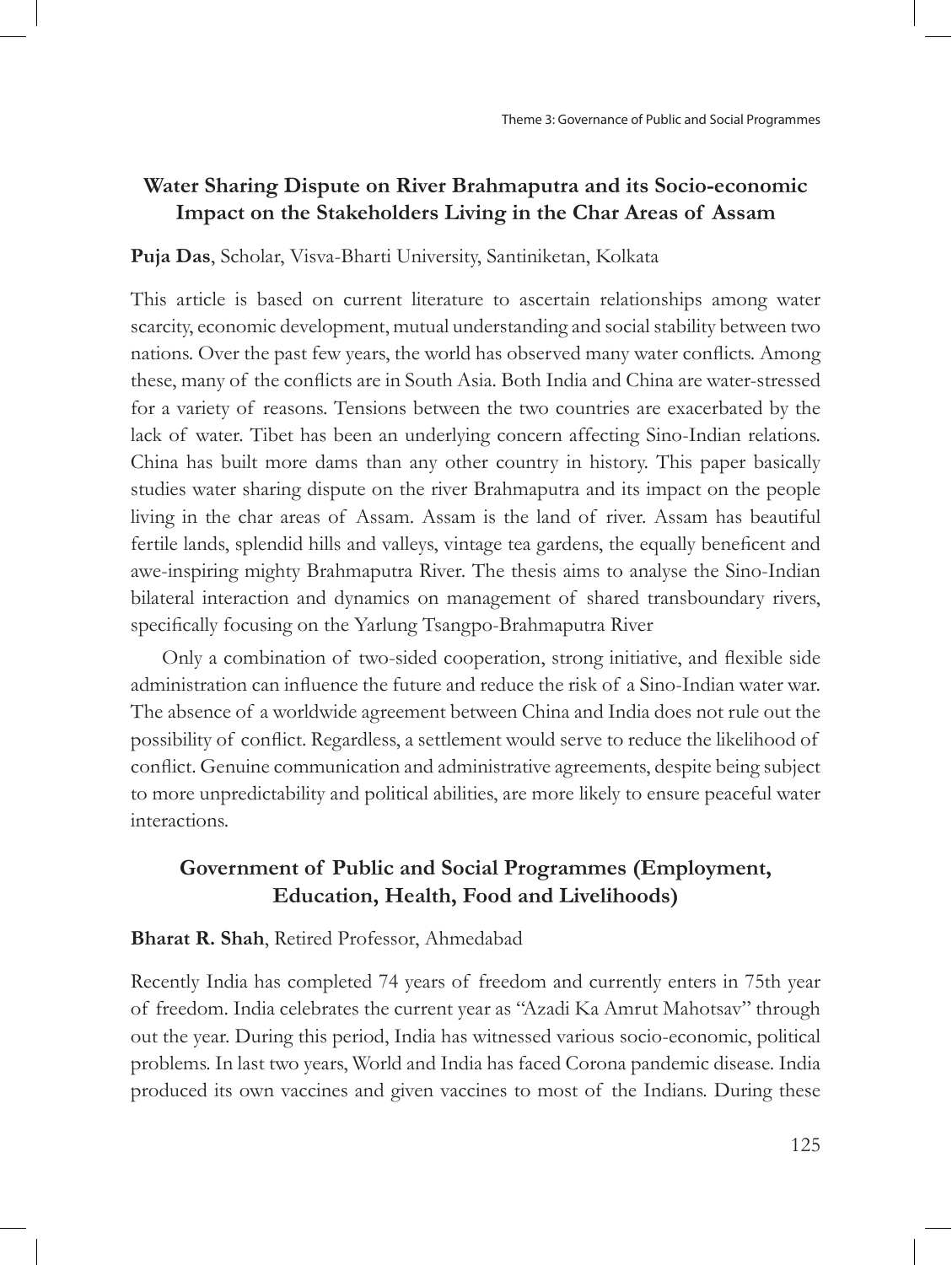## Water Sharing Dispute on River Brahmaputra and its Socio-economic Impact on the Stakeholders Living in the Char Areas of Assam

**Puja Das**, Scholar, Visva-Bharti University, Santiniketan, Kolkata

This article is based on current literature to ascertain relationships among water scarcity, economic development, mutual understanding and social stability between two nations. Over the past few years, the world has observed many water conflicts. Among these, many of the conflicts are in South Asia. Both India and China are water-stressed for a variety of reasons. Tensions between the two countries are exacerbated by the lack of water. Tibet has been an underlying concern affecting Sino-Indian relations. China has built more dams than any other country in history. This paper basically studies water sharing dispute on the river Brahmaputra and its impact on the people living in the char areas of Assam. Assam is the land of river. Assam has beautiful fertile lands, splendid hills and valleys, vintage tea gardens, the equally beneficent and awe-inspiring mighty Brahmaputra River. The thesis aims to analyse the Sino-Indian bilateral interaction and dynamics on management of shared transboundary rivers, specifically focusing on the Yarlung Tsangpo-Brahmaputra River

Only a combination of two-sided cooperation, strong initiative, and flexible side administration can influence the future and reduce the risk of a Sino-Indian water war. The absence of a worldwide agreement between China and India does not rule out the possibility of conflict. Regardless, a settlement would serve to reduce the likelihood of conflict. Genuine communication and administrative agreements, despite being subject to more unpredictability and political abilities, are more likely to ensure peaceful water interactions.

## Government of Public and Social Programmes (Employment, Education, Health, Food and Livelihoods)

**Bharat R. Shah**, Retired Professor, Ahmedabad

Recently India has completed 74 years of freedom and currently enters in 75th year of freedom. India celebrates the current year as "Azadi Ka Amrut Mahotsav" through out the year. During this period, India has witnessed various socio-economic, political problems. In last two years, World and India has faced Corona pandemic disease. India produced its own vaccines and given vaccines to most of the Indians. During these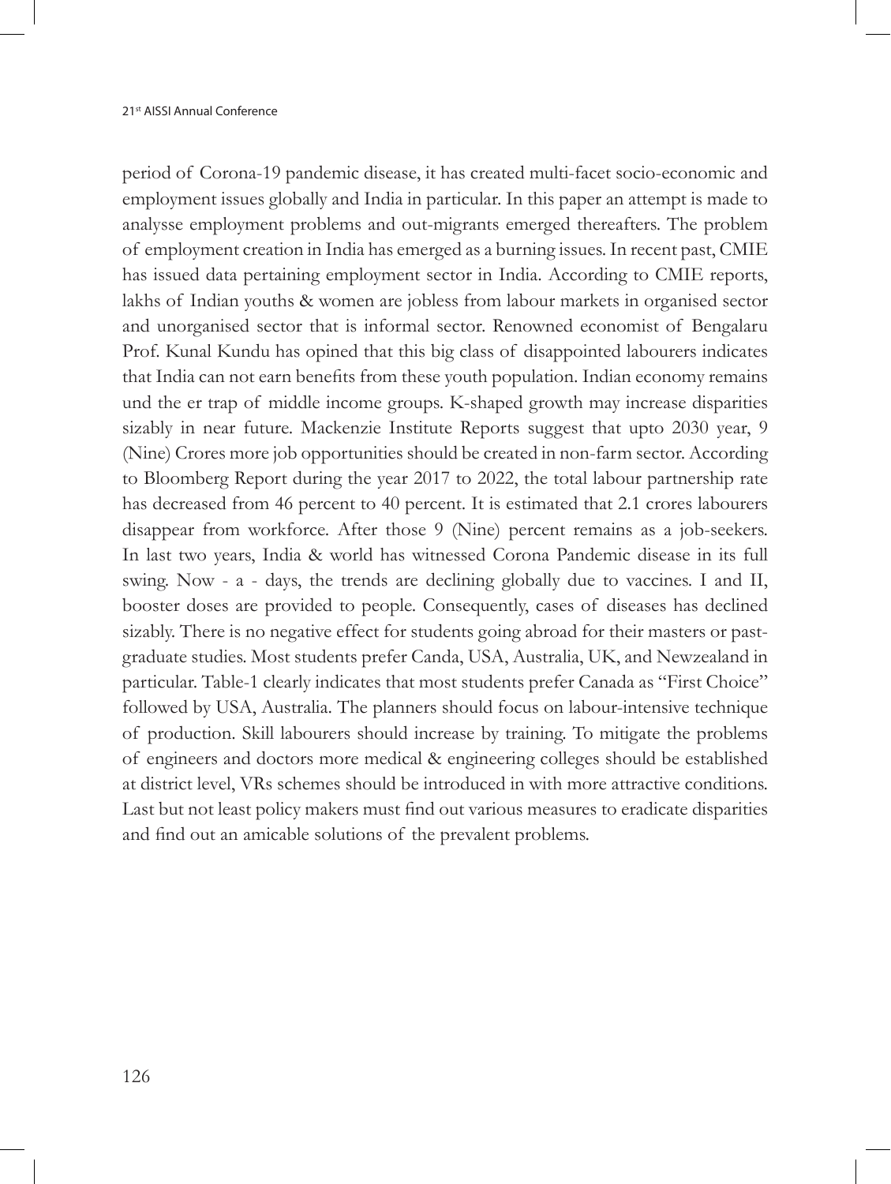period of Corona-19 pandemic disease, it has created multi-facet socio-economic and employment issues globally and India in particular. In this paper an attempt is made to analysse employment problems and out-migrants emerged thereafters. The problem of employment creation in India has emerged as a burning issues. In recent past, CMIE has issued data pertaining employment sector in India. According to CMIE reports, lakhs of Indian youths & women are jobless from labour markets in organised sector and unorganised sector that is informal sector. Renowned economist of Bengalaru Prof. Kunal Kundu has opined that this big class of disappointed labourers indicates that India can not earn benefits from these youth population. Indian economy remains und the er trap of middle income groups. K-shaped growth may increase disparities sizably in near future. Mackenzie Institute Reports suggest that upto 2030 year, 9 (Nine) Crores more job opportunities should be created in non-farm sector. According to Bloomberg Report during the year 2017 to 2022, the total labour partnership rate has decreased from 46 percent to 40 percent. It is estimated that 2.1 crores labourers disappear from workforce. After those 9 (Nine) percent remains as a job-seekers. In last two years, India & world has witnessed Corona Pandemic disease in its full swing. Now - a - days, the trends are declining globally due to vaccines. I and II, booster doses are provided to people. Consequently, cases of diseases has declined sizably. There is no negative effect for students going abroad for their masters or past-graduate studies. Most students prefer Canda, USA, Australia, UK, and Newzealand in particular. Table-1 clearly indicates that most students prefer Canada as "First Choice" followed by USA, Australia. The planners should focus on labour-intensive technique of production. Skill labourers should increase by training. To mitigate the problems of engineers and doctors more medical & engineering colleges should be established at district level, VRs schemes should be introduced in with more attractive conditions. Last but not least policy makers must find out various measures to eradicate disparities and find out an amicable solutions of the prevalent problems.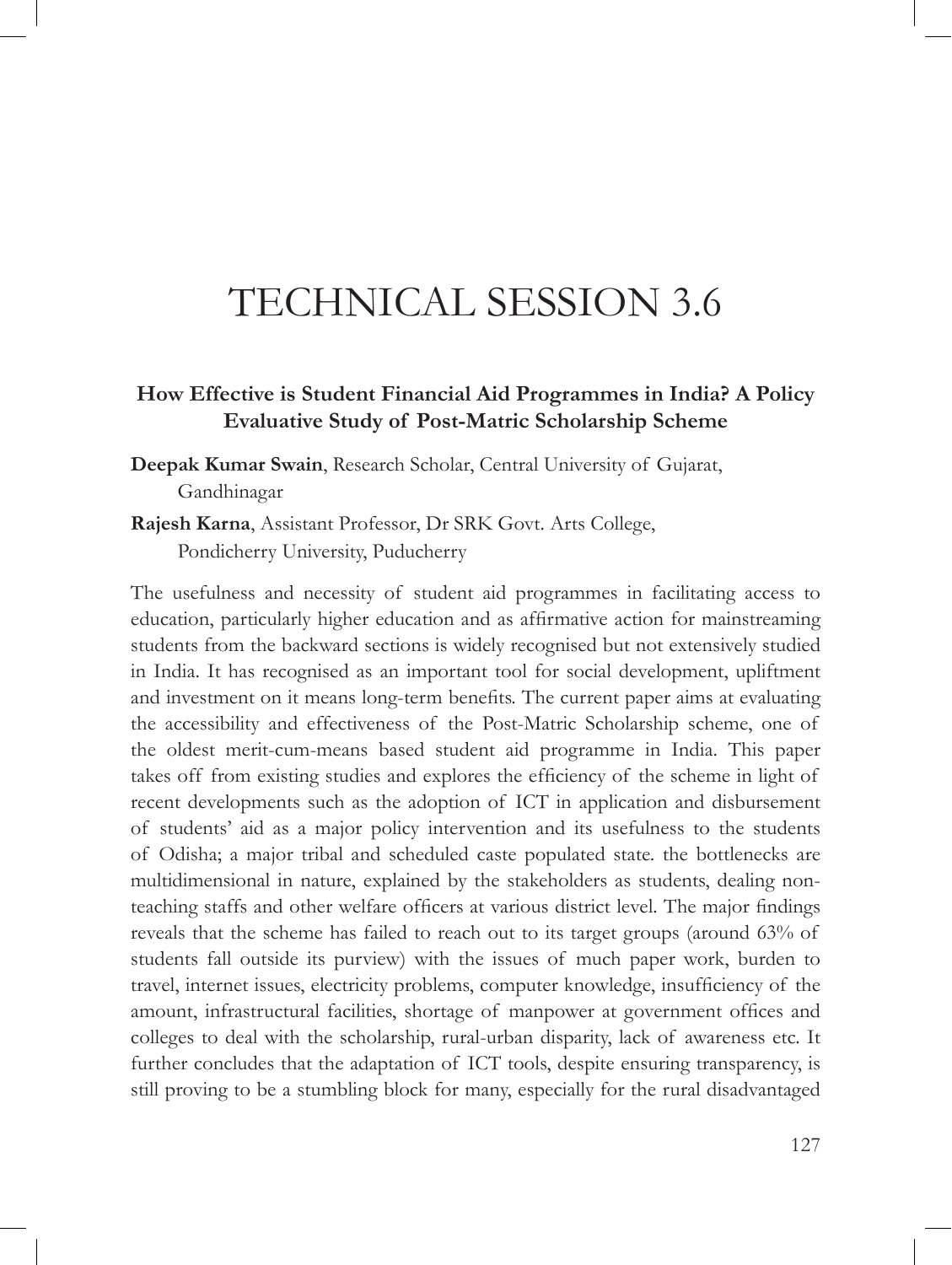# TECHNICAL SESSION 3.6

## How Effective is Student Financial Aid Programmes in India? A Policy Evaluative Study of Post-Matric Scholarship Scheme

**Deepak Kumar Swain**, Research Scholar, Central University of Gujarat, Gandhinagar

**Rajesh Karna**, Assistant Professor, Dr SRK Govt. Arts College, Pondicherry University, Puducherry

The usefulness and necessity of student aid programmes in facilitating access to education, particularly higher education and as affirmative action for mainstreaming students from the backward sections is widely recognised but not extensively studied in India. It has recognised as an important tool for social development, upliftment and investment on it means long-term benefits. The current paper aims at evaluating the accessibility and effectiveness of the Post-Matric Scholarship scheme, one of the oldest merit-cum-means based student aid programme in India. This paper takes off from existing studies and explores the efficiency of the scheme in light of recent developments such as the adoption of ICT in application and disbursement of students' aid as a major policy intervention and its usefulness to the students of Odisha; a major tribal and scheduled caste populated state. the bottlenecks are multidimensional in nature, explained by the stakeholders as students, dealing non-teaching staffs and other welfare officers at various district level. The major findings reveals that the scheme has failed to reach out to its target groups (around 63% of students fall outside its purview) with the issues of much paper work, burden to travel, internet issues, electricity problems, computer knowledge, insufficiency of the amount, infrastructural facilities, shortage of manpower at government offices and colleges to deal with the scholarship, rural-urban disparity, lack of awareness etc. It further concludes that the adaptation of ICT tools, despite ensuring transparency, is still proving to be a stumbling block for many, especially for the rural disadvantaged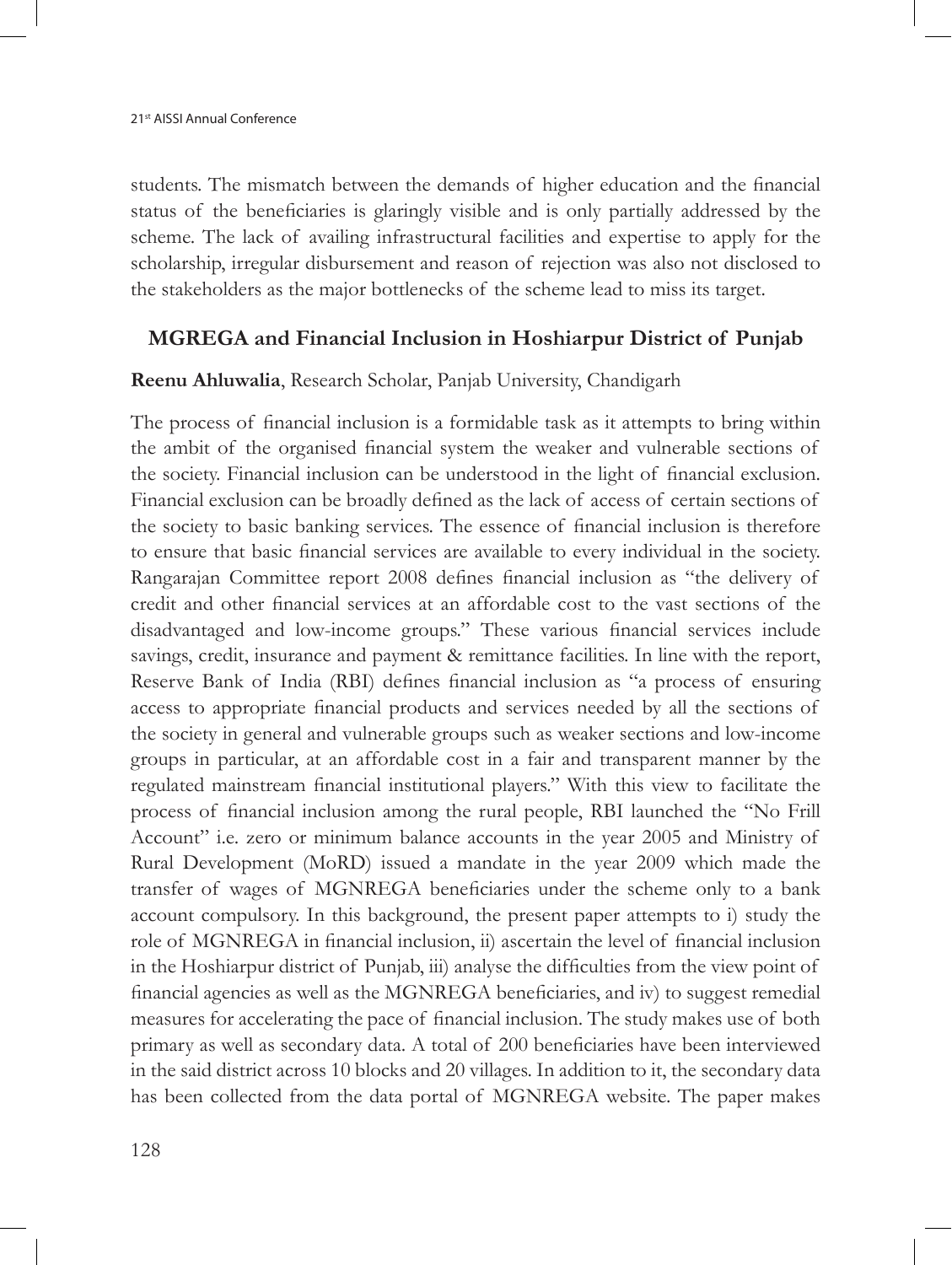students. The mismatch between the demands of higher education and the financial status of the beneficiaries is glaringly visible and is only partially addressed by the scheme. The lack of availing infrastructural facilities and expertise to apply for the scholarship, irregular disbursement and reason of rejection was also not disclosed to the stakeholders as the major bottlenecks of the scheme lead to miss its target.

## MGREGA and Financial Inclusion in Hoshiarpur District of Punjab

**Reenu Ahluwalia**, Research Scholar, Panjab University, Chandigarh

The process of financial inclusion is a formidable task as it attempts to bring within the ambit of the organised financial system the weaker and vulnerable sections of the society. Financial inclusion can be understood in the light of financial exclusion. Financial exclusion can be broadly defined as the lack of access of certain sections of the society to basic banking services. The essence of financial inclusion is therefore to ensure that basic financial services are available to every individual in the society. Rangarajan Committee report 2008 defines financial inclusion as "the delivery of credit and other financial services at an affordable cost to the vast sections of the disadvantaged and low-income groups." These various financial services include savings, credit, insurance and payment & remittance facilities. In line with the report, Reserve Bank of India (RBI) defines financial inclusion as "a process of ensuring access to appropriate financial products and services needed by all the sections of the society in general and vulnerable groups such as weaker sections and low-income groups in particular, at an affordable cost in a fair and transparent manner by the regulated mainstream financial institutional players." With this view to facilitate the process of financial inclusion among the rural people, RBI launched the "No Frill Account" i.e. zero or minimum balance accounts in the year 2005 and Ministry of Rural Development (MoRD) issued a mandate in the year 2009 which made the transfer of wages of MGNREGA beneficiaries under the scheme only to a bank account compulsory. In this background, the present paper attempts to i) study the role of MGNREGA in financial inclusion, ii) ascertain the level of financial inclusion in the Hoshiarpur district of Punjab, iii) analyse the difficulties from the view point of financial agencies as well as the MGNREGA beneficiaries, and iv) to suggest remedial measures for accelerating the pace of financial inclusion. The study makes use of both primary as well as secondary data. A total of 200 beneficiaries have been interviewed in the said district across 10 blocks and 20 villages. In addition to it, the secondary data has been collected from the data portal of MGNREGA website. The paper makes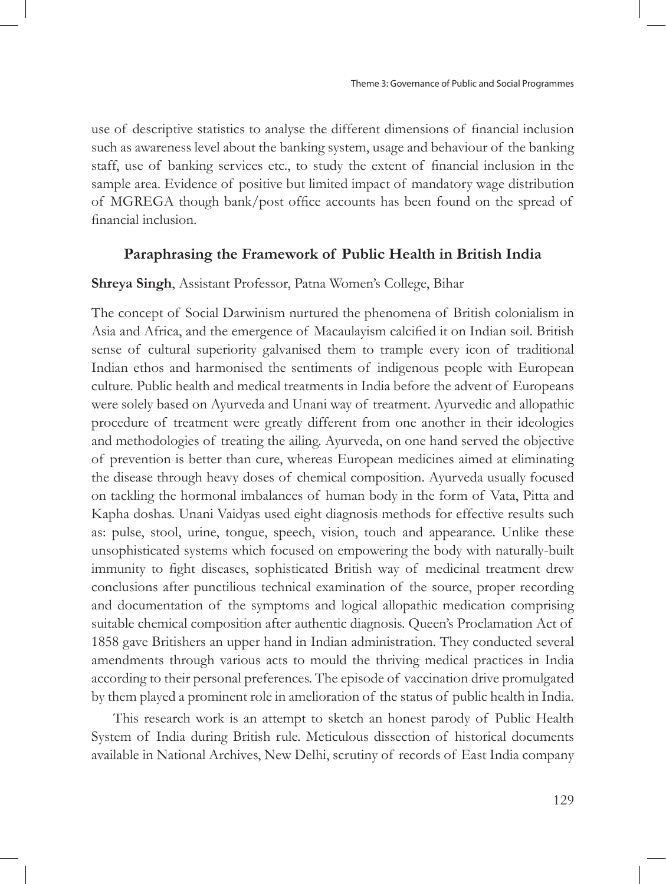use of descriptive statistics to analyse the different dimensions of financial inclusion such as awareness level about the banking system, usage and behaviour of the banking staff, use of banking services etc., to study the extent of financial inclusion in the sample area. Evidence of positive but limited impact of mandatory wage distribution of MGREGA though bank/post office accounts has been found on the spread of financial inclusion.

## Paraphrasing the Framework of Public Health in British India

**Shreya Singh**, Assistant Professor, Patna Women's College, Bihar

The concept of Social Darwinism nurtured the phenomena of British colonialism in Asia and Africa, and the emergence of Macaulayism calcified it on Indian soil. British sense of cultural superiority galvanised them to trample every icon of traditional Indian ethos and harmonised the sentiments of indigenous people with European culture. Public health and medical treatments in India before the advent of Europeans were solely based on Ayurveda and Unani way of treatment. Ayurvedic and allopathic procedure of treatment were greatly different from one another in their ideologies and methodologies of treating the ailing. Ayurveda, on one hand served the objective of prevention is better than cure, whereas European medicines aimed at eliminating the disease through heavy doses of chemical composition. Ayurveda usually focused on tackling the hormonal imbalances of human body in the form of Vata, Pitta and Kapha doshas. Unani Vaidyas used eight diagnosis methods for effective results such as: pulse, stool, urine, tongue, speech, vision, touch and appearance. Unlike these unsophisticated systems which focused on empowering the body with naturally-built immunity to fight diseases, sophisticated British way of medicinal treatment drew conclusions after punctilious technical examination of the source, proper recording and documentation of the symptoms and logical allopathic medication comprising suitable chemical composition after authentic diagnosis. Queen's Proclamation Act of 1858 gave Britishers an upper hand in Indian administration. They conducted several amendments through various acts to mould the thriving medical practices in India according to their personal preferences. The episode of vaccination drive promulgated by them played a prominent role in amelioration of the status of public health in India.

This research work is an attempt to sketch an honest parody of Public Health System of India during British rule. Meticulous dissection of historical documents available in National Archives, New Delhi, scrutiny of records of East India company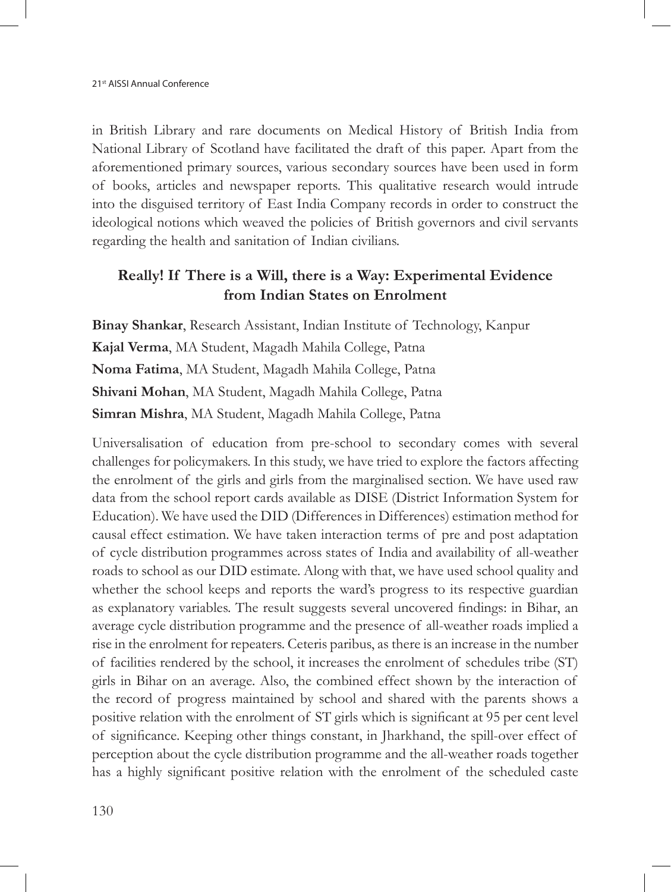in British Library and rare documents on Medical History of British India from National Library of Scotland have facilitated the draft of this paper. Apart from the aforementioned primary sources, various secondary sources have been used in form of books, articles and newspaper reports. This qualitative research would intrude into the disguised territory of East India Company records in order to construct the ideological notions which weaved the policies of British governors and civil servants regarding the health and sanitation of Indian civilians.

## Really! If There is a Will, there is a Way: Experimental Evidence from Indian States on Enrolment

**Binay Shankar**, Research Assistant, Indian Institute of Technology, Kanpur

**Kajal Verma**, MA Student, Magadh Mahila College, Patna

**Noma Fatima**, MA Student, Magadh Mahila College, Patna

**Shivani Mohan**, MA Student, Magadh Mahila College, Patna

**Simran Mishra**, MA Student, Magadh Mahila College, Patna

Universalisation of education from pre-school to secondary comes with several challenges for policymakers. In this study, we have tried to explore the factors affecting the enrolment of the girls and girls from the marginalised section. We have used raw data from the school report cards available as DISE (District Information System for Education). We have used the DID (Differences in Differences) estimation method for causal effect estimation. We have taken interaction terms of pre and post adaptation of cycle distribution programmes across states of India and availability of all-weather roads to school as our DID estimate. Along with that, we have used school quality and whether the school keeps and reports the ward's progress to its respective guardian as explanatory variables. The result suggests several uncovered findings: in Bihar, an average cycle distribution programme and the presence of all-weather roads implied a rise in the enrolment for repeaters. Ceteris paribus, as there is an increase in the number of facilities rendered by the school, it increases the enrolment of schedules tribe (ST) girls in Bihar on an average. Also, the combined effect shown by the interaction of the record of progress maintained by school and shared with the parents shows a positive relation with the enrolment of ST girls which is significant at 95 per cent level of significance. Keeping other things constant, in Jharkhand, the spill-over effect of perception about the cycle distribution programme and the all-weather roads together has a highly significant positive relation with the enrolment of the scheduled caste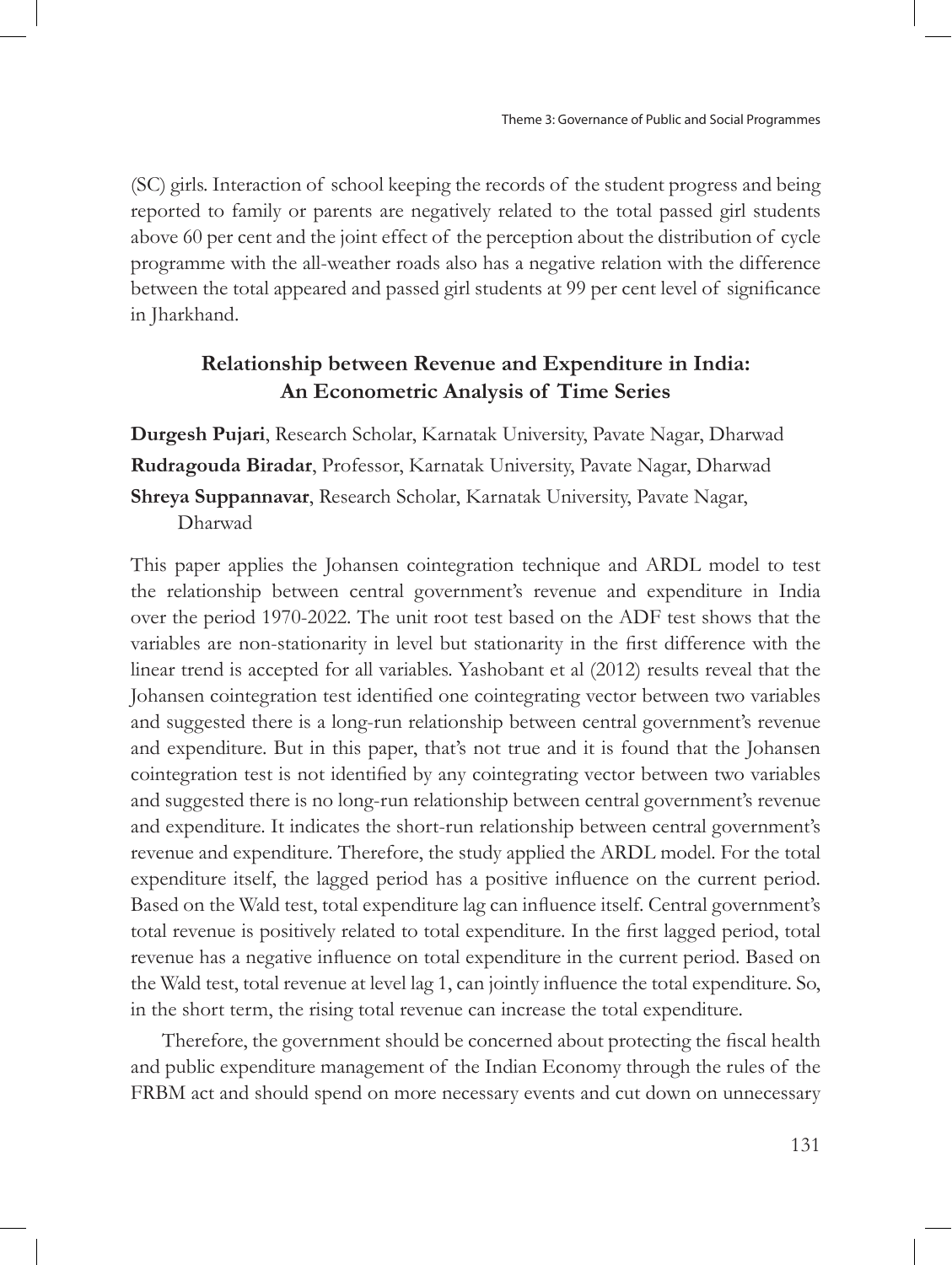(SC) girls. Interaction of school keeping the records of the student progress and being reported to family or parents are negatively related to the total passed girl students above 60 per cent and the joint effect of the perception about the distribution of cycle programme with the all-weather roads also has a negative relation with the difference between the total appeared and passed girl students at 99 per cent level of significance in Jharkhand.

## Relationship between Revenue and Expenditure in India: An Econometric Analysis of Time Series

**Durgesh Pujari**, Research Scholar, Karnatak University, Pavate Nagar, Dharwad

**Rudragouda Biradar**, Professor, Karnatak University, Pavate Nagar, Dharwad

**Shreya Suppannavar**, Research Scholar, Karnatak University, Pavate Nagar, Dharwad

This paper applies the Johansen cointegration technique and ARDL model to test the relationship between central government's revenue and expenditure in India over the period 1970-2022. The unit root test based on the ADF test shows that the variables are non-stationarity in level but stationarity in the first difference with the linear trend is accepted for all variables. Yashobant et al (2012) results reveal that the Johansen cointegration test identified one cointegrating vector between two variables and suggested there is a long-run relationship between central government's revenue and expenditure. But in this paper, that's not true and it is found that the Johansen cointegration test is not identified by any cointegrating vector between two variables and suggested there is no long-run relationship between central government's revenue and expenditure. It indicates the short-run relationship between central government's revenue and expenditure. Therefore, the study applied the ARDL model. For the total expenditure itself, the lagged period has a positive influence on the current period. Based on the Wald test, total expenditure lag can influence itself. Central government's total revenue is positively related to total expenditure. In the first lagged period, total revenue has a negative influence on total expenditure in the current period. Based on the Wald test, total revenue at level lag 1, can jointly influence the total expenditure. So, in the short term, the rising total revenue can increase the total expenditure.

Therefore, the government should be concerned about protecting the fiscal health and public expenditure management of the Indian Economy through the rules of the FRBM act and should spend on more necessary events and cut down on unnecessary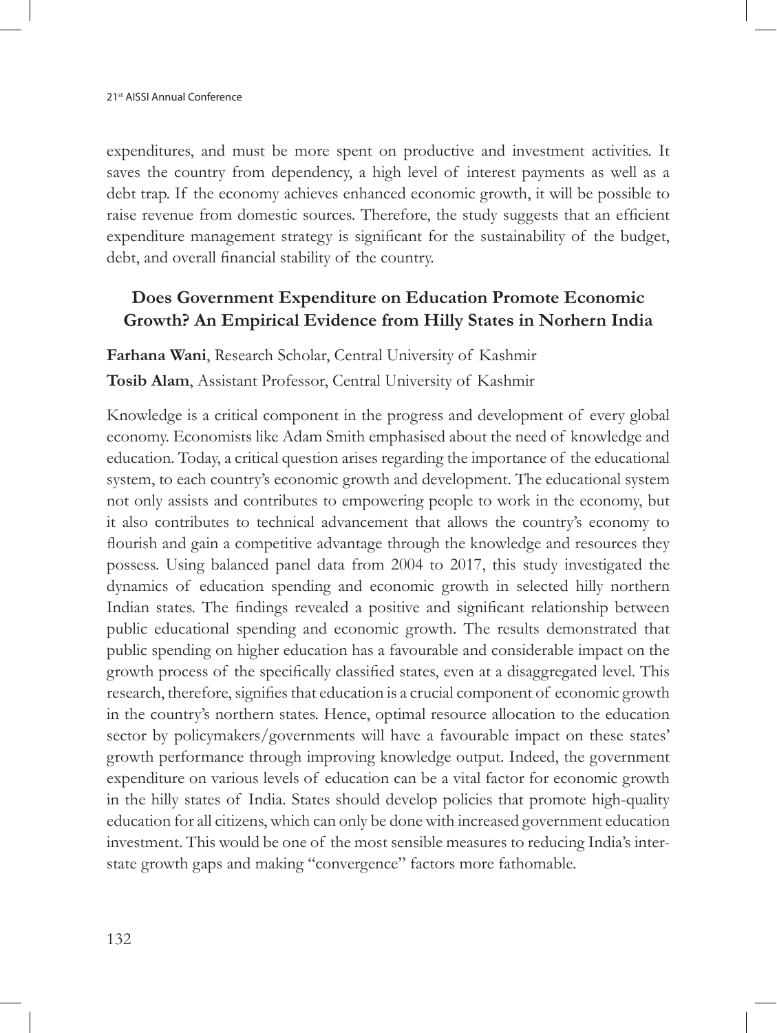expenditures, and must be more spent on productive and investment activities. It saves the country from dependency, a high level of interest payments as well as a debt trap. If the economy achieves enhanced economic growth, it will be possible to raise revenue from domestic sources. Therefore, the study suggests that an efficient expenditure management strategy is significant for the sustainability of the budget, debt, and overall financial stability of the country.

## Does Government Expenditure on Education Promote Economic Growth? An Empirical Evidence from Hilly States in Norhern India

**Farhana Wani**, Research Scholar, Central University of Kashmir

**Tosib Alam**, Assistant Professor, Central University of Kashmir

Knowledge is a critical component in the progress and development of every global economy. Economists like Adam Smith emphasised about the need of knowledge and education. Today, a critical question arises regarding the importance of the educational system, to each country's economic growth and development. The educational system not only assists and contributes to empowering people to work in the economy, but it also contributes to technical advancement that allows the country's economy to flourish and gain a competitive advantage through the knowledge and resources they possess. Using balanced panel data from 2004 to 2017, this study investigated the dynamics of education spending and economic growth in selected hilly northern Indian states. The findings revealed a positive and significant relationship between public educational spending and economic growth. The results demonstrated that public spending on higher education has a favourable and considerable impact on the growth process of the specifically classified states, even at a disaggregated level. This research, therefore, signifies that education is a crucial component of economic growth in the country's northern states. Hence, optimal resource allocation to the education sector by policymakers/governments will have a favourable impact on these states' growth performance through improving knowledge output. Indeed, the government expenditure on various levels of education can be a vital factor for economic growth in the hilly states of India. States should develop policies that promote high-quality education for all citizens, which can only be done with increased government education investment. This would be one of the most sensible measures to reducing India's inter-state growth gaps and making "convergence" factors more fathomable.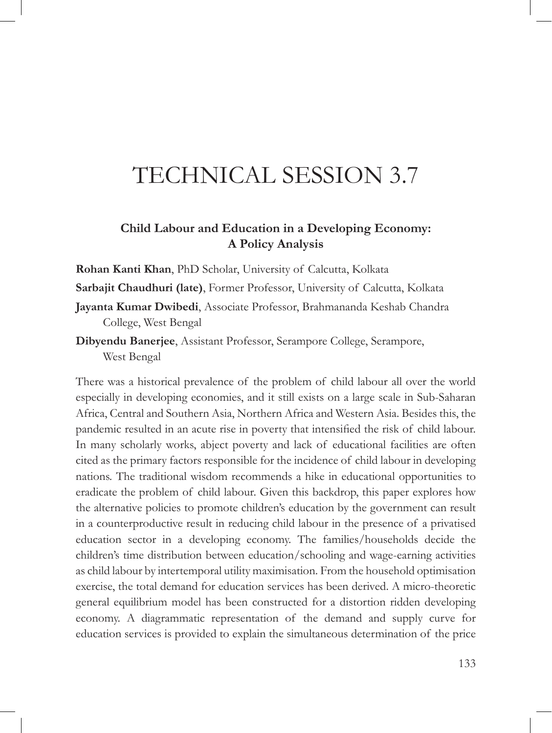# TECHNICAL SESSION 3.7

## Child Labour and Education in a Developing Economy: A Policy Analysis

**Rohan Kanti Khan**, PhD Scholar, University of Calcutta, Kolkata

**Sarbajit Chaudhuri (late)**, Former Professor, University of Calcutta, Kolkata

**Jayanta Kumar Dwibedi**, Associate Professor, Brahmananda Keshab Chandra College, West Bengal

**Dibyendu Banerjee**, Assistant Professor, Serampore College, Serampore, West Bengal

There was a historical prevalence of the problem of child labour all over the world especially in developing economies, and it still exists on a large scale in Sub-Saharan Africa, Central and Southern Asia, Northern Africa and Western Asia. Besides this, the pandemic resulted in an acute rise in poverty that intensified the risk of child labour. In many scholarly works, abject poverty and lack of educational facilities are often cited as the primary factors responsible for the incidence of child labour in developing nations. The traditional wisdom recommends a hike in educational opportunities to eradicate the problem of child labour. Given this backdrop, this paper explores how the alternative policies to promote children's education by the government can result in a counterproductive result in reducing child labour in the presence of a privatised education sector in a developing economy. The families/households decide the children's time distribution between education/schooling and wage-earning activities as child labour by intertemporal utility maximisation. From the household optimisation exercise, the total demand for education services has been derived. A micro-theoretic general equilibrium model has been constructed for a distortion ridden developing economy. A diagrammatic representation of the demand and supply curve for education services is provided to explain the simultaneous determination of the price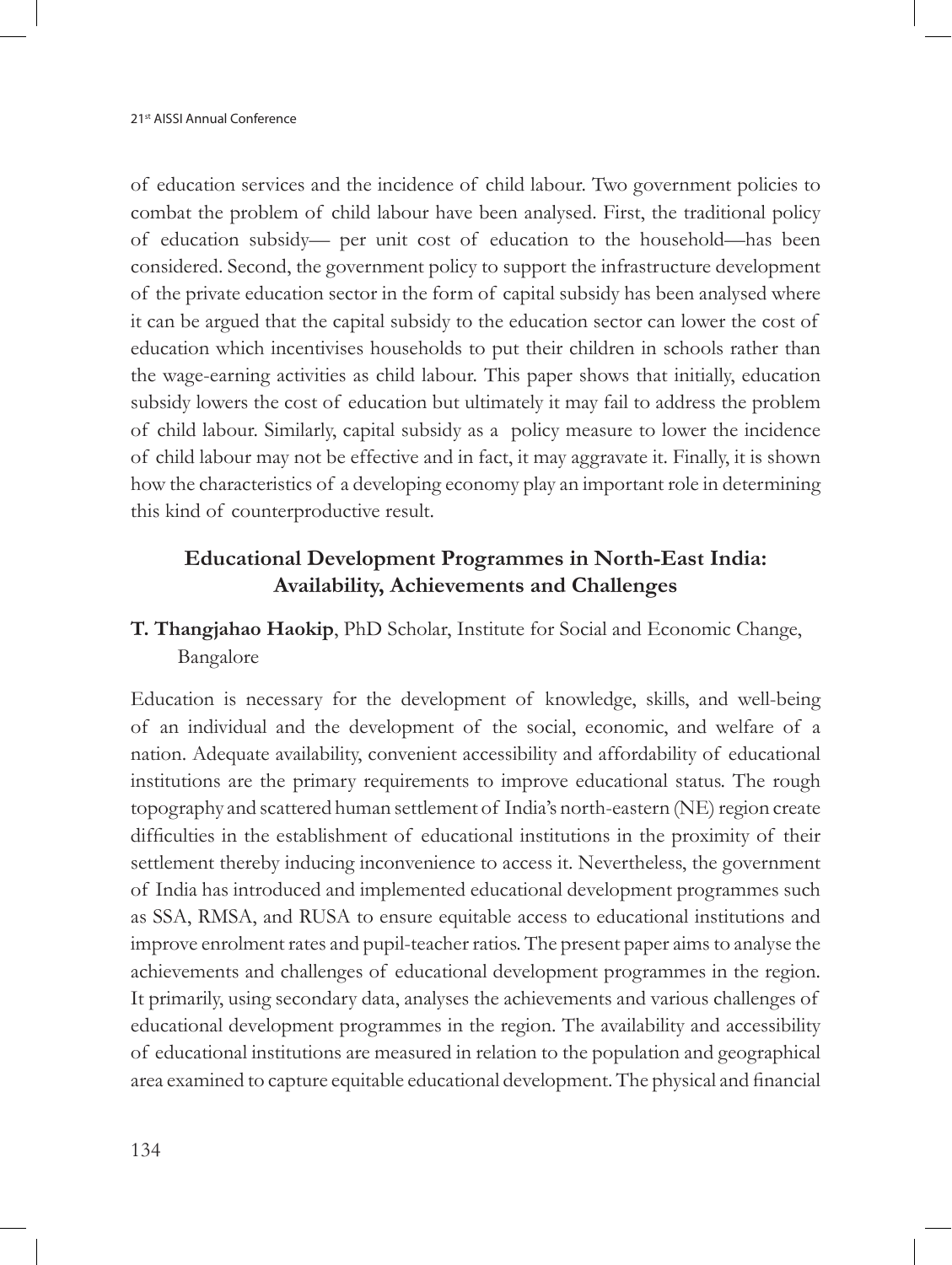of education services and the incidence of child labour. Two government policies to combat the problem of child labour have been analysed. First, the traditional policy of education subsidy— per unit cost of education to the household—has been considered. Second, the government policy to support the infrastructure development of the private education sector in the form of capital subsidy has been analysed where it can be argued that the capital subsidy to the education sector can lower the cost of education which incentivises households to put their children in schools rather than the wage-earning activities as child labour. This paper shows that initially, education subsidy lowers the cost of education but ultimately it may fail to address the problem of child labour. Similarly, capital subsidy as a policy measure to lower the incidence of child labour may not be effective and in fact, it may aggravate it. Finally, it is shown how the characteristics of a developing economy play an important role in determining this kind of counterproductive result.

## Educational Development Programmes in North-East India: Availability, Achievements and Challenges

**T. Thangjahao Haokip**, PhD Scholar, Institute for Social and Economic Change, Bangalore

Education is necessary for the development of knowledge, skills, and well-being of an individual and the development of the social, economic, and welfare of a nation. Adequate availability, convenient accessibility and affordability of educational institutions are the primary requirements to improve educational status. The rough topography and scattered human settlement of India's north-eastern (NE) region create difficulties in the establishment of educational institutions in the proximity of their settlement thereby inducing inconvenience to access it. Nevertheless, the government of India has introduced and implemented educational development programmes such as SSA, RMSA, and RUSA to ensure equitable access to educational institutions and improve enrolment rates and pupil-teacher ratios. The present paper aims to analyse the achievements and challenges of educational development programmes in the region. It primarily, using secondary data, analyses the achievements and various challenges of educational development programmes in the region. The availability and accessibility of educational institutions are measured in relation to the population and geographical area examined to capture equitable educational development. The physical and financial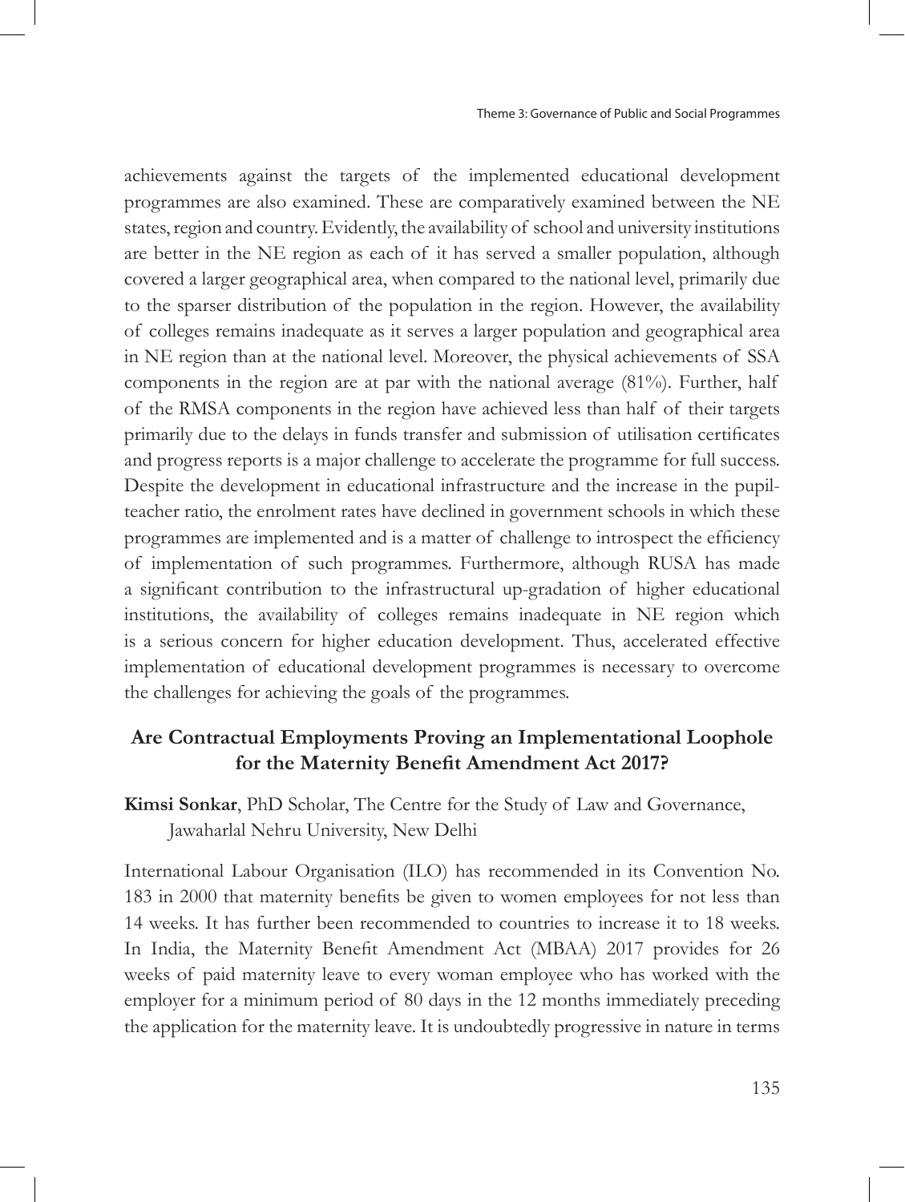achievements against the targets of the implemented educational development programmes are also examined. These are comparatively examined between the NE states, region and country. Evidently, the availability of school and university institutions are better in the NE region as each of it has served a smaller population, although covered a larger geographical area, when compared to the national level, primarily due to the sparser distribution of the population in the region. However, the availability of colleges remains inadequate as it serves a larger population and geographical area in NE region than at the national level. Moreover, the physical achievements of SSA components in the region are at par with the national average (81%). Further, half of the RMSA components in the region have achieved less than half of their targets primarily due to the delays in funds transfer and submission of utilisation certificates and progress reports is a major challenge to accelerate the programme for full success. Despite the development in educational infrastructure and the increase in the pupil-teacher ratio, the enrolment rates have declined in government schools in which these programmes are implemented and is a matter of challenge to introspect the efficiency of implementation of such programmes. Furthermore, although RUSA has made a significant contribution to the infrastructural up-gradation of higher educational institutions, the availability of colleges remains inadequate in NE region which is a serious concern for higher education development. Thus, accelerated effective implementation of educational development programmes is necessary to overcome the challenges for achieving the goals of the programmes.

## Are Contractual Employments Proving an Implementational Loophole for the Maternity Benefit Amendment Act 2017?

**Kimsi Sonkar**, PhD Scholar, The Centre for the Study of Law and Governance, Jawaharlal Nehru University, New Delhi

International Labour Organisation (ILO) has recommended in its Convention No. 183 in 2000 that maternity benefits be given to women employees for not less than 14 weeks. It has further been recommended to countries to increase it to 18 weeks. In India, the Maternity Benefit Amendment Act (MBAA) 2017 provides for 26 weeks of paid maternity leave to every woman employee who has worked with the employer for a minimum period of 80 days in the 12 months immediately preceding the application for the maternity leave. It is undoubtedly progressive in nature in terms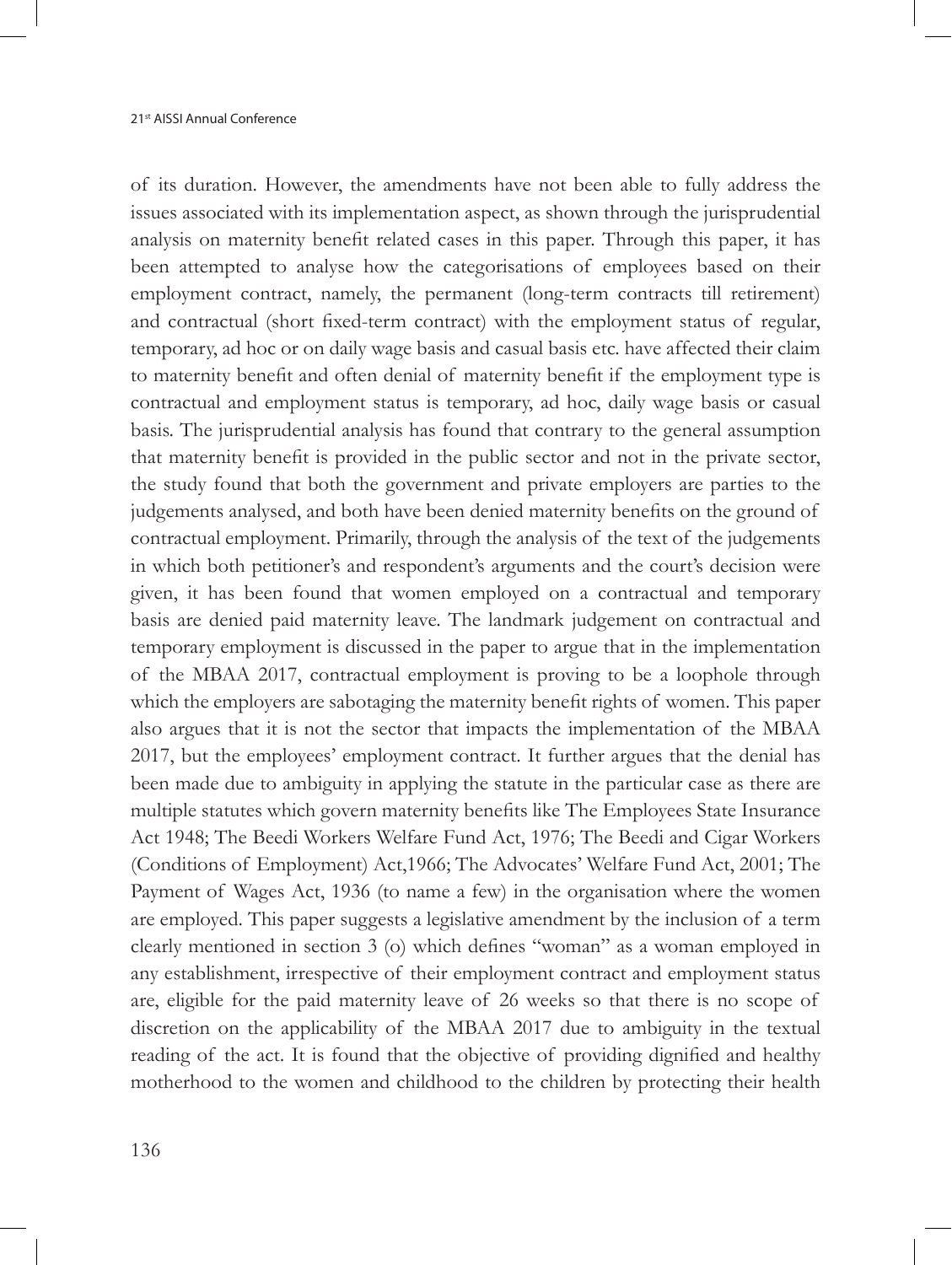of its duration. However, the amendments have not been able to fully address the issues associated with its implementation aspect, as shown through the jurisprudential analysis on maternity benefit related cases in this paper. Through this paper, it has been attempted to analyse how the categorisations of employees based on their employment contract, namely, the permanent (long-term contracts till retirement) and contractual (short fixed-term contract) with the employment status of regular, temporary, ad hoc or on daily wage basis and casual basis etc. have affected their claim to maternity benefit and often denial of maternity benefit if the employment type is contractual and employment status is temporary, ad hoc, daily wage basis or casual basis. The jurisprudential analysis has found that contrary to the general assumption that maternity benefit is provided in the public sector and not in the private sector, the study found that both the government and private employers are parties to the judgements analysed, and both have been denied maternity benefits on the ground of contractual employment. Primarily, through the analysis of the text of the judgements in which both petitioner's and respondent's arguments and the court's decision were given, it has been found that women employed on a contractual and temporary basis are denied paid maternity leave. The landmark judgement on contractual and temporary employment is discussed in the paper to argue that in the implementation of the MBAA 2017, contractual employment is proving to be a loophole through which the employers are sabotaging the maternity benefit rights of women. This paper also argues that it is not the sector that impacts the implementation of the MBAA 2017, but the employees' employment contract. It further argues that the denial has been made due to ambiguity in applying the statute in the particular case as there are multiple statutes which govern maternity benefits like The Employees State Insurance Act 1948; The Beedi Workers Welfare Fund Act, 1976; The Beedi and Cigar Workers (Conditions of Employment) Act,1966; The Advocates' Welfare Fund Act, 2001; The Payment of Wages Act, 1936 (to name a few) in the organisation where the women are employed. This paper suggests a legislative amendment by the inclusion of a term clearly mentioned in section 3 (o) which defines "woman" as a woman employed in any establishment, irrespective of their employment contract and employment status are, eligible for the paid maternity leave of 26 weeks so that there is no scope of discretion on the applicability of the MBAA 2017 due to ambiguity in the textual reading of the act. It is found that the objective of providing dignified and healthy motherhood to the women and childhood to the children by protecting their health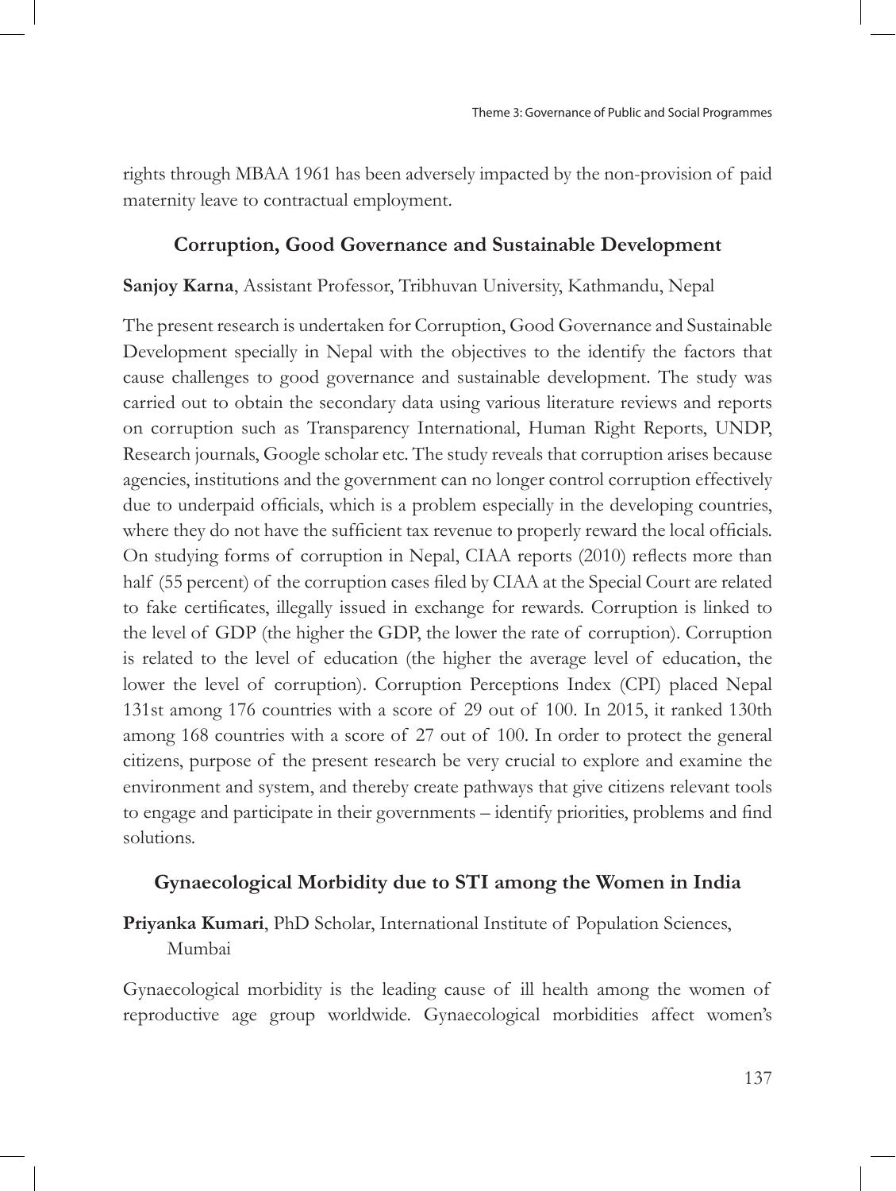rights through MBAA 1961 has been adversely impacted by the non-provision of paid maternity leave to contractual employment.

## Corruption, Good Governance and Sustainable Development

**Sanjoy Karna**, Assistant Professor, Tribhuvan University, Kathmandu, Nepal

The present research is undertaken for Corruption, Good Governance and Sustainable Development specially in Nepal with the objectives to the identify the factors that cause challenges to good governance and sustainable development. The study was carried out to obtain the secondary data using various literature reviews and reports on corruption such as Transparency International, Human Right Reports, UNDP, Research journals, Google scholar etc. The study reveals that corruption arises because agencies, institutions and the government can no longer control corruption effectively due to underpaid officials, which is a problem especially in the developing countries, where they do not have the sufficient tax revenue to properly reward the local officials. On studying forms of corruption in Nepal, CIAA reports (2010) reflects more than half (55 percent) of the corruption cases filed by CIAA at the Special Court are related to fake certificates, illegally issued in exchange for rewards. Corruption is linked to the level of GDP (the higher the GDP, the lower the rate of corruption). Corruption is related to the level of education (the higher the average level of education, the lower the level of corruption). Corruption Perceptions Index (CPI) placed Nepal 131st among 176 countries with a score of 29 out of 100. In 2015, it ranked 130th among 168 countries with a score of 27 out of 100. In order to protect the general citizens, purpose of the present research be very crucial to explore and examine the environment and system, and thereby create pathways that give citizens relevant tools to engage and participate in their governments – identify priorities, problems and find solutions.

## Gynaecological Morbidity due to STI among the Women in India

**Priyanka Kumari**, PhD Scholar, International Institute of Population Sciences, Mumbai

Gynaecological morbidity is the leading cause of ill health among the women of reproductive age group worldwide. Gynaecological morbidities affect women's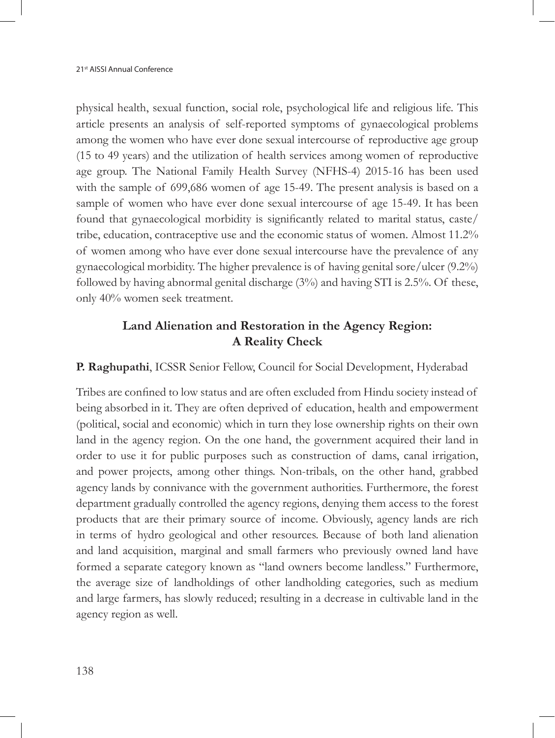physical health, sexual function, social role, psychological life and religious life. This article presents an analysis of self-reported symptoms of gynaecological problems among the women who have ever done sexual intercourse of reproductive age group (15 to 49 years) and the utilization of health services among women of reproductive age group. The National Family Health Survey (NFHS-4) 2015-16 has been used with the sample of 699,686 women of age 15-49. The present analysis is based on a sample of women who have ever done sexual intercourse of age 15-49. It has been found that gynaecological morbidity is significantly related to marital status, caste/tribe, education, contraceptive use and the economic status of women. Almost 11.2% of women among who have ever done sexual intercourse have the prevalence of any gynaecological morbidity. The higher prevalence is of having genital sore/ulcer (9.2%) followed by having abnormal genital discharge (3%) and having STI is 2.5%. Of these, only 40% women seek treatment.

## Land Alienation and Restoration in the Agency Region: A Reality Check

**P. Raghupathi**, ICSSR Senior Fellow, Council for Social Development, Hyderabad

Tribes are confined to low status and are often excluded from Hindu society instead of being absorbed in it. They are often deprived of education, health and empowerment (political, social and economic) which in turn they lose ownership rights on their own land in the agency region. On the one hand, the government acquired their land in order to use it for public purposes such as construction of dams, canal irrigation, and power projects, among other things. Non-tribals, on the other hand, grabbed agency lands by connivance with the government authorities. Furthermore, the forest department gradually controlled the agency regions, denying them access to the forest products that are their primary source of income. Obviously, agency lands are rich in terms of hydro geological and other resources. Because of both land alienation and land acquisition, marginal and small farmers who previously owned land have formed a separate category known as "land owners become landless." Furthermore, the average size of landholdings of other landholding categories, such as medium and large farmers, has slowly reduced; resulting in a decrease in cultivable land in the agency region as well.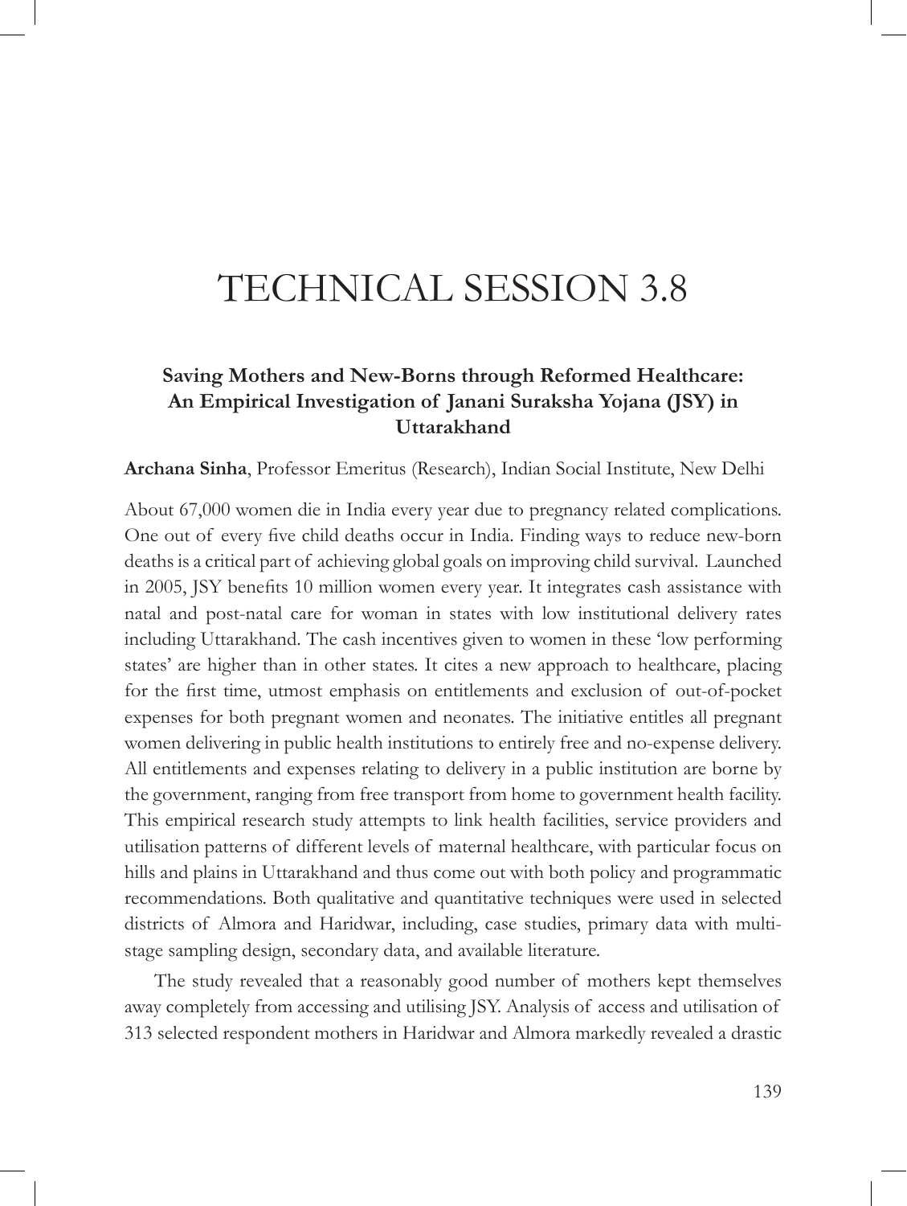# TECHNICAL SESSION 3.8

## Saving Mothers and New-Borns through Reformed Healthcare: An Empirical Investigation of Janani Suraksha Yojana (JSY) in Uttarakhand

**Archana Sinha**, Professor Emeritus (Research), Indian Social Institute, New Delhi

About 67,000 women die in India every year due to pregnancy related complications. One out of every five child deaths occur in India. Finding ways to reduce new-born deaths is a critical part of achieving global goals on improving child survival. Launched in 2005, JSY benefits 10 million women every year. It integrates cash assistance with natal and post-natal care for woman in states with low institutional delivery rates including Uttarakhand. The cash incentives given to women in these 'low performing states' are higher than in other states. It cites a new approach to healthcare, placing for the first time, utmost emphasis on entitlements and exclusion of out-of-pocket expenses for both pregnant women and neonates. The initiative entitles all pregnant women delivering in public health institutions to entirely free and no-expense delivery. All entitlements and expenses relating to delivery in a public institution are borne by the government, ranging from free transport from home to government health facility. This empirical research study attempts to link health facilities, service providers and utilisation patterns of different levels of maternal healthcare, with particular focus on hills and plains in Uttarakhand and thus come out with both policy and programmatic recommendations. Both qualitative and quantitative techniques were used in selected districts of Almora and Haridwar, including, case studies, primary data with multi-stage sampling design, secondary data, and available literature.

The study revealed that a reasonably good number of mothers kept themselves away completely from accessing and utilising JSY. Analysis of access and utilisation of 313 selected respondent mothers in Haridwar and Almora markedly revealed a drastic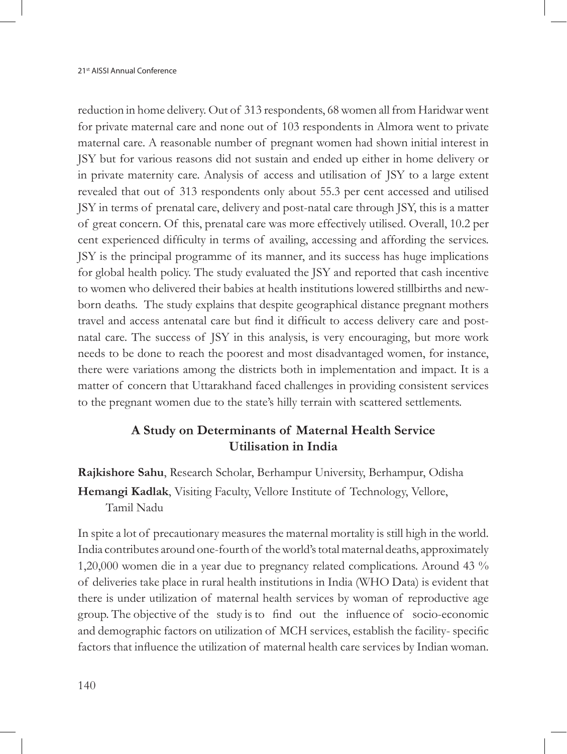reduction in home delivery. Out of 313 respondents, 68 women all from Haridwar went for private maternal care and none out of 103 respondents in Almora went to private maternal care. A reasonable number of pregnant women had shown initial interest in JSY but for various reasons did not sustain and ended up either in home delivery or in private maternity care. Analysis of access and utilisation of JSY to a large extent revealed that out of 313 respondents only about 55.3 per cent accessed and utilised JSY in terms of prenatal care, delivery and post-natal care through JSY, this is a matter of great concern. Of this, prenatal care was more effectively utilised. Overall, 10.2 per cent experienced difficulty in terms of availing, accessing and affording the services. JSY is the principal programme of its manner, and its success has huge implications for global health policy. The study evaluated the JSY and reported that cash incentive to women who delivered their babies at health institutions lowered stillbirths and newborn deaths. The study explains that despite geographical distance pregnant mothers travel and access antenatal care but find it difficult to access delivery care and post-natal care. The success of JSY in this analysis, is very encouraging, but more work needs to be done to reach the poorest and most disadvantaged women, for instance, there were variations among the districts both in implementation and impact. It is a matter of concern that Uttarakhand faced challenges in providing consistent services to the pregnant women due to the state's hilly terrain with scattered settlements.

## A Study on Determinants of Maternal Health Service Utilisation in India

**Rajkishore Sahu**, Research Scholar, Berhampur University, Berhampur, Odisha

**Hemangi Kadlak**, Visiting Faculty, Vellore Institute of Technology, Vellore, Tamil Nadu

In spite a lot of precautionary measures the maternal mortality is still high in the world. India contributes around one-fourth of the world's total maternal deaths, approximately 1,20,000 women die in a year due to pregnancy related complications. Around 43 % of deliveries take place in rural health institutions in India (WHO Data) is evident that there is under utilization of maternal health services by woman of reproductive age group. The objective of the study is to find out the influence of socio-economic and demographic factors on utilization of MCH services, establish the facility- specific factors that influence the utilization of maternal health care services by Indian woman.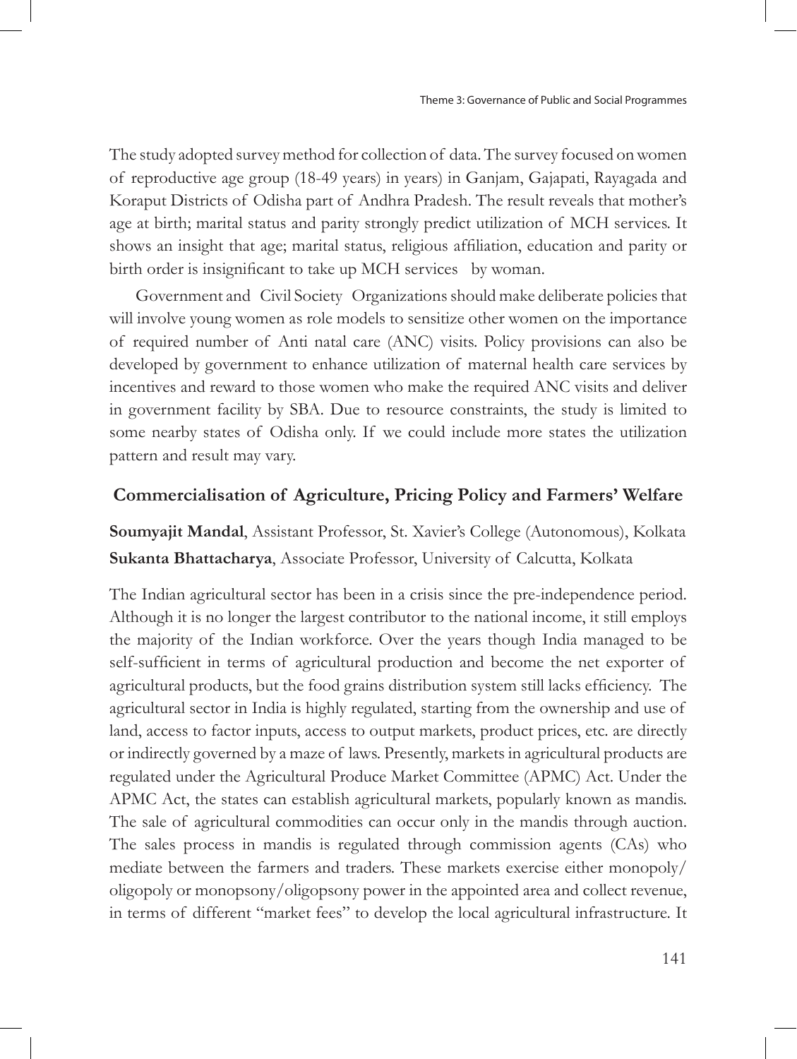The study adopted survey method for collection of data. The survey focused on women of reproductive age group (18-49 years) in years) in Ganjam, Gajapati, Rayagada and Koraput Districts of Odisha part of Andhra Pradesh. The result reveals that mother's age at birth; marital status and parity strongly predict utilization of MCH services. It shows an insight that age; marital status, religious affiliation, education and parity or birth order is insignificant to take up MCH services by woman.

Government and Civil Society Organizations should make deliberate policies that will involve young women as role models to sensitize other women on the importance of required number of Anti natal care (ANC) visits. Policy provisions can also be developed by government to enhance utilization of maternal health care services by incentives and reward to those women who make the required ANC visits and deliver in government facility by SBA. Due to resource constraints, the study is limited to some nearby states of Odisha only. If we could include more states the utilization pattern and result may vary.

## Commercialisation of Agriculture, Pricing Policy and Farmers' Welfare

**Soumyajit Mandal**, Assistant Professor, St. Xavier's College (Autonomous), Kolkata
**Sukanta Bhattacharya**, Associate Professor, University of Calcutta, Kolkata

The Indian agricultural sector has been in a crisis since the pre-independence period. Although it is no longer the largest contributor to the national income, it still employs the majority of the Indian workforce. Over the years though India managed to be self-sufficient in terms of agricultural production and become the net exporter of agricultural products, but the food grains distribution system still lacks efficiency. The agricultural sector in India is highly regulated, starting from the ownership and use of land, access to factor inputs, access to output markets, product prices, etc. are directly or indirectly governed by a maze of laws. Presently, markets in agricultural products are regulated under the Agricultural Produce Market Committee (APMC) Act. Under the APMC Act, the states can establish agricultural markets, popularly known as mandis. The sale of agricultural commodities can occur only in the mandis through auction. The sales process in mandis is regulated through commission agents (CAs) who mediate between the farmers and traders. These markets exercise either monopoly/oligopoly or monopsony/oligopsony power in the appointed area and collect revenue, in terms of different "market fees" to develop the local agricultural infrastructure. It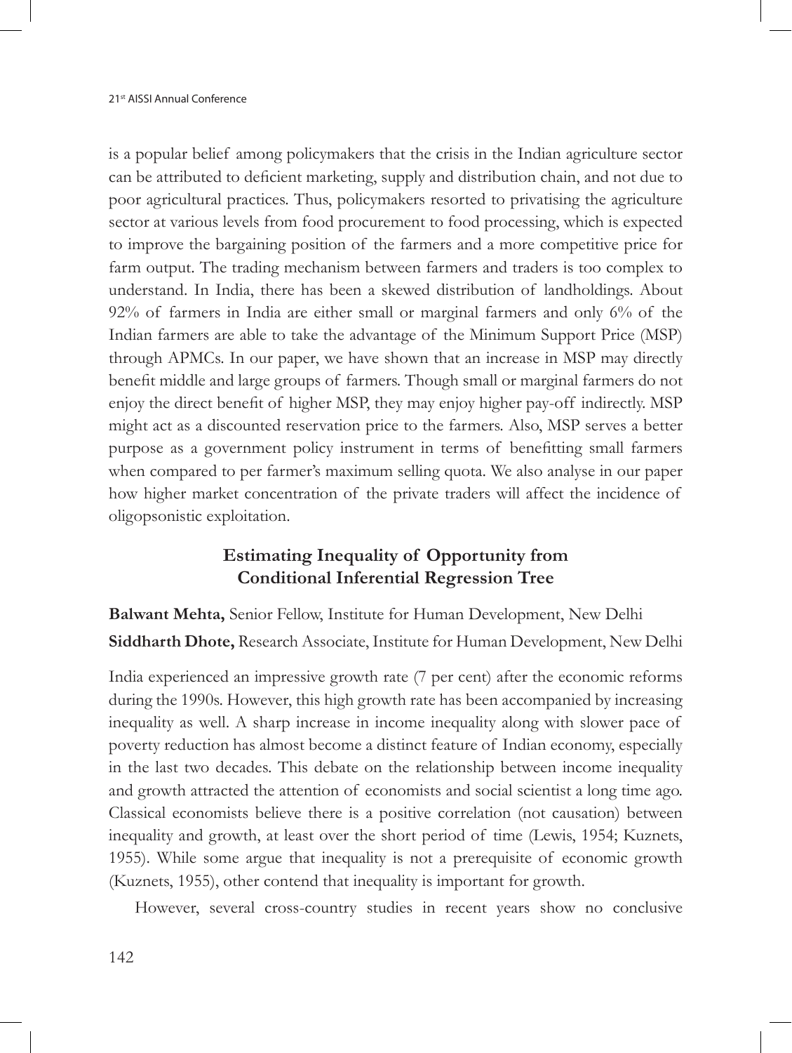is a popular belief among policymakers that the crisis in the Indian agriculture sector can be attributed to deficient marketing, supply and distribution chain, and not due to poor agricultural practices. Thus, policymakers resorted to privatising the agriculture sector at various levels from food procurement to food processing, which is expected to improve the bargaining position of the farmers and a more competitive price for farm output. The trading mechanism between farmers and traders is too complex to understand. In India, there has been a skewed distribution of landholdings. About 92% of farmers in India are either small or marginal farmers and only 6% of the Indian farmers are able to take the advantage of the Minimum Support Price (MSP) through APMCs. In our paper, we have shown that an increase in MSP may directly benefit middle and large groups of farmers. Though small or marginal farmers do not enjoy the direct benefit of higher MSP, they may enjoy higher pay-off indirectly. MSP might act as a discounted reservation price to the farmers. Also, MSP serves a better purpose as a government policy instrument in terms of benefitting small farmers when compared to per farmer's maximum selling quota. We also analyse in our paper how higher market concentration of the private traders will affect the incidence of oligopsonistic exploitation.

## Estimating Inequality of Opportunity from Conditional Inferential Regression Tree

**Balwant Mehta,** Senior Fellow, Institute for Human Development, New Delhi

**Siddharth Dhote,** Research Associate, Institute for Human Development, New Delhi

India experienced an impressive growth rate (7 per cent) after the economic reforms during the 1990s. However, this high growth rate has been accompanied by increasing inequality as well. A sharp increase in income inequality along with slower pace of poverty reduction has almost become a distinct feature of Indian economy, especially in the last two decades. This debate on the relationship between income inequality and growth attracted the attention of economists and social scientist a long time ago. Classical economists believe there is a positive correlation (not causation) between inequality and growth, at least over the short period of time (Lewis, 1954; Kuznets, 1955). While some argue that inequality is not a prerequisite of economic growth (Kuznets, 1955), other contend that inequality is important for growth.

However, several cross-country studies in recent years show no conclusive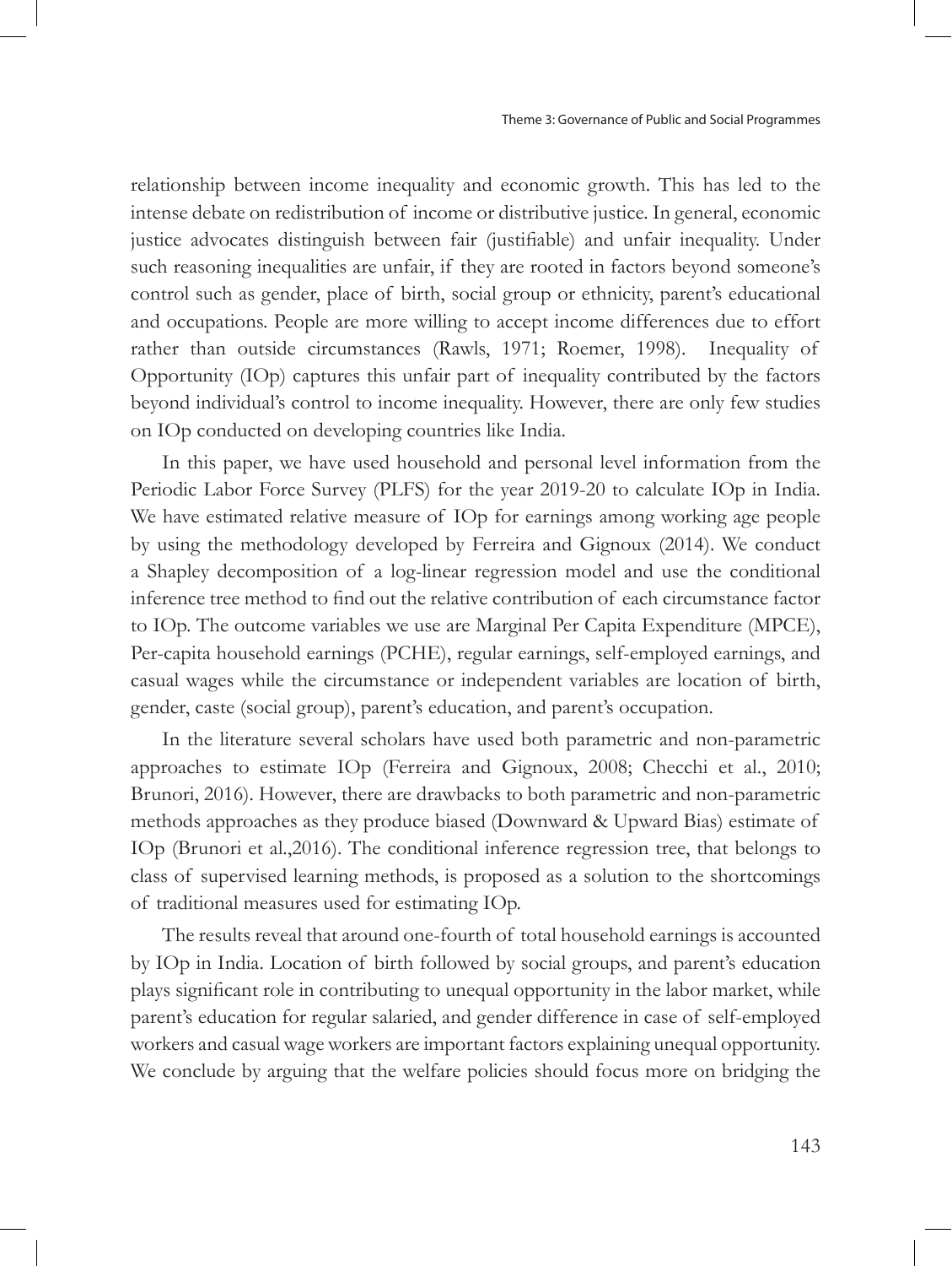relationship between income inequality and economic growth. This has led to the intense debate on redistribution of income or distributive justice. In general, economic justice advocates distinguish between fair (justifiable) and unfair inequality. Under such reasoning inequalities are unfair, if they are rooted in factors beyond someone's control such as gender, place of birth, social group or ethnicity, parent's educational and occupations. People are more willing to accept income differences due to effort rather than outside circumstances (Rawls, 1971; Roemer, 1998). Inequality of Opportunity (IOp) captures this unfair part of inequality contributed by the factors beyond individual's control to income inequality. However, there are only few studies on IOp conducted on developing countries like India.

In this paper, we have used household and personal level information from the Periodic Labor Force Survey (PLFS) for the year 2019-20 to calculate IOp in India. We have estimated relative measure of IOp for earnings among working age people by using the methodology developed by Ferreira and Gignoux (2014). We conduct a Shapley decomposition of a log-linear regression model and use the conditional inference tree method to find out the relative contribution of each circumstance factor to IOp. The outcome variables we use are Marginal Per Capita Expenditure (MPCE), Per-capita household earnings (PCHE), regular earnings, self-employed earnings, and casual wages while the circumstance or independent variables are location of birth, gender, caste (social group), parent's education, and parent's occupation.

In the literature several scholars have used both parametric and non-parametric approaches to estimate IOp (Ferreira and Gignoux, 2008; Checchi et al., 2010; Brunori, 2016). However, there are drawbacks to both parametric and non-parametric methods approaches as they produce biased (Downward & Upward Bias) estimate of IOp (Brunori et al.,2016). The conditional inference regression tree, that belongs to class of supervised learning methods, is proposed as a solution to the shortcomings of traditional measures used for estimating IOp.

The results reveal that around one-fourth of total household earnings is accounted by IOp in India. Location of birth followed by social groups, and parent's education plays significant role in contributing to unequal opportunity in the labor market, while parent's education for regular salaried, and gender difference in case of self-employed workers and casual wage workers are important factors explaining unequal opportunity. We conclude by arguing that the welfare policies should focus more on bridging the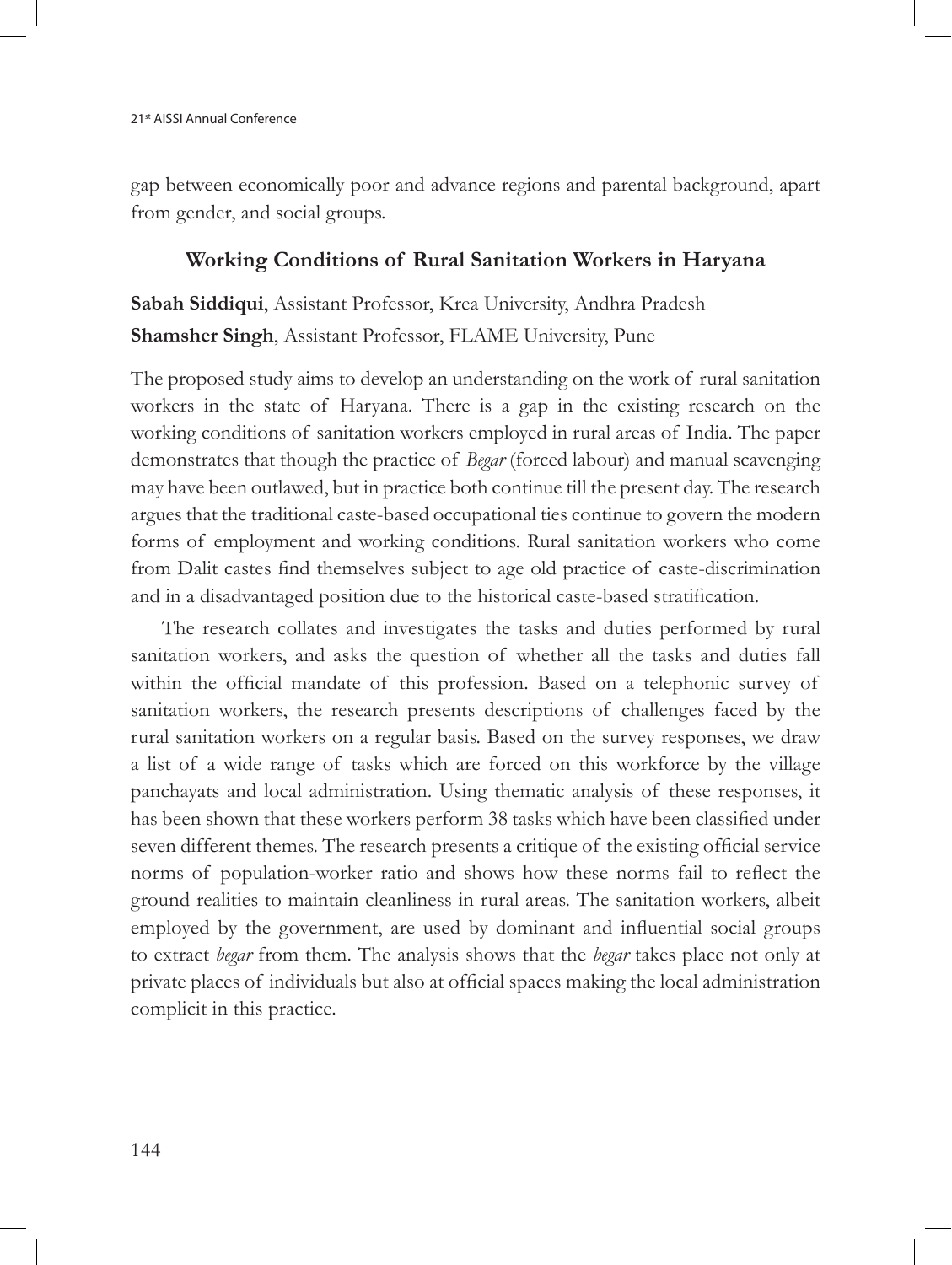gap between economically poor and advance regions and parental background, apart from gender, and social groups.

### Working Conditions of Rural Sanitation Workers in Haryana

**Sabah Siddiqui**, Assistant Professor, Krea University, Andhra Pradesh
**Shamsher Singh**, Assistant Professor, FLAME University, Pune

The proposed study aims to develop an understanding on the work of rural sanitation workers in the state of Haryana. There is a gap in the existing research on the working conditions of sanitation workers employed in rural areas of India. The paper demonstrates that though the practice of *Begar* (forced labour) and manual scavenging may have been outlawed, but in practice both continue till the present day. The research argues that the traditional caste-based occupational ties continue to govern the modern forms of employment and working conditions. Rural sanitation workers who come from Dalit castes find themselves subject to age old practice of caste-discrimination and in a disadvantaged position due to the historical caste-based stratification.

The research collates and investigates the tasks and duties performed by rural sanitation workers, and asks the question of whether all the tasks and duties fall within the official mandate of this profession. Based on a telephonic survey of sanitation workers, the research presents descriptions of challenges faced by the rural sanitation workers on a regular basis. Based on the survey responses, we draw a list of a wide range of tasks which are forced on this workforce by the village panchayats and local administration. Using thematic analysis of these responses, it has been shown that these workers perform 38 tasks which have been classified under seven different themes. The research presents a critique of the existing official service norms of population-worker ratio and shows how these norms fail to reflect the ground realities to maintain cleanliness in rural areas. The sanitation workers, albeit employed by the government, are used by dominant and influential social groups to extract *begar* from them. The analysis shows that the *begar* takes place not only at private places of individuals but also at official spaces making the local administration complicit in this practice.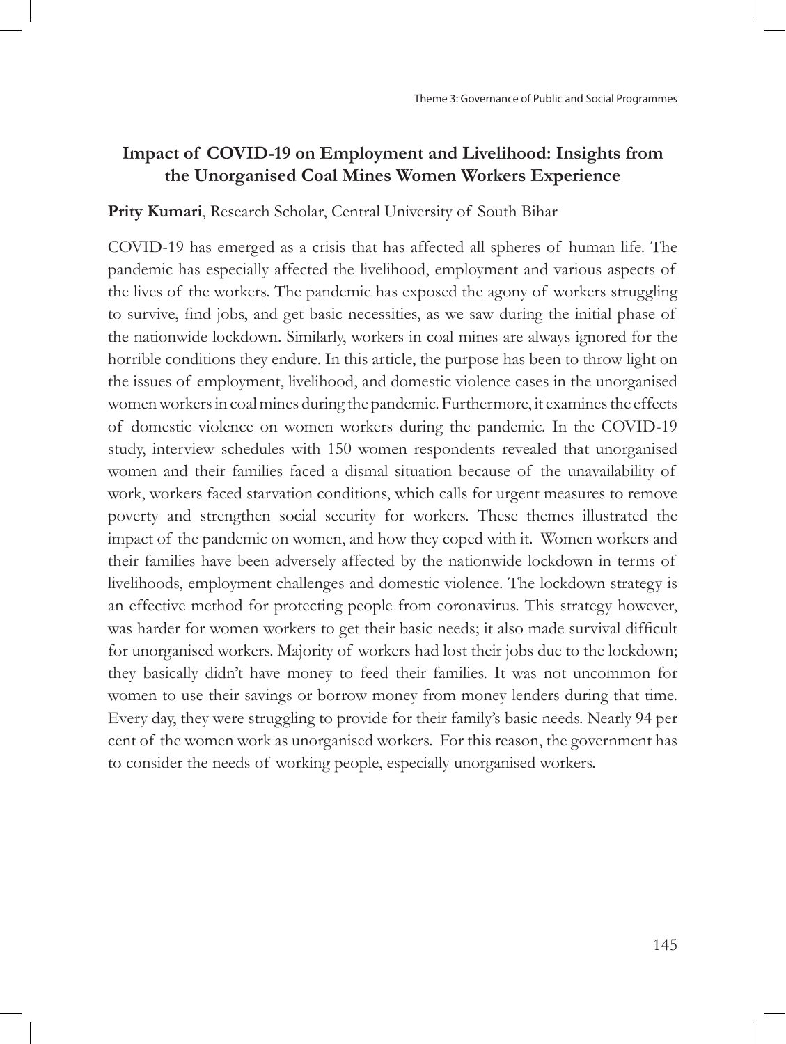## Impact of COVID-19 on Employment and Livelihood: Insights from the Unorganised Coal Mines Women Workers Experience

**Prity Kumari**, Research Scholar, Central University of South Bihar

COVID-19 has emerged as a crisis that has affected all spheres of human life. The pandemic has especially affected the livelihood, employment and various aspects of the lives of the workers. The pandemic has exposed the agony of workers struggling to survive, find jobs, and get basic necessities, as we saw during the initial phase of the nationwide lockdown. Similarly, workers in coal mines are always ignored for the horrible conditions they endure. In this article, the purpose has been to throw light on the issues of employment, livelihood, and domestic violence cases in the unorganised women workers in coal mines during the pandemic. Furthermore, it examines the effects of domestic violence on women workers during the pandemic. In the COVID-19 study, interview schedules with 150 women respondents revealed that unorganised women and their families faced a dismal situation because of the unavailability of work, workers faced starvation conditions, which calls for urgent measures to remove poverty and strengthen social security for workers. These themes illustrated the impact of the pandemic on women, and how they coped with it. Women workers and their families have been adversely affected by the nationwide lockdown in terms of livelihoods, employment challenges and domestic violence. The lockdown strategy is an effective method for protecting people from coronavirus. This strategy however, was harder for women workers to get their basic needs; it also made survival difficult for unorganised workers. Majority of workers had lost their jobs due to the lockdown; they basically didn't have money to feed their families. It was not uncommon for women to use their savings or borrow money from money lenders during that time. Every day, they were struggling to provide for their family's basic needs. Nearly 94 per cent of the women work as unorganised workers. For this reason, the government has to consider the needs of working people, especially unorganised workers.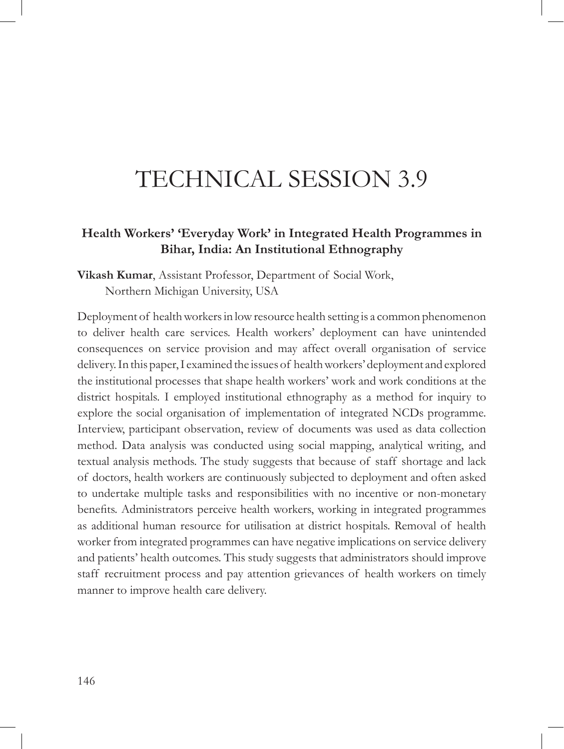# TECHNICAL SESSION 3.9

### Health Workers' 'Everyday Work' in Integrated Health Programmes in Bihar, India: An Institutional Ethnography

**Vikash Kumar**, Assistant Professor, Department of Social Work, Northern Michigan University, USA

Deployment of health workers in low resource health setting is a common phenomenon to deliver health care services. Health workers' deployment can have unintended consequences on service provision and may affect overall organisation of service delivery. In this paper, I examined the issues of health workers' deployment and explored the institutional processes that shape health workers' work and work conditions at the district hospitals. I employed institutional ethnography as a method for inquiry to explore the social organisation of implementation of integrated NCDs programme. Interview, participant observation, review of documents was used as data collection method. Data analysis was conducted using social mapping, analytical writing, and textual analysis methods. The study suggests that because of staff shortage and lack of doctors, health workers are continuously subjected to deployment and often asked to undertake multiple tasks and responsibilities with no incentive or non-monetary benefits. Administrators perceive health workers, working in integrated programmes as additional human resource for utilisation at district hospitals. Removal of health worker from integrated programmes can have negative implications on service delivery and patients' health outcomes. This study suggests that administrators should improve staff recruitment process and pay attention grievances of health workers on timely manner to improve health care delivery.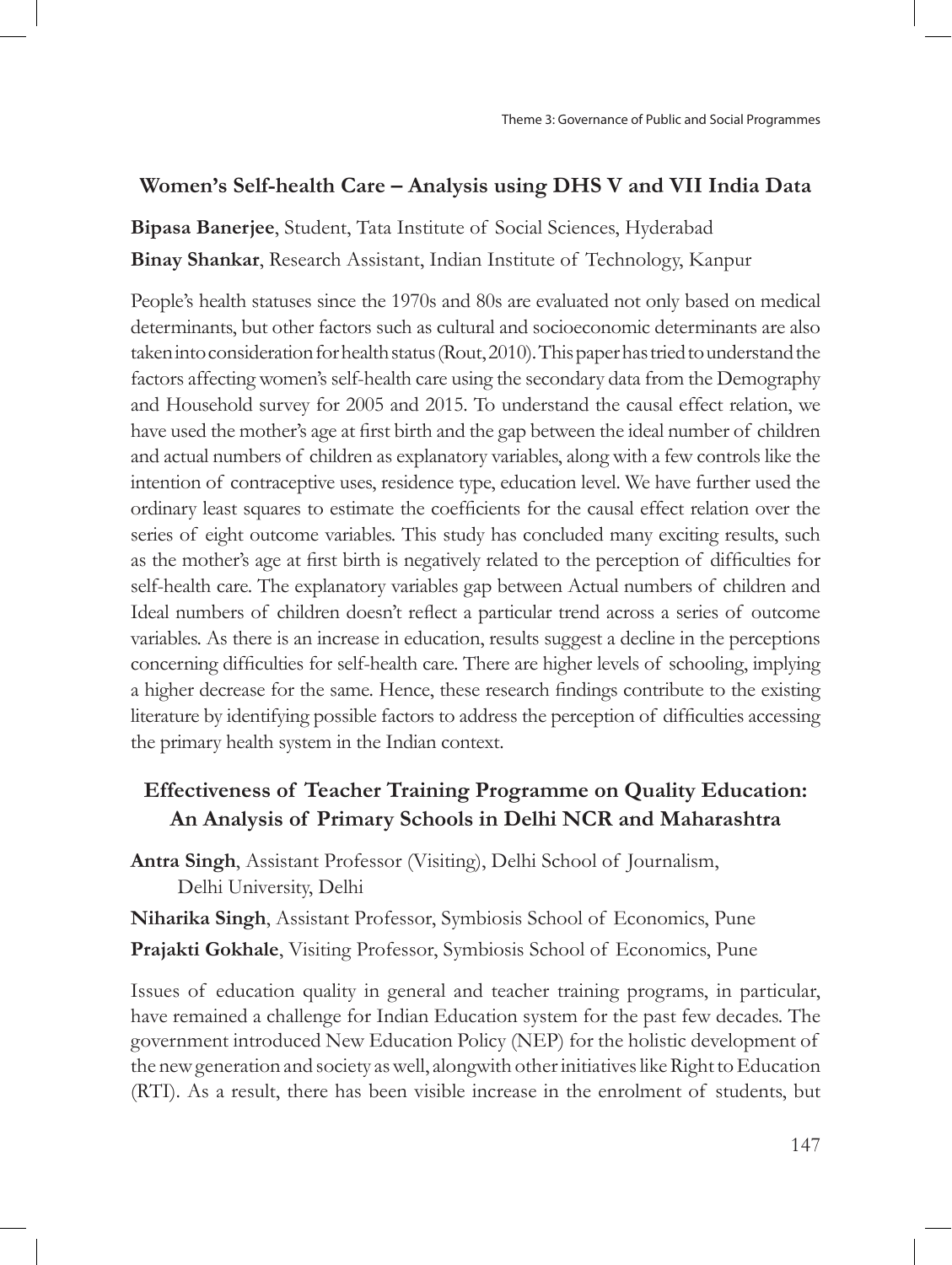## Women's Self-health Care – Analysis using DHS V and VII India Data

**Bipasa Banerjee**, Student, Tata Institute of Social Sciences, Hyderabad

**Binay Shankar**, Research Assistant, Indian Institute of Technology, Kanpur

People's health statuses since the 1970s and 80s are evaluated not only based on medical determinants, but other factors such as cultural and socioeconomic determinants are also taken into consideration for health status (Rout, 2010). This paper has tried to understand the factors affecting women's self-health care using the secondary data from the Demography and Household survey for 2005 and 2015. To understand the causal effect relation, we have used the mother's age at first birth and the gap between the ideal number of children and actual numbers of children as explanatory variables, along with a few controls like the intention of contraceptive uses, residence type, education level. We have further used the ordinary least squares to estimate the coefficients for the causal effect relation over the series of eight outcome variables. This study has concluded many exciting results, such as the mother's age at first birth is negatively related to the perception of difficulties for self-health care. The explanatory variables gap between Actual numbers of children and Ideal numbers of children doesn't reflect a particular trend across a series of outcome variables. As there is an increase in education, results suggest a decline in the perceptions concerning difficulties for self-health care. There are higher levels of schooling, implying a higher decrease for the same. Hence, these research findings contribute to the existing literature by identifying possible factors to address the perception of difficulties accessing the primary health system in the Indian context.

## Effectiveness of Teacher Training Programme on Quality Education: An Analysis of Primary Schools in Delhi NCR and Maharashtra

**Antra Singh**, Assistant Professor (Visiting), Delhi School of Journalism, Delhi University, Delhi

**Niharika Singh**, Assistant Professor, Symbiosis School of Economics, Pune

**Prajakti Gokhale**, Visiting Professor, Symbiosis School of Economics, Pune

Issues of education quality in general and teacher training programs, in particular, have remained a challenge for Indian Education system for the past few decades. The government introduced New Education Policy (NEP) for the holistic development of the new generation and society as well, alongwith other initiatives like Right to Education (RTI). As a result, there has been visible increase in the enrolment of students, but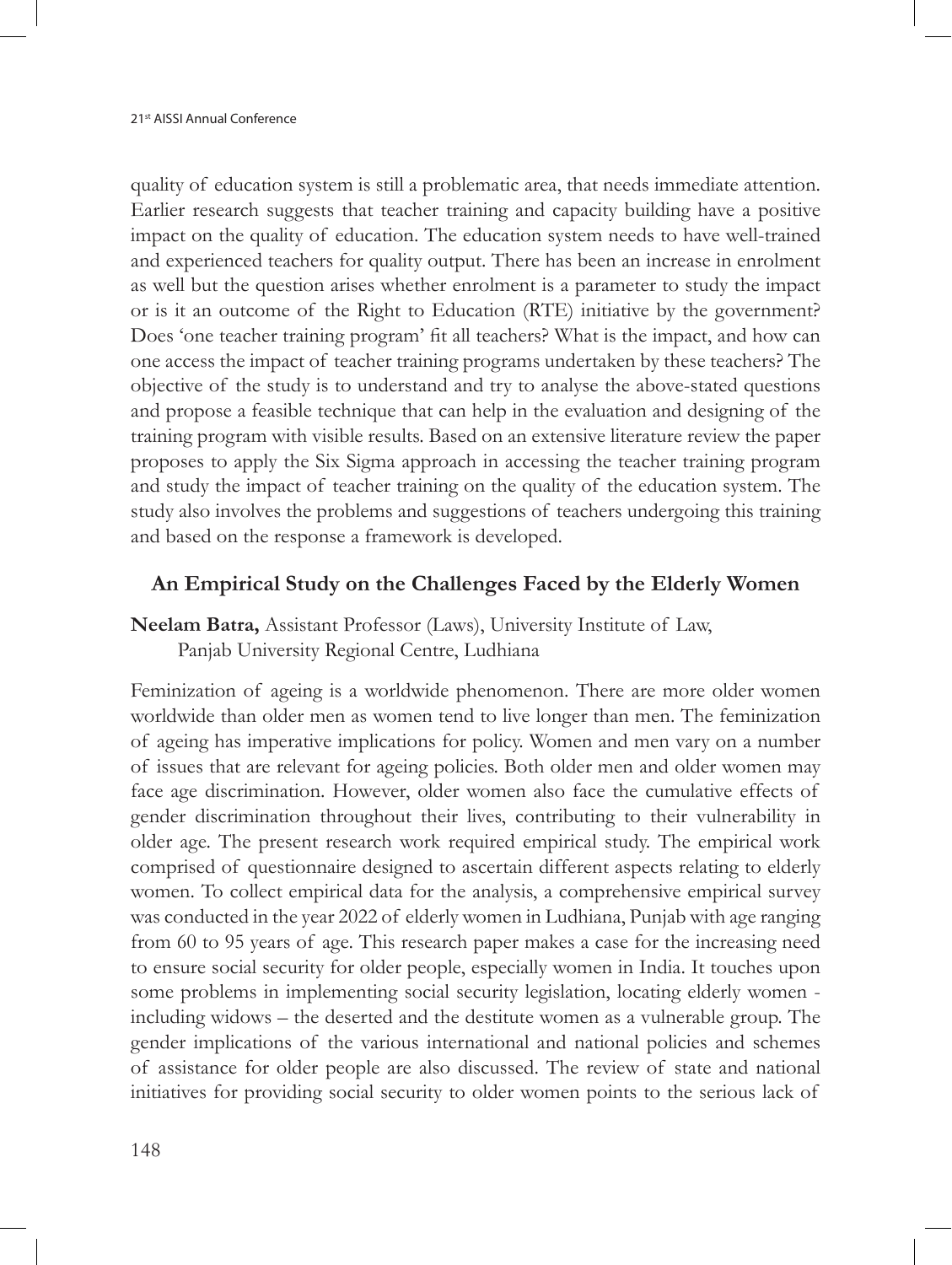quality of education system is still a problematic area, that needs immediate attention. Earlier research suggests that teacher training and capacity building have a positive impact on the quality of education. The education system needs to have well-trained and experienced teachers for quality output. There has been an increase in enrolment as well but the question arises whether enrolment is a parameter to study the impact or is it an outcome of the Right to Education (RTE) initiative by the government? Does 'one teacher training program' fit all teachers? What is the impact, and how can one access the impact of teacher training programs undertaken by these teachers? The objective of the study is to understand and try to analyse the above-stated questions and propose a feasible technique that can help in the evaluation and designing of the training program with visible results. Based on an extensive literature review the paper proposes to apply the Six Sigma approach in accessing the teacher training program and study the impact of teacher training on the quality of the education system. The study also involves the problems and suggestions of teachers undergoing this training and based on the response a framework is developed.

### An Empirical Study on the Challenges Faced by the Elderly Women

**Neelam Batra,** Assistant Professor (Laws), University Institute of Law, Panjab University Regional Centre, Ludhiana

Feminization of ageing is a worldwide phenomenon. There are more older women worldwide than older men as women tend to live longer than men. The feminization of ageing has imperative implications for policy. Women and men vary on a number of issues that are relevant for ageing policies. Both older men and older women may face age discrimination. However, older women also face the cumulative effects of gender discrimination throughout their lives, contributing to their vulnerability in older age. The present research work required empirical study. The empirical work comprised of questionnaire designed to ascertain different aspects relating to elderly women. To collect empirical data for the analysis, a comprehensive empirical survey was conducted in the year 2022 of elderly women in Ludhiana, Punjab with age ranging from 60 to 95 years of age. This research paper makes a case for the increasing need to ensure social security for older people, especially women in India. It touches upon some problems in implementing social security legislation, locating elderly women - including widows – the deserted and the destitute women as a vulnerable group. The gender implications of the various international and national policies and schemes of assistance for older people are also discussed. The review of state and national initiatives for providing social security to older women points to the serious lack of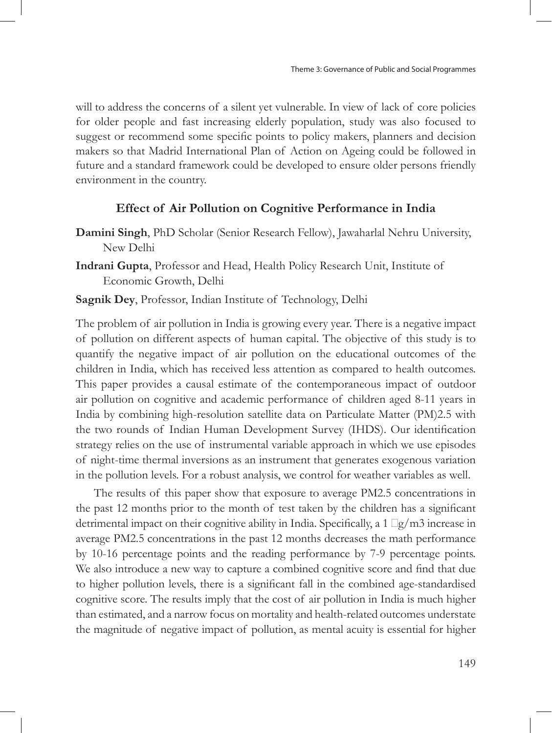will to address the concerns of a silent yet vulnerable. In view of lack of core policies for older people and fast increasing elderly population, study was also focused to suggest or recommend some specific points to policy makers, planners and decision makers so that Madrid International Plan of Action on Ageing could be followed in future and a standard framework could be developed to ensure older persons friendly environment in the country.

### Effect of Air Pollution on Cognitive Performance in India

**Damini Singh**, PhD Scholar (Senior Research Fellow), Jawaharlal Nehru University, New Delhi

**Indrani Gupta**, Professor and Head, Health Policy Research Unit, Institute of Economic Growth, Delhi

**Sagnik Dey**, Professor, Indian Institute of Technology, Delhi

The problem of air pollution in India is growing every year. There is a negative impact of pollution on different aspects of human capital. The objective of this study is to quantify the negative impact of air pollution on the educational outcomes of the children in India, which has received less attention as compared to health outcomes. This paper provides a causal estimate of the contemporaneous impact of outdoor air pollution on cognitive and academic performance of children aged 8-11 years in India by combining high-resolution satellite data on Particulate Matter (PM)2.5 with the two rounds of Indian Human Development Survey (IHDS). Our identification strategy relies on the use of instrumental variable approach in which we use episodes of night-time thermal inversions as an instrument that generates exogenous variation in the pollution levels. For a robust analysis, we control for weather variables as well.

The results of this paper show that exposure to average PM2.5 concentrations in the past 12 months prior to the month of test taken by the children has a significant detrimental impact on their cognitive ability in India. Specifically, a 1 $\mu g/m^3$ increase in average PM2.5 concentrations in the past 12 months decreases the math performance by 10-16 percentage points and the reading performance by 7-9 percentage points. We also introduce a new way to capture a combined cognitive score and find that due to higher pollution levels, there is a significant fall in the combined age-standardised cognitive score. The results imply that the cost of air pollution in India is much higher than estimated, and a narrow focus on mortality and health-related outcomes understate the magnitude of negative impact of pollution, as mental acuity is essential for higher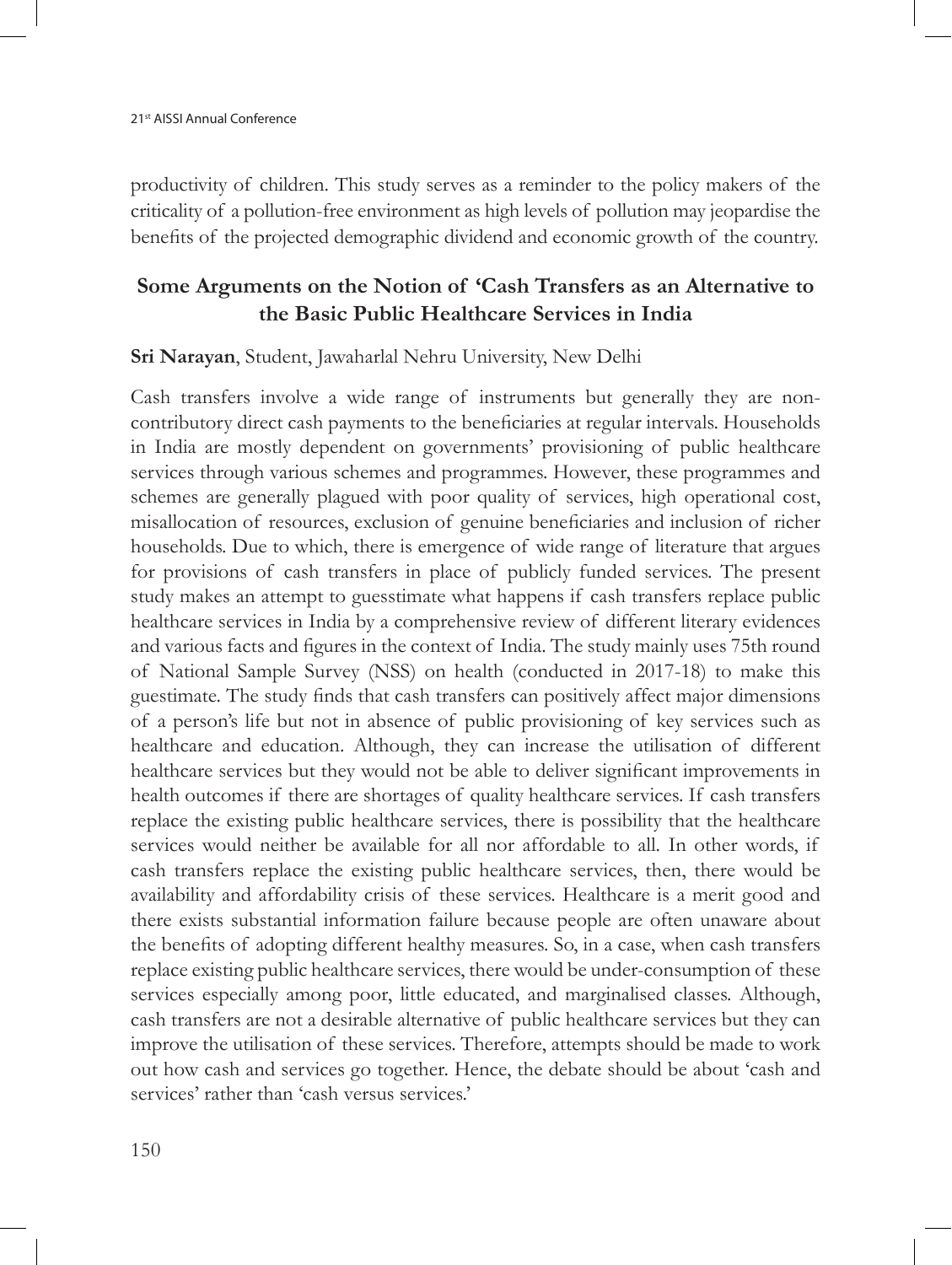productivity of children. This study serves as a reminder to the policy makers of the criticality of a pollution-free environment as high levels of pollution may jeopardise the benefits of the projected demographic dividend and economic growth of the country.

## Some Arguments on the Notion of 'Cash Transfers as an Alternative to the Basic Public Healthcare Services in India

**Sri Narayan**, Student, Jawaharlal Nehru University, New Delhi

Cash transfers involve a wide range of instruments but generally they are non-contributory direct cash payments to the beneficiaries at regular intervals. Households in India are mostly dependent on governments' provisioning of public healthcare services through various schemes and programmes. However, these programmes and schemes are generally plagued with poor quality of services, high operational cost, misallocation of resources, exclusion of genuine beneficiaries and inclusion of richer households. Due to which, there is emergence of wide range of literature that argues for provisions of cash transfers in place of publicly funded services. The present study makes an attempt to guesstimate what happens if cash transfers replace public healthcare services in India by a comprehensive review of different literary evidences and various facts and figures in the context of India. The study mainly uses 75th round of National Sample Survey (NSS) on health (conducted in 2017-18) to make this guestimate. The study finds that cash transfers can positively affect major dimensions of a person's life but not in absence of public provisioning of key services such as healthcare and education. Although, they can increase the utilisation of different healthcare services but they would not be able to deliver significant improvements in health outcomes if there are shortages of quality healthcare services. If cash transfers replace the existing public healthcare services, there is possibility that the healthcare services would neither be available for all nor affordable to all. In other words, if cash transfers replace the existing public healthcare services, then, there would be availability and affordability crisis of these services. Healthcare is a merit good and there exists substantial information failure because people are often unaware about the benefits of adopting different healthy measures. So, in a case, when cash transfers replace existing public healthcare services, there would be under-consumption of these services especially among poor, little educated, and marginalised classes. Although, cash transfers are not a desirable alternative of public healthcare services but they can improve the utilisation of these services. Therefore, attempts should be made to work out how cash and services go together. Hence, the debate should be about 'cash and services' rather than 'cash versus services.'